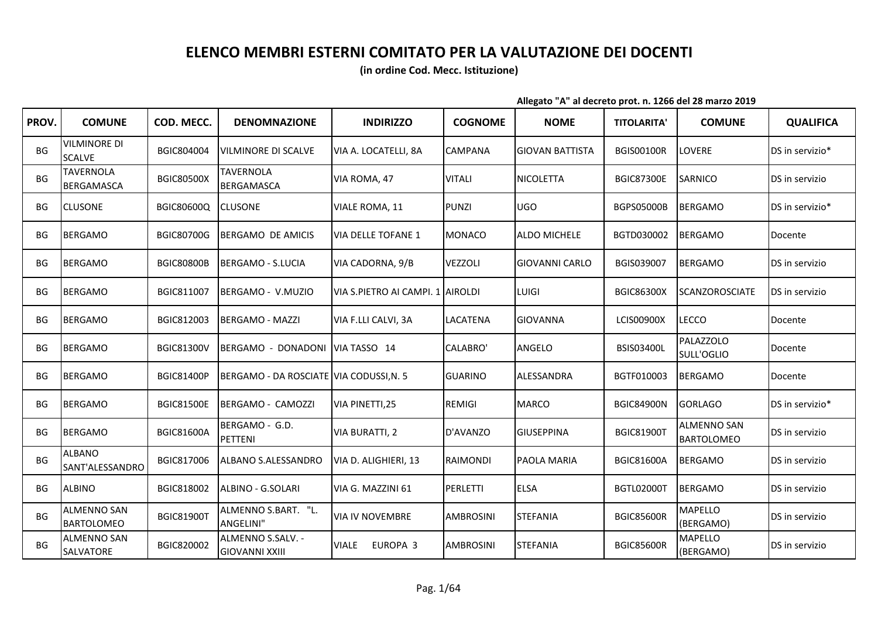# ELENCO MEMBRI ESTERNI COMITATO PER LA VALUTAZIONE DEI DOCENTI

**(in ordine Cod. Mecc. Istituzione)**

**Allegato "A" al decreto prot. n. 1266 del 28 marzo 2019**

| PROV. | COMUNE | COD. MECC. | DENOMNAZIONE | INDIRIZZO | COGNOME | NOME | TITOLARITA' | COMUNE | QUALIFICA |
|---|---|---|---|---|---|---|---|---|---|
| BG | VILMINORE DI SCALVE | BGIC804004 | VILMINORE DI SCALVE | VIA A. LOCATELLI, 8A | CAMPANA | GIOVAN BATTISTA | BGIS00100R | LOVERE | DS in servizio* |
| BG | TAVERNOLA BERGAMASCA | BGIC80500X | TAVERNOLA BERGAMASCA | VIA ROMA, 47 | VITALI | NICOLETTA | BGIC87300E | SARNICO | DS in servizio |
| BG | CLUSONE | BGIC80600Q | CLUSONE | VIALE ROMA, 11 | PUNZI | UGO | BGPS05000B | BERGAMO | DS in servizio* |
| BG | BERGAMO | BGIC80700G | BERGAMO DE AMICIS | VIA DELLE TOFANE 1 | MONACO | ALDO MICHELE | BGTD030002 | BERGAMO | Docente |
| BG | BERGAMO | BGIC80800B | BERGAMO - S.LUCIA | VIA CADORNA, 9/B | VEZZOLI | GIOVANNI CARLO | BGIS039007 | BERGAMO | DS in servizio |
| BG | BERGAMO | BGIC811007 | BERGAMO - V.MUZIO | VIA S.PIETRO AI CAMPI. 1 | AIROLDI | LUIGI | BGIC86300X | SCANZOROSCIATE | DS in servizio |
| BG | BERGAMO | BGIC812003 | BERGAMO - MAZZI | VIA F.LLI CALVI, 3A | LACATENA | GIOVANNA | LCIS00900X | LECCO | Docente |
| BG | BERGAMO | BGIC81300V | BERGAMO - DONADONI | VIA TASSO 14 | CALABRO' | ANGELO | BSIS03400L | PALAZZOLO SULL'OGLIO | Docente |
| BG | BERGAMO | BGIC81400P | BERGAMO - DA ROSCIATE | VIA CODUSSI,N. 5 | GUARINO | ALESSANDRA | BGTF010003 | BERGAMO | Docente |
| BG | BERGAMO | BGIC81500E | BERGAMO - CAMOZZI | VIA PINETTI,25 | REMIGI | MARCO | BGIC84900N | GORLAGO | DS in servizio* |
| BG | BERGAMO | BGIC81600A | BERGAMO - G.D. PETTENI | VIA BURATTI, 2 | D'AVANZO | GIUSEPPINA | BGIC81900T | ALMENNO SAN BARTOLOMEO | DS in servizio |
| BG | ALBANO SANT'ALESSANDRO | BGIC817006 | ALBANO S.ALESSANDRO | VIA D. ALIGHIERI, 13 | RAIMONDI | PAOLA MARIA | BGIC81600A | BERGAMO | DS in servizio |
| BG | ALBINO | BGIC818002 | ALBINO - G.SOLARI | VIA G. MAZZINI 61 | PERLETTI | ELSA | BGTL02000T | BERGAMO | DS in servizio |
| BG | ALMENNO SAN BARTOLOMEO | BGIC81900T | ALMENNO S.BART. "L. ANGELINI" | VIA IV NOVEMBRE | AMBROSINI | STEFANIA | BGIC85600R | MAPELLO (BERGAMO) | DS in servizio |
| BG | ALMENNO SAN SALVATORE | BGIC820002 | ALMENNO S.SALV. - GIOVANNI XXIII | VIALE EUROPA 3 | AMBROSINI | STEFANIA | BGIC85600R | MAPELLO (BERGAMO) | DS in servizio |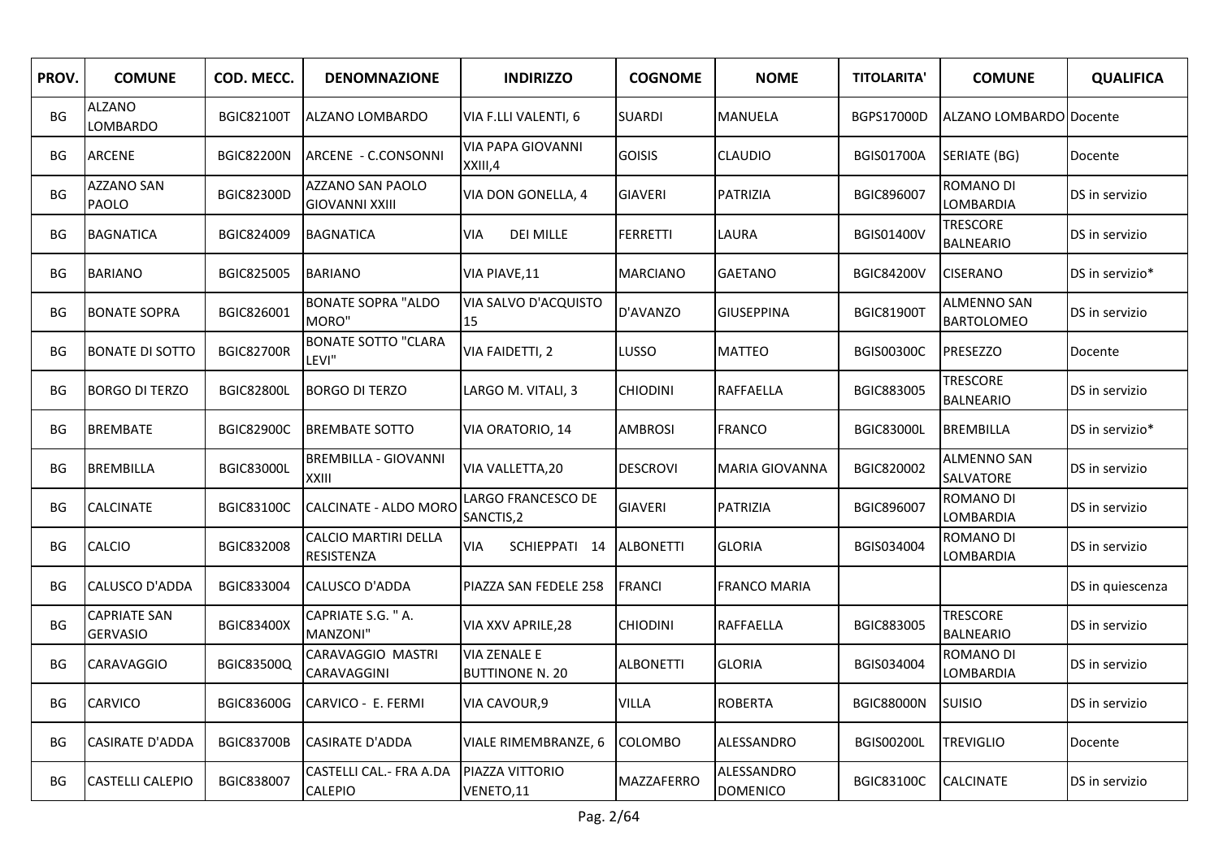| PROV. | COMUNE | COD. MECC. | DENOMNAZIONE | INDIRIZZO | COGNOME | NOME | TITOLARITA' | COMUNE | QUALIFICA |
|---|---|---|---|---|---|---|---|---|---|
| BG | ALZANO LOMBARDO | BGIC82100T | ALZANO LOMBARDO | VIA F.LLI VALENTI, 6 | SUARDI | MANUELA | BGPS17000D | ALZANO LOMBARDO | Docente |
| BG | ARCENE | BGIC82200N | ARCENE - C.CONSONNI | VIA PAPA GIOVANNI XXIII,4 | GOISIS | CLAUDIO | BGIS01700A | SERIATE (BG) | Docente |
| BG | AZZANO SAN PAOLO | BGIC82300D | AZZANO SAN PAOLO GIOVANNI XXIII | VIA DON GONELLA, 4 | GIAVERI | PATRIZIA | BGIC896007 | ROMANO DI LOMBARDIA | DS in servizio |
| BG | BAGNATICA | BGIC824009 | BAGNATICA | VIA DEI MILLE | FERRETTI | LAURA | BGIS01400V | TRESCORE BALNEARIO | DS in servizio |
| BG | BARIANO | BGIC825005 | BARIANO | VIA PIAVE,11 | MARCIANO | GAETANO | BGIC84200V | CISERANO | DS in servizio* |
| BG | BONATE SOPRA | BGIC826001 | BONATE SOPRA "ALDO MORO" | VIA SALVO D'ACQUISTO 15 | D'AVANZO | GIUSEPPINA | BGIC81900T | ALMENNO SAN BARTOLOMEO | DS in servizio |
| BG | BONATE DI SOTTO | BGIC82700R | BONATE SOTTO "CLARA LEVI" | VIA FAIDETTI, 2 | LUSSO | MATTEO | BGIS00300C | PRESEZZO | Docente |
| BG | BORGO DI TERZO | BGIC82800L | BORGO DI TERZO | LARGO M. VITALI, 3 | CHIODINI | RAFFAELLA | BGIC883005 | TRESCORE BALNEARIO | DS in servizio |
| BG | BREMBATE | BGIC82900C | BREMBATE SOTTO | VIA ORATORIO, 14 | AMBROSI | FRANCO | BGIC83000L | BREMBILLA | DS in servizio* |
| BG | BREMBILLA | BGIC83000L | BREMBILLA - GIOVANNI XXIII | VIA VALLETTA,20 | DESCROVI | MARIA GIOVANNA | BGIC820002 | ALMENNO SAN SALVATORE | DS in servizio |
| BG | CALCINATE | BGIC83100C | CALCINATE - ALDO MORO | LARGO FRANCESCO DE SANCTIS,2 | GIAVERI | PATRIZIA | BGIC896007 | ROMANO DI LOMBARDIA | DS in servizio |
| BG | CALCIO | BGIC832008 | CALCIO MARTIRI DELLA RESISTENZA | VIA SCHIEPPATI 14 | ALBONETTI | GLORIA | BGIS034004 | ROMANO DI LOMBARDIA | DS in servizio |
| BG | CALUSCO D'ADDA | BGIC833004 | CALUSCO D'ADDA | PIAZZA SAN FEDELE 258 | FRANCI | FRANCO MARIA | | | DS in quiescenza |
| BG | CAPRIATE SAN GERVASIO | BGIC83400X | CAPRIATE S.G. " A. MANZONI" | VIA XXV APRILE,28 | CHIODINI | RAFFAELLA | BGIC883005 | TRESCORE BALNEARIO | DS in servizio |
| BG | CARAVAGGIO | BGIC83500Q | CARAVAGGIO MASTRI CARAVAGGINI | VIA ZENALE E BUTTINONE N. 20 | ALBONETTI | GLORIA | BGIS034004 | ROMANO DI LOMBARDIA | DS in servizio |
| BG | CARVICO | BGIC83600G | CARVICO - E. FERMI | VIA CAVOUR,9 | VILLA | ROBERTA | BGIC88000N | SUISIO | DS in servizio |
| BG | CASIRATE D'ADDA | BGIC83700B | CASIRATE D'ADDA | VIALE RIMEMBRANZE, 6 | COLOMBO | ALESSANDRO | BGIS00200L | TREVIGLIO | Docente |
| BG | CASTELLI CALEPIO | BGIC838007 | CASTELLI CAL.- FRA A.DA CALEPIO | PIAZZA VITTORIO VENETO,11 | MAZZAFERRO | ALESSANDRO DOMENICO | BGIC83100C | CALCINATE | DS in servizio |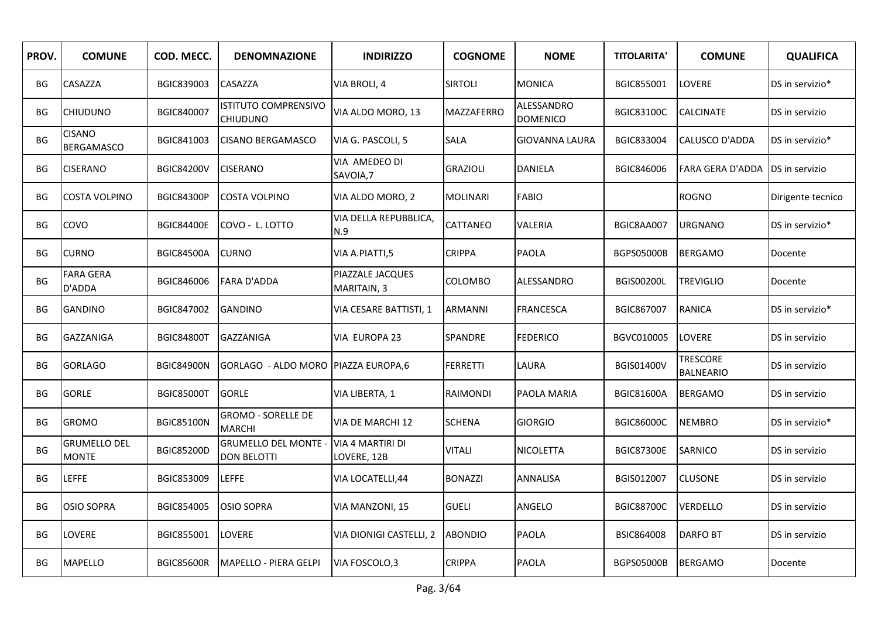| PROV. | COMUNE | COD. MECC. | DENOMNAZIONE | INDIRIZZO | COGNOME | NOME | TITOLARITA' | COMUNE | QUALIFICA |
|---|---|---|---|---|---|---|---|---|---|
| BG | CASAZZA | BGIC839003 | CASAZZA | VIA BROLI, 4 | SIRTOLI | MONICA | BGIC855001 | LOVERE | DS in servizio* |
| BG | CHIUDUNO | BGIC840007 | ISTITUTO COMPRENSIVO CHIUDUNO | VIA ALDO MORO, 13 | MAZZAFERRO | ALESSANDRO DOMENICO | BGIC83100C | CALCINATE | DS in servizio |
| BG | CISANO BERGAMASCO | BGIC841003 | CISANO BERGAMASCO | VIA G. PASCOLI, 5 | SALA | GIOVANNA LAURA | BGIC833004 | CALUSCO D'ADDA | DS in servizio* |
| BG | CISERANO | BGIC84200V | CISERANO | VIA AMEDEO DI SAVOIA,7 | GRAZIOLI | DANIELA | BGIC846006 | FARA GERA D'ADDA | DS in servizio |
| BG | COSTA VOLPINO | BGIC84300P | COSTA VOLPINO | VIA ALDO MORO, 2 | MOLINARI | FABIO | | ROGNO | Dirigente tecnico |
| BG | COVO | BGIC84400E | COVO - L. LOTTO | VIA DELLA REPUBBLICA, N.9 | CATTANEO | VALERIA | BGIC8AA007 | URGNANO | DS in servizio* |
| BG | CURNO | BGIC84500A | CURNO | VIA A.PIATTI,5 | CRIPPA | PAOLA | BGPS05000B | BERGAMO | Docente |
| BG | FARA GERA D'ADDA | BGIC846006 | FARA D'ADDA | PIAZZALE JACQUES MARITAIN, 3 | COLOMBO | ALESSANDRO | BGIS00200L | TREVIGLIO | Docente |
| BG | GANDINO | BGIC847002 | GANDINO | VIA CESARE BATTISTI, 1 | ARMANNI | FRANCESCA | BGIC867007 | RANICA | DS in servizio* |
| BG | GAZZANIGA | BGIC84800T | GAZZANIGA | VIA EUROPA 23 | SPANDRE | FEDERICO | BGVC010005 | LOVERE | DS in servizio |
| BG | GORLAGO | BGIC84900N | GORLAGO - ALDO MORO | PIAZZA EUROPA,6 | FERRETTI | LAURA | BGIS01400V | TRESCORE BALNEARIO | DS in servizio |
| BG | GORLE | BGIC85000T | GORLE | VIA LIBERTA, 1 | RAIMONDI | PAOLA MARIA | BGIC81600A | BERGAMO | DS in servizio |
| BG | GROMO | BGIC85100N | GROMO - SORELLE DE MARCHI | VIA DE MARCHI 12 | SCHENA | GIORGIO | BGIC86000C | NEMBRO | DS in servizio* |
| BG | GRUMELLO DEL MONTE | BGIC85200D | GRUMELLO DEL MONTE - DON BELOTTI | VIA 4 MARTIRI DI LOVERE, 12B | VITALI | NICOLETTA | BGIC87300E | SARNICO | DS in servizio |
| BG | LEFFE | BGIC853009 | LEFFE | VIA LOCATELLI,44 | BONAZZI | ANNALISA | BGIS012007 | CLUSONE | DS in servizio |
| BG | OSIO SOPRA | BGIC854005 | OSIO SOPRA | VIA MANZONI, 15 | GUELI | ANGELO | BGIC88700C | VERDELLO | DS in servizio |
| BG | LOVERE | BGIC855001 | LOVERE | VIA DIONIGI CASTELLI, 2 | ABONDIO | PAOLA | BSIC864008 | DARFO BT | DS in servizio |
| BG | MAPELLO | BGIC85600R | MAPELLO - PIERA GELPI | VIA FOSCOLO,3 | CRIPPA | PAOLA | BGPS05000B | BERGAMO | Docente |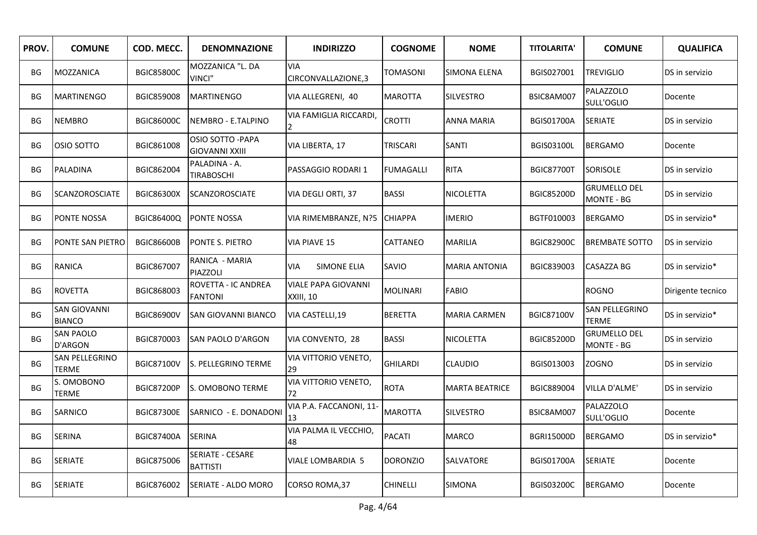| PROV. | COMUNE | COD. MECC. | DENOMNAZIONE | INDIRIZZO | COGNOME | NOME | TITOLARITA' | COMUNE | QUALIFICA |
|---|---|---|---|---|---|---|---|---|---|
| BG | MOZZANICA | BGIC85800C | MOZZANICA "L. DA VINCI" | VIA CIRCONVALLAZIONE,3 | TOMASONI | SIMONA ELENA | BGIS027001 | TREVIGLIO | DS in servizio |
| BG | MARTINENGO | BGIC859008 | MARTINENGO | VIA ALLEGRENI, 40 | MAROTTA | SILVESTRO | BSIC8AM007 | PALAZZOLO SULL'OGLIO | Docente |
| BG | NEMBRO | BGIC86000C | NEMBRO - E.TALPINO | VIA FAMIGLIA RICCARDI, 2 | CROTTI | ANNA MARIA | BGIS01700A | SERIATE | DS in servizio |
| BG | OSIO SOTTO | BGIC861008 | OSIO SOTTO -PAPA GIOVANNI XXIII | VIA LIBERTA, 17 | TRISCARI | SANTI | BGIS03100L | BERGAMO | Docente |
| BG | PALADINA | BGIC862004 | PALADINA - A. TIRABOSCHI | PASSAGGIO RODARI 1 | FUMAGALLI | RITA | BGIC87700T | SORISOLE | DS in servizio |
| BG | SCANZOROSCIATE | BGIC86300X | SCANZOROSCIATE | VIA DEGLI ORTI, 37 | BASSI | NICOLETTA | BGIC85200D | GRUMELLO DEL MONTE - BG | DS in servizio |
| BG | PONTE NOSSA | BGIC86400Q | PONTE NOSSA | VIA RIMEMBRANZE, N?5 | CHIAPPA | IMERIO | BGTF010003 | BERGAMO | DS in servizio* |
| BG | PONTE SAN PIETRO | BGIC86600B | PONTE S. PIETRO | VIA PIAVE 15 | CATTANEO | MARILIA | BGIC82900C | BREMBATE SOTTO | DS in servizio |
| BG | RANICA | BGIC867007 | RANICA - MARIA PIAZZOLI | VIA SIMONE ELIA | SAVIO | MARIA ANTONIA | BGIC839003 | CASAZZA BG | DS in servizio* |
| BG | ROVETTA | BGIC868003 | ROVETTA - IC ANDREA FANTONI | VIALE PAPA GIOVANNI XXIII, 10 | MOLINARI | FABIO | | ROGNO | Dirigente tecnico |
| BG | SAN GIOVANNI BIANCO | BGIC86900V | SAN GIOVANNI BIANCO | VIA CASTELLI,19 | BERETTA | MARIA CARMEN | BGIC87100V | SAN PELLEGRINO TERME | DS in servizio* |
| BG | SAN PAOLO D'ARGON | BGIC870003 | SAN PAOLO D'ARGON | VIA CONVENTO, 28 | BASSI | NICOLETTA | BGIC85200D | GRUMELLO DEL MONTE - BG | DS in servizio |
| BG | SAN PELLEGRINO TERME | BGIC87100V | S. PELLEGRINO TERME | VIA VITTORIO VENETO, 29 | GHILARDI | CLAUDIO | BGIS013003 | ZOGNO | DS in servizio |
| BG | S. OMOBONO TERME | BGIC87200P | S. OMOBONO TERME | VIA VITTORIO VENETO, 72 | ROTA | MARTA BEATRICE | BGIC889004 | VILLA D'ALME' | DS in servizio |
| BG | SARNICO | BGIC87300E | SARNICO - E. DONADONI | VIA P.A. FACCANONI, 11-13 | MAROTTA | SILVESTRO | BSIC8AM007 | PALAZZOLO SULL'OGLIO | Docente |
| BG | SERINA | BGIC87400A | SERINA | VIA PALMA IL VECCHIO, 48 | PACATI | MARCO | BGRI15000D | BERGAMO | DS in servizio* |
| BG | SERIATE | BGIC875006 | SERIATE - CESARE BATTISTI | VIALE LOMBARDIA 5 | DORONZIO | SALVATORE | BGIS01700A | SERIATE | Docente |
| BG | SERIATE | BGIC876002 | SERIATE - ALDO MORO | CORSO ROMA,37 | CHINELLI | SIMONA | BGIS03200C | BERGAMO | Docente |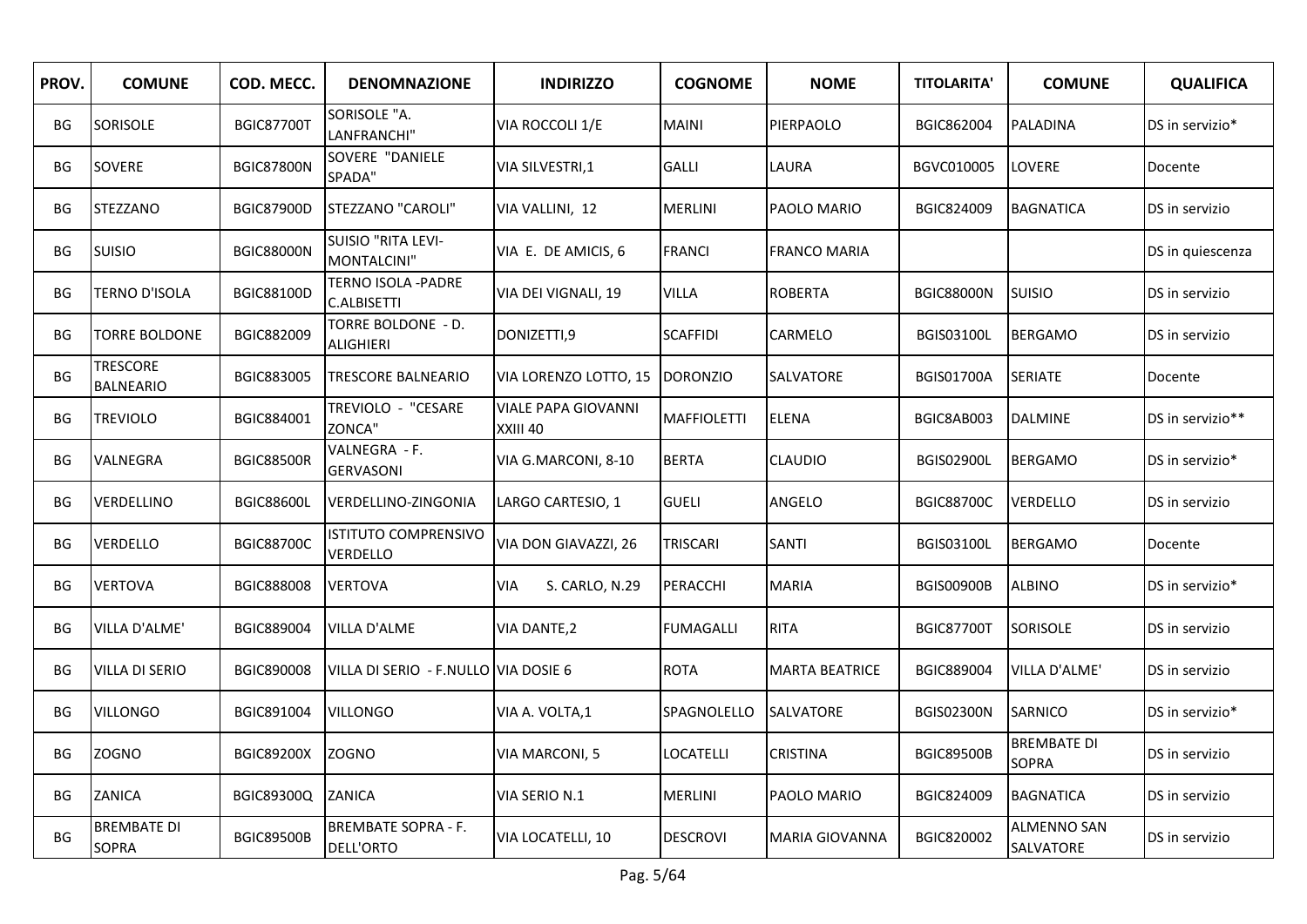| PROV. | COMUNE | COD. MECC. | DENOMNAZIONE | INDIRIZZO | COGNOME | NOME | TITOLARITA' | COMUNE | QUALIFICA |
|---|---|---|---|---|---|---|---|---|---|
| BG | SORISOLE | BGIC87700T | SORISOLE "A. LANFRANCHI" | VIA ROCCOLI 1/E | MAINI | PIERPAOLO | BGIC862004 | PALADINA | DS in servizio* |
| BG | SOVERE | BGIC87800N | SOVERE "DANIELE SPADA" | VIA SILVESTRI,1 | GALLI | LAURA | BGVC010005 | LOVERE | Docente |
| BG | STEZZANO | BGIC87900D | STEZZANO "CAROLI" | VIA VALLINI, 12 | MERLINI | PAOLO MARIO | BGIC824009 | BAGNATICA | DS in servizio |
| BG | SUISIO | BGIC88000N | SUISIO "RITA LEVI-MONTALCINI" | VIA E. DE AMICIS, 6 | FRANCI | FRANCO MARIA | | | DS in quiescenza |
| BG | TERNO D'ISOLA | BGIC88100D | TERNO ISOLA -PADRE C.ALBISETTI | VIA DEI VIGNALI, 19 | VILLA | ROBERTA | BGIC88000N | SUISIO | DS in servizio |
| BG | TORRE BOLDONE | BGIC882009 | TORRE BOLDONE - D. ALIGHIERI | DONIZETTI,9 | SCAFFIDI | CARMELO | BGIS03100L | BERGAMO | DS in servizio |
| BG | TRESCORE BALNEARIO | BGIC883005 | TRESCORE BALNEARIO | VIA LORENZO LOTTO, 15 | DORONZIO | SALVATORE | BGIS01700A | SERIATE | Docente |
| BG | TREVIOLO | BGIC884001 | TREVIOLO - "CESARE ZONCA" | VIALE PAPA GIOVANNI XXIII 40 | MAFFIOLETTI | ELENA | BGIC8AB003 | DALMINE | DS in servizio** |
| BG | VALNEGRA | BGIC88500R | VALNEGRA - F. GERVASONI | VIA G.MARCONI, 8-10 | BERTA | CLAUDIO | BGIS02900L | BERGAMO | DS in servizio* |
| BG | VERDELLINO | BGIC88600L | VERDELLINO-ZINGONIA | LARGO CARTESIO, 1 | GUELI | ANGELO | BGIC88700C | VERDELLO | DS in servizio |
| BG | VERDELLO | BGIC88700C | ISTITUTO COMPRENSIVO VERDELLO | VIA DON GIAVAZZI, 26 | TRISCARI | SANTI | BGIS03100L | BERGAMO | Docente |
| BG | VERTOVA | BGIC888008 | VERTOVA | VIA S. CARLO, N.29 | PERACCHI | MARIA | BGIS00900B | ALBINO | DS in servizio* |
| BG | VILLA D'ALME' | BGIC889004 | VILLA D'ALME | VIA DANTE,2 | FUMAGALLI | RITA | BGIC87700T | SORISOLE | DS in servizio |
| BG | VILLA DI SERIO | BGIC890008 | VILLA DI SERIO - F.NULLO | VIA DOSIE 6 | ROTA | MARTA BEATRICE | BGIC889004 | VILLA D'ALME' | DS in servizio |
| BG | VILLONGO | BGIC891004 | VILLONGO | VIA A. VOLTA,1 | SPAGNOLELLO | SALVATORE | BGIS02300N | SARNICO | DS in servizio* |
| BG | ZOGNO | BGIC89200X | ZOGNO | VIA MARCONI, 5 | LOCATELLI | CRISTINA | BGIC89500B | BREMBATE DI SOPRA | DS in servizio |
| BG | ZANICA | BGIC89300Q | ZANICA | VIA SERIO N.1 | MERLINI | PAOLO MARIO | BGIC824009 | BAGNATICA | DS in servizio |
| BG | BREMBATE DI SOPRA | BGIC89500B | BREMBATE SOPRA - F. DELL'ORTO | VIA LOCATELLI, 10 | DESCROVI | MARIA GIOVANNA | BGIC820002 | ALMENNO SAN SALVATORE | DS in servizio |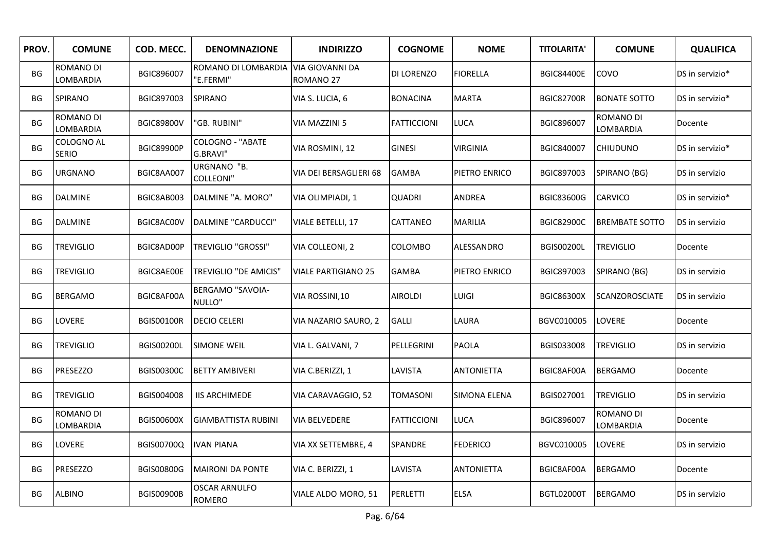| PROV. | COMUNE | COD. MECC. | DENOMNAZIONE | INDIRIZZO | COGNOME | NOME | TITOLARITA' | COMUNE | QUALIFICA |
|---|---|---|---|---|---|---|---|---|---|
| BG | ROMANO DI LOMBARDIA | BGIC896007 | ROMANO DI LOMBARDIA "E.FERMI" | VIA GIOVANNI DA ROMANO 27 | DI LORENZO | FIORELLA | BGIC84400E | COVO | DS in servizio* |
| BG | SPIRANO | BGIC897003 | SPIRANO | VIA S. LUCIA, 6 | BONACINA | MARTA | BGIC82700R | BONATE SOTTO | DS in servizio* |
| BG | ROMANO DI LOMBARDIA | BGIC89800V | "GB. RUBINI" | VIA MAZZINI 5 | FATTICCIONI | LUCA | BGIC896007 | ROMANO DI LOMBARDIA | Docente |
| BG | COLOGNO AL SERIO | BGIC89900P | COLOGNO - "ABATE G.BRAVI" | VIA ROSMINI, 12 | GINESI | VIRGINIA | BGIC840007 | CHIUDUNO | DS in servizio* |
| BG | URGNANO | BGIC8AA007 | URGNANO "B. COLLEONI" | VIA DEI BERSAGLIERI 68 | GAMBA | PIETRO ENRICO | BGIC897003 | SPIRANO (BG) | DS in servizio |
| BG | DALMINE | BGIC8AB003 | DALMINE "A. MORO" | VIA OLIMPIADI, 1 | QUADRI | ANDREA | BGIC83600G | CARVICO | DS in servizio* |
| BG | DALMINE | BGIC8AC00V | DALMINE "CARDUCCI" | VIALE BETELLI, 17 | CATTANEO | MARILIA | BGIC82900C | BREMBATE SOTTO | DS in servizio |
| BG | TREVIGLIO | BGIC8AD00P | TREVIGLIO "GROSSI" | VIA COLLEONI, 2 | COLOMBO | ALESSANDRO | BGIS00200L | TREVIGLIO | Docente |
| BG | TREVIGLIO | BGIC8AE00E | TREVIGLIO "DE AMICIS" | VIALE PARTIGIANO 25 | GAMBA | PIETRO ENRICO | BGIC897003 | SPIRANO (BG) | DS in servizio |
| BG | BERGAMO | BGIC8AF00A | BERGAMO "SAVOIA-NULLO" | VIA ROSSINI,10 | AIROLDI | LUIGI | BGIC86300X | SCANZOROSCIATE | DS in servizio |
| BG | LOVERE | BGIS00100R | DECIO CELERI | VIA NAZARIO SAURO, 2 | GALLI | LAURA | BGVC010005 | LOVERE | Docente |
| BG | TREVIGLIO | BGIS00200L | SIMONE WEIL | VIA L. GALVANI, 7 | PELLEGRINI | PAOLA | BGIS033008 | TREVIGLIO | DS in servizio |
| BG | PRESEZZO | BGIS00300C | BETTY AMBIVERI | VIA C.BERIZZI, 1 | LAVISTA | ANTONIETTA | BGIC8AF00A | BERGAMO | Docente |
| BG | TREVIGLIO | BGIS004008 | IIS ARCHIMEDE | VIA CARAVAGGIO, 52 | TOMASONI | SIMONA ELENA | BGIS027001 | TREVIGLIO | DS in servizio |
| BG | ROMANO DI LOMBARDIA | BGIS00600X | GIAMBATTISTA RUBINI | VIA BELVEDERE | FATTICCIONI | LUCA | BGIC896007 | ROMANO DI LOMBARDIA | Docente |
| BG | LOVERE | BGIS00700Q | IVAN PIANA | VIA XX SETTEMBRE, 4 | SPANDRE | FEDERICO | BGVC010005 | LOVERE | DS in servizio |
| BG | PRESEZZO | BGIS00800G | MAIRONI DA PONTE | VIA C. BERIZZI, 1 | LAVISTA | ANTONIETTA | BGIC8AF00A | BERGAMO | Docente |
| BG | ALBINO | BGIS00900B | OSCAR ARNULFO ROMERO | VIALE ALDO MORO, 51 | PERLETTI | ELSA | BGTL02000T | BERGAMO | DS in servizio |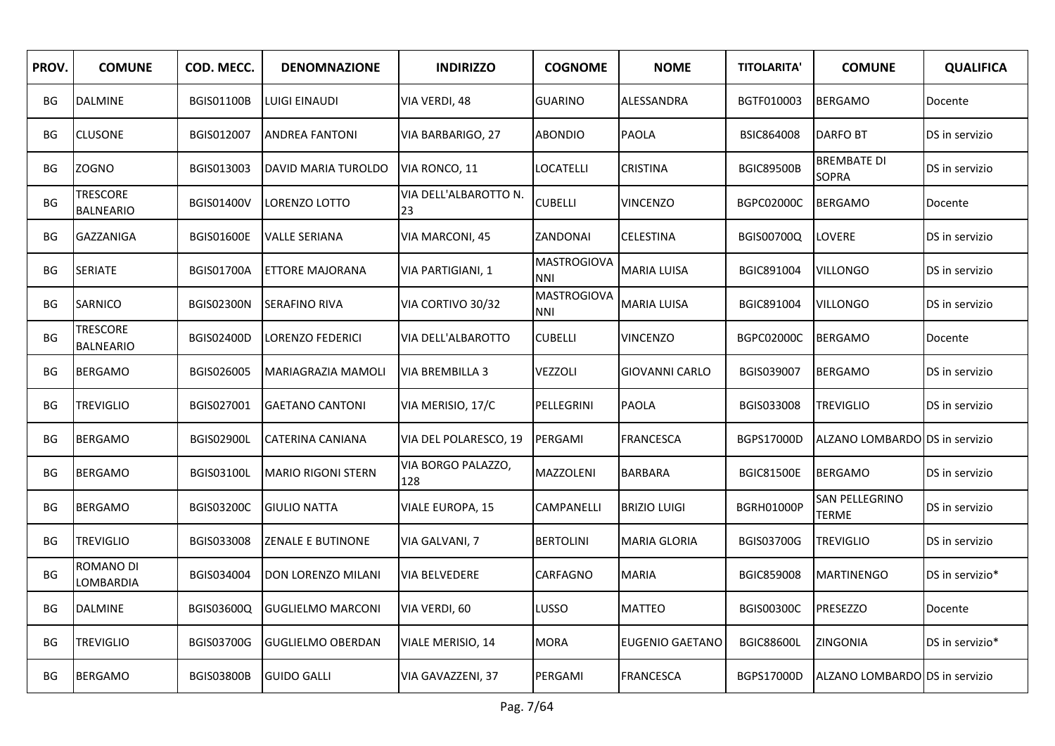| PROV. | COMUNE | COD. MECC. | DENOMNAZIONE | INDIRIZZO | COGNOME | NOME | TITOLARITA' | COMUNE | QUALIFICA |
|---|---|---|---|---|---|---|---|---|---|
| BG | DALMINE | BGIS01100B | LUIGI EINAUDI | VIA VERDI, 48 | GUARINO | ALESSANDRA | BGTF010003 | BERGAMO | Docente |
| BG | CLUSONE | BGIS012007 | ANDREA FANTONI | VIA BARBARIGO, 27 | ABONDIO | PAOLA | BSIC864008 | DARFO BT | DS in servizio |
| BG | ZOGNO | BGIS013003 | DAVID MARIA TUROLDO | VIA RONCO, 11 | LOCATELLI | CRISTINA | BGIC89500B | BREMBATE DI SOPRA | DS in servizio |
| BG | TRESCORE BALNEARIO | BGIS01400V | LORENZO LOTTO | VIA DELL'ALBAROTTO N. 23 | CUBELLI | VINCENZO | BGPC02000C | BERGAMO | Docente |
| BG | GAZZANIGA | BGIS01600E | VALLE SERIANA | VIA MARCONI, 45 | ZANDONAI | CELESTINA | BGIS00700Q | LOVERE | DS in servizio |
| BG | SERIATE | BGIS01700A | ETTORE MAJORANA | VIA PARTIGIANI, 1 | MASTROGIOVANNI | MARIA LUISA | BGIC891004 | VILLONGO | DS in servizio |
| BG | SARNICO | BGIS02300N | SERAFINO RIVA | VIA CORTIVO 30/32 | MASTROGIOVANNI | MARIA LUISA | BGIC891004 | VILLONGO | DS in servizio |
| BG | TRESCORE BALNEARIO | BGIS02400D | LORENZO FEDERICI | VIA DELL'ALBAROTTO | CUBELLI | VINCENZO | BGPC02000C | BERGAMO | Docente |
| BG | BERGAMO | BGIS026005 | MARIAGRAZIA MAMOLI | VIA BREMBILLA 3 | VEZZOLI | GIOVANNI CARLO | BGIS039007 | BERGAMO | DS in servizio |
| BG | TREVIGLIO | BGIS027001 | GAETANO CANTONI | VIA MERISIO, 17/C | PELLEGRINI | PAOLA | BGIS033008 | TREVIGLIO | DS in servizio |
| BG | BERGAMO | BGIS02900L | CATERINA CANIANA | VIA DEL POLARESCO, 19 | PERGAMI | FRANCESCA | BGPS17000D | ALZANO LOMBARDO | DS in servizio |
| BG | BERGAMO | BGIS03100L | MARIO RIGONI STERN | VIA BORGO PALAZZO, 128 | MAZZOLENI | BARBARA | BGIC81500E | BERGAMO | DS in servizio |
| BG | BERGAMO | BGIS03200C | GIULIO NATTA | VIALE EUROPA, 15 | CAMPANELLI | BRIZIO LUIGI | BGRH01000P | SAN PELLEGRINO TERME | DS in servizio |
| BG | TREVIGLIO | BGIS033008 | ZENALE E BUTINONE | VIA GALVANI, 7 | BERTOLINI | MARIA GLORIA | BGIS03700G | TREVIGLIO | DS in servizio |
| BG | ROMANO DI LOMBARDIA | BGIS034004 | DON LORENZO MILANI | VIA BELVEDERE | CARFAGNO | MARIA | BGIC859008 | MARTINENGO | DS in servizio* |
| BG | DALMINE | BGIS03600Q | GUGLIELMO MARCONI | VIA VERDI, 60 | LUSSO | MATTEO | BGIS00300C | PRESEZZO | Docente |
| BG | TREVIGLIO | BGIS03700G | GUGLIELMO OBERDAN | VIALE MERISIO, 14 | MORA | EUGENIO GAETANO | BGIC88600L | ZINGONIA | DS in servizio* |
| BG | BERGAMO | BGIS03800B | GUIDO GALLI | VIA GAVAZZENI, 37 | PERGAMI | FRANCESCA | BGPS17000D | ALZANO LOMBARDO | DS in servizio |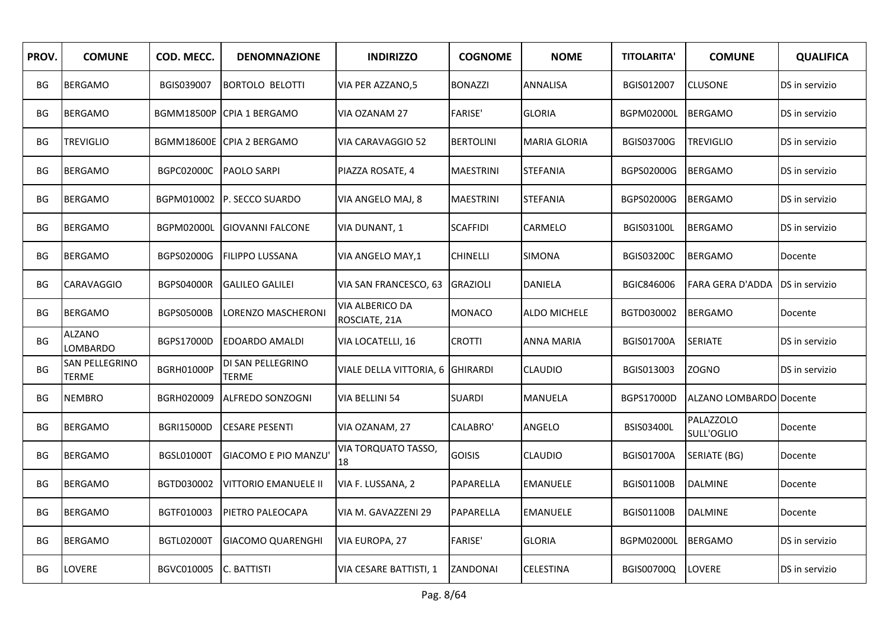| PROV. | COMUNE | COD. MECC. | DENOMNAZIONE | INDIRIZZO | COGNOME | NOME | TITOLARITA' | COMUNE | QUALIFICA |
|---|---|---|---|---|---|---|---|---|---|
| BG | BERGAMO | BGIS039007 | BORTOLO BELOTTI | VIA PER AZZANO,5 | BONAZZI | ANNALISA | BGIS012007 | CLUSONE | DS in servizio |
| BG | BERGAMO | BGMM18500P | CPIA 1 BERGAMO | VIA OZANAM 27 | FARISE' | GLORIA | BGPM02000L | BERGAMO | DS in servizio |
| BG | TREVIGLIO | BGMM18600E | CPIA 2 BERGAMO | VIA CARAVAGGIO 52 | BERTOLINI | MARIA GLORIA | BGIS03700G | TREVIGLIO | DS in servizio |
| BG | BERGAMO | BGPC02000C | PAOLO SARPI | PIAZZA ROSATE, 4 | MAESTRINI | STEFANIA | BGPS02000G | BERGAMO | DS in servizio |
| BG | BERGAMO | BGPM010002 | P. SECCO SUARDO | VIA ANGELO MAJ, 8 | MAESTRINI | STEFANIA | BGPS02000G | BERGAMO | DS in servizio |
| BG | BERGAMO | BGPM02000L | GIOVANNI FALCONE | VIA DUNANT, 1 | SCAFFIDI | CARMELO | BGIS03100L | BERGAMO | DS in servizio |
| BG | BERGAMO | BGPS02000G | FILIPPO LUSSANA | VIA ANGELO MAY,1 | CHINELLI | SIMONA | BGIS03200C | BERGAMO | Docente |
| BG | CARAVAGGIO | BGPS04000R | GALILEO GALILEI | VIA SAN FRANCESCO, 63 | GRAZIOLI | DANIELA | BGIC846006 | FARA GERA D'ADDA | DS in servizio |
| BG | BERGAMO | BGPS05000B | LORENZO MASCHERONI | VIA ALBERICO DA ROSCIATE, 21A | MONACO | ALDO MICHELE | BGTD030002 | BERGAMO | Docente |
| BG | ALZANO LOMBARDO | BGPS17000D | EDOARDO AMALDI | VIA LOCATELLI, 16 | CROTTI | ANNA MARIA | BGIS01700A | SERIATE | DS in servizio |
| BG | SAN PELLEGRINO TERME | BGRH01000P | DI SAN PELLEGRINO TERME | VIALE DELLA VITTORIA, 6 | GHIRARDI | CLAUDIO | BGIS013003 | ZOGNO | DS in servizio |
| BG | NEMBRO | BGRH020009 | ALFREDO SONZOGNI | VIA BELLINI 54 | SUARDI | MANUELA | BGPS17000D | ALZANO LOMBARDO | Docente |
| BG | BERGAMO | BGRI15000D | CESARE PESENTI | VIA OZANAM, 27 | CALABRO' | ANGELO | BSIS03400L | PALAZZOLO SULL'OGLIO | Docente |
| BG | BERGAMO | BGSL01000T | GIACOMO E PIO MANZU' | VIA TORQUATO TASSO, 18 | GOISIS | CLAUDIO | BGIS01700A | SERIATE (BG) | Docente |
| BG | BERGAMO | BGTD030002 | VITTORIO EMANUELE II | VIA F. LUSSANA, 2 | PAPARELLA | EMANUELE | BGIS01100B | DALMINE | Docente |
| BG | BERGAMO | BGTF010003 | PIETRO PALEOCAPA | VIA M. GAVAZZENI 29 | PAPARELLA | EMANUELE | BGIS01100B | DALMINE | Docente |
| BG | BERGAMO | BGTL02000T | GIACOMO QUARENGHI | VIA EUROPA, 27 | FARISE' | GLORIA | BGPM02000L | BERGAMO | DS in servizio |
| BG | LOVERE | BGVC010005 | C. BATTISTI | VIA CESARE BATTISTI, 1 | ZANDONAI | CELESTINA | BGIS00700Q | LOVERE | DS in servizio |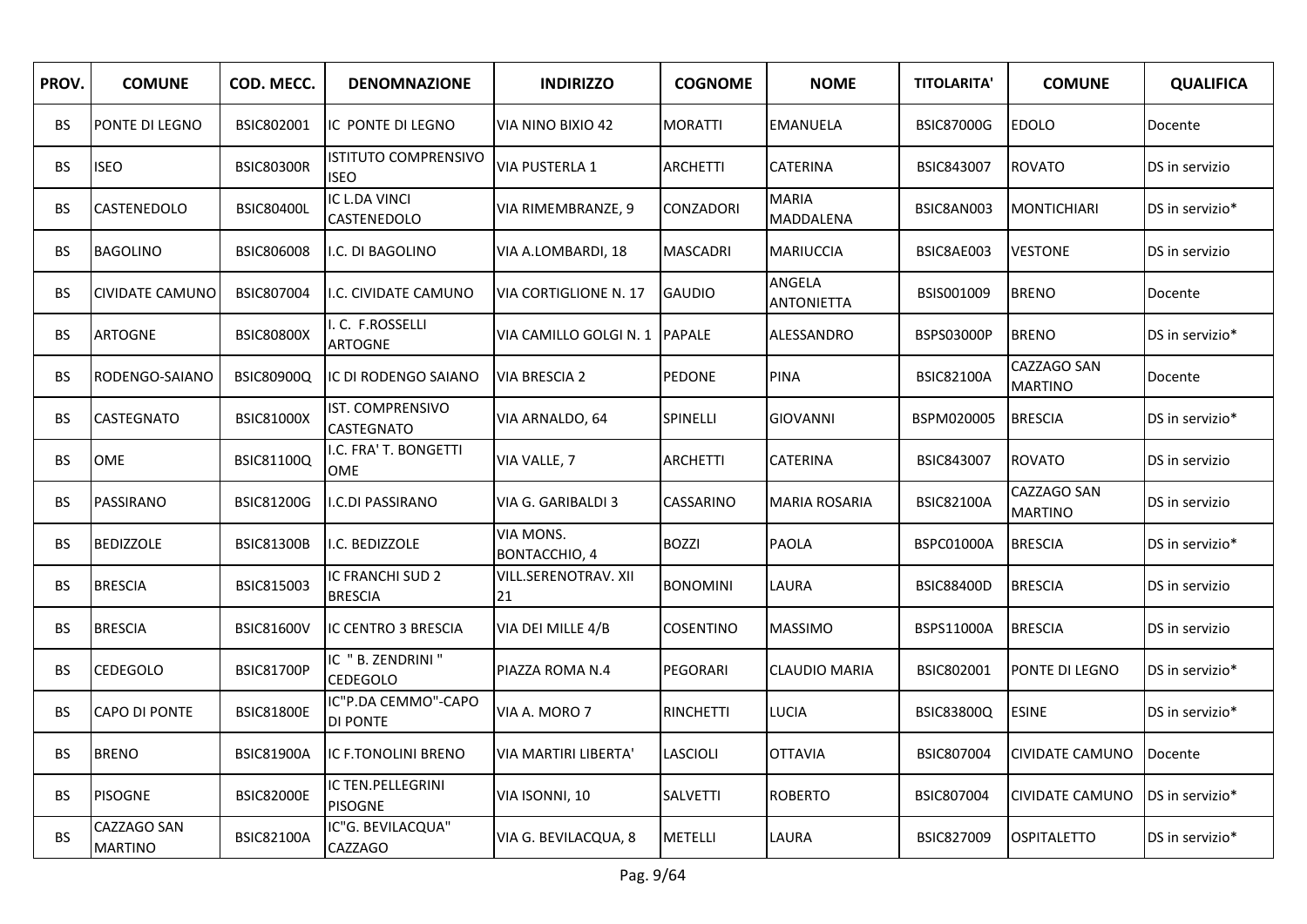| PROV. | COMUNE | COD. MECC. | DENOMNAZIONE | INDIRIZZO | COGNOME | NOME | TITOLARITA' | COMUNE | QUALIFICA |
|---|---|---|---|---|---|---|---|---|---|
| BS | PONTE DI LEGNO | BSIC802001 | IC PONTE DI LEGNO | VIA NINO BIXIO 42 | MORATTI | EMANUELA | BSIC87000G | EDOLO | Docente |
| BS | ISEO | BSIC80300R | ISTITUTO COMPRENSIVO ISEO | VIA PUSTERLA 1 | ARCHETTI | CATERINA | BSIC843007 | ROVATO | DS in servizio |
| BS | CASTENEDOLO | BSIC80400L | IC L.DA VINCI CASTENEDOLO | VIA RIMEMBRANZE, 9 | CONZADORI | MARIA MADDALENA | BSIC8AN003 | MONTICHIARI | DS in servizio* |
| BS | BAGOLINO | BSIC806008 | I.C. DI BAGOLINO | VIA A.LOMBARDI, 18 | MASCADRI | MARIUCCIA | BSIC8AE003 | VESTONE | DS in servizio |
| BS | CIVIDATE CAMUNO | BSIC807004 | I.C. CIVIDATE CAMUNO | VIA CORTIGLIONE N. 17 | GAUDIO | ANGELA ANTONIETTA | BSIS001009 | BRENO | Docente |
| BS | ARTOGNE | BSIC80800X | I. C. F.ROSSELLI ARTOGNE | VIA CAMILLO GOLGI N. 1 | PAPALE | ALESSANDRO | BSPS03000P | BRENO | DS in servizio* |
| BS | RODENGO-SAIANO | BSIC80900Q | IC DI RODENGO SAIANO | VIA BRESCIA 2 | PEDONE | PINA | BSIC82100A | CAZZAGO SAN MARTINO | Docente |
| BS | CASTEGNATO | BSIC81000X | IST. COMPRENSIVO CASTEGNATO | VIA ARNALDO, 64 | SPINELLI | GIOVANNI | BSPM020005 | BRESCIA | DS in servizio* |
| BS | OME | BSIC81100Q | I.C. FRA' T. BONGETTI OME | VIA VALLE, 7 | ARCHETTI | CATERINA | BSIC843007 | ROVATO | DS in servizio |
| BS | PASSIRANO | BSIC81200G | I.C.DI PASSIRANO | VIA G. GARIBALDI 3 | CASSARINO | MARIA ROSARIA | BSIC82100A | CAZZAGO SAN MARTINO | DS in servizio |
| BS | BEDIZZOLE | BSIC81300B | I.C. BEDIZZOLE | VIA MONS. BONTACCHIO, 4 | BOZZI | PAOLA | BSPC01000A | BRESCIA | DS in servizio* |
| BS | BRESCIA | BSIC815003 | IC FRANCHI SUD 2 BRESCIA | VILL.SERENOTRAV. XII 21 | BONOMINI | LAURA | BSIC88400D | BRESCIA | DS in servizio |
| BS | BRESCIA | BSIC81600V | IC CENTRO 3 BRESCIA | VIA DEI MILLE 4/B | COSENTINO | MASSIMO | BSPS11000A | BRESCIA | DS in servizio |
| BS | CEDEGOLO | BSIC81700P | IC " B. ZENDRINI " CEDEGOLO | PIAZZA ROMA N.4 | PEGORARI | CLAUDIO MARIA | BSIC802001 | PONTE DI LEGNO | DS in servizio* |
| BS | CAPO DI PONTE | BSIC81800E | IC"P.DA CEMMO"-CAPO DI PONTE | VIA A. MORO 7 | RINCHETTI | LUCIA | BSIC83800Q | ESINE | DS in servizio* |
| BS | BRENO | BSIC81900A | IC F.TONOLINI BRENO | VIA MARTIRI LIBERTA' | LASCIOLI | OTTAVIA | BSIC807004 | CIVIDATE CAMUNO | Docente |
| BS | PISOGNE | BSIC82000E | IC TEN.PELLEGRINI PISOGNE | VIA ISONNI, 10 | SALVETTI | ROBERTO | BSIC807004 | CIVIDATE CAMUNO | DS in servizio* |
| BS | CAZZAGO SAN MARTINO | BSIC82100A | IC"G. BEVILACQUA" CAZZAGO | VIA G. BEVILACQUA, 8 | METELLI | LAURA | BSIC827009 | OSPITALETTO | DS in servizio* |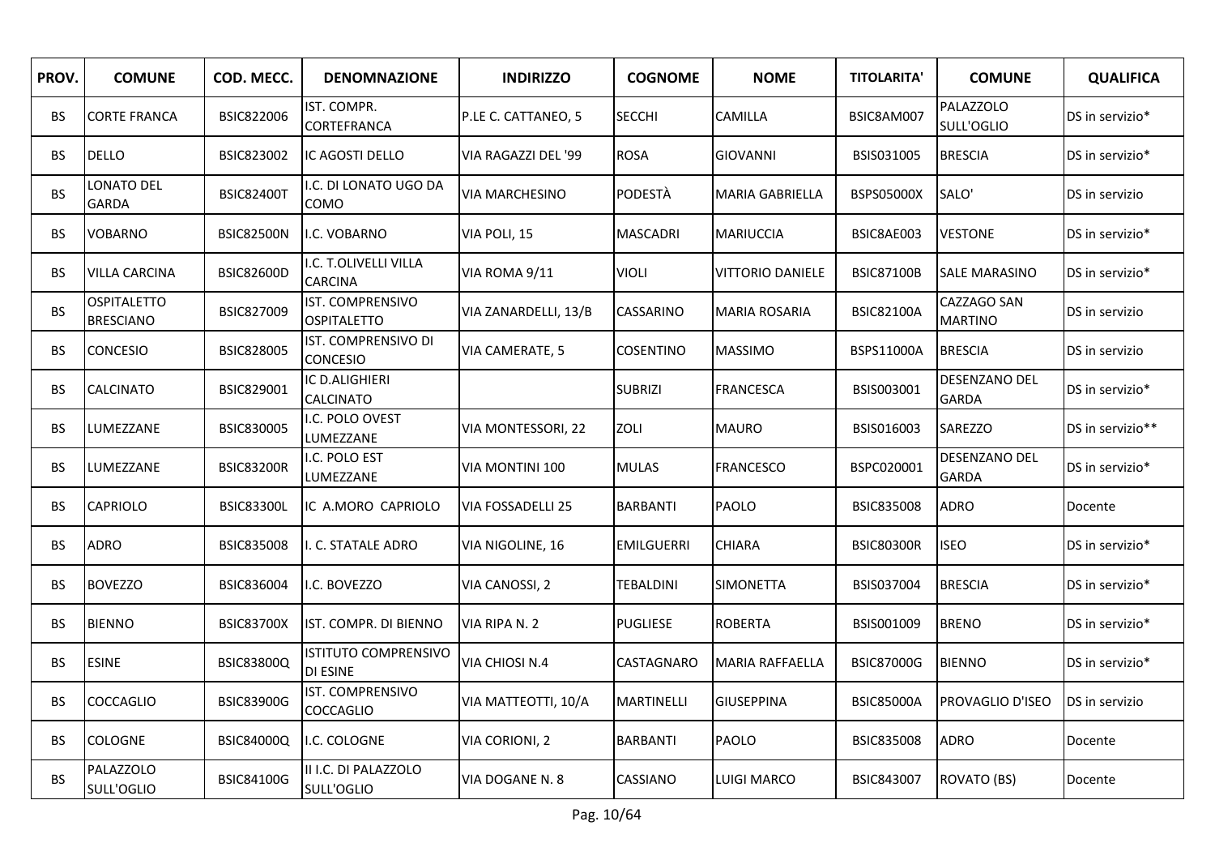| PROV. | COMUNE | COD. MECC. | DENOMNAZIONE | INDIRIZZO | COGNOME | NOME | TITOLARITA' | COMUNE | QUALIFICA |
|---|---|---|---|---|---|---|---|---|---|
| BS | CORTE FRANCA | BSIC822006 | IST. COMPR. CORTEFRANCA | P.LE C. CATTANEO, 5 | SECCHI | CAMILLA | BSIC8AM007 | PALAZZOLO SULL'OGLIO | DS in servizio* |
| BS | DELLO | BSIC823002 | IC AGOSTI DELLO | VIA RAGAZZI DEL '99 | ROSA | GIOVANNI | BSIS031005 | BRESCIA | DS in servizio* |
| BS | LONATO DEL GARDA | BSIC82400T | I.C. DI LONATO UGO DA COMO | VIA MARCHESINO | PODESTÀ | MARIA GABRIELLA | BSPS05000X | SALO' | DS in servizio |
| BS | VOBARNO | BSIC82500N | I.C. VOBARNO | VIA POLI, 15 | MASCADRI | MARIUCCIA | BSIC8AE003 | VESTONE | DS in servizio* |
| BS | VILLA CARCINA | BSIC82600D | I.C. T.OLIVELLI VILLA CARCINA | VIA ROMA 9/11 | VIOLI | VITTORIO DANIELE | BSIC87100B | SALE MARASINO | DS in servizio* |
| BS | OSPITALETTO BRESCIANO | BSIC827009 | IST. COMPRENSIVO OSPITALETTO | VIA ZANARDELLI, 13/B | CASSARINO | MARIA ROSARIA | BSIC82100A | CAZZAGO SAN MARTINO | DS in servizio |
| BS | CONCESIO | BSIC828005 | IST. COMPRENSIVO DI CONCESIO | VIA CAMERATE, 5 | COSENTINO | MASSIMO | BSPS11000A | BRESCIA | DS in servizio |
| BS | CALCINATO | BSIC829001 | IC D.ALIGHIERI CALCINATO | | SUBRIZI | FRANCESCA | BSIS003001 | DESENZANO DEL GARDA | DS in servizio* |
| BS | LUMEZZANE | BSIC830005 | I.C. POLO OVEST LUMEZZANE | VIA MONTESSORI, 22 | ZOLI | MAURO | BSIS016003 | SAREZZO | DS in servizio** |
| BS | LUMEZZANE | BSIC83200R | I.C. POLO EST LUMEZZANE | VIA MONTINI 100 | MULAS | FRANCESCO | BSPC020001 | DESENZANO DEL GARDA | DS in servizio* |
| BS | CAPRIOLO | BSIC83300L | IC A.MORO CAPRIOLO | VIA FOSSADELLI 25 | BARBANTI | PAOLO | BSIC835008 | ADRO | Docente |
| BS | ADRO | BSIC835008 | I. C. STATALE ADRO | VIA NIGOLINE, 16 | EMILGUERRI | CHIARA | BSIC80300R | ISEO | DS in servizio* |
| BS | BOVEZZO | BSIC836004 | I.C. BOVEZZO | VIA CANOSSI, 2 | TEBALDINI | SIMONETTA | BSIS037004 | BRESCIA | DS in servizio* |
| BS | BIENNO | BSIC83700X | IST. COMPR. DI BIENNO | VIA RIPA N. 2 | PUGLIESE | ROBERTA | BSIS001009 | BRENO | DS in servizio* |
| BS | ESINE | BSIC83800Q | ISTITUTO COMPRENSIVO DI ESINE | VIA CHIOSI N.4 | CASTAGNARO | MARIA RAFFAELLA | BSIC87000G | BIENNO | DS in servizio* |
| BS | COCCAGLIO | BSIC83900G | IST. COMPRENSIVO COCCAGLIO | VIA MATTEOTTI, 10/A | MARTINELLI | GIUSEPPINA | BSIC85000A | PROVAGLIO D'ISEO | DS in servizio |
| BS | COLOGNE | BSIC84000Q | I.C. COLOGNE | VIA CORIONI, 2 | BARBANTI | PAOLO | BSIC835008 | ADRO | Docente |
| BS | PALAZZOLO SULL'OGLIO | BSIC84100G | II I.C. DI PALAZZOLO SULL'OGLIO | VIA DOGANE N. 8 | CASSIANO | LUIGI MARCO | BSIC843007 | ROVATO (BS) | Docente |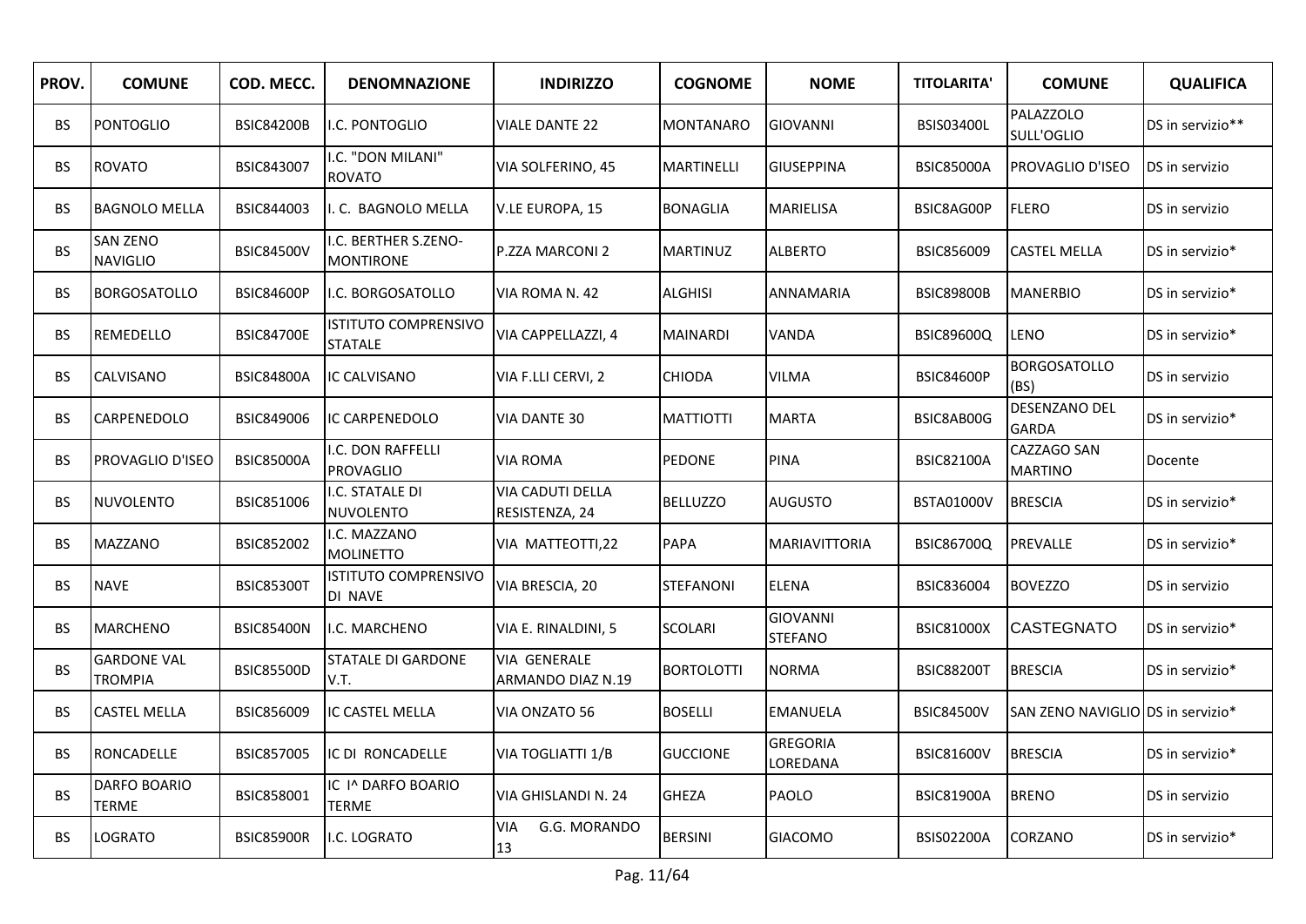| PROV. | COMUNE | COD. MECC. | DENOMNAZIONE | INDIRIZZO | COGNOME | NOME | TITOLARITA' | COMUNE | QUALIFICA |
|---|---|---|---|---|---|---|---|---|---|
| BS | PONTOGLIO | BSIC84200B | I.C. PONTOGLIO | VIALE DANTE 22 | MONTANARO | GIOVANNI | BSIS03400L | PALAZZOLO SULL'OGLIO | DS in servizio** |
| BS | ROVATO | BSIC843007 | I.C. "DON MILANI" ROVATO | VIA SOLFERINO, 45 | MARTINELLI | GIUSEPPINA | BSIC85000A | PROVAGLIO D'ISEO | DS in servizio |
| BS | BAGNOLO MELLA | BSIC844003 | I. C. BAGNOLO MELLA | V.LE EUROPA, 15 | BONAGLIA | MARIELISA | BSIC8AG00P | FLERO | DS in servizio |
| BS | SAN ZENO NAVIGLIO | BSIC84500V | I.C. BERTHER S.ZENO-MONTIRONE | P.ZZA MARCONI 2 | MARTINUZ | ALBERTO | BSIC856009 | CASTEL MELLA | DS in servizio* |
| BS | BORGOSATOLLO | BSIC84600P | I.C. BORGOSATOLLO | VIA ROMA N. 42 | ALGHISI | ANNAMARIA | BSIC89800B | MANERBIO | DS in servizio* |
| BS | REMEDELLO | BSIC84700E | ISTITUTO COMPRENSIVO STATALE | VIA CAPPELLAZZI, 4 | MAINARDI | VANDA | BSIC89600Q | LENO | DS in servizio* |
| BS | CALVISANO | BSIC84800A | IC CALVISANO | VIA F.LLI CERVI, 2 | CHIODA | VILMA | BSIC84600P | BORGOSATOLLO (BS) | DS in servizio |
| BS | CARPENEDOLO | BSIC849006 | IC CARPENEDOLO | VIA DANTE 30 | MATTIOTTI | MARTA | BSIC8AB00G | DESENZANO DEL GARDA | DS in servizio* |
| BS | PROVAGLIO D'ISEO | BSIC85000A | I.C. DON RAFFELLI PROVAGLIO | VIA ROMA | PEDONE | PINA | BSIC82100A | CAZZAGO SAN MARTINO | Docente |
| BS | NUVOLENTO | BSIC851006 | I.C. STATALE DI NUVOLENTO | VIA CADUTI DELLA RESISTENZA, 24 | BELLUZZO | AUGUSTO | BSTA01000V | BRESCIA | DS in servizio* |
| BS | MAZZANO | BSIC852002 | I.C. MAZZANO MOLINETTO | VIA MATTEOTTI,22 | PAPA | MARIAVITTORIA | BSIC86700Q | PREVALLE | DS in servizio* |
| BS | NAVE | BSIC85300T | ISTITUTO COMPRENSIVO DI NAVE | VIA BRESCIA, 20 | STEFANONI | ELENA | BSIC836004 | BOVEZZO | DS in servizio |
| BS | MARCHENO | BSIC85400N | I.C. MARCHENO | VIA E. RINALDINI, 5 | SCOLARI | GIOVANNI STEFANO | BSIC81000X | CASTEGNATO | DS in servizio* |
| BS | GARDONE VAL TROMPIA | BSIC85500D | STATALE DI GARDONE V.T. | VIA GENERALE ARMANDO DIAZ N.19 | BORTOLOTTI | NORMA | BSIC88200T | BRESCIA | DS in servizio* |
| BS | CASTEL MELLA | BSIC856009 | IC CASTEL MELLA | VIA ONZATO 56 | BOSELLI | EMANUELA | BSIC84500V | SAN ZENO NAVIGLIO | DS in servizio* |
| BS | RONCADELLE | BSIC857005 | IC DI RONCADELLE | VIA TOGLIATTI 1/B | GUCCIONE | GREGORIA LOREDANA | BSIC81600V | BRESCIA | DS in servizio* |
| BS | DARFO BOARIO TERME | BSIC858001 | IC I^ DARFO BOARIO TERME | VIA GHISLANDI N. 24 | GHEZA | PAOLO | BSIC81900A | BRENO | DS in servizio |
| BS | LOGRATO | BSIC85900R | I.C. LOGRATO | VIA G.G. MORANDO 13 | BERSINI | GIACOMO | BSIS02200A | CORZANO | DS in servizio* |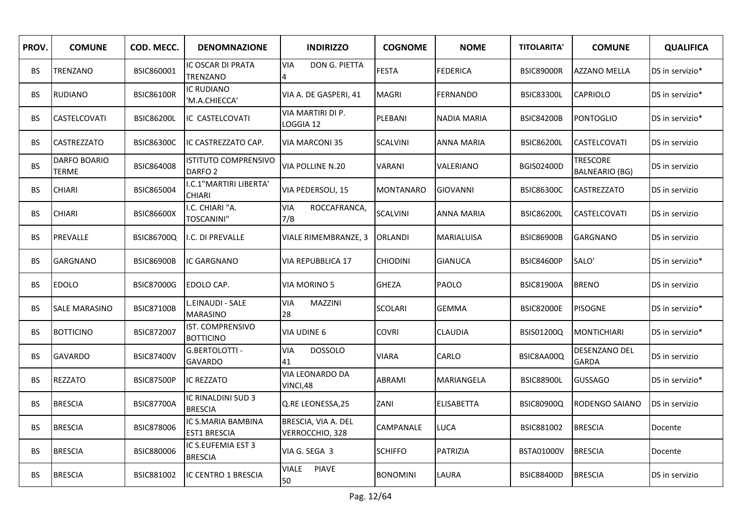| PROV. | COMUNE | COD. MECC. | DENOMNAZIONE | INDIRIZZO | COGNOME | NOME | TITOLARITA' | COMUNE | QUALIFICA |
|---|---|---|---|---|---|---|---|---|---|
| BS | TRENZANO | BSIC860001 | IC OSCAR DI PRATA TRENZANO | VIA DON G. PIETTA 4 | FESTA | FEDERICA | BSIC89000R | AZZANO MELLA | DS in servizio* |
| BS | RUDIANO | BSIC86100R | IC RUDIANO 'M.A.CHIECCA' | VIA A. DE GASPERI, 41 | MAGRI | FERNANDO | BSIC83300L | CAPRIOLO | DS in servizio* |
| BS | CASTELCOVATI | BSIC86200L | IC CASTELCOVATI | VIA MARTIRI DI P. LOGGIA 12 | PLEBANI | NADIA MARIA | BSIC84200B | PONTOGLIO | DS in servizio* |
| BS | CASTREZZATO | BSIC86300C | IC CASTREZZATO CAP. | VIA MARCONI 35 | SCALVINI | ANNA MARIA | BSIC86200L | CASTELCOVATI | DS in servizio |
| BS | DARFO BOARIO TERME | BSIC864008 | ISTITUTO COMPRENSIVO DARFO 2 | VIA POLLINE N.20 | VARANI | VALERIANO | BGIS02400D | TRESCORE BALNEARIO (BG) | DS in servizio |
| BS | CHIARI | BSIC865004 | I.C.1"MARTIRI LIBERTA' CHIARI | VIA PEDERSOLI, 15 | MONTANARO | GIOVANNI | BSIC86300C | CASTREZZATO | DS in servizio |
| BS | CHIARI | BSIC86600X | I.C. CHIARI "A. TOSCANINI" | VIA ROCCAFRANCA, 7/B | SCALVINI | ANNA MARIA | BSIC86200L | CASTELCOVATI | DS in servizio |
| BS | PREVALLE | BSIC86700Q | I.C. DI PREVALLE | VIALE RIMEMBRANZE, 3 | ORLANDI | MARIALUISA | BSIC86900B | GARGNANO | DS in servizio |
| BS | GARGNANO | BSIC86900B | IC GARGNANO | VIA REPUBBLICA 17 | CHIODINI | GIANUCA | BSIC84600P | SALO' | DS in servizio* |
| BS | EDOLO | BSIC87000G | EDOLO CAP. | VIA MORINO 5 | GHEZA | PAOLO | BSIC81900A | BRENO | DS in servizio |
| BS | SALE MARASINO | BSIC87100B | L.EINAUDI - SALE MARASINO | VIA MAZZINI 28 | SCOLARI | GEMMA | BSIC82000E | PISOGNE | DS in servizio* |
| BS | BOTTICINO | BSIC872007 | IST. COMPRENSIVO BOTTICINO | VIA UDINE 6 | COVRI | CLAUDIA | BSIS01200Q | MONTICHIARI | DS in servizio* |
| BS | GAVARDO | BSIC87400V | G.BERTOLOTTI - GAVARDO | VIA DOSSOLO 41 | VIARA | CARLO | BSIC8AA00Q | DESENZANO DEL GARDA | DS in servizio |
| BS | REZZATO | BSIC87500P | IC REZZATO | VIA LEONARDO DA VINCI,48 | ABRAMI | MARIANGELA | BSIC88900L | GUSSAGO | DS in servizio* |
| BS | BRESCIA | BSIC87700A | IC RINALDINI SUD 3 BRESCIA | Q.RE LEONESSA,25 | ZANI | ELISABETTA | BSIC80900Q | RODENGO SAIANO | DS in servizio |
| BS | BRESCIA | BSIC878006 | IC S.MARIA BAMBINA EST1 BRESCIA | BRESCIA, VIA A. DEL VERROCCHIO, 328 | CAMPANALE | LUCA | BSIC881002 | BRESCIA | Docente |
| BS | BRESCIA | BSIC880006 | IC S.EUFEMIA EST 3 BRESCIA | VIA G. SEGA 3 | SCHIFFO | PATRIZIA | BSTA01000V | BRESCIA | Docente |
| BS | BRESCIA | BSIC881002 | IC CENTRO 1 BRESCIA | VIALE PIAVE 50 | BONOMINI | LAURA | BSIC88400D | BRESCIA | DS in servizio |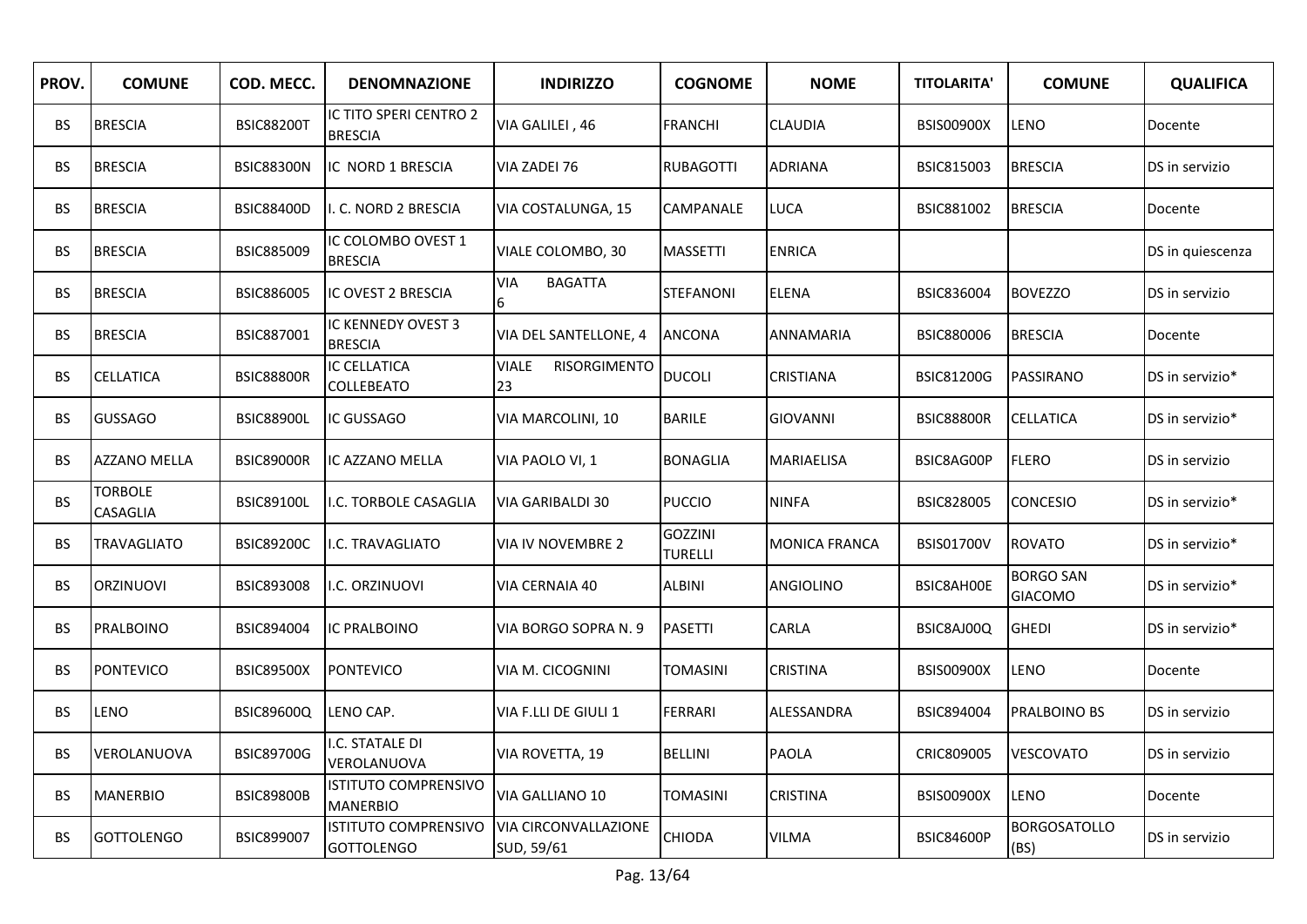| PROV. | COMUNE | COD. MECC. | DENOMNAZIONE | INDIRIZZO | COGNOME | NOME | TITOLARITA' | COMUNE | QUALIFICA |
|---|---|---|---|---|---|---|---|---|---|
| BS | BRESCIA | BSIC88200T | IC TITO SPERI CENTRO 2 BRESCIA | VIA GALILEI , 46 | FRANCHI | CLAUDIA | BSIS00900X | LENO | Docente |
| BS | BRESCIA | BSIC88300N | IC NORD 1 BRESCIA | VIA ZADEI 76 | RUBAGOTTI | ADRIANA | BSIC815003 | BRESCIA | DS in servizio |
| BS | BRESCIA | BSIC88400D | I. C. NORD 2 BRESCIA | VIA COSTALUNGA, 15 | CAMPANALE | LUCA | BSIC881002 | BRESCIA | Docente |
| BS | BRESCIA | BSIC885009 | IC COLOMBO OVEST 1 BRESCIA | VIALE COLOMBO, 30 | MASSETTI | ENRICA | | | DS in quiescenza |
| BS | BRESCIA | BSIC886005 | IC OVEST 2 BRESCIA | VIA BAGATTA 6 | STEFANONI | ELENA | BSIC836004 | BOVEZZO | DS in servizio |
| BS | BRESCIA | BSIC887001 | IC KENNEDY OVEST 3 BRESCIA | VIA DEL SANTELLONE, 4 | ANCONA | ANNAMARIA | BSIC880006 | BRESCIA | Docente |
| BS | CELLATICA | BSIC88800R | IC CELLATICA COLLEBEATO | VIALE RISORGIMENTO 23 | DUCOLI | CRISTIANA | BSIC81200G | PASSIRANO | DS in servizio* |
| BS | GUSSAGO | BSIC88900L | IC GUSSAGO | VIA MARCOLINI, 10 | BARILE | GIOVANNI | BSIC88800R | CELLATICA | DS in servizio* |
| BS | AZZANO MELLA | BSIC89000R | IC AZZANO MELLA | VIA PAOLO VI, 1 | BONAGLIA | MARIAELISA | BSIC8AG00P | FLERO | DS in servizio |
| BS | TORBOLE CASAGLIA | BSIC89100L | I.C. TORBOLE CASAGLIA | VIA GARIBALDI 30 | PUCCIO | NINFA | BSIC828005 | CONCESIO | DS in servizio* |
| BS | TRAVAGLIATO | BSIC89200C | I.C. TRAVAGLIATO | VIA IV NOVEMBRE 2 | GOZZINI TURELLI | MONICA FRANCA | BSIS01700V | ROVATO | DS in servizio* |
| BS | ORZINUOVI | BSIC893008 | I.C. ORZINUOVI | VIA CERNAIA 40 | ALBINI | ANGIOLINO | BSIC8AH00E | BORGO SAN GIACOMO | DS in servizio* |
| BS | PRALBOINO | BSIC894004 | IC PRALBOINO | VIA BORGO SOPRA N. 9 | PASETTI | CARLA | BSIC8AJ00Q | GHEDI | DS in servizio* |
| BS | PONTEVICO | BSIC89500X | PONTEVICO | VIA M. CICOGNINI | TOMASINI | CRISTINA | BSIS00900X | LENO | Docente |
| BS | LENO | BSIC89600Q | LENO CAP. | VIA F.LLI DE GIULI 1 | FERRARI | ALESSANDRA | BSIC894004 | PRALBOINO BS | DS in servizio |
| BS | VEROLANUOVA | BSIC89700G | I.C. STATALE DI VEROLANUOVA | VIA ROVETTA, 19 | BELLINI | PAOLA | CRIC809005 | VESCOVATO | DS in servizio |
| BS | MANERBIO | BSIC89800B | ISTITUTO COMPRENSIVO MANERBIO | VIA GALLIANO 10 | TOMASINI | CRISTINA | BSIS00900X | LENO | Docente |
| BS | GOTTOLENGO | BSIC899007 | ISTITUTO COMPRENSIVO GOTTOLENGO | VIA CIRCONVALLAZIONE SUD, 59/61 | CHIODA | VILMA | BSIC84600P | BORGOSATOLLO (BS) | DS in servizio |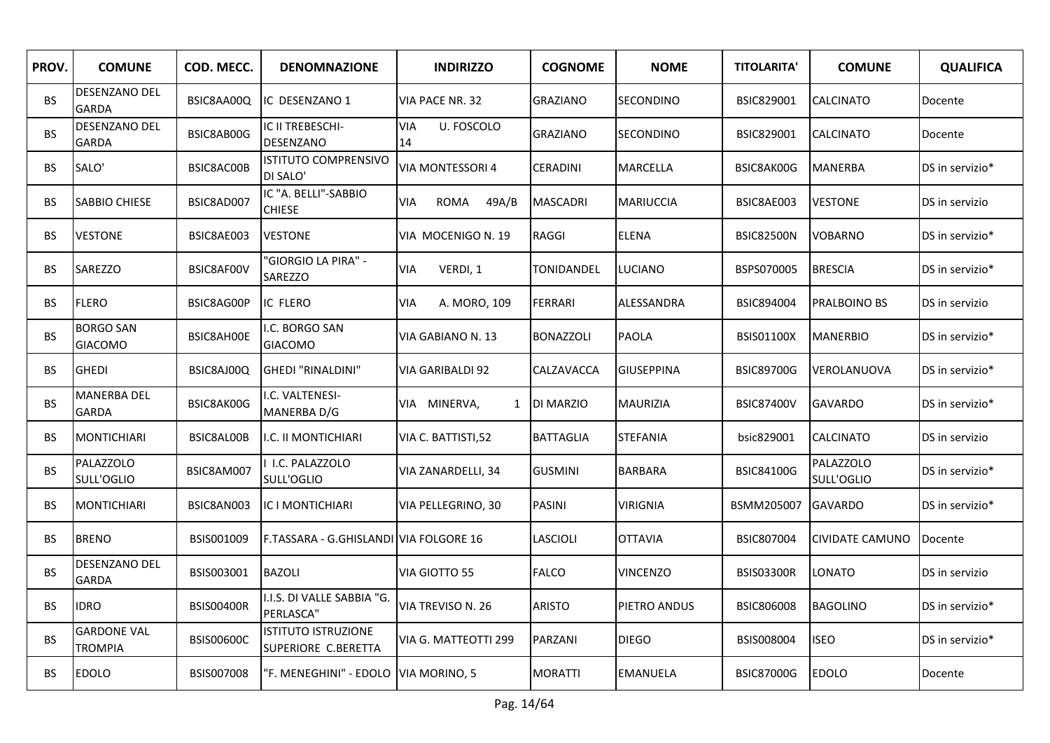| PROV. | COMUNE | COD. MECC. | DENOMNAZIONE | INDIRIZZO | COGNOME | NOME | TITOLARITA' | COMUNE | QUALIFICA |
|---|---|---|---|---|---|---|---|---|---|
| BS | DESENZANO DEL GARDA | BSIC8AA00Q | IC DESENZANO 1 | VIA PACE NR. 32 | GRAZIANO | SECONDINO | BSIC829001 | CALCINATO | Docente |
| BS | DESENZANO DEL GARDA | BSIC8AB00G | IC II TREBESCHI-DESENZANO | VIA U. FOSCOLO 14 | GRAZIANO | SECONDINO | BSIC829001 | CALCINATO | Docente |
| BS | SALO' | BSIC8AC00B | ISTITUTO COMPRENSIVO DI SALO' | VIA MONTESSORI 4 | CERADINI | MARCELLA | BSIC8AK00G | MANERBA | DS in servizio* |
| BS | SABBIO CHIESE | BSIC8AD007 | IC "A. BELLI"-SABBIO CHIESE | VIA ROMA 49A/B | MASCADRI | MARIUCCIA | BSIC8AE003 | VESTONE | DS in servizio |
| BS | VESTONE | BSIC8AE003 | VESTONE | VIA MOCENIGO N. 19 | RAGGI | ELENA | BSIC82500N | VOBARNO | DS in servizio* |
| BS | SAREZZO | BSIC8AF00V | "GIORGIO LA PIRA" - SAREZZO | VIA VERDI, 1 | TONIDANDEL | LUCIANO | BSPS070005 | BRESCIA | DS in servizio* |
| BS | FLERO | BSIC8AG00P | IC FLERO | VIA A. MORO, 109 | FERRARI | ALESSANDRA | BSIC894004 | PRALBOINO BS | DS in servizio |
| BS | BORGO SAN GIACOMO | BSIC8AH00E | I.C. BORGO SAN GIACOMO | VIA GABIANO N. 13 | BONAZZOLI | PAOLA | BSIS01100X | MANERBIO | DS in servizio* |
| BS | GHEDI | BSIC8AJ00Q | GHEDI "RINALDINI" | VIA GARIBALDI 92 | CALZAVACCA | GIUSEPPINA | BSIC89700G | VEROLANUOVA | DS in servizio* |
| BS | MANERBA DEL GARDA | BSIC8AK00G | I.C. VALTENESI-MANERBA D/G | VIA MINERVA, 1 | DI MARZIO | MAURIZIA | BSIC87400V | GAVARDO | DS in servizio* |
| BS | MONTICHIARI | BSIC8AL00B | I.C. II MONTICHIARI | VIA C. BATTISTI,52 | BATTAGLIA | STEFANIA | bsic829001 | CALCINATO | DS in servizio |
| BS | PALAZZOLO SULL'OGLIO | BSIC8AM007 | I I.C. PALAZZOLO SULL'OGLIO | VIA ZANARDELLI, 34 | GUSMINI | BARBARA | BSIC84100G | PALAZZOLO SULL'OGLIO | DS in servizio* |
| BS | MONTICHIARI | BSIC8AN003 | IC I MONTICHIARI | VIA PELLEGRINO, 30 | PASINI | VIRIGNIA | BSMM205007 | GAVARDO | DS in servizio* |
| BS | BRENO | BSIS001009 | F.TASSARA - G.GHISLANDI | VIA FOLGORE 16 | LASCIOLI | OTTAVIA | BSIC807004 | CIVIDATE CAMUNO | Docente |
| BS | DESENZANO DEL GARDA | BSIS003001 | BAZOLI | VIA GIOTTO 55 | FALCO | VINCENZO | BSIS03300R | LONATO | DS in servizio |
| BS | IDRO | BSIS00400R | I.I.S. DI VALLE SABBIA "G. PERLASCA" | VIA TREVISO N. 26 | ARISTO | PIETRO ANDUS | BSIC806008 | BAGOLINO | DS in servizio* |
| BS | GARDONE VAL TROMPIA | BSIS00600C | ISTITUTO ISTRUZIONE SUPERIORE C.BERETTA | VIA G. MATTEOTTI 299 | PARZANI | DIEGO | BSIS008004 | ISEO | DS in servizio* |
| BS | EDOLO | BSIS007008 | "F. MENEGHINI" - EDOLO | VIA MORINO, 5 | MORATTI | EMANUELA | BSIC87000G | EDOLO | Docente |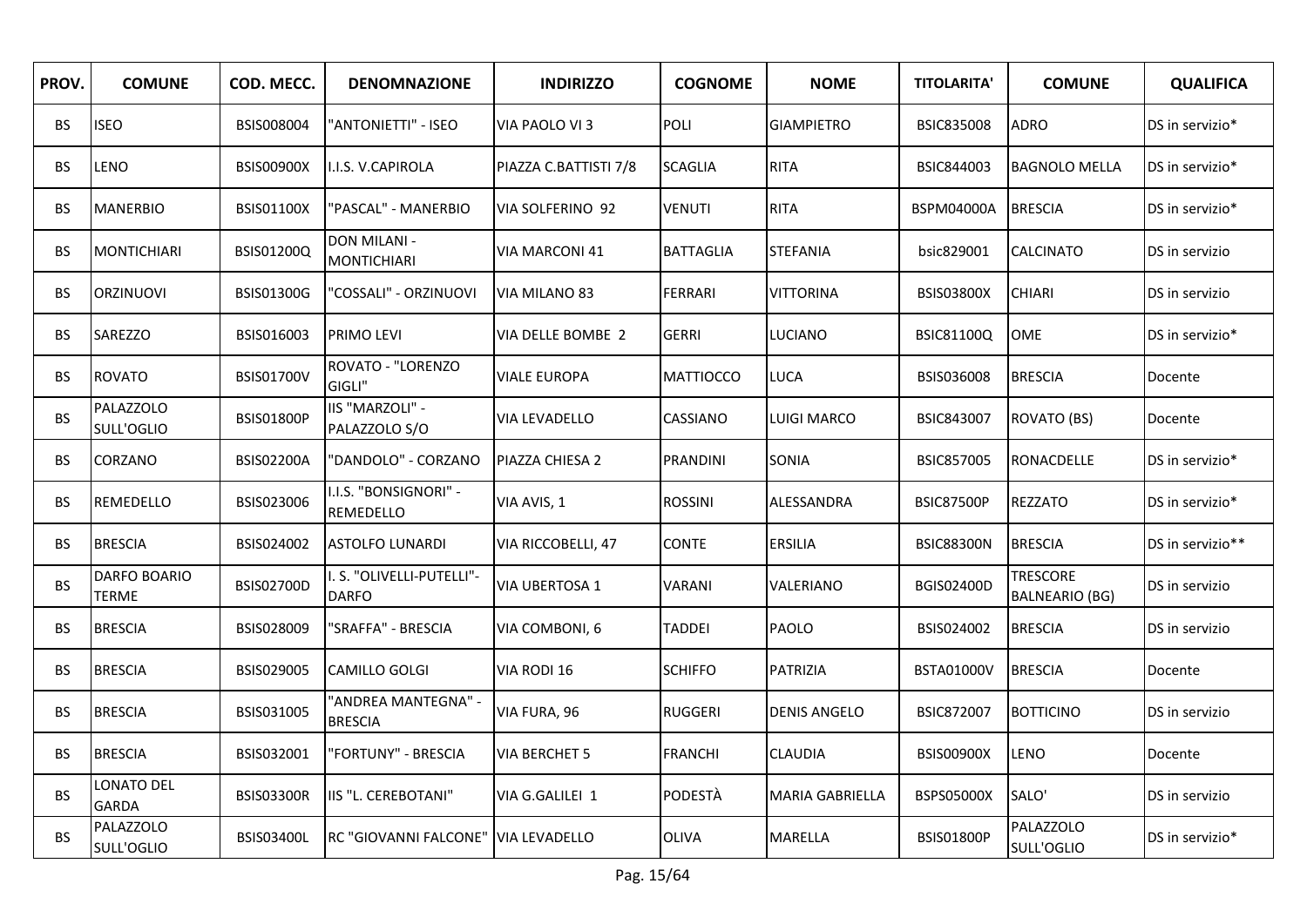| PROV. | COMUNE | COD. MECC. | DENOMNAZIONE | INDIRIZZO | COGNOME | NOME | TITOLARITA' | COMUNE | QUALIFICA |
|---|---|---|---|---|---|---|---|---|---|
| BS | ISEO | BSIS008004 | "ANTONIETTI" - ISEO | VIA PAOLO VI 3 | POLI | GIAMPIETRO | BSIC835008 | ADRO | DS in servizio* |
| BS | LENO | BSIS00900X | I.I.S. V.CAPIROLA | PIAZZA C.BATTISTI 7/8 | SCAGLIA | RITA | BSIC844003 | BAGNOLO MELLA | DS in servizio* |
| BS | MANERBIO | BSIS01100X | "PASCAL" - MANERBIO | VIA SOLFERINO 92 | VENUTI | RITA | BSPM04000A | BRESCIA | DS in servizio* |
| BS | MONTICHIARI | BSIS01200Q | DON MILANI - MONTICHIARI | VIA MARCONI 41 | BATTAGLIA | STEFANIA | bsic829001 | CALCINATO | DS in servizio |
| BS | ORZINUOVI | BSIS01300G | "COSSALI" - ORZINUOVI | VIA MILANO 83 | FERRARI | VITTORINA | BSIS03800X | CHIARI | DS in servizio |
| BS | SAREZZO | BSIS016003 | PRIMO LEVI | VIA DELLE BOMBE 2 | GERRI | LUCIANO | BSIC81100Q | OME | DS in servizio* |
| BS | ROVATO | BSIS01700V | ROVATO - "LORENZO GIGLI" | VIALE EUROPA | MATTIOCCO | LUCA | BSIS036008 | BRESCIA | Docente |
| BS | PALAZZOLO SULL'OGLIO | BSIS01800P | IIS "MARZOLI" - PALAZZOLO S/O | VIA LEVADELLO | CASSIANO | LUIGI MARCO | BSIC843007 | ROVATO (BS) | Docente |
| BS | CORZANO | BSIS02200A | "DANDOLO" - CORZANO | PIAZZA CHIESA 2 | PRANDINI | SONIA | BSIC857005 | RONACDELLE | DS in servizio* |
| BS | REMEDELLO | BSIS023006 | I.I.S. "BONSIGNORI" - REMEDELLO | VIA AVIS, 1 | ROSSINI | ALESSANDRA | BSIC87500P | REZZATO | DS in servizio* |
| BS | BRESCIA | BSIS024002 | ASTOLFO LUNARDI | VIA RICCOBELLI, 47 | CONTE | ERSILIA | BSIC88300N | BRESCIA | DS in servizio** |
| BS | DARFO BOARIO TERME | BSIS02700D | I. S. "OLIVELLI-PUTELLI"-DARFO | VIA UBERTOSA 1 | VARANI | VALERIANO | BGIS02400D | TRESCORE BALNEARIO (BG) | DS in servizio |
| BS | BRESCIA | BSIS028009 | "SRAFFA" - BRESCIA | VIA COMBONI, 6 | TADDEI | PAOLO | BSIS024002 | BRESCIA | DS in servizio |
| BS | BRESCIA | BSIS029005 | CAMILLO GOLGI | VIA RODI 16 | SCHIFFO | PATRIZIA | BSTA01000V | BRESCIA | Docente |
| BS | BRESCIA | BSIS031005 | "ANDREA MANTEGNA" - BRESCIA | VIA FURA, 96 | RUGGERI | DENIS ANGELO | BSIC872007 | BOTTICINO | DS in servizio |
| BS | BRESCIA | BSIS032001 | "FORTUNY" - BRESCIA | VIA BERCHET 5 | FRANCHI | CLAUDIA | BSIS00900X | LENO | Docente |
| BS | LONATO DEL GARDA | BSIS03300R | IIS "L. CEREBOTANI" | VIA G.GALILEI 1 | PODESTÀ | MARIA GABRIELLA | BSPS05000X | SALO' | DS in servizio |
| BS | PALAZZOLO SULL'OGLIO | BSIS03400L | RC "GIOVANNI FALCONE" | VIA LEVADELLO | OLIVA | MARELLA | BSIS01800P | PALAZZOLO SULL'OGLIO | DS in servizio* |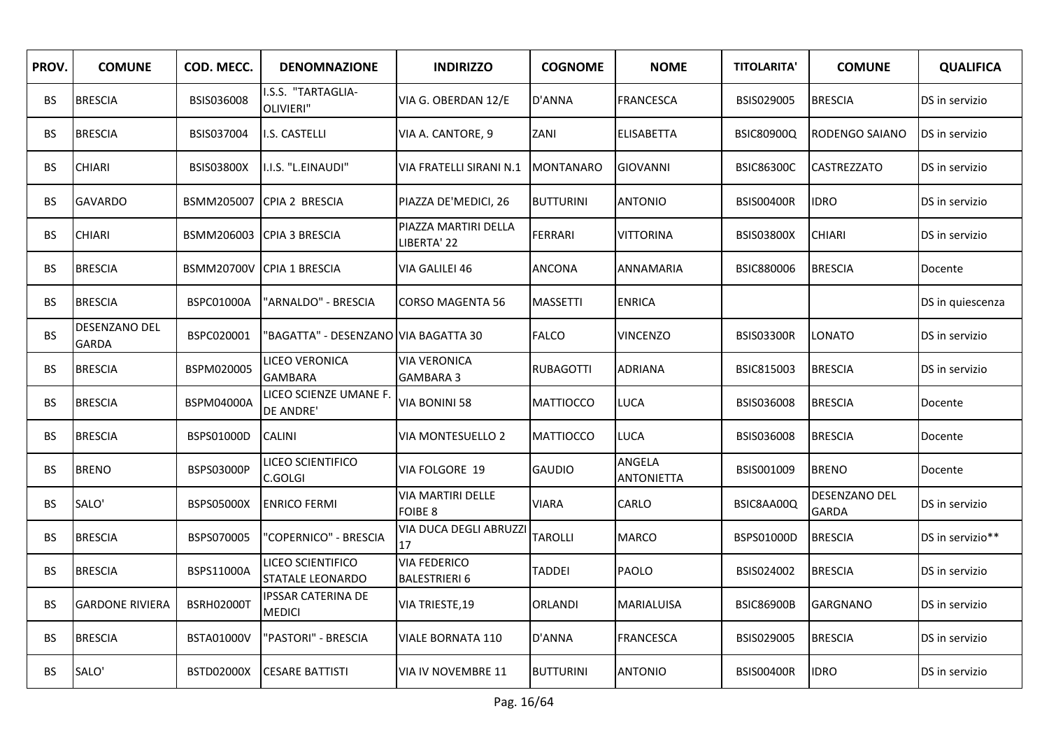| PROV. | COMUNE | COD. MECC. | DENOMNAZIONE | INDIRIZZO | COGNOME | NOME | TITOLARITA' | COMUNE | QUALIFICA |
|---|---|---|---|---|---|---|---|---|---|
| BS | BRESCIA | BSIS036008 | I.S.S. "TARTAGLIA-OLIVIERI" | VIA G. OBERDAN 12/E | D'ANNA | FRANCESCA | BSIS029005 | BRESCIA | DS in servizio |
| BS | BRESCIA | BSIS037004 | I.S. CASTELLI | VIA A. CANTORE, 9 | ZANI | ELISABETTA | BSIC80900Q | RODENGO SAIANO | DS in servizio |
| BS | CHIARI | BSIS03800X | I.I.S. "L.EINAUDI" | VIA FRATELLI SIRANI N.1 | MONTANARO | GIOVANNI | BSIC86300C | CASTREZZATO | DS in servizio |
| BS | GAVARDO | BSMM205007 | CPIA 2 BRESCIA | PIAZZA DE'MEDICI, 26 | BUTTURINI | ANTONIO | BSIS00400R | IDRO | DS in servizio |
| BS | CHIARI | BSMM206003 | CPIA 3 BRESCIA | PIAZZA MARTIRI DELLA LIBERTA' 22 | FERRARI | VITTORINA | BSIS03800X | CHIARI | DS in servizio |
| BS | BRESCIA | BSMM20700V | CPIA 1 BRESCIA | VIA GALILEI 46 | ANCONA | ANNAMARIA | BSIC880006 | BRESCIA | Docente |
| BS | BRESCIA | BSPC01000A | "ARNALDO" - BRESCIA | CORSO MAGENTA 56 | MASSETTI | ENRICA | | | DS in quiescenza |
| BS | DESENZANO DEL GARDA | BSPC020001 | "BAGATTA" - DESENZANO | VIA BAGATTA 30 | FALCO | VINCENZO | BSIS03300R | LONATO | DS in servizio |
| BS | BRESCIA | BSPM020005 | LICEO VERONICA GAMBARA | VIA VERONICA GAMBARA 3 | RUBAGOTTI | ADRIANA | BSIC815003 | BRESCIA | DS in servizio |
| BS | BRESCIA | BSPM04000A | LICEO SCIENZE UMANE F. DE ANDRE' | VIA BONINI 58 | MATTIOCCO | LUCA | BSIS036008 | BRESCIA | Docente |
| BS | BRESCIA | BSPS01000D | CALINI | VIA MONTESUELLO 2 | MATTIOCCO | LUCA | BSIS036008 | BRESCIA | Docente |
| BS | BRENO | BSPS03000P | LICEO SCIENTIFICO C.GOLGI | VIA FOLGORE 19 | GAUDIO | ANGELA ANTONIETTA | BSIS001009 | BRENO | Docente |
| BS | SALO' | BSPS05000X | ENRICO FERMI | VIA MARTIRI DELLE FOIBE 8 | VIARA | CARLO | BSIC8AA00Q | DESENZANO DEL GARDA | DS in servizio |
| BS | BRESCIA | BSPS070005 | "COPERNICO" - BRESCIA | VIA DUCA DEGLI ABRUZZI 17 | TAROLLI | MARCO | BSPS01000D | BRESCIA | DS in servizio** |
| BS | BRESCIA | BSPS11000A | LICEO SCIENTIFICO STATALE LEONARDO | VIA FEDERICO BALESTRIERI 6 | TADDEI | PAOLO | BSIS024002 | BRESCIA | DS in servizio |
| BS | GARDONE RIVIERA | BSRH02000T | IPSSAR CATERINA DE MEDICI | VIA TRIESTE,19 | ORLANDI | MARIALUISA | BSIC86900B | GARGNANO | DS in servizio |
| BS | BRESCIA | BSTA01000V | "PASTORI" - BRESCIA | VIALE BORNATA 110 | D'ANNA | FRANCESCA | BSIS029005 | BRESCIA | DS in servizio |
| BS | SALO' | BSTD02000X | CESARE BATTISTI | VIA IV NOVEMBRE 11 | BUTTURINI | ANTONIO | BSIS00400R | IDRO | DS in servizio |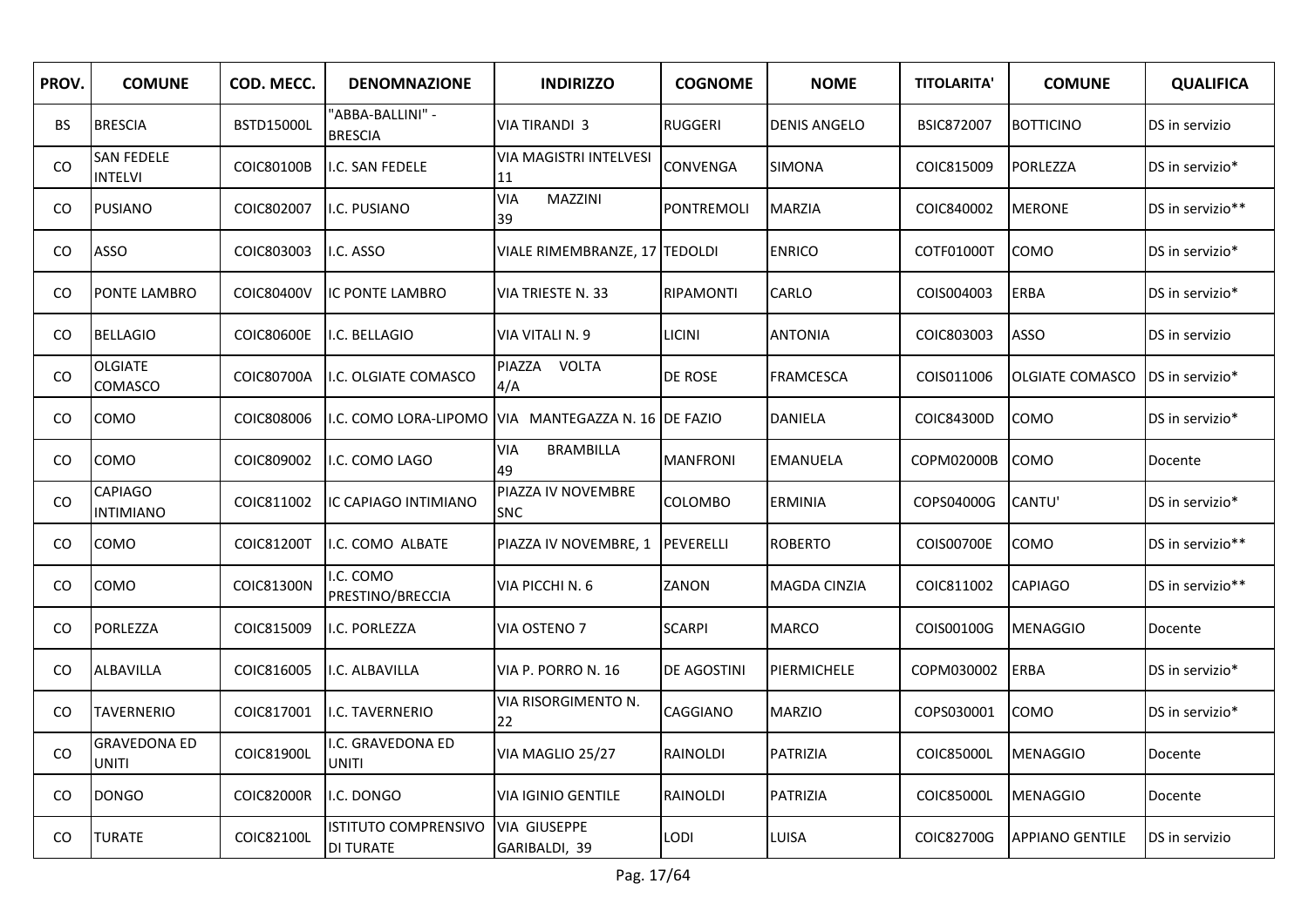| PROV. | COMUNE | COD. MECC. | DENOMNAZIONE | INDIRIZZO | COGNOME | NOME | TITOLARITA' | COMUNE | QUALIFICA |
|---|---|---|---|---|---|---|---|---|---|
| BS | BRESCIA | BSTD15000L | "ABBA-BALLINI" - BRESCIA | VIA TIRANDI 3 | RUGGERI | DENIS ANGELO | BSIC872007 | BOTTICINO | DS in servizio |
| CO | SAN FEDELE INTELVI | COIC80100B | I.C. SAN FEDELE | VIA MAGISTRI INTELVESI 11 | CONVENGA | SIMONA | COIC815009 | PORLEZZA | DS in servizio* |
| CO | PUSIANO | COIC802007 | I.C. PUSIANO | VIA MAZZINI 39 | PONTREMOLI | MARZIA | COIC840002 | MERONE | DS in servizio** |
| CO | ASSO | COIC803003 | I.C. ASSO | VIALE RIMEMBRANZE, 17 | TEDOLDI | ENRICO | COTF01000T | COMO | DS in servizio* |
| CO | PONTE LAMBRO | COIC80400V | IC PONTE LAMBRO | VIA TRIESTE N. 33 | RIPAMONTI | CARLO | COIS004003 | ERBA | DS in servizio* |
| CO | BELLAGIO | COIC80600E | I.C. BELLAGIO | VIA VITALI N. 9 | LICINI | ANTONIA | COIC803003 | ASSO | DS in servizio |
| CO | OLGIATE COMASCO | COIC80700A | I.C. OLGIATE COMASCO | PIAZZA VOLTA 4/A | DE ROSE | FRAMCESCA | COIS011006 | OLGIATE COMASCO | DS in servizio* |
| CO | COMO | COIC808006 | I.C. COMO LORA-LIPOMO | VIA MANTEGAZZA N. 16 | DE FAZIO | DANIELA | COIC84300D | COMO | DS in servizio* |
| CO | COMO | COIC809002 | I.C. COMO LAGO | VIA BRAMBILLA 49 | MANFRONI | EMANUELA | COPM02000B | COMO | Docente |
| CO | CAPIAGO INTIMIANO | COIC811002 | IC CAPIAGO INTIMIANO | PIAZZA IV NOVEMBRE SNC | COLOMBO | ERMINIA | COPS04000G | CANTU' | DS in servizio* |
| CO | COMO | COIC81200T | I.C. COMO ALBATE | PIAZZA IV NOVEMBRE, 1 | PEVERELLI | ROBERTO | COIS00700E | COMO | DS in servizio** |
| CO | COMO | COIC81300N | I.C. COMO PRESTINO/BRECCIA | VIA PICCHI N. 6 | ZANON | MAGDA CINZIA | COIC811002 | CAPIAGO | DS in servizio** |
| CO | PORLEZZA | COIC815009 | I.C. PORLEZZA | VIA OSTENO 7 | SCARPI | MARCO | COIS00100G | MENAGGIO | Docente |
| CO | ALBAVILLA | COIC816005 | I.C. ALBAVILLA | VIA P. PORRO N. 16 | DE AGOSTINI | PIERMICHELE | COPM030002 | ERBA | DS in servizio* |
| CO | TAVERNERIO | COIC817001 | I.C. TAVERNERIO | VIA RISORGIMENTO N. 22 | CAGGIANO | MARZIO | COPS030001 | COMO | DS in servizio* |
| CO | GRAVEDONA ED UNITI | COIC81900L | I.C. GRAVEDONA ED UNITI | VIA MAGLIO 25/27 | RAINOLDI | PATRIZIA | COIC85000L | MENAGGIO | Docente |
| CO | DONGO | COIC82000R | I.C. DONGO | VIA IGINIO GENTILE | RAINOLDI | PATRIZIA | COIC85000L | MENAGGIO | Docente |
| CO | TURATE | COIC82100L | ISTITUTO COMPRENSIVO DI TURATE | VIA GIUSEPPE GARIBALDI, 39 | LODI | LUISA | COIC82700G | APPIANO GENTILE | DS in servizio |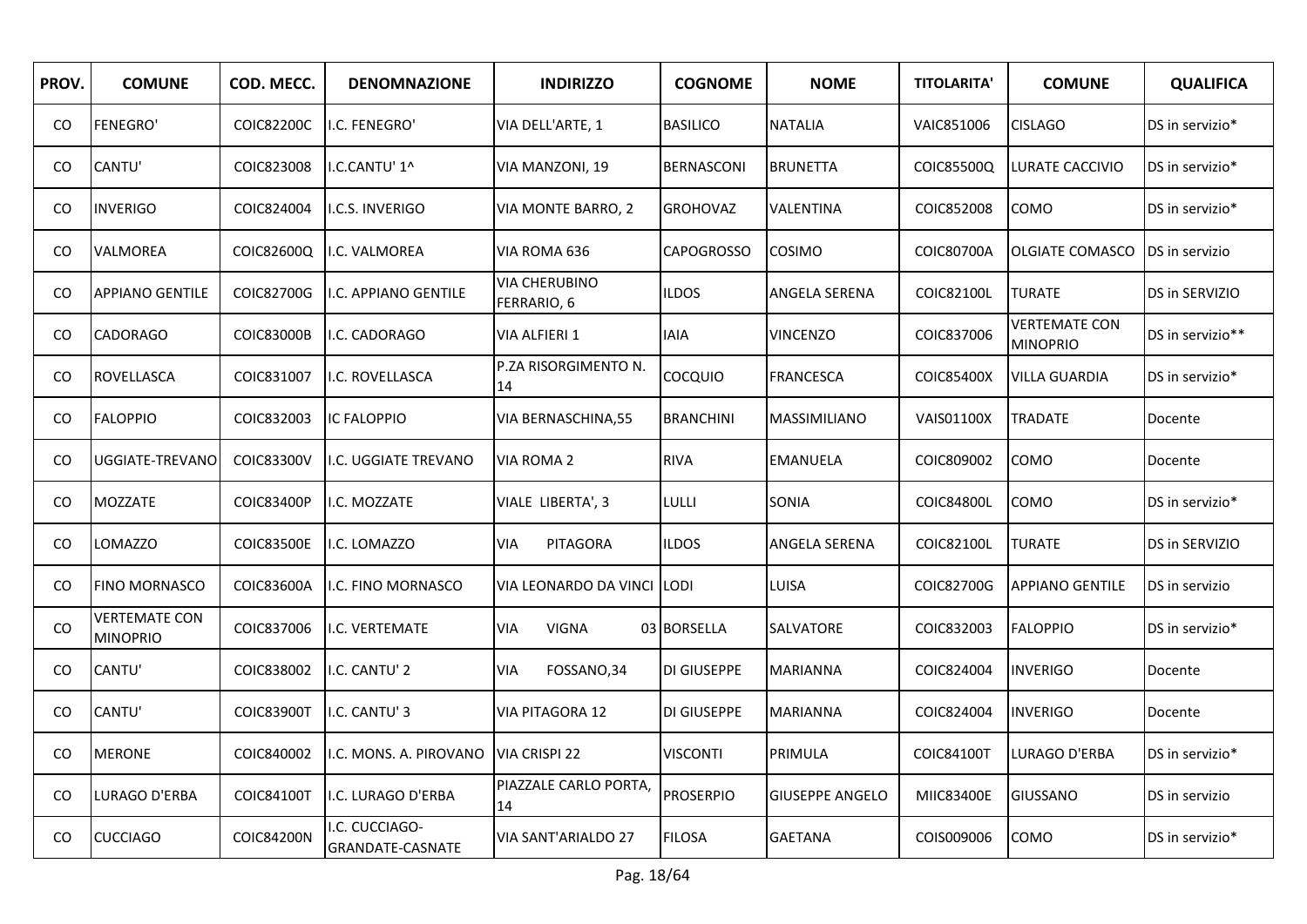| PROV. | COMUNE | COD. MECC. | DENOMNAZIONE | INDIRIZZO | COGNOME | NOME | TITOLARITA' | COMUNE | QUALIFICA |
|---|---|---|---|---|---|---|---|---|---|
| CO | FENEGRO' | COIC82200C | I.C. FENEGRO' | VIA DELL'ARTE, 1 | BASILICO | NATALIA | VAIC851006 | CISLAGO | DS in servizio* |
| CO | CANTU' | COIC823008 | I.C.CANTU' 1^ | VIA MANZONI, 19 | BERNASCONI | BRUNETTA | COIC85500Q | LURATE CACCIVIO | DS in servizio* |
| CO | INVERIGO | COIC824004 | I.C.S. INVERIGO | VIA MONTE BARRO, 2 | GROHOVAZ | VALENTINA | COIC852008 | COMO | DS in servizio* |
| CO | VALMOREA | COIC82600Q | I.C. VALMOREA | VIA ROMA 636 | CAPOGROSSO | COSIMO | COIC80700A | OLGIATE COMASCO | DS in servizio |
| CO | APPIANO GENTILE | COIC82700G | I.C. APPIANO GENTILE | VIA CHERUBINO FERRARIO, 6 | ILDOS | ANGELA SERENA | COIC82100L | TURATE | DS in SERVIZIO |
| CO | CADORAGO | COIC83000B | I.C. CADORAGO | VIA ALFIERI 1 | IAIA | VINCENZO | COIC837006 | VERTEMATE CON MINOPRIO | DS in servizio** |
| CO | ROVELLASCA | COIC831007 | I.C. ROVELLASCA | P.ZA RISORGIMENTO N. 14 | COCQUIO | FRANCESCA | COIC85400X | VILLA GUARDIA | DS in servizio* |
| CO | FALOPPIO | COIC832003 | IC FALOPPIO | VIA BERNASCHINA,55 | BRANCHINI | MASSIMILIANO | VAIS01100X | TRADATE | Docente |
| CO | UGGIATE-TREVANO | COIC83300V | I.C. UGGIATE TREVANO | VIA ROMA 2 | RIVA | EMANUELA | COIC809002 | COMO | Docente |
| CO | MOZZATE | COIC83400P | I.C. MOZZATE | VIALE LIBERTA', 3 | LULLI | SONIA | COIC84800L | COMO | DS in servizio* |
| CO | LOMAZZO | COIC83500E | I.C. LOMAZZO | VIA PITAGORA | ILDOS | ANGELA SERENA | COIC82100L | TURATE | DS in SERVIZIO |
| CO | FINO MORNASCO | COIC83600A | I.C. FINO MORNASCO | VIA LEONARDO DA VINCI | LODI | LUISA | COIC82700G | APPIANO GENTILE | DS in servizio |
| CO | VERTEMATE CON MINOPRIO | COIC837006 | I.C. VERTEMATE | VIA VIGNA 03 | BORSELLA | SALVATORE | COIC832003 | FALOPPIO | DS in servizio* |
| CO | CANTU' | COIC838002 | I.C. CANTU' 2 | VIA FOSSANO,34 | DI GIUSEPPE | MARIANNA | COIC824004 | INVERIGO | Docente |
| CO | CANTU' | COIC83900T | I.C. CANTU' 3 | VIA PITAGORA 12 | DI GIUSEPPE | MARIANNA | COIC824004 | INVERIGO | Docente |
| CO | MERONE | COIC840002 | I.C. MONS. A. PIROVANO | VIA CRISPI 22 | VISCONTI | PRIMULA | COIC84100T | LURAGO D'ERBA | DS in servizio* |
| CO | LURAGO D'ERBA | COIC84100T | I.C. LURAGO D'ERBA | PIAZZALE CARLO PORTA, 14 | PROSERPIO | GIUSEPPE ANGELO | MIIC83400E | GIUSSANO | DS in servizio |
| CO | CUCCIAGO | COIC84200N | I.C. CUCCIAGO-GRANDATE-CASNATE | VIA SANT'ARIALDO 27 | FILOSA | GAETANA | COIS009006 | COMO | DS in servizio* |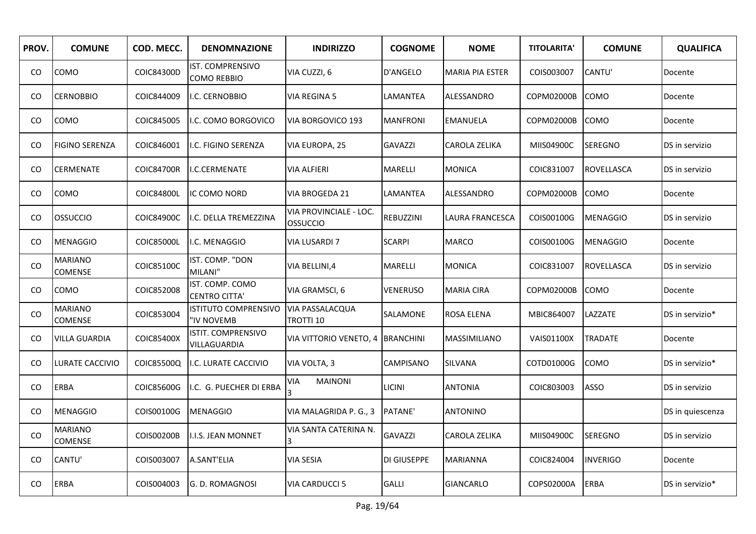| PROV. | COMUNE | COD. MECC. | DENOMNAZIONE | INDIRIZZO | COGNOME | NOME | TITOLARITA' | COMUNE | QUALIFICA |
|---|---|---|---|---|---|---|---|---|---|
| CO | COMO | COIC84300D | IST. COMPRENSIVO COMO REBBIO | VIA CUZZI, 6 | D'ANGELO | MARIA PIA ESTER | COIS003007 | CANTU' | Docente |
| CO | CERNOBBIO | COIC844009 | I.C. CERNOBBIO | VIA REGINA 5 | LAMANTEA | ALESSANDRO | COPM02000B | COMO | Docente |
| CO | COMO | COIC845005 | I.C. COMO BORGOVICO | VIA BORGOVICO 193 | MANFRONI | EMANUELA | COPM02000B | COMO | Docente |
| CO | FIGINO SERENZA | COIC846001 | I.C. FIGINO SERENZA | VIA EUROPA, 25 | GAVAZZI | CAROLA ZELIKA | MIIS04900C | SEREGNO | DS in servizio |
| CO | CERMENATE | COIC84700R | I.C.CERMENATE | VIA ALFIERI | MARELLI | MONICA | COIC831007 | ROVELLASCA | DS in servizio |
| CO | COMO | COIC84800L | IC COMO NORD | VIA BROGEDA 21 | LAMANTEA | ALESSANDRO | COPM02000B | COMO | Docente |
| CO | OSSUCCIO | COIC84900C | I.C. DELLA TREMEZZINA | VIA PROVINCIALE - LOC. OSSUCCIO | REBUZZINI | LAURA FRANCESCA | COIS00100G | MENAGGIO | DS in servizio |
| CO | MENAGGIO | COIC85000L | I.C. MENAGGIO | VIA LUSARDI 7 | SCARPI | MARCO | COIS00100G | MENAGGIO | Docente |
| CO | MARIANO COMENSE | COIC85100C | IST. COMP. "DON MILANI" | VIA BELLINI,4 | MARELLI | MONICA | COIC831007 | ROVELLASCA | DS in servizio |
| CO | COMO | COIC852008 | IST. COMP. COMO CENTRO CITTA' | VIA GRAMSCI, 6 | VENERUSO | MARIA CIRA | COPM02000B | COMO | Docente |
| CO | MARIANO COMENSE | COIC853004 | ISTITUTO COMPRENSIVO "IV NOVEMB | VIA PASSALACQUA TROTTI 10 | SALAMONE | ROSA ELENA | MBIC864007 | LAZZATE | DS in servizio* |
| CO | VILLA GUARDIA | COIC85400X | ISTIT. COMPRENSIVO VILLAGUARDIA | VIA VITTORIO VENETO, 4 | BRANCHINI | MASSIMILIANO | VAIS01100X | TRADATE | Docente |
| CO | LURATE CACCIVIO | COIC85500Q | I.C. LURATE CACCIVIO | VIA VOLTA, 3 | CAMPISANO | SILVANA | COTD01000G | COMO | DS in servizio* |
| CO | ERBA | COIC85600G | I.C. G. PUECHER DI ERBA | VIA MAINONI 3 | LICINI | ANTONIA | COIC803003 | ASSO | DS in servizio |
| CO | MENAGGIO | COIS00100G | MENAGGIO | VIA MALAGRIDA P. G., 3 | PATANE' | ANTONINO | | | DS in quiescenza |
| CO | MARIANO COMENSE | COIS00200B | I.I.S. JEAN MONNET | VIA SANTA CATERINA N. 3 | GAVAZZI | CAROLA ZELIKA | MIIS04900C | SEREGNO | DS in servizio |
| CO | CANTU' | COIS003007 | A.SANT'ELIA | VIA SESIA | DI GIUSEPPE | MARIANNA | COIC824004 | INVERIGO | Docente |
| CO | ERBA | COIS004003 | G. D. ROMAGNOSI | VIA CARDUCCI 5 | GALLI | GIANCARLO | COPS02000A | ERBA | DS in servizio* |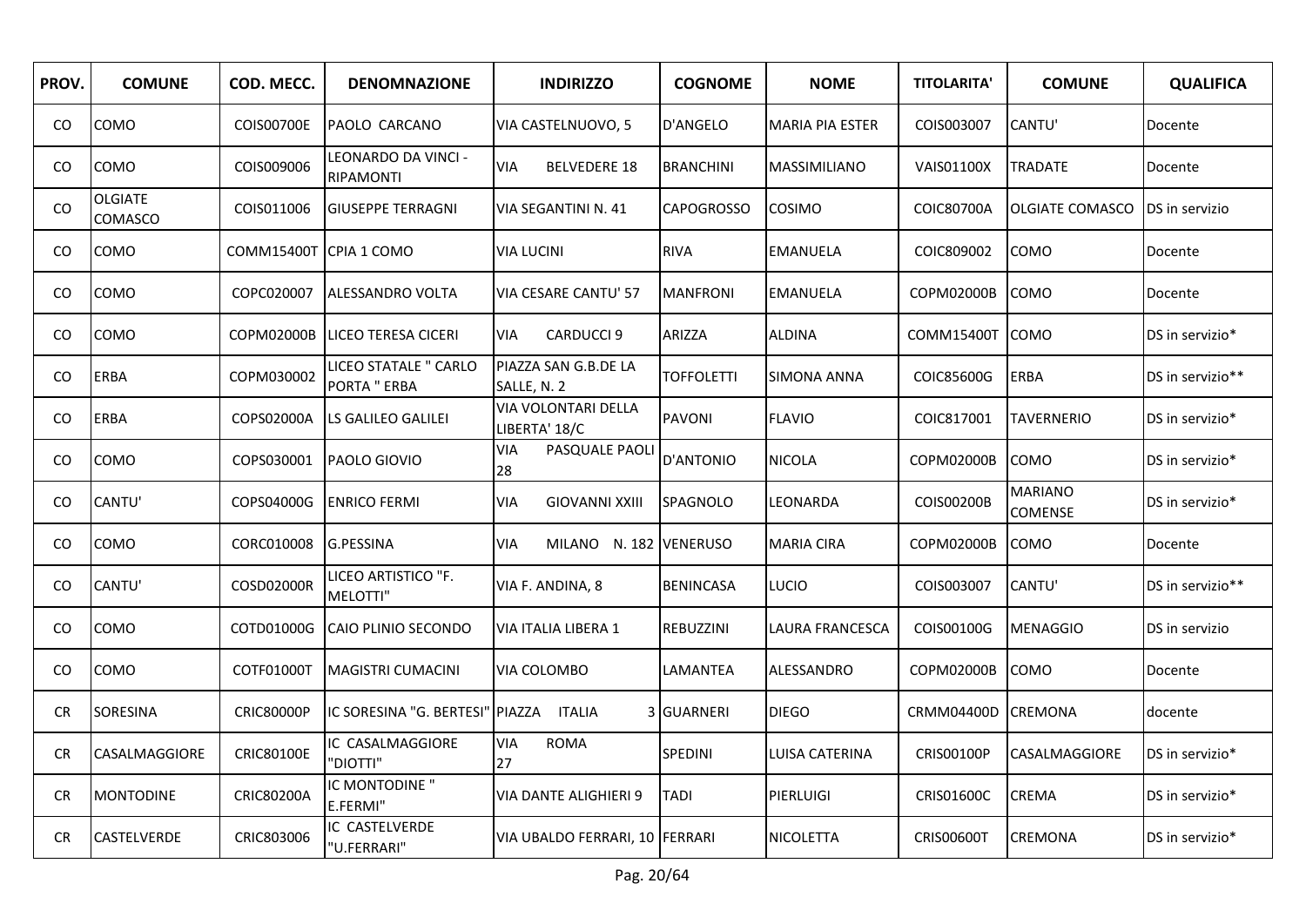| PROV. | COMUNE | COD. MECC. | DENOMNAZIONE | INDIRIZZO | COGNOME | NOME | TITOLARITA' | COMUNE | QUALIFICA |
|---|---|---|---|---|---|---|---|---|---|
| CO | COMO | COIS00700E | PAOLO CARCANO | VIA CASTELNUOVO, 5 | D'ANGELO | MARIA PIA ESTER | COIS003007 | CANTU' | Docente |
| CO | COMO | COIS009006 | LEONARDO DA VINCI - RIPAMONTI | VIA BELVEDERE 18 | BRANCHINI | MASSIMILIANO | VAIS01100X | TRADATE | Docente |
| CO | OLGIATE COMASCO | COIS011006 | GIUSEPPE TERRAGNI | VIA SEGANTINI N. 41 | CAPOGROSSO | COSIMO | COIC80700A | OLGIATE COMASCO | DS in servizio |
| CO | COMO | COMM15400T | CPIA 1 COMO | VIA LUCINI | RIVA | EMANUELA | COIC809002 | COMO | Docente |
| CO | COMO | COPC020007 | ALESSANDRO VOLTA | VIA CESARE CANTU' 57 | MANFRONI | EMANUELA | COPM02000B | COMO | Docente |
| CO | COMO | COPM02000B | LICEO TERESA CICERI | VIA CARDUCCI 9 | ARIZZA | ALDINA | COMM15400T | COMO | DS in servizio* |
| CO | ERBA | COPM030002 | LICEO STATALE " CARLO PORTA " ERBA | PIAZZA SAN G.B.DE LA SALLE, N. 2 | TOFFOLETTI | SIMONA ANNA | COIC85600G | ERBA | DS in servizio** |
| CO | ERBA | COPS02000A | LS GALILEO GALILEI | VIA VOLONTARI DELLA LIBERTA' 18/C | PAVONI | FLAVIO | COIC817001 | TAVERNERIO | DS in servizio* |
| CO | COMO | COPS030001 | PAOLO GIOVIO | VIA PASQUALE PAOLI 28 | D'ANTONIO | NICOLA | COPM02000B | COMO | DS in servizio* |
| CO | CANTU' | COPS04000G | ENRICO FERMI | VIA GIOVANNI XXIII | SPAGNOLO | LEONARDA | COIS00200B | MARIANO COMENSE | DS in servizio* |
| CO | COMO | CORC010008 | G.PESSINA | VIA MILANO N. 182 | VENERUSO | MARIA CIRA | COPM02000B | COMO | Docente |
| CO | CANTU' | COSD02000R | LICEO ARTISTICO "F. MELOTTI" | VIA F. ANDINA, 8 | BENINCASA | LUCIO | COIS003007 | CANTU' | DS in servizio** |
| CO | COMO | COTD01000G | CAIO PLINIO SECONDO | VIA ITALIA LIBERA 1 | REBUZZINI | LAURA FRANCESCA | COIS00100G | MENAGGIO | DS in servizio |
| CO | COMO | COTF01000T | MAGISTRI CUMACINI | VIA COLOMBO | LAMANTEA | ALESSANDRO | COPM02000B | COMO | Docente |
| CR | SORESINA | CRIC80000P | IC SORESINA "G. BERTESI" | PIAZZA ITALIA 3 | GUARNERI | DIEGO | CRMM04400D | CREMONA | docente |
| CR | CASALMAGGIORE | CRIC80100E | IC CASALMAGGIORE "DIOTTI" | VIA ROMA 27 | SPEDINI | LUISA CATERINA | CRIS00100P | CASALMAGGIORE | DS in servizio* |
| CR | MONTODINE | CRIC80200A | IC MONTODINE " E.FERMI" | VIA DANTE ALIGHIERI 9 | TADI | PIERLUIGI | CRIS01600C | CREMA | DS in servizio* |
| CR | CASTELVERDE | CRIC803006 | IC CASTELVERDE "U.FERRARI" | VIA UBALDO FERRARI, 10 | FERRARI | NICOLETTA | CRIS00600T | CREMONA | DS in servizio* |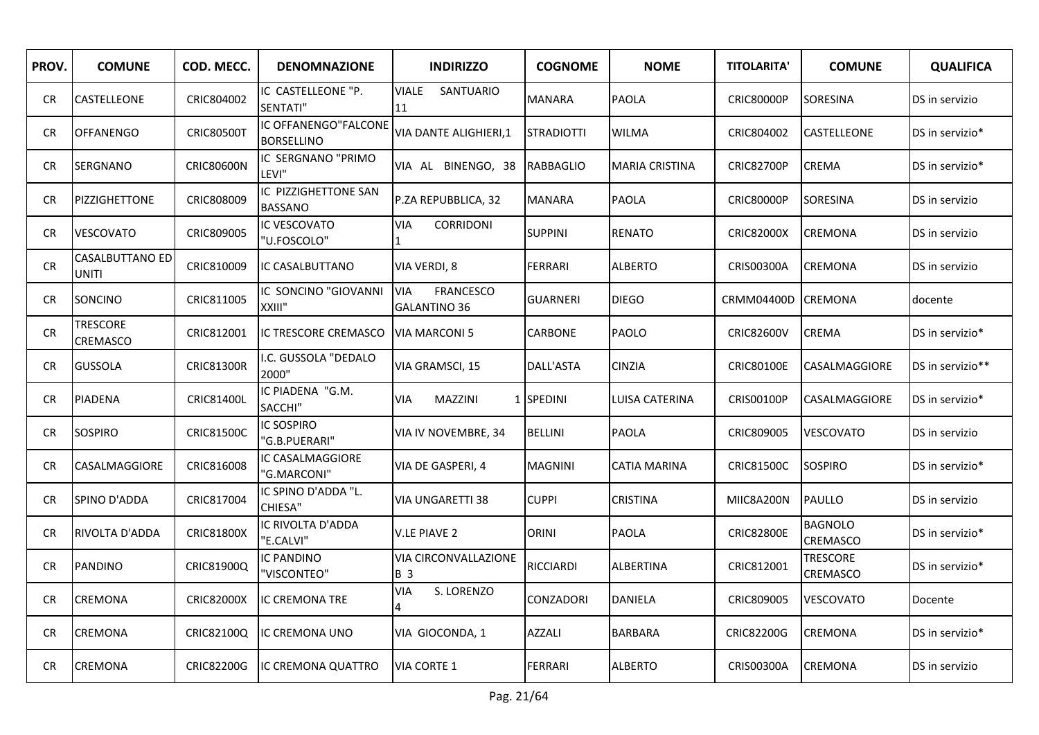| PROV. | COMUNE | COD. MECC. | DENOMNAZIONE | INDIRIZZO | COGNOME | NOME | TITOLARITA' | COMUNE | QUALIFICA |
|---|---|---|---|---|---|---|---|---|---|
| CR | CASTELLEONE | CRIC804002 | IC CASTELLEONE "P. SENTATI" | VIALE SANTUARIO 11 | MANARA | PAOLA | CRIC80000P | SORESINA | DS in servizio |
| CR | OFFANENGO | CRIC80500T | IC OFFANENGO"FALCONE BORSELLINO | VIA DANTE ALIGHIERI,1 | STRADIOTTI | WILMA | CRIC804002 | CASTELLEONE | DS in servizio* |
| CR | SERGNANO | CRIC80600N | IC SERGNANO "PRIMO LEVI" | VIA AL BINENGO, 38 | RABBAGLIO | MARIA CRISTINA | CRIC82700P | CREMA | DS in servizio* |
| CR | PIZZIGHETTONE | CRIC808009 | IC PIZZIGHETTONE SAN BASSANO | P.ZA REPUBBLICA, 32 | MANARA | PAOLA | CRIC80000P | SORESINA | DS in servizio |
| CR | VESCOVATO | CRIC809005 | IC VESCOVATO "U.FOSCOLO" | VIA CORRIDONI 1 | SUPPINI | RENATO | CRIC82000X | CREMONA | DS in servizio |
| CR | CASALBUTTANO ED UNITI | CRIC810009 | IC CASALBUTTANO | VIA VERDI, 8 | FERRARI | ALBERTO | CRIS00300A | CREMONA | DS in servizio |
| CR | SONCINO | CRIC811005 | IC SONCINO "GIOVANNI XXIII" | VIA FRANCESCO GALANTINO 36 | GUARNERI | DIEGO | CRMM04400D | CREMONA | docente |
| CR | TRESCORE CREMASCO | CRIC812001 | IC TRESCORE CREMASCO | VIA MARCONI 5 | CARBONE | PAOLO | CRIC82600V | CREMA | DS in servizio* |
| CR | GUSSOLA | CRIC81300R | I.C. GUSSOLA "DEDALO 2000" | VIA GRAMSCI, 15 | DALL'ASTA | CINZIA | CRIC80100E | CASALMAGGIORE | DS in servizio** |
| CR | PIADENA | CRIC81400L | IC PIADENA "G.M. SACCHI" | VIA MAZZINI 1 | SPEDINI | LUISA CATERINA | CRIS00100P | CASALMAGGIORE | DS in servizio* |
| CR | SOSPIRO | CRIC81500C | IC SOSPIRO "G.B.PUERARI" | VIA IV NOVEMBRE, 34 | BELLINI | PAOLA | CRIC809005 | VESCOVATO | DS in servizio |
| CR | CASALMAGGIORE | CRIC816008 | IC CASALMAGGIORE "G.MARCONI" | VIA DE GASPERI, 4 | MAGNINI | CATIA MARINA | CRIC81500C | SOSPIRO | DS in servizio* |
| CR | SPINO D'ADDA | CRIC817004 | IC SPINO D'ADDA "L. CHIESA" | VIA UNGARETTI 38 | CUPPI | CRISTINA | MIIC8A200N | PAULLO | DS in servizio |
| CR | RIVOLTA D'ADDA | CRIC81800X | IC RIVOLTA D'ADDA "E.CALVI" | V.LE PIAVE 2 | ORINI | PAOLA | CRIC82800E | BAGNOLO CREMASCO | DS in servizio* |
| CR | PANDINO | CRIC81900Q | IC PANDINO "VISCONTEO" | VIA CIRCONVALLAZIONE B 3 | RICCIARDI | ALBERTINA | CRIC812001 | TRESCORE CREMASCO | DS in servizio* |
| CR | CREMONA | CRIC82000X | IC CREMONA TRE | VIA S. LORENZO 4 | CONZADORI | DANIELA | CRIC809005 | VESCOVATO | Docente |
| CR | CREMONA | CRIC82100Q | IC CREMONA UNO | VIA GIOCONDA, 1 | AZZALI | BARBARA | CRIC82200G | CREMONA | DS in servizio* |
| CR | CREMONA | CRIC82200G | IC CREMONA QUATTRO | VIA CORTE 1 | FERRARI | ALBERTO | CRIS00300A | CREMONA | DS in servizio |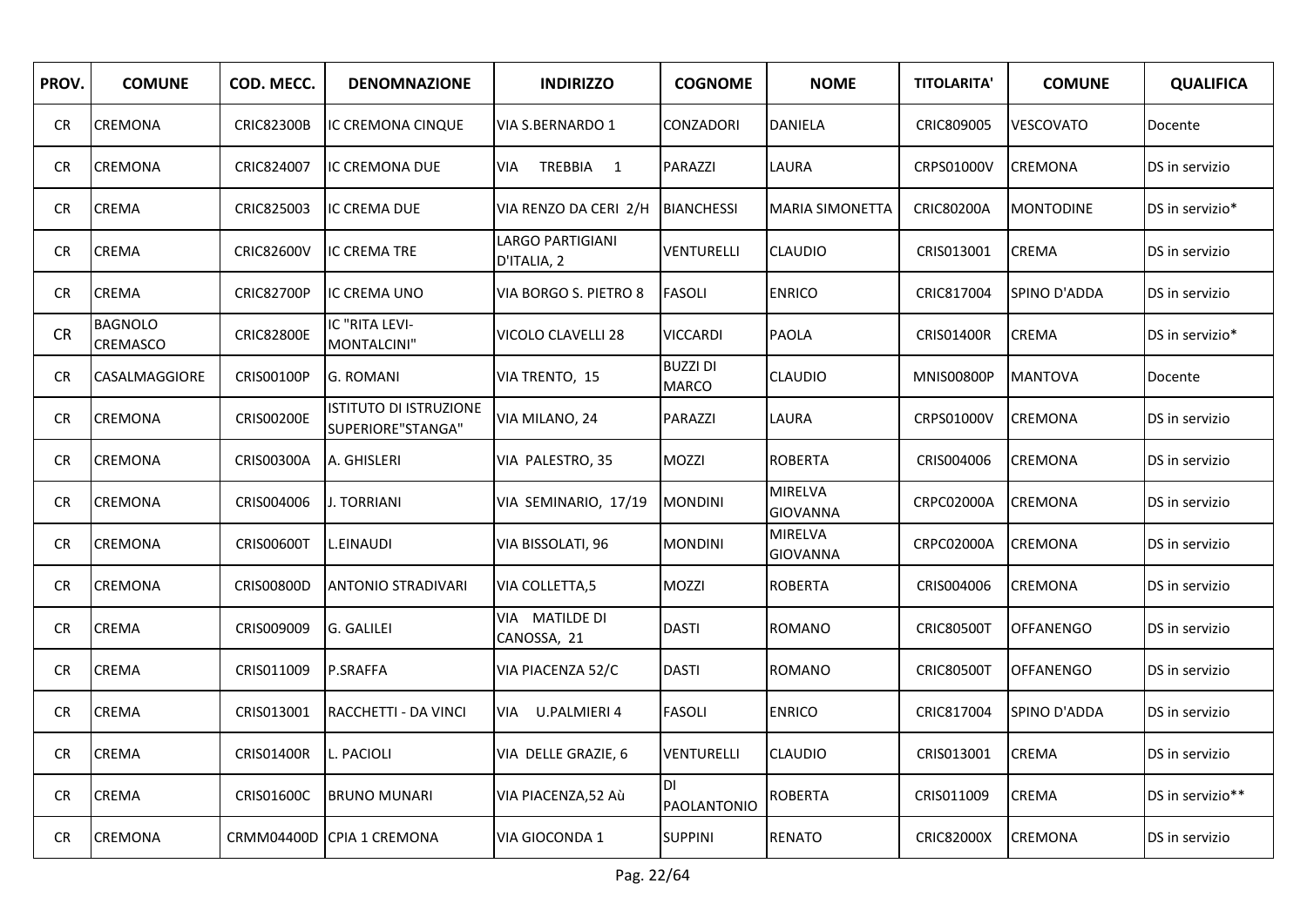| PROV. | COMUNE | COD. MECC. | DENOMNAZIONE | INDIRIZZO | COGNOME | NOME | TITOLARITA' | COMUNE | QUALIFICA |
|---|---|---|---|---|---|---|---|---|---|
| CR | CREMONA | CRIC82300B | IC CREMONA CINQUE | VIA S.BERNARDO 1 | CONZADORI | DANIELA | CRIC809005 | VESCOVATO | Docente |
| CR | CREMONA | CRIC824007 | IC CREMONA DUE | VIA TREBBIA 1 | PARAZZI | LAURA | CRPS01000V | CREMONA | DS in servizio |
| CR | CREMA | CRIC825003 | IC CREMA DUE | VIA RENZO DA CERI 2/H | BIANCHESSI | MARIA SIMONETTA | CRIC80200A | MONTODINE | DS in servizio* |
| CR | CREMA | CRIC82600V | IC CREMA TRE | LARGO PARTIGIANI D'ITALIA, 2 | VENTURELLI | CLAUDIO | CRIS013001 | CREMA | DS in servizio |
| CR | CREMA | CRIC82700P | IC CREMA UNO | VIA BORGO S. PIETRO 8 | FASOLI | ENRICO | CRIC817004 | SPINO D'ADDA | DS in servizio |
| CR | BAGNOLO CREMASCO | CRIC82800E | IC "RITA LEVI-MONTALCINI" | VICOLO CLAVELLI 28 | VICCARDI | PAOLA | CRIS01400R | CREMA | DS in servizio* |
| CR | CASALMAGGIORE | CRIS00100P | G. ROMANI | VIA TRENTO, 15 | BUZZI DI MARCO | CLAUDIO | MNIS00800P | MANTOVA | Docente |
| CR | CREMONA | CRIS00200E | ISTITUTO DI ISTRUZIONE SUPERIORE"STANGA" | VIA MILANO, 24 | PARAZZI | LAURA | CRPS01000V | CREMONA | DS in servizio |
| CR | CREMONA | CRIS00300A | A. GHISLERI | VIA PALESTRO, 35 | MOZZI | ROBERTA | CRIS004006 | CREMONA | DS in servizio |
| CR | CREMONA | CRIS004006 | J. TORRIANI | VIA SEMINARIO, 17/19 | MONDINI | MIRELVA GIOVANNA | CRPC02000A | CREMONA | DS in servizio |
| CR | CREMONA | CRIS00600T | L.EINAUDI | VIA BISSOLATI, 96 | MONDINI | MIRELVA GIOVANNA | CRPC02000A | CREMONA | DS in servizio |
| CR | CREMONA | CRIS00800D | ANTONIO STRADIVARI | VIA COLLETTA,5 | MOZZI | ROBERTA | CRIS004006 | CREMONA | DS in servizio |
| CR | CREMA | CRIS009009 | G. GALILEI | VIA MATILDE DI CANOSSA, 21 | DASTI | ROMANO | CRIC80500T | OFFANENGO | DS in servizio |
| CR | CREMA | CRIS011009 | P.SRAFFA | VIA PIACENZA 52/C | DASTI | ROMANO | CRIC80500T | OFFANENGO | DS in servizio |
| CR | CREMA | CRIS013001 | RACCHETTI - DA VINCI | VIA U.PALMIERI 4 | FASOLI | ENRICO | CRIC817004 | SPINO D'ADDA | DS in servizio |
| CR | CREMA | CRIS01400R | L. PACIOLI | VIA DELLE GRAZIE, 6 | VENTURELLI | CLAUDIO | CRIS013001 | CREMA | DS in servizio |
| CR | CREMA | CRIS01600C | BRUNO MUNARI | VIA PIACENZA,52 Aù | DI PAOLANTONIO | ROBERTA | CRIS011009 | CREMA | DS in servizio** |
| CR | CREMONA | CRMM04400D | CPIA 1 CREMONA | VIA GIOCONDA 1 | SUPPINI | RENATO | CRIC82000X | CREMONA | DS in servizio |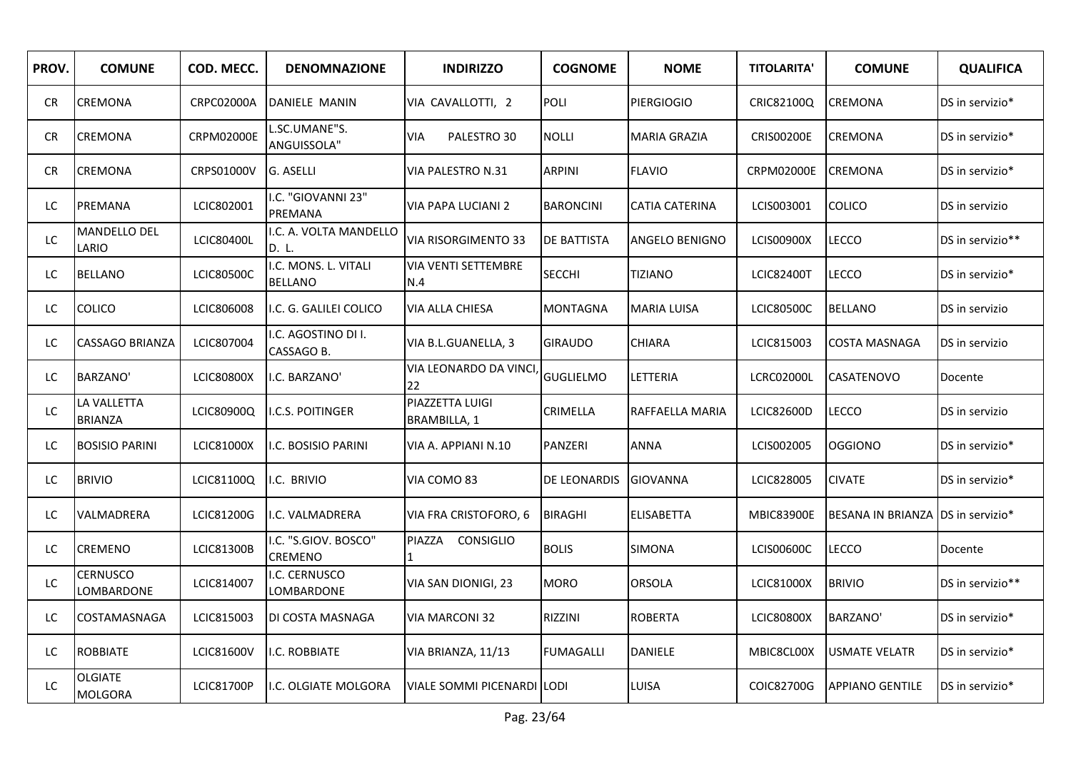| PROV. | COMUNE | COD. MECC. | DENOMNAZIONE | INDIRIZZO | COGNOME | NOME | TITOLARITA' | COMUNE | QUALIFICA |
|---|---|---|---|---|---|---|---|---|---|
| CR | CREMONA | CRPC02000A | DANIELE MANIN | VIA CAVALLOTTI, 2 | POLI | PIERGIOGIO | CRIC82100Q | CREMONA | DS in servizio* |
| CR | CREMONA | CRPM02000E | L.SC.UMANE"S. ANGUISSOLA" | VIA PALESTRO 30 | NOLLI | MARIA GRAZIA | CRIS00200E | CREMONA | DS in servizio* |
| CR | CREMONA | CRPS01000V | G. ASELLI | VIA PALESTRO N.31 | ARPINI | FLAVIO | CRPM02000E | CREMONA | DS in servizio* |
| LC | PREMANA | LCIC802001 | I.C. "GIOVANNI 23" PREMANA | VIA PAPA LUCIANI 2 | BARONCINI | CATIA CATERINA | LCIS003001 | COLICO | DS in servizio |
| LC | MANDELLO DEL LARIO | LCIC80400L | I.C. A. VOLTA MANDELLO D. L. | VIA RISORGIMENTO 33 | DE BATTISTA | ANGELO BENIGNO | LCIS00900X | LECCO | DS in servizio** |
| LC | BELLANO | LCIC80500C | I.C. MONS. L. VITALI BELLANO | VIA VENTI SETTEMBRE N.4 | SECCHI | TIZIANO | LCIC82400T | LECCO | DS in servizio* |
| LC | COLICO | LCIC806008 | I.C. G. GALILEI COLICO | VIA ALLA CHIESA | MONTAGNA | MARIA LUISA | LCIC80500C | BELLANO | DS in servizio |
| LC | CASSAGO BRIANZA | LCIC807004 | I.C. AGOSTINO DI I. CASSAGO B. | VIA B.L.GUANELLA, 3 | GIRAUDO | CHIARA | LCIC815003 | COSTA MASNAGA | DS in servizio |
| LC | BARZANO' | LCIC80800X | I.C. BARZANO' | VIA LEONARDO DA VINCI, 22 | GUGLIELMO | LETTERIA | LCRC02000L | CASATENOVO | Docente |
| LC | LA VALLETTA BRIANZA | LCIC80900Q | I.C.S. POITINGER | PIAZZETTA LUIGI BRAMBILLA, 1 | CRIMELLA | RAFFAELLA MARIA | LCIC82600D | LECCO | DS in servizio |
| LC | BOSISIO PARINI | LCIC81000X | I.C. BOSISIO PARINI | VIA A. APPIANI N.10 | PANZERI | ANNA | LCIS002005 | OGGIONO | DS in servizio* |
| LC | BRIVIO | LCIC81100Q | I.C. BRIVIO | VIA COMO 83 | DE LEONARDIS | GIOVANNA | LCIC828005 | CIVATE | DS in servizio* |
| LC | VALMADRERA | LCIC81200G | I.C. VALMADRERA | VIA FRA CRISTOFORO, 6 | BIRAGHI | ELISABETTA | MBIC83900E | BESANA IN BRIANZA | DS in servizio* |
| LC | CREMENO | LCIC81300B | I.C. "S.GIOV. BOSCO" CREMENO | PIAZZA CONSIGLIO 1 | BOLIS | SIMONA | LCIS00600C | LECCO | Docente |
| LC | CERNUSCO LOMBARDONE | LCIC814007 | I.C. CERNUSCO LOMBARDONE | VIA SAN DIONIGI, 23 | MORO | ORSOLA | LCIC81000X | BRIVIO | DS in servizio** |
| LC | COSTAMASNAGA | LCIC815003 | DI COSTA MASNAGA | VIA MARCONI 32 | RIZZINI | ROBERTA | LCIC80800X | BARZANO' | DS in servizio* |
| LC | ROBBIATE | LCIC81600V | I.C. ROBBIATE | VIA BRIANZA, 11/13 | FUMAGALLI | DANIELE | MBIC8CL00X | USMATE VELATR | DS in servizio* |
| LC | OLGIATE MOLGORA | LCIC81700P | I.C. OLGIATE MOLGORA | VIALE SOMMI PICENARDI | LODI | LUISA | COIC82700G | APPIANO GENTILE | DS in servizio* |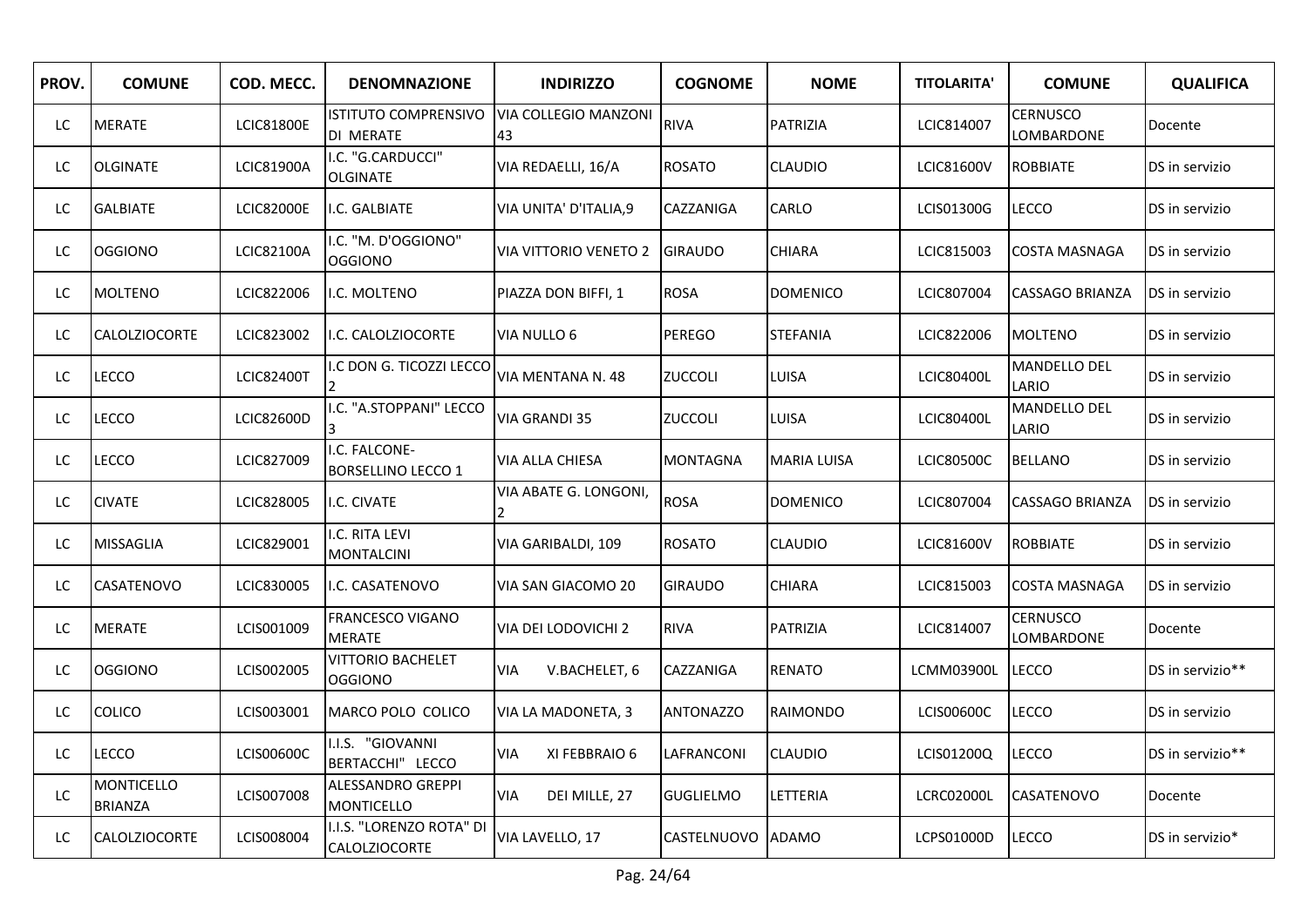| PROV. | COMUNE | COD. MECC. | DENOMNAZIONE | INDIRIZZO | COGNOME | NOME | TITOLARITA' | COMUNE | QUALIFICA |
|---|---|---|---|---|---|---|---|---|---|
| LC | MERATE | LCIC81800E | ISTITUTO COMPRENSIVO DI MERATE | VIA COLLEGIO MANZONI 43 | RIVA | PATRIZIA | LCIC814007 | CERNUSCO LOMBARDONE | Docente |
| LC | OLGINATE | LCIC81900A | I.C. "G.CARDUCCI" OLGINATE | VIA REDAELLI, 16/A | ROSATO | CLAUDIO | LCIC81600V | ROBBIATE | DS in servizio |
| LC | GALBIATE | LCIC82000E | I.C. GALBIATE | VIA UNITA' D'ITALIA,9 | CAZZANIGA | CARLO | LCIS01300G | LECCO | DS in servizio |
| LC | OGGIONO | LCIC82100A | I.C. "M. D'OGGIONO" OGGIONO | VIA VITTORIO VENETO 2 | GIRAUDO | CHIARA | LCIC815003 | COSTA MASNAGA | DS in servizio |
| LC | MOLTENO | LCIC822006 | I.C. MOLTENO | PIAZZA DON BIFFI, 1 | ROSA | DOMENICO | LCIC807004 | CASSAGO BRIANZA | DS in servizio |
| LC | CALOLZIOCORTE | LCIC823002 | I.C. CALOLZIOCORTE | VIA NULLO 6 | PEREGO | STEFANIA | LCIC822006 | MOLTENO | DS in servizio |
| LC | LECCO | LCIC82400T | I.C DON G. TICOZZI LECCO 2 | VIA MENTANA N. 48 | ZUCCOLI | LUISA | LCIC80400L | MANDELLO DEL LARIO | DS in servizio |
| LC | LECCO | LCIC82600D | I.C. "A.STOPPANI" LECCO 3 | VIA GRANDI 35 | ZUCCOLI | LUISA | LCIC80400L | MANDELLO DEL LARIO | DS in servizio |
| LC | LECCO | LCIC827009 | I.C. FALCONE-BORSELLINO LECCO 1 | VIA ALLA CHIESA | MONTAGNA | MARIA LUISA | LCIC80500C | BELLANO | DS in servizio |
| LC | CIVATE | LCIC828005 | I.C. CIVATE | VIA ABATE G. LONGONI, 2 | ROSA | DOMENICO | LCIC807004 | CASSAGO BRIANZA | DS in servizio |
| LC | MISSAGLIA | LCIC829001 | I.C. RITA LEVI MONTALCINI | VIA GARIBALDI, 109 | ROSATO | CLAUDIO | LCIC81600V | ROBBIATE | DS in servizio |
| LC | CASATENOVO | LCIC830005 | I.C. CASATENOVO | VIA SAN GIACOMO 20 | GIRAUDO | CHIARA | LCIC815003 | COSTA MASNAGA | DS in servizio |
| LC | MERATE | LCIS001009 | FRANCESCO VIGANO MERATE | VIA DEI LODOVICHI 2 | RIVA | PATRIZIA | LCIC814007 | CERNUSCO LOMBARDONE | Docente |
| LC | OGGIONO | LCIS002005 | VITTORIO BACHELET OGGIONO | VIA V.BACHELET, 6 | CAZZANIGA | RENATO | LCMM03900L | LECCO | DS in servizio** |
| LC | COLICO | LCIS003001 | MARCO POLO COLICO | VIA LA MADONETA, 3 | ANTONAZZO | RAIMONDO | LCIS00600C | LECCO | DS in servizio |
| LC | LECCO | LCIS00600C | I.I.S. "GIOVANNI BERTACCHI" LECCO | VIA XI FEBBRAIO 6 | LAFRANCONI | CLAUDIO | LCIS01200Q | LECCO | DS in servizio** |
| LC | MONTICELLO BRIANZA | LCIS007008 | ALESSANDRO GREPPI MONTICELLO | VIA DEI MILLE, 27 | GUGLIELMO | LETTERIA | LCRC02000L | CASATENOVO | Docente |
| LC | CALOLZIOCORTE | LCIS008004 | I.I.S. "LORENZO ROTA" DI CALOLZIOCORTE | VIA LAVELLO, 17 | CASTELNUOVO | ADAMO | LCPS01000D | LECCO | DS in servizio* |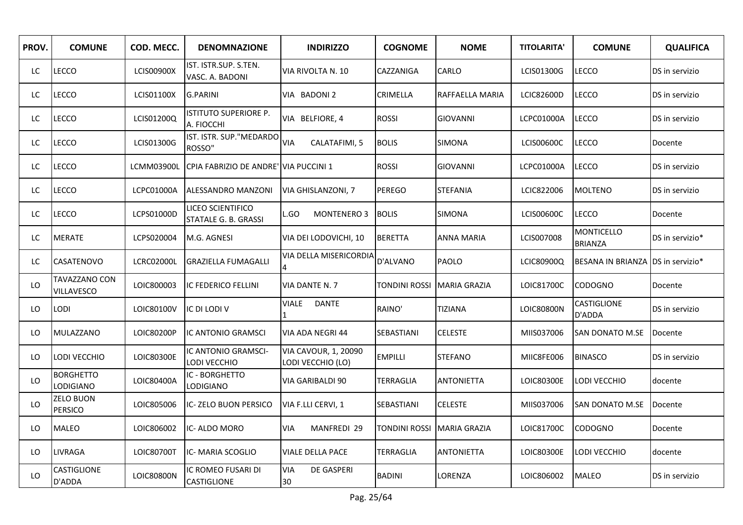| PROV. | COMUNE | COD. MECC. | DENOMNAZIONE | INDIRIZZO | COGNOME | NOME | TITOLARITA' | COMUNE | QUALIFICA |
|---|---|---|---|---|---|---|---|---|---|
| LC | LECCO | LCIS00900X | IST. ISTR.SUP. S.TEN. VASC. A. BADONI | VIA RIVOLTA N. 10 | CAZZANIGA | CARLO | LCIS01300G | LECCO | DS in servizio |
| LC | LECCO | LCIS01100X | G.PARINI | VIA BADONI 2 | CRIMELLA | RAFFAELLA MARIA | LCIC82600D | LECCO | DS in servizio |
| LC | LECCO | LCIS01200Q | ISTITUTO SUPERIORE P. A. FIOCCHI | VIA BELFIORE, 4 | ROSSI | GIOVANNI | LCPC01000A | LECCO | DS in servizio |
| LC | LECCO | LCIS01300G | IST. ISTR. SUP."MEDARDO ROSSO" | VIA CALATAFIMI, 5 | BOLIS | SIMONA | LCIS00600C | LECCO | Docente |
| LC | LECCO | LCMM03900L | CPIA FABRIZIO DE ANDRE' | VIA PUCCINI 1 | ROSSI | GIOVANNI | LCPC01000A | LECCO | DS in servizio |
| LC | LECCO | LCPC01000A | ALESSANDRO MANZONI | VIA GHISLANZONI, 7 | PEREGO | STEFANIA | LCIC822006 | MOLTENO | DS in servizio |
| LC | LECCO | LCPS01000D | LICEO SCIENTIFICO STATALE G. B. GRASSI | L.GO MONTENERO 3 | BOLIS | SIMONA | LCIS00600C | LECCO | Docente |
| LC | MERATE | LCPS020004 | M.G. AGNESI | VIA DEI LODOVICHI, 10 | BERETTA | ANNA MARIA | LCIS007008 | MONTICELLO BRIANZA | DS in servizio* |
| LC | CASATENOVO | LCRC02000L | GRAZIELLA FUMAGALLI | VIA DELLA MISERICORDIA 4 | D'ALVANO | PAOLO | LCIC80900Q | BESANA IN BRIANZA | DS in servizio* |
| LO | TAVAZZANO CON VILLAVESCO | LOIC800003 | IC FEDERICO FELLINI | VIA DANTE N. 7 | TONDINI ROSSI | MARIA GRAZIA | LOIC81700C | CODOGNO | Docente |
| LO | LODI | LOIC80100V | IC DI LODI V | VIALE DANTE 1 | RAINO' | TIZIANA | LOIC80800N | CASTIGLIONE D'ADDA | DS in servizio |
| LO | MULAZZANO | LOIC80200P | IC ANTONIO GRAMSCI | VIA ADA NEGRI 44 | SEBASTIANI | CELESTE | MIIS037006 | SAN DONATO M.SE | Docente |
| LO | LODI VECCHIO | LOIC80300E | IC ANTONIO GRAMSCI-LODI VECCHIO | VIA CAVOUR, 1, 20090 LODI VECCHIO (LO) | EMPILLI | STEFANO | MIIC8FE006 | BINASCO | DS in servizio |
| LO | BORGHETTO LODIGIANO | LOIC80400A | IC - BORGHETTO LODIGIANO | VIA GARIBALDI 90 | TERRAGLIA | ANTONIETTA | LOIC80300E | LODI VECCHIO | docente |
| LO | ZELO BUON PERSICO | LOIC805006 | IC- ZELO BUON PERSICO | VIA F.LLI CERVI, 1 | SEBASTIANI | CELESTE | MIIS037006 | SAN DONATO M.SE | Docente |
| LO | MALEO | LOIC806002 | IC- ALDO MORO | VIA MANFREDI 29 | TONDINI ROSSI | MARIA GRAZIA | LOIC81700C | CODOGNO | Docente |
| LO | LIVRAGA | LOIC80700T | IC- MARIA SCOGLIO | VIALE DELLA PACE | TERRAGLIA | ANTONIETTA | LOIC80300E | LODI VECCHIO | docente |
| LO | CASTIGLIONE D'ADDA | LOIC80800N | IC ROMEO FUSARI DI CASTIGLIONE | VIA DE GASPERI 30 | BADINI | LORENZA | LOIC806002 | MALEO | DS in servizio |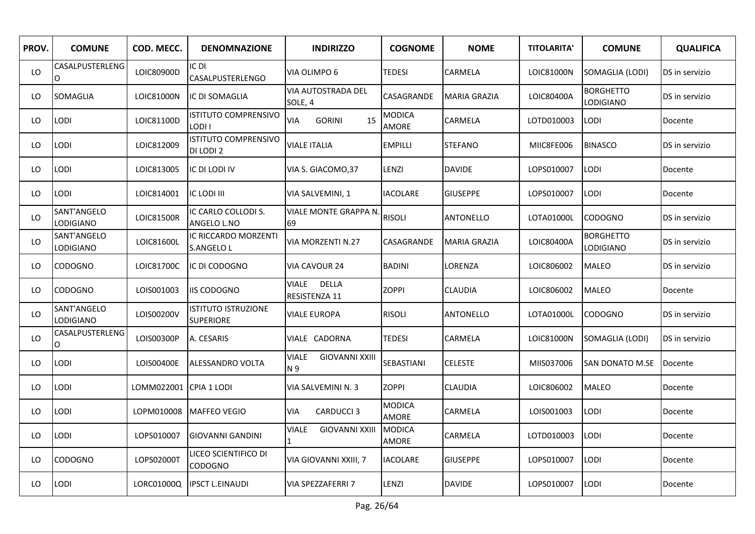| PROV. | COMUNE | COD. MECC. | DENOMNAZIONE | INDIRIZZO | COGNOME | NOME | TITOLARITA' | COMUNE | QUALIFICA |
|---|---|---|---|---|---|---|---|---|---|
| LO | CASALPUSTERLENGO | LOIC80900D | IC DI CASALPUSTERLENGO | VIA OLIMPO 6 | TEDESI | CARMELA | LOIC81000N | SOMAGLIA (LODI) | DS in servizio |
| LO | SOMAGLIA | LOIC81000N | IC DI SOMAGLIA | VIA AUTOSTRADA DEL SOLE, 4 | CASAGRANDE | MARIA GRAZIA | LOIC80400A | BORGHETTO LODIGIANO | DS in servizio |
| LO | LODI | LOIC81100D | ISTITUTO COMPRENSIVO LODI I | VIA GORINI 15 | MODICA AMORE | CARMELA | LOTD010003 | LODI | Docente |
| LO | LODI | LOIC812009 | ISTITUTO COMPRENSIVO DI LODI 2 | VIALE ITALIA | EMPILLI | STEFANO | MIIC8FE006 | BINASCO | DS in servizio |
| LO | LODI | LOIC813005 | IC DI LODI IV | VIA S. GIACOMO,37 | LENZI | DAVIDE | LOPS010007 | LODI | Docente |
| LO | LODI | LOIC814001 | IC LODI III | VIA SALVEMINI, 1 | IACOLARE | GIUSEPPE | LOPS010007 | LODI | Docente |
| LO | SANT'ANGELO LODIGIANO | LOIC81500R | IC CARLO COLLODI S. ANGELO L.NO | VIALE MONTE GRAPPA N. 69 | RISOLI | ANTONELLO | LOTA01000L | CODOGNO | DS in servizio |
| LO | SANT'ANGELO LODIGIANO | LOIC81600L | IC RICCARDO MORZENTI S.ANGELO L | VIA MORZENTI N.27 | CASAGRANDE | MARIA GRAZIA | LOIC80400A | BORGHETTO LODIGIANO | DS in servizio |
| LO | CODOGNO | LOIC81700C | IC DI CODOGNO | VIA CAVOUR 24 | BADINI | LORENZA | LOIC806002 | MALEO | DS in servizio |
| LO | CODOGNO | LOIS001003 | IIS CODOGNO | VIALE DELLA RESISTENZA 11 | ZOPPI | CLAUDIA | LOIC806002 | MALEO | Docente |
| LO | SANT'ANGELO LODIGIANO | LOIS00200V | ISTITUTO ISTRUZIONE SUPERIORE | VIALE EUROPA | RISOLI | ANTONELLO | LOTA01000L | CODOGNO | DS in servizio |
| LO | CASALPUSTERLENGO | LOIS00300P | A. CESARIS | VIALE CADORNA | TEDESI | CARMELA | LOIC81000N | SOMAGLIA (LODI) | DS in servizio |
| LO | LODI | LOIS00400E | ALESSANDRO VOLTA | VIALE GIOVANNI XXIII N 9 | SEBASTIANI | CELESTE | MIIS037006 | SAN DONATO M.SE | Docente |
| LO | LODI | LOMM022001 | CPIA 1 LODI | VIA SALVEMINI N. 3 | ZOPPI | CLAUDIA | LOIC806002 | MALEO | Docente |
| LO | LODI | LOPM010008 | MAFFEO VEGIO | VIA CARDUCCI 3 | MODICA AMORE | CARMELA | LOIS001003 | LODI | Docente |
| LO | LODI | LOPS010007 | GIOVANNI GANDINI | VIALE GIOVANNI XXIII 1 | MODICA AMORE | CARMELA | LOTD010003 | LODI | Docente |
| LO | CODOGNO | LOPS02000T | LICEO SCIENTIFICO DI CODOGNO | VIA GIOVANNI XXIII, 7 | IACOLARE | GIUSEPPE | LOPS010007 | LODI | Docente |
| LO | LODI | LORC01000Q | IPSCT L.EINAUDI | VIA SPEZZAFERRI 7 | LENZI | DAVIDE | LOPS010007 | LODI | Docente |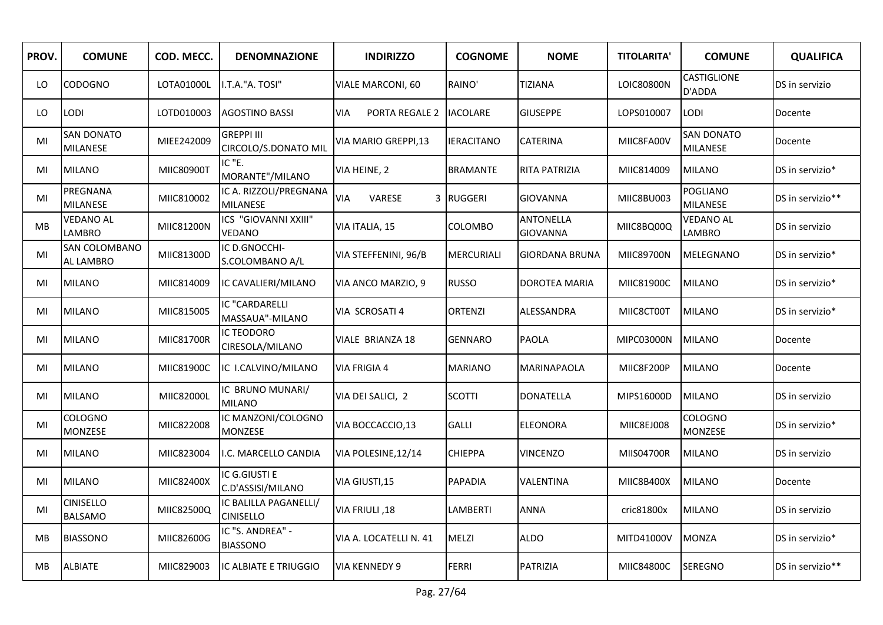| PROV. | COMUNE | COD. MECC. | DENOMNAZIONE | INDIRIZZO | COGNOME | NOME | TITOLARITA' | COMUNE | QUALIFICA |
|---|---|---|---|---|---|---|---|---|---|
| LO | CODOGNO | LOTA01000L | I.T.A."A. TOSI" | VIALE MARCONI, 60 | RAINO' | TIZIANA | LOIC80800N | CASTIGLIONE D'ADDA | DS in servizio |
| LO | LODI | LOTD010003 | AGOSTINO BASSI | VIA PORTA REGALE 2 | IACOLARE | GIUSEPPE | LOPS010007 | LODI | Docente |
| MI | SAN DONATO MILANESE | MIEE242009 | GREPPI III CIRCOLO/S.DONATO MIL | VIA MARIO GREPPI,13 | IERACITANO | CATERINA | MIIC8FA00V | SAN DONATO MILANESE | Docente |
| MI | MILANO | MIIC80900T | IC "E. MORANTE"/MILANO | VIA HEINE, 2 | BRAMANTE | RITA PATRIZIA | MIIC814009 | MILANO | DS in servizio* |
| MI | PREGNANA MILANESE | MIIC810002 | IC A. RIZZOLI/PREGNANA MILANESE | VIA VARESE 3 | RUGGERI | GIOVANNA | MIIC8BU003 | POGLIANO MILANESE | DS in servizio** |
| MB | VEDANO AL LAMBRO | MIIC81200N | ICS "GIOVANNI XXIII" VEDANO | VIA ITALIA, 15 | COLOMBO | ANTONELLA GIOVANNA | MIIC8BQ00Q | VEDANO AL LAMBRO | DS in servizio |
| MI | SAN COLOMBANO AL LAMBRO | MIIC81300D | IC D.GNOCCHI-S.COLOMBANO A/L | VIA STEFFENINI, 96/B | MERCURIALI | GIORDANA BRUNA | MIIC89700N | MELEGNANO | DS in servizio* |
| MI | MILANO | MIIC814009 | IC CAVALIERI/MILANO | VIA ANCO MARZIO, 9 | RUSSO | DOROTEA MARIA | MIIC81900C | MILANO | DS in servizio* |
| MI | MILANO | MIIC815005 | IC "CARDARELLI MASSAUA"-MILANO | VIA SCROSATI 4 | ORTENZI | ALESSANDRA | MIIC8CT00T | MILANO | DS in servizio* |
| MI | MILANO | MIIC81700R | IC TEODORO CIRESOLA/MILANO | VIALE BRIANZA 18 | GENNARO | PAOLA | MIPC03000N | MILANO | Docente |
| MI | MILANO | MIIC81900C | IC I.CALVINO/MILANO | VIA FRIGIA 4 | MARIANO | MARINAPAOLA | MIIC8F200P | MILANO | Docente |
| MI | MILANO | MIIC82000L | IC BRUNO MUNARI/ MILANO | VIA DEI SALICI, 2 | SCOTTI | DONATELLA | MIPS16000D | MILANO | DS in servizio |
| MI | COLOGNO MONZESE | MIIC822008 | IC MANZONI/COLOGNO MONZESE | VIA BOCCACCIO,13 | GALLI | ELEONORA | MIIC8EJ008 | COLOGNO MONZESE | DS in servizio* |
| MI | MILANO | MIIC823004 | I.C. MARCELLO CANDIA | VIA POLESINE,12/14 | CHIEPPA | VINCENZO | MIIS04700R | MILANO | DS in servizio |
| MI | MILANO | MIIC82400X | IC G.GIUSTI E C.D'ASSISI/MILANO | VIA GIUSTI,15 | PAPADIA | VALENTINA | MIIC8B400X | MILANO | Docente |
| MI | CINISELLO BALSAMO | MIIC82500Q | IC BALILLA PAGANELLI/ CINISELLO | VIA FRIULI ,18 | LAMBERTI | ANNA | cric81800x | MILANO | DS in servizio |
| MB | BIASSONO | MIIC82600G | IC "S. ANDREA" - BIASSONO | VIA A. LOCATELLI N. 41 | MELZI | ALDO | MITD41000V | MONZA | DS in servizio* |
| MB | ALBIATE | MIIC829003 | IC ALBIATE E TRIUGGIO | VIA KENNEDY 9 | FERRI | PATRIZIA | MIIC84800C | SEREGNO | DS in servizio** |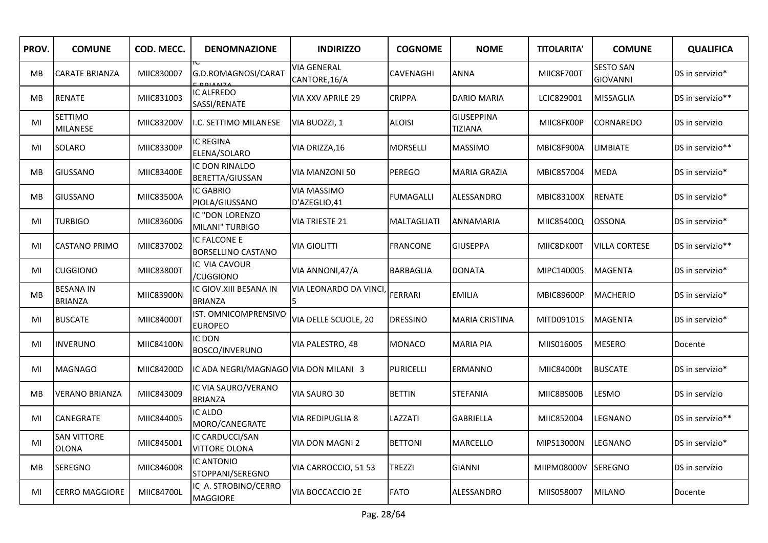| PROV. | COMUNE | COD. MECC. | DENOMNAZIONE | INDIRIZZO | COGNOME | NOME | TITOLARITA' | COMUNE | QUALIFICA |
|---|---|---|---|---|---|---|---|---|---|
| MB | CARATE BRIANZA | MIIC830007 | IC G.D.ROMAGNOSI/CARATE BRIANZA | VIA GENERAL CANTORE,16/A | CAVENAGHI | ANNA | MIIC8F700T | SESTO SAN GIOVANNI | DS in servizio* |
| MB | RENATE | MIIC831003 | IC ALFREDO SASSI/RENATE | VIA XXV APRILE 29 | CRIPPA | DARIO MARIA | LCIC829001 | MISSAGLIA | DS in servizio** |
| MI | SETTIMO MILANESE | MIIC83200V | I.C. SETTIMO MILANESE | VIA BUOZZI, 1 | ALOISI | GIUSEPPINA TIZIANA | MIIC8FK00P | CORNAREDO | DS in servizio |
| MI | SOLARO | MIIC83300P | IC REGINA ELENA/SOLARO | VIA DRIZZA,16 | MORSELLI | MASSIMO | MBIC8F900A | LIMBIATE | DS in servizio** |
| MB | GIUSSANO | MIIC83400E | IC DON RINALDO BERETTA/GIUSSAN | VIA MANZONI 50 | PEREGO | MARIA GRAZIA | MBIC857004 | MEDA | DS in servizio* |
| MB | GIUSSANO | MIIC83500A | IC GABRIO PIOLA/GIUSSANO | VIA MASSIMO D'AZEGLIO,41 | FUMAGALLI | ALESSANDRO | MBIC83100X | RENATE | DS in servizio* |
| MI | TURBIGO | MIIC836006 | IC "DON LORENZO MILANI" TURBIGO | VIA TRIESTE 21 | MALTAGLIATI | ANNAMARIA | MIIC85400Q | OSSONA | DS in servizio* |
| MI | CASTANO PRIMO | MIIC837002 | IC FALCONE E BORSELLINO CASTANO | VIA GIOLITTI | FRANCONE | GIUSEPPA | MIIC8DK00T | VILLA CORTESE | DS in servizio** |
| MI | CUGGIONO | MIIC83800T | IC VIA CAVOUR /CUGGIONO | VIA ANNONI,47/A | BARBAGLIA | DONATA | MIPC140005 | MAGENTA | DS in servizio* |
| MB | BESANA IN BRIANZA | MIIC83900N | IC GIOV.XIII BESANA IN BRIANZA | VIA LEONARDO DA VINCI, 5 | FERRARI | EMILIA | MBIC89600P | MACHERIO | DS in servizio* |
| MI | BUSCATE | MIIC84000T | IST. OMNICOMPRENSIVO EUROPEO | VIA DELLE SCUOLE, 20 | DRESSINO | MARIA CRISTINA | MITD091015 | MAGENTA | DS in servizio* |
| MI | INVERUNO | MIIC84100N | IC DON BOSCO/INVERUNO | VIA PALESTRO, 48 | MONACO | MARIA PIA | MIIS016005 | MESERO | Docente |
| MI | MAGNAGO | MIIC84200D | IC ADA NEGRI/MAGNAGO | VIA DON MILANI 3 | PURICELLI | ERMANNO | MIIC84000t | BUSCATE | DS in servizio* |
| MB | VERANO BRIANZA | MIIC843009 | IC VIA SAURO/VERANO BRIANZA | VIA SAURO 30 | BETTIN | STEFANIA | MIIC8BS00B | LESMO | DS in servizio |
| MI | CANEGRATE | MIIC844005 | IC ALDO MORO/CANEGRATE | VIA REDIPUGLIA 8 | LAZZATI | GABRIELLA | MIIC852004 | LEGNANO | DS in servizio** |
| MI | SAN VITTORE OLONA | MIIC845001 | IC CARDUCCI/SAN VITTORE OLONA | VIA DON MAGNI 2 | BETTONI | MARCELLO | MIPS13000N | LEGNANO | DS in servizio* |
| MB | SEREGNO | MIIC84600R | IC ANTONIO STOPPANI/SEREGNO | VIA CARROCCIO, 51 53 | TREZZI | GIANNI | MIIPM08000V | SEREGNO | DS in servizio |
| MI | CERRO MAGGIORE | MIIC84700L | IC A. STROBINO/CERRO MAGGIORE | VIA BOCCACCIO 2E | FATO | ALESSANDRO | MIIS058007 | MILANO | Docente |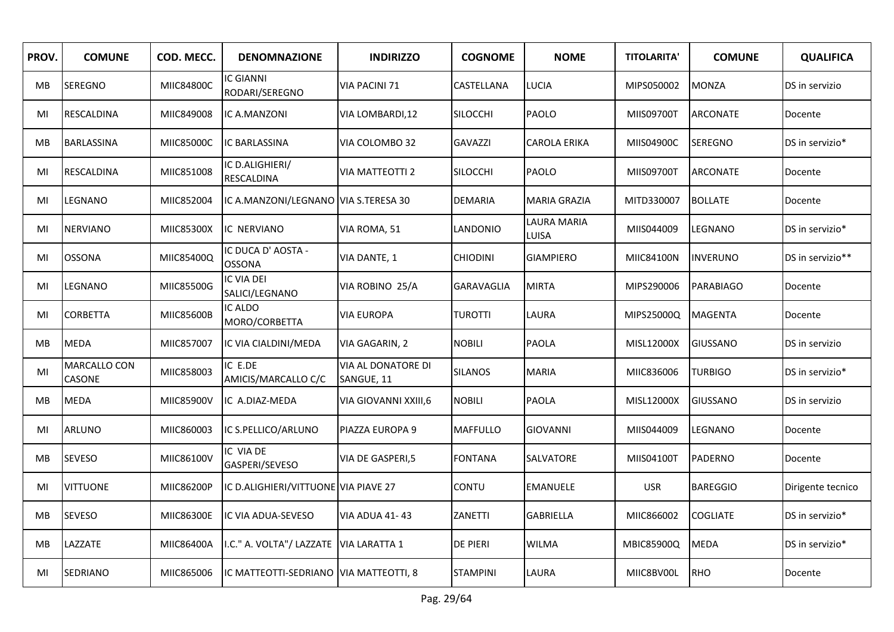| PROV. | COMUNE | COD. MECC. | DENOMNAZIONE | INDIRIZZO | COGNOME | NOME | TITOLARITA' | COMUNE | QUALIFICA |
|---|---|---|---|---|---|---|---|---|---|
| MB | SEREGNO | MIIC84800C | IC GIANNI RODARI/SEREGNO | VIA PACINI 71 | CASTELLANA | LUCIA | MIPS050002 | MONZA | DS in servizio |
| MI | RESCALDINA | MIIC849008 | IC A.MANZONI | VIA LOMBARDI,12 | SILOCCHI | PAOLO | MIIS09700T | ARCONATE | Docente |
| MB | BARLASSINA | MIIC85000C | IC BARLASSINA | VIA COLOMBO 32 | GAVAZZI | CAROLA ERIKA | MIIS04900C | SEREGNO | DS in servizio* |
| MI | RESCALDINA | MIIC851008 | IC D.ALIGHIERI/ RESCALDINA | VIA MATTEOTTI 2 | SILOCCHI | PAOLO | MIIS09700T | ARCONATE | Docente |
| MI | LEGNANO | MIIC852004 | IC A.MANZONI/LEGNANO | VIA S.TERESA 30 | DEMARIA | MARIA GRAZIA | MITD330007 | BOLLATE | Docente |
| MI | NERVIANO | MIIC85300X | IC NERVIANO | VIA ROMA, 51 | LANDONIO | LAURA MARIA LUISA | MIIS044009 | LEGNANO | DS in servizio* |
| MI | OSSONA | MIIC85400Q | IC DUCA D' AOSTA - OSSONA | VIA DANTE, 1 | CHIODINI | GIAMPIERO | MIIC84100N | INVERUNO | DS in servizio** |
| MI | LEGNANO | MIIC85500G | IC VIA DEI SALICI/LEGNANO | VIA ROBINO 25/A | GARAVAGLIA | MIRTA | MIPS290006 | PARABIAGO | Docente |
| MI | CORBETTA | MIIC85600B | IC ALDO MORO/CORBETTA | VIA EUROPA | TUROTTI | LAURA | MIPS25000Q | MAGENTA | Docente |
| MB | MEDA | MIIC857007 | IC VIA CIALDINI/MEDA | VIA GAGARIN, 2 | NOBILI | PAOLA | MISL12000X | GIUSSANO | DS in servizio |
| MI | MARCALLO CON CASONE | MIIC858003 | IC E.DE AMICIS/MARCALLO C/C | VIA AL DONATORE DI SANGUE, 11 | SILANOS | MARIA | MIIC836006 | TURBIGO | DS in servizio* |
| MB | MEDA | MIIC85900V | IC A.DIAZ-MEDA | VIA GIOVANNI XXIII,6 | NOBILI | PAOLA | MISL12000X | GIUSSANO | DS in servizio |
| MI | ARLUNO | MIIC860003 | IC S.PELLICO/ARLUNO | PIAZZA EUROPA 9 | MAFFULLO | GIOVANNI | MIIS044009 | LEGNANO | Docente |
| MB | SEVESO | MIIC86100V | IC VIA DE GASPERI/SEVESO | VIA DE GASPERI,5 | FONTANA | SALVATORE | MIIS04100T | PADERNO | Docente |
| MI | VITTUONE | MIIC86200P | IC D.ALIGHIERI/VITTUONE | VIA PIAVE 27 | CONTU | EMANUELE | USR | BAREGGIO | Dirigente tecnico |
| MB | SEVESO | MIIC86300E | IC VIA ADUA-SEVESO | VIA ADUA 41- 43 | ZANETTI | GABRIELLA | MIIC866002 | COGLIATE | DS in servizio* |
| MB | LAZZATE | MIIC86400A | I.C." A. VOLTA"/ LAZZATE | VIA LARATTA 1 | DE PIERI | WILMA | MBIC85900Q | MEDA | DS in servizio* |
| MI | SEDRIANO | MIIC865006 | IC MATTEOTTI-SEDRIANO | VIA MATTEOTTI, 8 | STAMPINI | LAURA | MIIC8BV00L | RHO | Docente |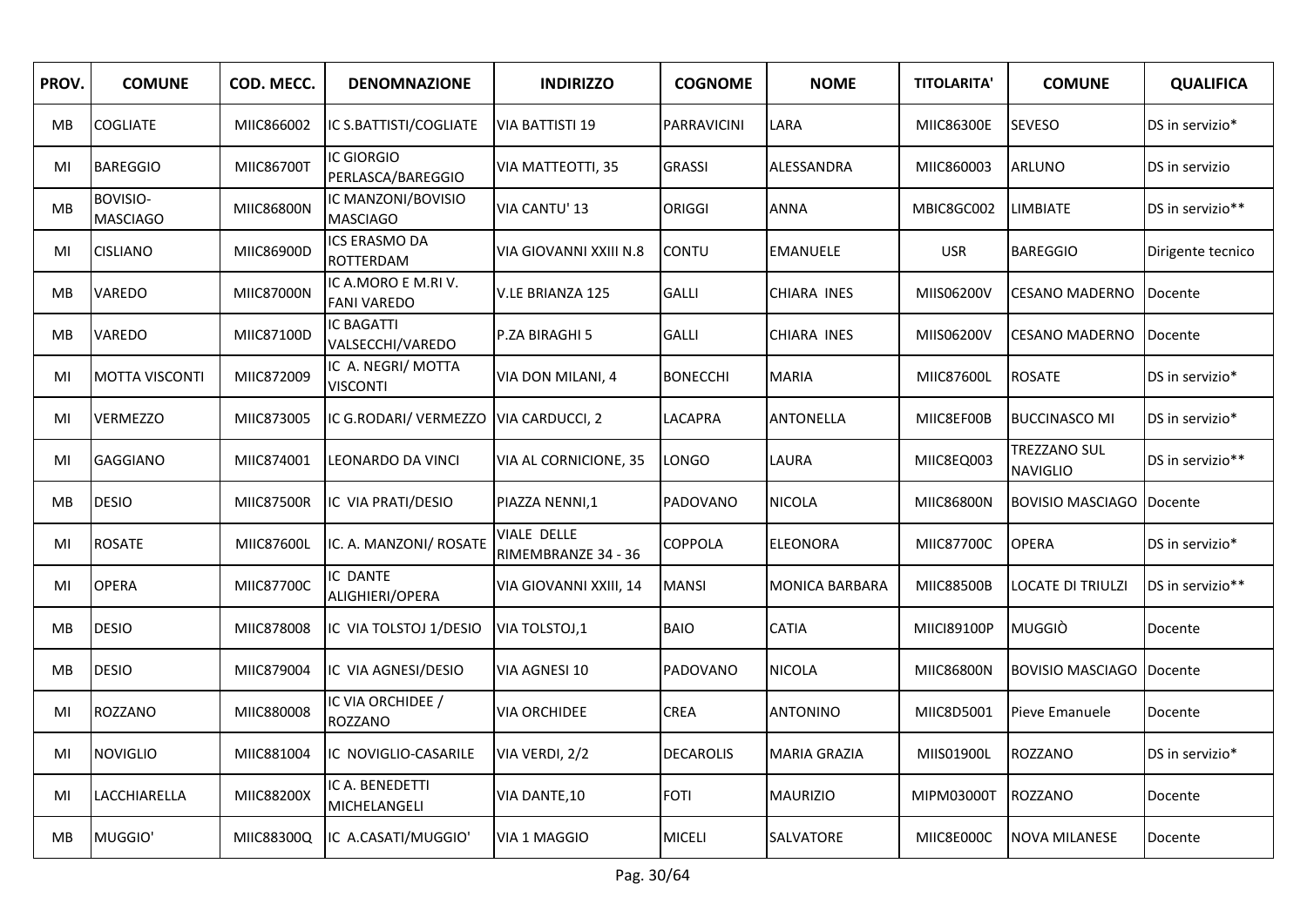| PROV. | COMUNE | COD. MECC. | DENOMNAZIONE | INDIRIZZO | COGNOME | NOME | TITOLARITA' | COMUNE | QUALIFICA |
|---|---|---|---|---|---|---|---|---|---|
| MB | COGLIATE | MIIC866002 | IC S.BATTISTI/COGLIATE | VIA BATTISTI 19 | PARRAVICINI | LARA | MIIC86300E | SEVESO | DS in servizio* |
| MI | BAREGGIO | MIIC86700T | IC GIORGIO PERLASCA/BAREGGIO | VIA MATTEOTTI, 35 | GRASSI | ALESSANDRA | MIIC860003 | ARLUNO | DS in servizio |
| MB | BOVISIO-MASCIAGO | MIIC86800N | IC MANZONI/BOVISIO MASCIAGO | VIA CANTU' 13 | ORIGGI | ANNA | MBIC8GC002 | LIMBIATE | DS in servizio** |
| MI | CISLIANO | MIIC86900D | ICS ERASMO DA ROTTERDAM | VIA GIOVANNI XXIII N.8 | CONTU | EMANUELE | USR | BAREGGIO | Dirigente tecnico |
| MB | VAREDO | MIIC87000N | IC A.MORO E M.RI V. FANI VAREDO | V.LE BRIANZA 125 | GALLI | CHIARA INES | MIIS06200V | CESANO MADERNO | Docente |
| MB | VAREDO | MIIC87100D | IC BAGATTI VALSECCHI/VAREDO | P.ZA BIRAGHI 5 | GALLI | CHIARA INES | MIIS06200V | CESANO MADERNO | Docente |
| MI | MOTTA VISCONTI | MIIC872009 | IC A. NEGRI/ MOTTA VISCONTI | VIA DON MILANI, 4 | BONECCHI | MARIA | MIIC87600L | ROSATE | DS in servizio* |
| MI | VERMEZZO | MIIC873005 | IC G.RODARI/ VERMEZZO | VIA CARDUCCI, 2 | LACAPRA | ANTONELLA | MIIC8EF00B | BUCCINASCO MI | DS in servizio* |
| MI | GAGGIANO | MIIC874001 | LEONARDO DA VINCI | VIA AL CORNICIONE, 35 | LONGO | LAURA | MIIC8EQ003 | TREZZANO SUL NAVIGLIO | DS in servizio** |
| MB | DESIO | MIIC87500R | IC VIA PRATI/DESIO | PIAZZA NENNI,1 | PADOVANO | NICOLA | MIIC86800N | BOVISIO MASCIAGO | Docente |
| MI | ROSATE | MIIC87600L | IC. A. MANZONI/ ROSATE | VIALE DELLE RIMEMBRANZE 34 - 36 | COPPOLA | ELEONORA | MIIC87700C | OPERA | DS in servizio* |
| MI | OPERA | MIIC87700C | IC DANTE ALIGHIERI/OPERA | VIA GIOVANNI XXIII, 14 | MANSI | MONICA BARBARA | MIIC88500B | LOCATE DI TRIULZI | DS in servizio** |
| MB | DESIO | MIIC878008 | IC VIA TOLSTOJ 1/DESIO | VIA TOLSTOJ,1 | BAIO | CATIA | MIICI89100P | MUGGIÒ | Docente |
| MB | DESIO | MIIC879004 | IC VIA AGNESI/DESIO | VIA AGNESI 10 | PADOVANO | NICOLA | MIIC86800N | BOVISIO MASCIAGO | Docente |
| MI | ROZZANO | MIIC880008 | IC VIA ORCHIDEE / ROZZANO | VIA ORCHIDEE | CREA | ANTONINO | MIIC8D5001 | Pieve Emanuele | Docente |
| MI | NOVIGLIO | MIIC881004 | IC NOVIGLIO-CASARILE | VIA VERDI, 2/2 | DECAROLIS | MARIA GRAZIA | MIIS01900L | ROZZANO | DS in servizio* |
| MI | LACCHIARELLA | MIIC88200X | IC A. BENEDETTI MICHELANGELI | VIA DANTE,10 | FOTI | MAURIZIO | MIPM03000T | ROZZANO | Docente |
| MB | MUGGIO' | MIIC88300Q | IC A.CASATI/MUGGIO' | VIA 1 MAGGIO | MICELI | SALVATORE | MIIC8E000C | NOVA MILANESE | Docente |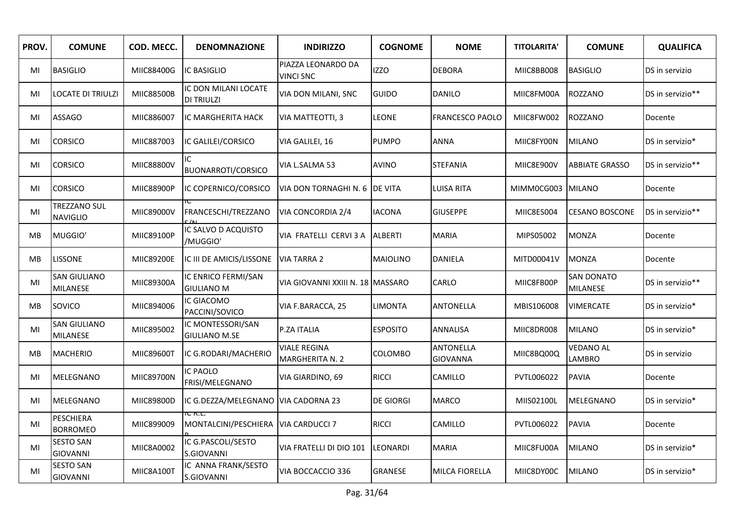| PROV. | COMUNE | COD. MECC. | DENOMNAZIONE | INDIRIZZO | COGNOME | NOME | TITOLARITA' | COMUNE | QUALIFICA |
|---|---|---|---|---|---|---|---|---|---|
| MI | BASIGLIO | MIIC88400G | IC BASIGLIO | PIAZZA LEONARDO DA VINCI SNC | IZZO | DEBORA | MIIC8BB008 | BASIGLIO | DS in servizio |
| MI | LOCATE DI TRIULZI | MIIC88500B | IC DON MILANI LOCATE DI TRIULZI | VIA DON MILANI, SNC | GUIDO | DANILO | MIIC8FM00A | ROZZANO | DS in servizio** |
| MI | ASSAGO | MIIC886007 | IC MARGHERITA HACK | VIA MATTEOTTI, 3 | LEONE | FRANCESCO PAOLO | MIIC8FW002 | ROZZANO | Docente |
| MI | CORSICO | MIIC887003 | IC GALILEI/CORSICO | VIA GALILEI, 16 | PUMPO | ANNA | MIIC8FY00N | MILANO | DS in servizio* |
| MI | CORSICO | MIIC88800V | IC BUONARROTI/CORSICO | VIA L.SALMA 53 | AVINO | STEFANIA | MIIC8E900V | ABBIATE GRASSO | DS in servizio** |
| MI | CORSICO | MIIC88900P | IC COPERNICO/CORSICO | VIA DON TORNAGHI N. 6 | DE VITA | LUISA RITA | MIMM0CG003 | MILANO | Docente |
| MI | TREZZANO SUL NAVIGLIO | MIIC89000V | IC FRANCESCHI/TREZZANO S/N | VIA CONCORDIA 2/4 | IACONA | GIUSEPPE | MIIC8ES004 | CESANO BOSCONE | DS in servizio** |
| MB | MUGGIO' | MIIC89100P | IC SALVO D ACQUISTO /MUGGIO' | VIA FRATELLI CERVI 3 A | ALBERTI | MARIA | MIPS05002 | MONZA | Docente |
| MB | LISSONE | MIIC89200E | IC III DE AMICIS/LISSONE | VIA TARRA 2 | MAIOLINO | DANIELA | MITD00041V | MONZA | Docente |
| MI | SAN GIULIANO MILANESE | MIIC89300A | IC ENRICO FERMI/SAN GIULIANO M | VIA GIOVANNI XXIII N. 18 | MASSARO | CARLO | MIIC8FB00P | SAN DONATO MILANESE | DS in servizio** |
| MB | SOVICO | MIIC894006 | IC GIACOMO PACCINI/SOVICO | VIA F.BARACCA, 25 | LIMONTA | ANTONELLA | MBIS106008 | VIMERCATE | DS in servizio* |
| MI | SAN GIULIANO MILANESE | MIIC895002 | IC MONTESSORI/SAN GIULIANO M.SE | P.ZA ITALIA | ESPOSITO | ANNALISA | MIIC8DR008 | MILANO | DS in servizio* |
| MB | MACHERIO | MIIC89600T | IC G.RODARI/MACHERIO | VIALE REGINA MARGHERITA N. 2 | COLOMBO | ANTONELLA GIOVANNA | MIIC8BQ00Q | VEDANO AL LAMBRO | DS in servizio |
| MI | MELEGNANO | MIIC89700N | IC PAOLO FRISI/MELEGNANO | VIA GIARDINO, 69 | RICCI | CAMILLO | PVTL006022 | PAVIA | Docente |
| MI | MELEGNANO | MIIC89800D | IC G.DEZZA/MELEGNANO | VIA CADORNA 23 | DE GIORGI | MARCO | MIIS02100L | MELEGNANO | DS in servizio* |
| MI | PESCHIERA BORROMEO | MIIC899009 | IC R.L. MONTALCINI/PESCHIERA B | VIA CARDUCCI 7 | RICCI | CAMILLO | PVTL006022 | PAVIA | Docente |
| MI | SESTO SAN GIOVANNI | MIIC8A0002 | IC G.PASCOLI/SESTO S.GIOVANNI | VIA FRATELLI DI DIO 101 | LEONARDI | MARIA | MIIC8FU00A | MILANO | DS in servizio* |
| MI | SESTO SAN GIOVANNI | MIIC8A100T | IC ANNA FRANK/SESTO S.GIOVANNI | VIA BOCCACCIO 336 | GRANESE | MILCA FIORELLA | MIIC8DY00C | MILANO | DS in servizio* |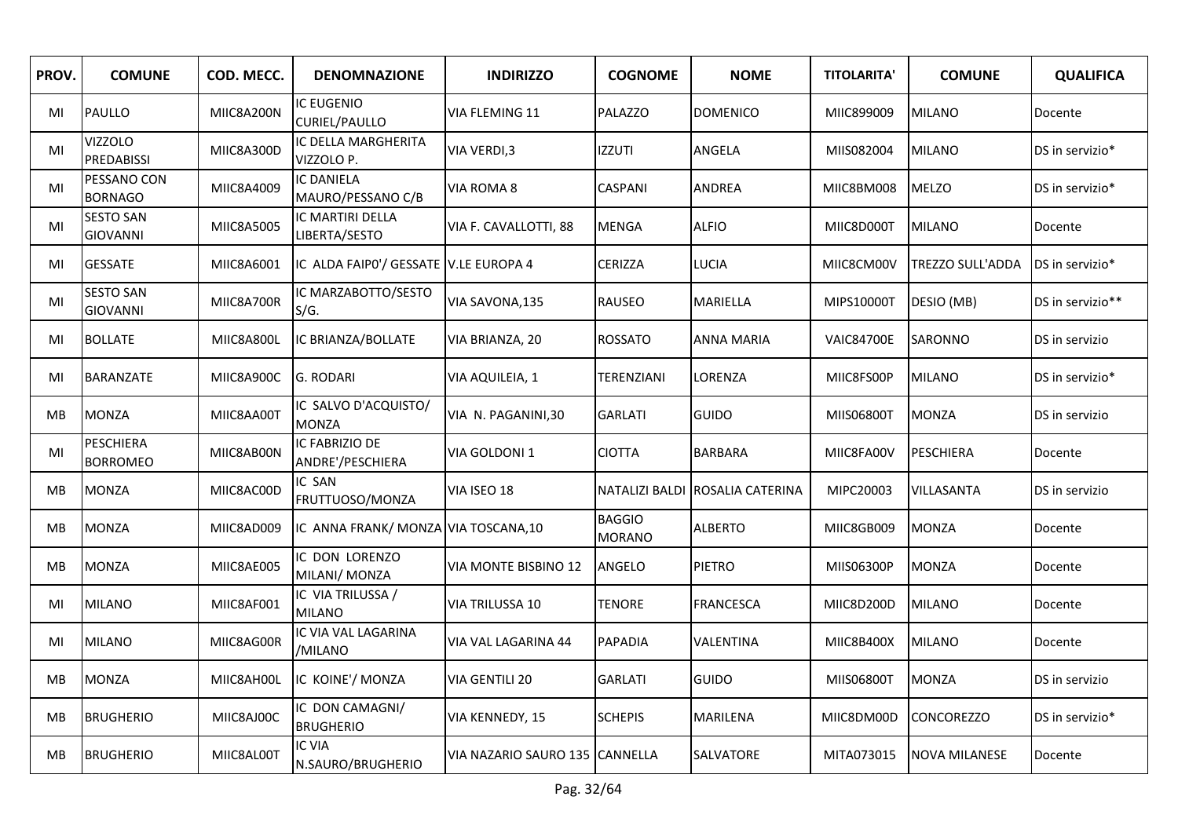| PROV. | COMUNE | COD. MECC. | DENOMNAZIONE | INDIRIZZO | COGNOME | NOME | TITOLARITA' | COMUNE | QUALIFICA |
|---|---|---|---|---|---|---|---|---|---|
| MI | PAULLO | MIIC8A200N | IC EUGENIO CURIEL/PAULLO | VIA FLEMING 11 | PALAZZO | DOMENICO | MIIC899009 | MILANO | Docente |
| MI | VIZZOLO PREDABISSI | MIIC8A300D | IC DELLA MARGHERITA VIZZOLO P. | VIA VERDI,3 | IZZUTI | ANGELA | MIIS082004 | MILANO | DS in servizio* |
| MI | PESSANO CON BORNAGO | MIIC8A4009 | IC DANIELA MAURO/PESSANO C/B | VIA ROMA 8 | CASPANI | ANDREA | MIIC8BM008 | MELZO | DS in servizio* |
| MI | SESTO SAN GIOVANNI | MIIC8A5005 | IC MARTIRI DELLA LIBERTA/SESTO | VIA F. CAVALLOTTI, 88 | MENGA | ALFIO | MIIC8D000T | MILANO | Docente |
| MI | GESSATE | MIIC8A6001 | IC ALDA FAIP0'/ GESSATE | V.LE EUROPA 4 | CERIZZA | LUCIA | MIIC8CM00V | TREZZO SULL'ADDA | DS in servizio* |
| MI | SESTO SAN GIOVANNI | MIIC8A700R | IC MARZABOTTO/SESTO S/G. | VIA SAVONA,135 | RAUSEO | MARIELLA | MIPS10000T | DESIO (MB) | DS in servizio** |
| MI | BOLLATE | MIIC8A800L | IC BRIANZA/BOLLATE | VIA BRIANZA, 20 | ROSSATO | ANNA MARIA | VAIC84700E | SARONNO | DS in servizio |
| MI | BARANZATE | MIIC8A900C | G. RODARI | VIA AQUILEIA, 1 | TERENZIANI | LORENZA | MIIC8FS00P | MILANO | DS in servizio* |
| MB | MONZA | MIIC8AA00T | IC SALVO D'ACQUISTO/ MONZA | VIA N. PAGANINI,30 | GARLATI | GUIDO | MIIS06800T | MONZA | DS in servizio |
| MI | PESCHIERA BORROMEO | MIIC8AB00N | IC FABRIZIO DE ANDRE'/PESCHIERA | VIA GOLDONI 1 | CIOTTA | BARBARA | MIIC8FA00V | PESCHIERA | Docente |
| MB | MONZA | MIIC8AC00D | IC SAN FRUTTUOSO/MONZA | VIA ISEO 18 | NATALIZI BALDI | ROSALIA CATERINA | MIPC20003 | VILLASANTA | DS in servizio |
| MB | MONZA | MIIC8AD009 | IC ANNA FRANK/ MONZA | VIA TOSCANA,10 | BAGGIO MORANO | ALBERTO | MIIC8GB009 | MONZA | Docente |
| MB | MONZA | MIIC8AE005 | IC DON LORENZO MILANI/ MONZA | VIA MONTE BISBINO 12 | ANGELO | PIETRO | MIIS06300P | MONZA | Docente |
| MI | MILANO | MIIC8AF001 | IC VIA TRILUSSA / MILANO | VIA TRILUSSA 10 | TENORE | FRANCESCA | MIIC8D200D | MILANO | Docente |
| MI | MILANO | MIIC8AG00R | IC VIA VAL LAGARINA /MILANO | VIA VAL LAGARINA 44 | PAPADIA | VALENTINA | MIIC8B400X | MILANO | Docente |
| MB | MONZA | MIIC8AH00L | IC KOINE'/ MONZA | VIA GENTILI 20 | GARLATI | GUIDO | MIIS06800T | MONZA | DS in servizio |
| MB | BRUGHERIO | MIIC8AJ00C | IC DON CAMAGNI/ BRUGHERIO | VIA KENNEDY, 15 | SCHEPIS | MARILENA | MIIC8DM00D | CONCOREZZO | DS in servizio* |
| MB | BRUGHERIO | MIIC8AL00T | IC VIA N.SAURO/BRUGHERIO | VIA NAZARIO SAURO 135 | CANNELLA | SALVATORE | MITA073015 | NOVA MILANESE | Docente |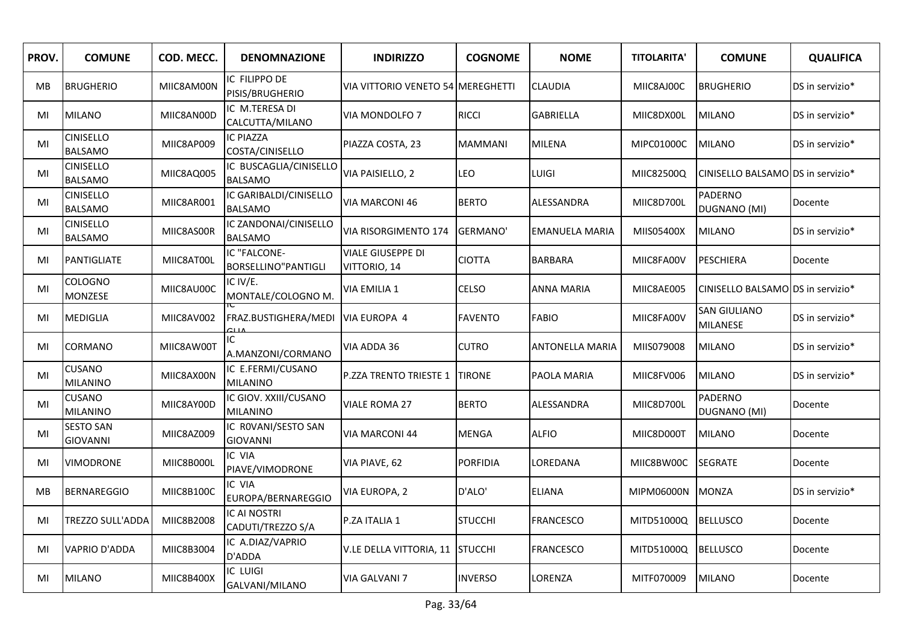| PROV. | COMUNE | COD. MECC. | DENOMNAZIONE | INDIRIZZO | COGNOME | NOME | TITOLARITA' | COMUNE | QUALIFICA |
|---|---|---|---|---|---|---|---|---|---|
| MB | BRUGHERIO | MIIC8AM00N | IC FILIPPO DE PISIS/BRUGHERIO | VIA VITTORIO VENETO 54 | MEREGHETTI | CLAUDIA | MIIC8AJ00C | BRUGHERIO | DS in servizio* |
| MI | MILANO | MIIC8AN00D | IC M.TERESA DI CALCUTTA/MILANO | VIA MONDOLFO 7 | RICCI | GABRIELLA | MIIC8DX00L | MILANO | DS in servizio* |
| MI | CINISELLO BALSAMO | MIIC8AP009 | IC PIAZZA COSTA/CINISELLO | PIAZZA COSTA, 23 | MAMMANI | MILENA | MIPC01000C | MILANO | DS in servizio* |
| MI | CINISELLO BALSAMO | MIIC8AQ005 | IC BUSCAGLIA/CINISELLO BALSAMO | VIA PAISIELLO, 2 | LEO | LUIGI | MIIC82500Q | CINISELLO BALSAMO | DS in servizio* |
| MI | CINISELLO BALSAMO | MIIC8AR001 | IC GARIBALDI/CINISELLO BALSAMO | VIA MARCONI 46 | BERTO | ALESSANDRA | MIIC8D700L | PADERNO DUGNANO (MI) | Docente |
| MI | CINISELLO BALSAMO | MIIC8AS00R | IC ZANDONAI/CINISELLO BALSAMO | VIA RISORGIMENTO 174 | GERMANO' | EMANUELA MARIA | MIIS05400X | MILANO | DS in servizio* |
| MI | PANTIGLIATE | MIIC8AT00L | IC "FALCONE-BORSELLINO"PANTIGLI | VIALE GIUSEPPE DI VITTORIO, 14 | CIOTTA | BARBARA | MIIC8FA00V | PESCHIERA | Docente |
| MI | COLOGNO MONZESE | MIIC8AU00C | IC IV/E. MONTALE/COLOGNO M. | VIA EMILIA 1 | CELSO | ANNA MARIA | MIIC8AE005 | CINISELLO BALSAMO | DS in servizio* |
| MI | MEDIGLIA | MIIC8AV002 | IC FRAZ.BUSTIGHERA/MEDIGLIA | VIA EUROPA 4 | FAVENTO | FABIO | MIIC8FA00V | SAN GIULIANO MILANESE | DS in servizio* |
| MI | CORMANO | MIIC8AW00T | IC A.MANZONI/CORMANO | VIA ADDA 36 | CUTRO | ANTONELLA MARIA | MIIS079008 | MILANO | DS in servizio* |
| MI | CUSANO MILANINO | MIIC8AX00N | IC E.FERMI/CUSANO MILANINO | P.ZZA TRENTO TRIESTE 1 | TIRONE | PAOLA MARIA | MIIC8FV006 | MILANO | DS in servizio* |
| MI | CUSANO MILANINO | MIIC8AY00D | IC GIOV. XXIII/CUSANO MILANINO | VIALE ROMA 27 | BERTO | ALESSANDRA | MIIC8D700L | PADERNO DUGNANO (MI) | Docente |
| MI | SESTO SAN GIOVANNI | MIIC8AZ009 | IC R0VANI/SESTO SAN GIOVANNI | VIA MARCONI 44 | MENGA | ALFIO | MIIC8D000T | MILANO | Docente |
| MI | VIMODRONE | MIIC8B000L | IC VIA PIAVE/VIMODRONE | VIA PIAVE, 62 | PORFIDIA | LOREDANA | MIIC8BW00C | SEGRATE | Docente |
| MB | BERNAREGGIO | MIIC8B100C | IC VIA EUROPA/BERNAREGGIO | VIA EUROPA, 2 | D'ALO' | ELIANA | MIPM06000N | MONZA | DS in servizio* |
| MI | TREZZO SULL'ADDA | MIIC8B2008 | IC AI NOSTRI CADUTI/TREZZO S/A | P.ZA ITALIA 1 | STUCCHI | FRANCESCO | MITD51000Q | BELLUSCO | Docente |
| MI | VAPRIO D'ADDA | MIIC8B3004 | IC A.DIAZ/VAPRIO D'ADDA | V.LE DELLA VITTORIA, 11 | STUCCHI | FRANCESCO | MITD51000Q | BELLUSCO | Docente |
| MI | MILANO | MIIC8B400X | IC LUIGI GALVANI/MILANO | VIA GALVANI 7 | INVERSO | LORENZA | MITF070009 | MILANO | Docente |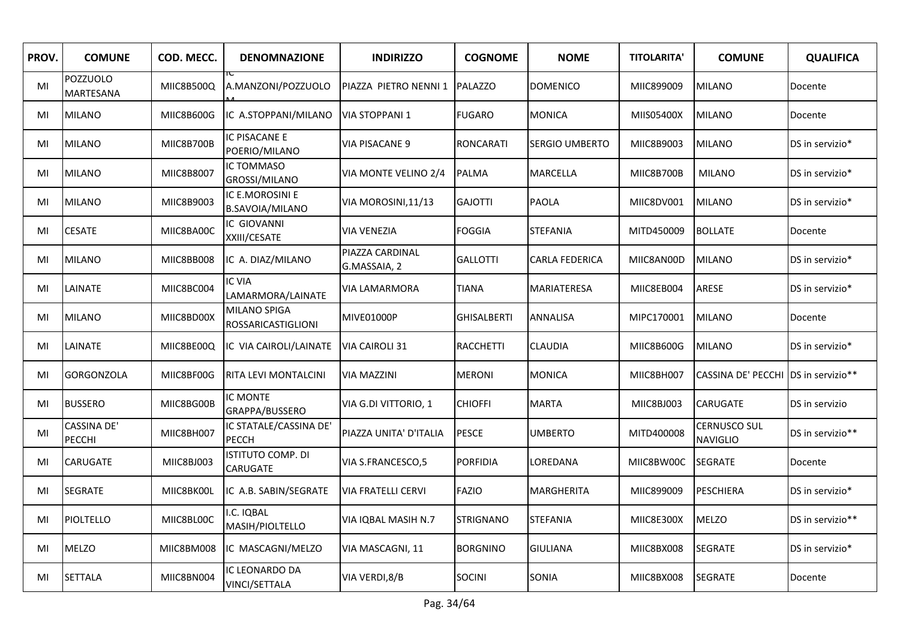| PROV. | COMUNE | COD. MECC. | DENOMNAZIONE | INDIRIZZO | COGNOME | NOME | TITOLARITA' | COMUNE | QUALIFICA |
|---|---|---|---|---|---|---|---|---|---|
| MI | POZZUOLO MARTESANA | MIIC8B500Q | IC A.MANZONI/POZZUOLO M | PIAZZA PIETRO NENNI 1 | PALAZZO | DOMENICO | MIIC899009 | MILANO | Docente |
| MI | MILANO | MIIC8B600G | IC A.STOPPANI/MILANO | VIA STOPPANI 1 | FUGARO | MONICA | MIIS05400X | MILANO | Docente |
| MI | MILANO | MIIC8B700B | IC PISACANE E POERIO/MILANO | VIA PISACANE 9 | RONCARATI | SERGIO UMBERTO | MIIC8B9003 | MILANO | DS in servizio* |
| MI | MILANO | MIIC8B8007 | IC TOMMASO GROSSI/MILANO | VIA MONTE VELINO 2/4 | PALMA | MARCELLA | MIIC8B700B | MILANO | DS in servizio* |
| MI | MILANO | MIIC8B9003 | IC E.MOROSINI E B.SAVOIA/MILANO | VIA MOROSINI,11/13 | GAJOTTI | PAOLA | MIIC8DV001 | MILANO | DS in servizio* |
| MI | CESATE | MIIC8BA00C | IC GIOVANNI XXIII/CESATE | VIA VENEZIA | FOGGIA | STEFANIA | MITD450009 | BOLLATE | Docente |
| MI | MILANO | MIIC8BB008 | IC A. DIAZ/MILANO | PIAZZA CARDINAL G.MASSAIA, 2 | GALLOTTI | CARLA FEDERICA | MIIC8AN00D | MILANO | DS in servizio* |
| MI | LAINATE | MIIC8BC004 | IC VIA LAMARMORA/LAINATE | VIA LAMARMORA | TIANA | MARIATERESA | MIIC8EB004 | ARESE | DS in servizio* |
| MI | MILANO | MIIC8BD00X | MILANO SPIGA ROSSARICASTIGLIONI | MIVE01000P | GHISALBERTI | ANNALISA | MIPC170001 | MILANO | Docente |
| MI | LAINATE | MIIC8BE00Q | IC VIA CAIROLI/LAINATE | VIA CAIROLI 31 | RACCHETTI | CLAUDIA | MIIC8B600G | MILANO | DS in servizio* |
| MI | GORGONZOLA | MIIC8BF00G | RITA LEVI MONTALCINI | VIA MAZZINI | MERONI | MONICA | MIIC8BH007 | CASSINA DE' PECCHI | DS in servizio** |
| MI | BUSSERO | MIIC8BG00B | IC MONTE GRAPPA/BUSSERO | VIA G.DI VITTORIO, 1 | CHIOFFI | MARTA | MIIC8BJ003 | CARUGATE | DS in servizio |
| MI | CASSINA DE' PECCHI | MIIC8BH007 | IC STATALE/CASSINA DE' PECCH | PIAZZA UNITA' D'ITALIA | PESCE | UMBERTO | MITD400008 | CERNUSCO SUL NAVIGLIO | DS in servizio** |
| MI | CARUGATE | MIIC8BJ003 | ISTITUTO COMP. DI CARUGATE | VIA S.FRANCESCO,5 | PORFIDIA | LOREDANA | MIIC8BW00C | SEGRATE | Docente |
| MI | SEGRATE | MIIC8BK00L | IC A.B. SABIN/SEGRATE | VIA FRATELLI CERVI | FAZIO | MARGHERITA | MIIC899009 | PESCHIERA | DS in servizio* |
| MI | PIOLTELLO | MIIC8BL00C | I.C. IQBAL MASIH/PIOLTELLO | VIA IQBAL MASIH N.7 | STRIGNANO | STEFANIA | MIIC8E300X | MELZO | DS in servizio** |
| MI | MELZO | MIIC8BM008 | IC MASCAGNI/MELZO | VIA MASCAGNI, 11 | BORGNINO | GIULIANA | MIIC8BX008 | SEGRATE | DS in servizio* |
| MI | SETTALA | MIIC8BN004 | IC LEONARDO DA VINCI/SETTALA | VIA VERDI,8/B | SOCINI | SONIA | MIIC8BX008 | SEGRATE | Docente |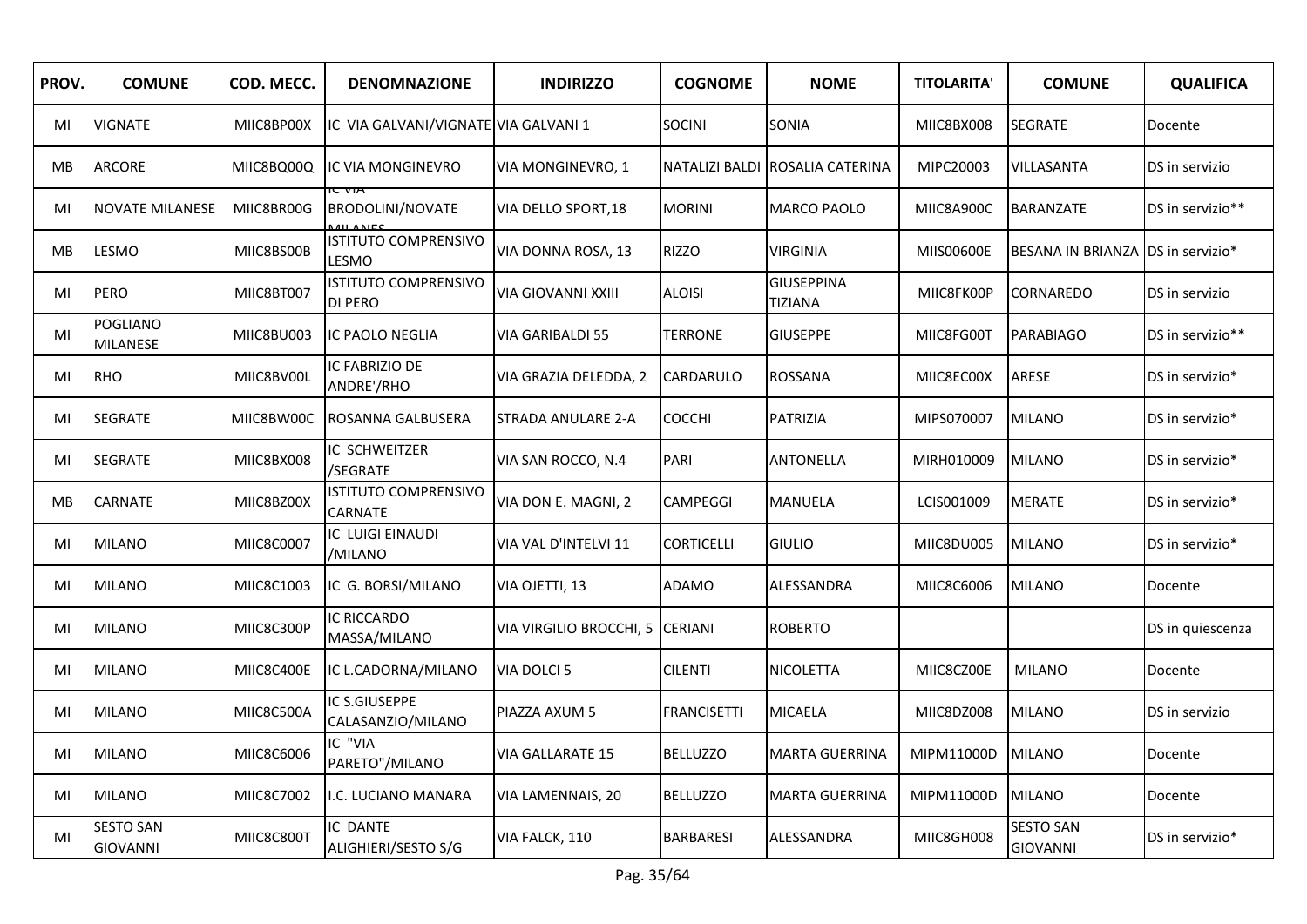| PROV. | COMUNE | COD. MECC. | DENOMINAZIONE | INDIRIZZO | COGNOME | NOME | TITOLARITA' | COMUNE | QUALIFICA |
|---|---|---|---|---|---|---|---|---|---|
| MI | VIGNATE | MIIC8BP00X | IC VIA GALVANI/VIGNATE | VIA GALVANI 1 | SOCINI | SONIA | MIIC8BX008 | SEGRATE | Docente |
| MB | ARCORE | MIIC8BQ00Q | IC VIA MONGINEVRO | VIA MONGINEVRO, 1 | NATALIZI BALDI | ROSALIA CATERINA | MIPC20003 | VILLASANTA | DS in servizio |
| MI | NOVATE MILANESE | MIIC8BR00G | IC VIA BRODOLINI/NOVATE MILANES | VIA DELLO SPORT,18 | MORINI | MARCO PAOLO | MIIC8A900C | BARANZATE | DS in servizio** |
| MB | LESMO | MIIC8BS00B | ISTITUTO COMPRENSIVO LESMO | VIA DONNA ROSA, 13 | RIZZO | VIRGINIA | MIIS00600E | BESANA IN BRIANZA | DS in servizio* |
| MI | PERO | MIIC8BT007 | ISTITUTO COMPRENSIVO DI PERO | VIA GIOVANNI XXIII | ALOISI | GIUSEPPINA TIZIANA | MIIC8FK00P | CORNAREDO | DS in servizio |
| MI | POGLIANO MILANESE | MIIC8BU003 | IC PAOLO NEGLIA | VIA GARIBALDI 55 | TERRONE | GIUSEPPE | MIIC8FG00T | PARABIAGO | DS in servizio** |
| MI | RHO | MIIC8BV00L | IC FABRIZIO DE ANDRE'/RHO | VIA GRAZIA DELEDDA, 2 | CARDARULO | ROSSANA | MIIC8EC00X | ARESE | DS in servizio* |
| MI | SEGRATE | MIIC8BW00C | ROSANNA GALBUSERA | STRADA ANULARE 2-A | COCCHI | PATRIZIA | MIPS070007 | MILANO | DS in servizio* |
| MI | SEGRATE | MIIC8BX008 | IC SCHWEITZER /SEGRATE | VIA SAN ROCCO, N.4 | PARI | ANTONELLA | MIRH010009 | MILANO | DS in servizio* |
| MB | CARNATE | MIIC8BZ00X | ISTITUTO COMPRENSIVO CARNATE | VIA DON E. MAGNI, 2 | CAMPEGGI | MANUELA | LCIS001009 | MERATE | DS in servizio* |
| MI | MILANO | MIIC8C0007 | IC LUIGI EINAUDI /MILANO | VIA VAL D'INTELVI 11 | CORTICELLI | GIULIO | MIIC8DU005 | MILANO | DS in servizio* |
| MI | MILANO | MIIC8C1003 | IC G. BORSI/MILANO | VIA OJETTI, 13 | ADAMO | ALESSANDRA | MIIC8C6006 | MILANO | Docente |
| MI | MILANO | MIIC8C300P | IC RICCARDO MASSA/MILANO | VIA VIRGILIO BROCCHI, 5 | CERIANI | ROBERTO | | | DS in quiescenza |
| MI | MILANO | MIIC8C400E | IC L.CADORNA/MILANO | VIA DOLCI 5 | CILENTI | NICOLETTA | MIIC8CZ00E | MILANO | Docente |
| MI | MILANO | MIIC8C500A | IC S.GIUSEPPE CALASANZIO/MILANO | PIAZZA AXUM 5 | FRANCISETTI | MICAELA | MIIC8DZ008 | MILANO | DS in servizio |
| MI | MILANO | MIIC8C6006 | IC "VIA PARETO"/MILANO | VIA GALLARATE 15 | BELLUZZO | MARTA GUERRINA | MIPM11000D | MILANO | Docente |
| MI | MILANO | MIIC8C7002 | I.C. LUCIANO MANARA | VIA LAMENNAIS, 20 | BELLUZZO | MARTA GUERRINA | MIPM11000D | MILANO | Docente |
| MI | SESTO SAN GIOVANNI | MIIC8C800T | IC DANTE ALIGHIERI/SESTO S/G | VIA FALCK, 110 | BARBARESI | ALESSANDRA | MIIC8GH008 | SESTO SAN GIOVANNI | DS in servizio* |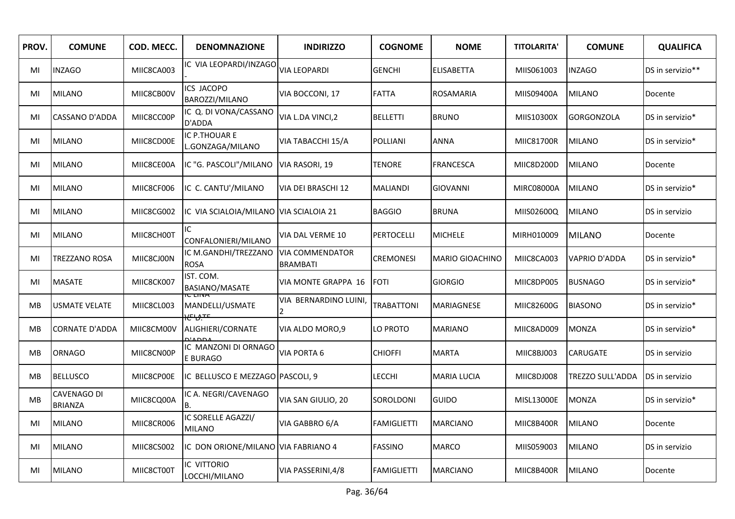| PROV. | COMUNE | COD. MECC. | DENOMNAZIONE | INDIRIZZO | COGNOME | NOME | TITOLARITA' | COMUNE | QUALIFICA |
|---|---|---|---|---|---|---|---|---|---|
| MI | INZAGO | MIIC8CA003 | IC VIA LEOPARDI/INZAGO - | VIA LEOPARDI | GENCHI | ELISABETTA | MIIS061003 | INZAGO | DS in servizio** |
| MI | MILANO | MIIC8CB00V | ICS JACOPO BAROZZI/MILANO | VIA BOCCONI, 17 | FATTA | ROSAMARIA | MIIS09400A | MILANO | Docente |
| MI | CASSANO D'ADDA | MIIC8CC00P | IC Q. DI VONA/CASSANO D'ADDA | VIA L.DA VINCI,2 | BELLETTI | BRUNO | MIIS10300X | GORGONZOLA | DS in servizio* |
| MI | MILANO | MIIC8CD00E | IC P.THOUAR E L.GONZAGA/MILANO | VIA TABACCHI 15/A | POLLIANI | ANNA | MIIC81700R | MILANO | DS in servizio* |
| MI | MILANO | MIIC8CE00A | IC "G. PASCOLI"/MILANO | VIA RASORI, 19 | TENORE | FRANCESCA | MIIC8D200D | MILANO | Docente |
| MI | MILANO | MIIC8CF006 | IC C. CANTU'/MILANO | VIA DEI BRASCHI 12 | MALIANDI | GIOVANNI | MIRC08000A | MILANO | DS in servizio* |
| MI | MILANO | MIIC8CG002 | IC VIA SCIALOIA/MILANO | VIA SCIALOIA 21 | BAGGIO | BRUNA | MIIS02600Q | MILANO | DS in servizio |
| MI | MILANO | MIIC8CH00T | IC CONFALONIERI/MILANO | VIA DAL VERME 10 | PERTOCELLI | MICHELE | MIRH010009 | MILANO | Docente |
| MI | TREZZANO ROSA | MIIC8CJ00N | IC M.GANDHI/TREZZANO ROSA | VIA COMMENDATOR BRAMBATI | CREMONESI | MARIO GIOACHINO | MIIC8CA003 | VAPRIO D'ADDA | DS in servizio* |
| MI | MASATE | MIIC8CK007 | IST. COM. BASIANO/MASATE | VIA MONTE GRAPPA 16 | FOTI | GIORGIO | MIIC8DP005 | BUSNAGO | DS in servizio* |
| MB | USMATE VELATE | MIIC8CL003 | IC LINA MANDELLI/USMATE VELATE | VIA BERNARDINO LUINI, 2 | TRABATTONI | MARIAGNESE | MIIC82600G | BIASONO | DS in servizio* |
| MB | CORNATE D'ADDA | MIIC8CM00V | IC D. ALIGHIERI/CORNATE D'ADDA | VIA ALDO MORO,9 | LO PROTO | MARIANO | MIIC8AD009 | MONZA | DS in servizio* |
| MB | ORNAGO | MIIC8CN00P | IC MANZONI DI ORNAGO E BURAGO | VIA PORTA 6 | CHIOFFI | MARTA | MIIC8BJ003 | CARUGATE | DS in servizio |
| MB | BELLUSCO | MIIC8CP00E | IC BELLUSCO E MEZZAGO | PASCOLI, 9 | LECCHI | MARIA LUCIA | MIIC8DJ008 | TREZZO SULL'ADDA | DS in servizio |
| MB | CAVENAGO DI BRIANZA | MIIC8CQ00A | IC A. NEGRI/CAVENAGO B. | VIA SAN GIULIO, 20 | SOROLDONI | GUIDO | MISL13000E | MONZA | DS in servizio* |
| MI | MILANO | MIIC8CR006 | IC SORELLE AGAZZI/ MILANO | VIA GABBRO 6/A | FAMIGLIETTI | MARCIANO | MIIC8B400R | MILANO | Docente |
| MI | MILANO | MIIC8CS002 | IC DON ORIONE/MILANO | VIA FABRIANO 4 | FASSINO | MARCO | MIIS059003 | MILANO | DS in servizio |
| MI | MILANO | MIIC8CT00T | IC VITTORIO LOCCHI/MILANO | VIA PASSERINI,4/8 | FAMIGLIETTI | MARCIANO | MIIC8B400R | MILANO | Docente |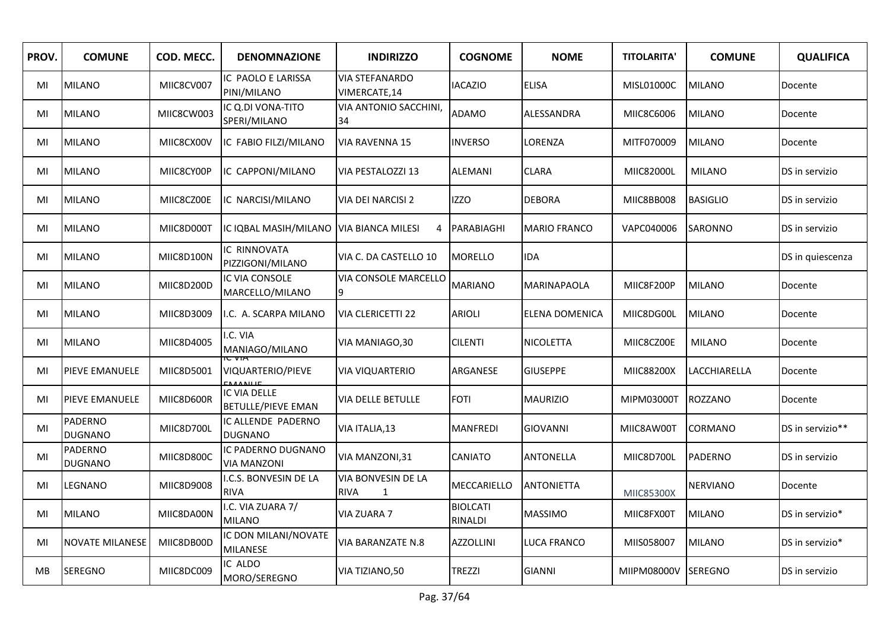| PROV. | COMUNE | COD. MECC. | DENOMNAZIONE | INDIRIZZO | COGNOME | NOME | TITOLARITA' | COMUNE | QUALIFICA |
|---|---|---|---|---|---|---|---|---|---|
| MI | MILANO | MIIC8CV007 | IC PAOLO E LARISSA PINI/MILANO | VIA STEFANARDO VIMERCATE,14 | IACAZIO | ELISA | MISL01000C | MILANO | Docente |
| MI | MILANO | MIIC8CW003 | IC Q.DI VONA-TITO SPERI/MILANO | VIA ANTONIO SACCHINI, 34 | ADAMO | ALESSANDRA | MIIC8C6006 | MILANO | Docente |
| MI | MILANO | MIIC8CX00V | IC FABIO FILZI/MILANO | VIA RAVENNA 15 | INVERSO | LORENZA | MITF070009 | MILANO | Docente |
| MI | MILANO | MIIC8CY00P | IC CAPPONI/MILANO | VIA PESTALOZZI 13 | ALEMANI | CLARA | MIIC82000L | MILANO | DS in servizio |
| MI | MILANO | MIIC8CZ00E | IC NARCISI/MILANO | VIA DEI NARCISI 2 | IZZO | DEBORA | MIIC8BB008 | BASIGLIO | DS in servizio |
| MI | MILANO | MIIC8D000T | IC IQBAL MASIH/MILANO | VIA BIANCA MILESI 4 | PARABIAGHI | MARIO FRANCO | VAPC040006 | SARONNO | DS in servizio |
| MI | MILANO | MIIC8D100N | IC RINNOVATA PIZZIGONI/MILANO | VIA C. DA CASTELLO 10 | MORELLO | IDA | | | DS in quiescenza |
| MI | MILANO | MIIC8D200D | IC VIA CONSOLE MARCELLO/MILANO | VIA CONSOLE MARCELLO 9 | MARIANO | MARINAPAOLA | MIIC8F200P | MILANO | Docente |
| MI | MILANO | MIIC8D3009 | I.C. A. SCARPA MILANO | VIA CLERICETTI 22 | ARIOLI | ELENA DOMENICA | MIIC8DG00L | MILANO | Docente |
| MI | MILANO | MIIC8D4005 | I.C. VIA MANIAGO/MILANO | VIA MANIAGO,30 | CILENTI | NICOLETTA | MIIC8CZ00E | MILANO | Docente |
| MI | PIEVE EMANUELE | MIIC8D5001 | IC VIA VIQUARTERIO/PIEVE EMANUE | VIA VIQUARTERIO | ARGANESE | GIUSEPPE | MIIC88200X | LACCHIARELLA | Docente |
| MI | PIEVE EMANUELE | MIIC8D600R | IC VIA DELLE BETULLE/PIEVE EMAN | VIA DELLE BETULLE | FOTI | MAURIZIO | MIPM03000T | ROZZANO | Docente |
| MI | PADERNO DUGNANO | MIIC8D700L | IC ALLENDE PADERNO DUGNANO | VIA ITALIA,13 | MANFREDI | GIOVANNI | MIIC8AW00T | CORMANO | DS in servizio** |
| MI | PADERNO DUGNANO | MIIC8D800C | IC PADERNO DUGNANO VIA MANZONI | VIA MANZONI,31 | CANIATO | ANTONELLA | MIIC8D700L | PADERNO | DS in servizio |
| MI | LEGNANO | MIIC8D9008 | I.C.S. BONVESIN DE LA RIVA | VIA BONVESIN DE LA RIVA 1 | MECCARIELLO | ANTONIETTA | MIIC85300X | NERVIANO | Docente |
| MI | MILANO | MIIC8DA00N | I.C. VIA ZUARA 7/ MILANO | VIA ZUARA 7 | BIOLCATI RINALDI | MASSIMO | MIIC8FX00T | MILANO | DS in servizio* |
| MI | NOVATE MILANESE | MIIC8DB00D | IC DON MILANI/NOVATE MILANESE | VIA BARANZATE N.8 | AZZOLLINI | LUCA FRANCO | MIIS058007 | MILANO | DS in servizio* |
| MB | SEREGNO | MIIC8DC009 | IC ALDO MORO/SEREGNO | VIA TIZIANO,50 | TREZZI | GIANNI | MIIPM08000V | SEREGNO | DS in servizio |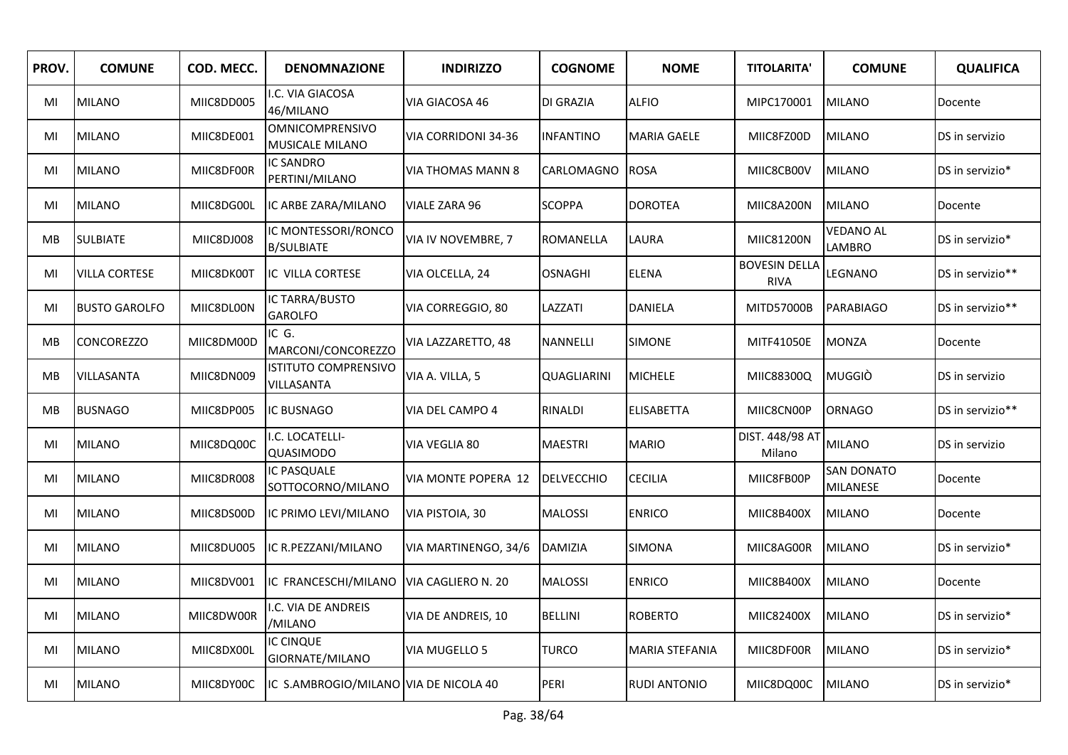| PROV. | COMUNE | COD. MECC. | DENOMNAZIONE | INDIRIZZO | COGNOME | NOME | TITOLARITA' | COMUNE | QUALIFICA |
|---|---|---|---|---|---|---|---|---|---|
| MI | MILANO | MIIC8DD005 | I.C. VIA GIACOSA 46/MILANO | VIA GIACOSA 46 | DI GRAZIA | ALFIO | MIPC170001 | MILANO | Docente |
| MI | MILANO | MIIC8DE001 | OMNICOMPRENSIVO MUSICALE MILANO | VIA CORRIDONI 34-36 | INFANTINO | MARIA GAELE | MIIC8FZ00D | MILANO | DS in servizio |
| MI | MILANO | MIIC8DF00R | IC SANDRO PERTINI/MILANO | VIA THOMAS MANN 8 | CARLOMAGNO | ROSA | MIIC8CB00V | MILANO | DS in servizio* |
| MI | MILANO | MIIC8DG00L | IC ARBE ZARA/MILANO | VIALE ZARA 96 | SCOPPA | DOROTEA | MIIC8A200N | MILANO | Docente |
| MB | SULBIATE | MIIC8DJ008 | IC MONTESSORI/RONCO B/SULBIATE | VIA IV NOVEMBRE, 7 | ROMANELLA | LAURA | MIIC81200N | VEDANO AL LAMBRO | DS in servizio* |
| MI | VILLA CORTESE | MIIC8DK00T | IC VILLA CORTESE | VIA OLCELLA, 24 | OSNAGHI | ELENA | BOVESIN DELLA RIVA | LEGNANO | DS in servizio** |
| MI | BUSTO GAROLFO | MIIC8DL00N | IC TARRA/BUSTO GAROLFO | VIA CORREGGIO, 80 | LAZZATI | DANIELA | MITD57000B | PARABIAGO | DS in servizio** |
| MB | CONCOREZZO | MIIC8DM00D | IC G. MARCONI/CONCOREZZO | VIA LAZZARETTO, 48 | NANNELLI | SIMONE | MITF41050E | MONZA | Docente |
| MB | VILLASANTA | MIIC8DN009 | ISTITUTO COMPRENSIVO VILLASANTA | VIA A. VILLA, 5 | QUAGLIARINI | MICHELE | MIIC88300Q | MUGGIÒ | DS in servizio |
| MB | BUSNAGO | MIIC8DP005 | IC BUSNAGO | VIA DEL CAMPO 4 | RINALDI | ELISABETTA | MIIC8CN00P | ORNAGO | DS in servizio** |
| MI | MILANO | MIIC8DQ00C | I.C. LOCATELLI-QUASIMODO | VIA VEGLIA 80 | MAESTRI | MARIO | DIST. 448/98 AT Milano | MILANO | DS in servizio |
| MI | MILANO | MIIC8DR008 | IC PASQUALE SOTTOCORNO/MILANO | VIA MONTE POPERA 12 | DELVECCHIO | CECILIA | MIIC8FB00P | SAN DONATO MILANESE | Docente |
| MI | MILANO | MIIC8DS00D | IC PRIMO LEVI/MILANO | VIA PISTOIA, 30 | MALOSSI | ENRICO | MIIC8B400X | MILANO | Docente |
| MI | MILANO | MIIC8DU005 | IC R.PEZZANI/MILANO | VIA MARTINENGO, 34/6 | DAMIZIA | SIMONA | MIIC8AG00R | MILANO | DS in servizio* |
| MI | MILANO | MIIC8DV001 | IC FRANCESCHI/MILANO | VIA CAGLIERO N. 20 | MALOSSI | ENRICO | MIIC8B400X | MILANO | Docente |
| MI | MILANO | MIIC8DW00R | I.C. VIA DE ANDREIS /MILANO | VIA DE ANDREIS, 10 | BELLINI | ROBERTO | MIIC82400X | MILANO | DS in servizio* |
| MI | MILANO | MIIC8DX00L | IC CINQUE GIORNATE/MILANO | VIA MUGELLO 5 | TURCO | MARIA STEFANIA | MIIC8DF00R | MILANO | DS in servizio* |
| MI | MILANO | MIIC8DY00C | IC S.AMBROGIO/MILANO | VIA DE NICOLA 40 | PERI | RUDI ANTONIO | MIIC8DQ00C | MILANO | DS in servizio* |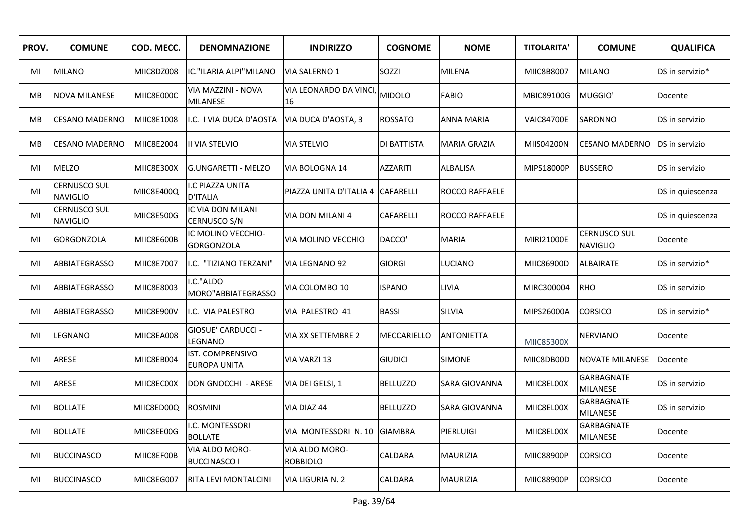| PROV. | COMUNE | COD. MECC. | DENOMNAZIONE | INDIRIZZO | COGNOME | NOME | TITOLARITA' | COMUNE | QUALIFICA |
|---|---|---|---|---|---|---|---|---|---|
| MI | MILANO | MIIC8DZ008 | IC."ILARIA ALPI"MILANO | VIA SALERNO 1 | SOZZI | MILENA | MIIC8B8007 | MILANO | DS in servizio* |
| MB | NOVA MILANESE | MIIC8E000C | VIA MAZZINI - NOVA MILANESE | VIA LEONARDO DA VINCI, 16 | MIDOLO | FABIO | MBIC89100G | MUGGIO' | Docente |
| MB | CESANO MADERNO | MIIC8E1008 | I.C. I VIA DUCA D'AOSTA | VIA DUCA D'AOSTA, 3 | ROSSATO | ANNA MARIA | VAIC84700E | SARONNO | DS in servizio |
| MB | CESANO MADERNO | MIIC8E2004 | II VIA STELVIO | VIA STELVIO | DI BATTISTA | MARIA GRAZIA | MIIS04200N | CESANO MADERNO | DS in servizio |
| MI | MELZO | MIIC8E300X | G.UNGARETTI - MELZO | VIA BOLOGNA 14 | AZZARITI | ALBALISA | MIPS18000P | BUSSERO | DS in servizio |
| MI | CERNUSCO SUL NAVIGLIO | MIIC8E400Q | I.C PIAZZA UNITA D'ITALIA | PIAZZA UNITA D'ITALIA 4 | CAFARELLI | ROCCO RAFFAELE | | | DS in quiescenza |
| MI | CERNUSCO SUL NAVIGLIO | MIIC8E500G | IC VIA DON MILANI CERNUSCO S/N | VIA DON MILANI 4 | CAFARELLI | ROCCO RAFFAELE | | | DS in quiescenza |
| MI | GORGONZOLA | MIIC8E600B | IC MOLINO VECCHIO-GORGONZOLA | VIA MOLINO VECCHIO | DACCO' | MARIA | MIRI21000E | CERNUSCO SUL NAVIGLIO | Docente |
| MI | ABBIATEGRASSO | MIIC8E7007 | I.C. "TIZIANO TERZANI" | VIA LEGNANO 92 | GIORGI | LUCIANO | MIIC86900D | ALBAIRATE | DS in servizio* |
| MI | ABBIATEGRASSO | MIIC8E8003 | I.C."ALDO MORO"ABBIATEGRASSO | VIA COLOMBO 10 | ISPANO | LIVIA | MIRC300004 | RHO | DS in servizio |
| MI | ABBIATEGRASSO | MIIC8E900V | I.C. VIA PALESTRO | VIA PALESTRO 41 | BASSI | SILVIA | MIPS26000A | CORSICO | DS in servizio* |
| MI | LEGNANO | MIIC8EA008 | GIOSUE' CARDUCCI - LEGNANO | VIA XX SETTEMBRE 2 | MECCARIELLO | ANTONIETTA | MIIC85300X | NERVIANO | Docente |
| MI | ARESE | MIIC8EB004 | IST. COMPRENSIVO EUROPA UNITA | VIA VARZI 13 | GIUDICI | SIMONE | MIIC8DB00D | NOVATE MILANESE | Docente |
| MI | ARESE | MIIC8EC00X | DON GNOCCHI - ARESE | VIA DEI GELSI, 1 | BELLUZZO | SARA GIOVANNA | MIIC8EL00X | GARBAGNATE MILANESE | DS in servizio |
| MI | BOLLATE | MIIC8ED00Q | ROSMINI | VIA DIAZ 44 | BELLUZZO | SARA GIOVANNA | MIIC8EL00X | GARBAGNATE MILANESE | DS in servizio |
| MI | BOLLATE | MIIC8EE00G | I.C. MONTESSORI BOLLATE | VIA MONTESSORI N. 10 | GIAMBRA | PIERLUIGI | MIIC8EL00X | GARBAGNATE MILANESE | Docente |
| MI | BUCCINASCO | MIIC8EF00B | VIA ALDO MORO-BUCCINASCO I | VIA ALDO MORO-ROBBIOLO | CALDARA | MAURIZIA | MIIC88900P | CORSICO | Docente |
| MI | BUCCINASCO | MIIC8EG007 | RITA LEVI MONTALCINI | VIA LIGURIA N. 2 | CALDARA | MAURIZIA | MIIC88900P | CORSICO | Docente |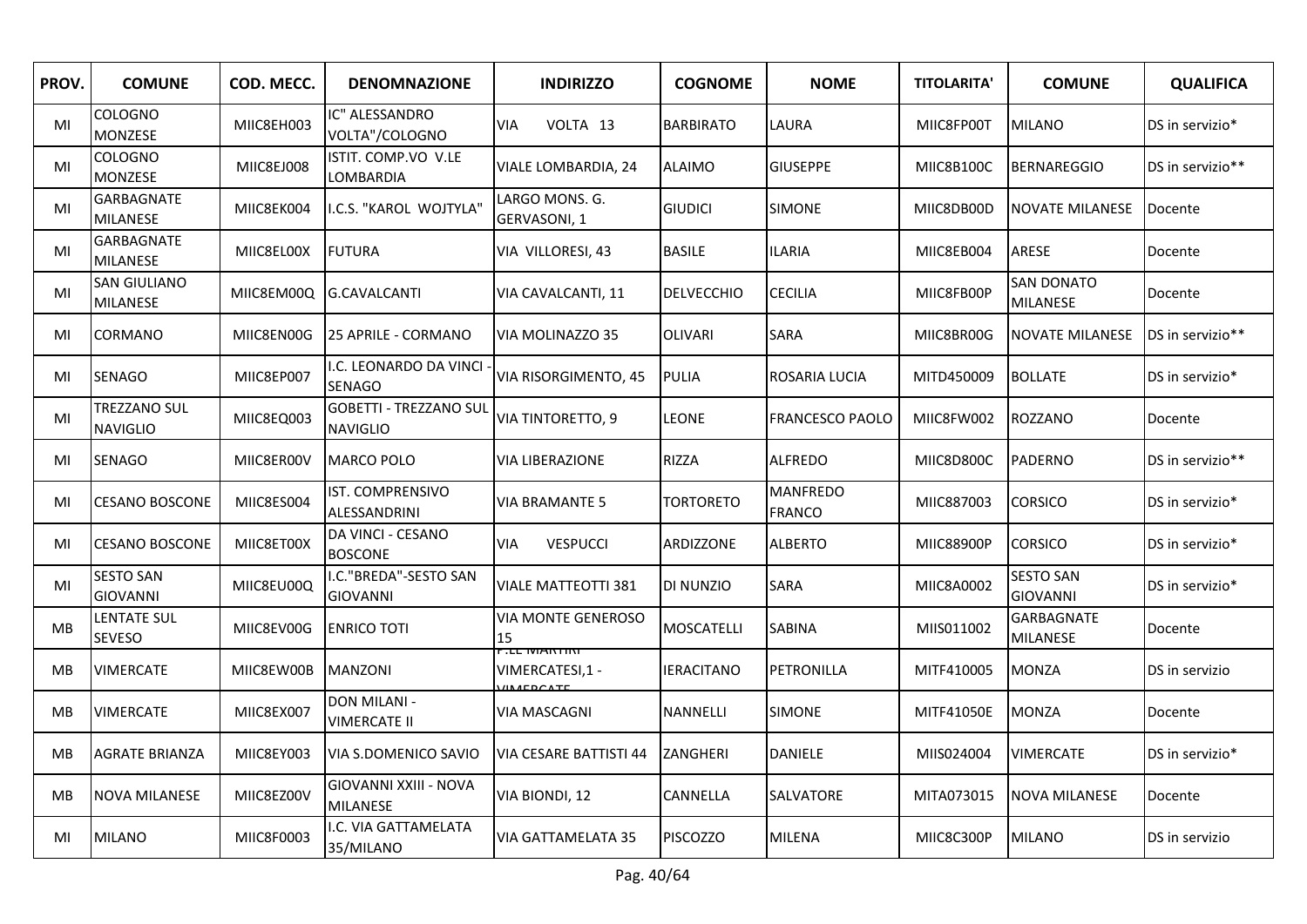| PROV. | COMUNE | COD. MECC. | DENOMNAZIONE | INDIRIZZO | COGNOME | NOME | TITOLARITA' | COMUNE | QUALIFICA |
|---|---|---|---|---|---|---|---|---|---|
| MI | COLOGNO MONZESE | MIIC8EH003 | IC" ALESSANDRO VOLTA"/COLOGNO | VIA VOLTA 13 | BARBIRATO | LAURA | MIIC8FP00T | MILANO | DS in servizio* |
| MI | COLOGNO MONZESE | MIIC8EJ008 | ISTIT. COMP.VO V.LE LOMBARDIA | VIALE LOMBARDIA, 24 | ALAIMO | GIUSEPPE | MIIC8B100C | BERNAREGGIO | DS in servizio** |
| MI | GARBAGNATE MILANESE | MIIC8EK004 | I.C.S. "KAROL WOJTYLA" | LARGO MONS. G. GERVASONI, 1 | GIUDICI | SIMONE | MIIC8DB00D | NOVATE MILANESE | Docente |
| MI | GARBAGNATE MILANESE | MIIC8EL00X | FUTURA | VIA VILLORESI, 43 | BASILE | ILARIA | MIIC8EB004 | ARESE | Docente |
| MI | SAN GIULIANO MILANESE | MIIC8EM00Q | G.CAVALCANTI | VIA CAVALCANTI, 11 | DELVECCHIO | CECILIA | MIIC8FB00P | SAN DONATO MILANESE | Docente |
| MI | CORMANO | MIIC8EN00G | 25 APRILE - CORMANO | VIA MOLINAZZO 35 | OLIVARI | SARA | MIIC8BR00G | NOVATE MILANESE | DS in servizio** |
| MI | SENAGO | MIIC8EP007 | I.C. LEONARDO DA VINCI - SENAGO | VIA RISORGIMENTO, 45 | PULIA | ROSARIA LUCIA | MITD450009 | BOLLATE | DS in servizio* |
| MI | TREZZANO SUL NAVIGLIO | MIIC8EQ003 | GOBETTI - TREZZANO SUL NAVIGLIO | VIA TINTORETTO, 9 | LEONE | FRANCESCO PAOLO | MIIC8FW002 | ROZZANO | Docente |
| MI | SENAGO | MIIC8ER00V | MARCO POLO | VIA LIBERAZIONE | RIZZA | ALFREDO | MIIC8D800C | PADERNO | DS in servizio** |
| MI | CESANO BOSCONE | MIIC8ES004 | IST. COMPRENSIVO ALESSANDRINI | VIA BRAMANTE 5 | TORTORETO | MANFREDO FRANCO | MIIC887003 | CORSICO | DS in servizio* |
| MI | CESANO BOSCONE | MIIC8ET00X | DA VINCI - CESANO BOSCONE | VIA VESPUCCI | ARDIZZONE | ALBERTO | MIIC88900P | CORSICO | DS in servizio* |
| MI | SESTO SAN GIOVANNI | MIIC8EU00Q | I.C."BREDA"-SESTO SAN GIOVANNI | VIALE MATTEOTTI 381 | DI NUNZIO | SARA | MIIC8A0002 | SESTO SAN GIOVANNI | DS in servizio* |
| MB | LENTATE SUL SEVESO | MIIC8EV00G | ENRICO TOTI | VIA MONTE GENEROSO 15 | MOSCATELLI | SABINA | MIIS011002 | GARBAGNATE MILANESE | Docente |
| MB | VIMERCATE | MIIC8EW00B | MANZONI | P.LE MARTIRI VIMERCATESI,1 - VIMERCATE | IERACITANO | PETRONILLA | MITF410005 | MONZA | DS in servizio |
| MB | VIMERCATE | MIIC8EX007 | DON MILANI - VIMERCATE II | VIA MASCAGNI | NANNELLI | SIMONE | MITF41050E | MONZA | Docente |
| MB | AGRATE BRIANZA | MIIC8EY003 | VIA S.DOMENICO SAVIO | VIA CESARE BATTISTI 44 | ZANGHERI | DANIELE | MIIS024004 | VIMERCATE | DS in servizio* |
| MB | NOVA MILANESE | MIIC8EZ00V | GIOVANNI XXIII - NOVA MILANESE | VIA BIONDI, 12 | CANNELLA | SALVATORE | MITA073015 | NOVA MILANESE | Docente |
| MI | MILANO | MIIC8F0003 | I.C. VIA GATTAMELATA 35/MILANO | VIA GATTAMELATA 35 | PISCOZZO | MILENA | MIIC8C300P | MILANO | DS in servizio |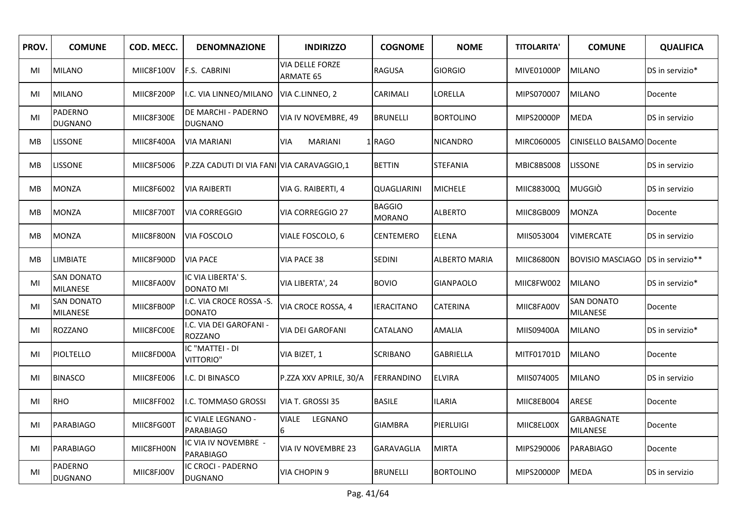| PROV. | COMUNE | COD. MECC. | DENOMNAZIONE | INDIRIZZO | COGNOME | NOME | TITOLARITA' | COMUNE | QUALIFICA |
|---|---|---|---|---|---|---|---|---|---|
| MI | MILANO | MIIC8F100V | F.S. CABRINI | VIA DELLE FORZE ARMATE 65 | RAGUSA | GIORGIO | MIVE01000P | MILANO | DS in servizio* |
| MI | MILANO | MIIC8F200P | I.C. VIA LINNEO/MILANO | VIA C.LINNEO, 2 | CARIMALI | LORELLA | MIPS070007 | MILANO | Docente |
| MI | PADERNO DUGNANO | MIIC8F300E | DE MARCHI - PADERNO DUGNANO | VIA IV NOVEMBRE, 49 | BRUNELLI | BORTOLINO | MIPS20000P | MEDA | DS in servizio |
| MB | LISSONE | MIIC8F400A | VIA MARIANI | VIA MARIANI 1 | RAGO | NICANDRO | MIRC060005 | CINISELLO BALSAMO | Docente |
| MB | LISSONE | MIIC8F5006 | P.ZZA CADUTI DI VIA FANI | VIA CARAVAGGIO,1 | BETTIN | STEFANIA | MBIC8BS008 | LISSONE | DS in servizio |
| MB | MONZA | MIIC8F6002 | VIA RAIBERTI | VIA G. RAIBERTI, 4 | QUAGLIARINI | MICHELE | MIIC88300Q | MUGGIÒ | DS in servizio |
| MB | MONZA | MIIC8F700T | VIA CORREGGIO | VIA CORREGGIO 27 | BAGGIO MORANO | ALBERTO | MIIC8GB009 | MONZA | Docente |
| MB | MONZA | MIIC8F800N | VIA FOSCOLO | VIALE FOSCOLO, 6 | CENTEMERO | ELENA | MIIS053004 | VIMERCATE | DS in servizio |
| MB | LIMBIATE | MIIC8F900D | VIA PACE | VIA PACE 38 | SEDINI | ALBERTO MARIA | MIIC86800N | BOVISIO MASCIAGO | DS in servizio** |
| MI | SAN DONATO MILANESE | MIIC8FA00V | IC VIA LIBERTA' S. DONATO MI | VIA LIBERTA', 24 | BOVIO | GIANPAOLO | MIIC8FW002 | MILANO | DS in servizio* |
| MI | SAN DONATO MILANESE | MIIC8FB00P | I.C. VIA CROCE ROSSA -S. DONATO | VIA CROCE ROSSA, 4 | IERACITANO | CATERINA | MIIC8FA00V | SAN DONATO MILANESE | Docente |
| MI | ROZZANO | MIIC8FC00E | I.C. VIA DEI GAROFANI - ROZZANO | VIA DEI GAROFANI | CATALANO | AMALIA | MIIS09400A | MILANO | DS in servizio* |
| MI | PIOLTELLO | MIIC8FD00A | IC "MATTEI - DI VITTORIO" | VIA BIZET, 1 | SCRIBANO | GABRIELLA | MITF01701D | MILANO | Docente |
| MI | BINASCO | MIIC8FE006 | I.C. DI BINASCO | P.ZZA XXV APRILE, 30/A | FERRANDINO | ELVIRA | MIIS074005 | MILANO | DS in servizio |
| MI | RHO | MIIC8FF002 | I.C. TOMMASO GROSSI | VIA T. GROSSI 35 | BASILE | ILARIA | MIIC8EB004 | ARESE | Docente |
| MI | PARABIAGO | MIIC8FG00T | IC VIALE LEGNANO - PARABIAGO | VIALE LEGNANO 6 | GIAMBRA | PIERLUIGI | MIIC8EL00X | GARBAGNATE MILANESE | Docente |
| MI | PARABIAGO | MIIC8FH00N | IC VIA IV NOVEMBRE - PARABIAGO | VIA IV NOVEMBRE 23 | GARAVAGLIA | MIRTA | MIPS290006 | PARABIAGO | Docente |
| MI | PADERNO DUGNANO | MIIC8FJ00V | IC CROCI - PADERNO DUGNANO | VIA CHOPIN 9 | BRUNELLI | BORTOLINO | MIPS20000P | MEDA | DS in servizio |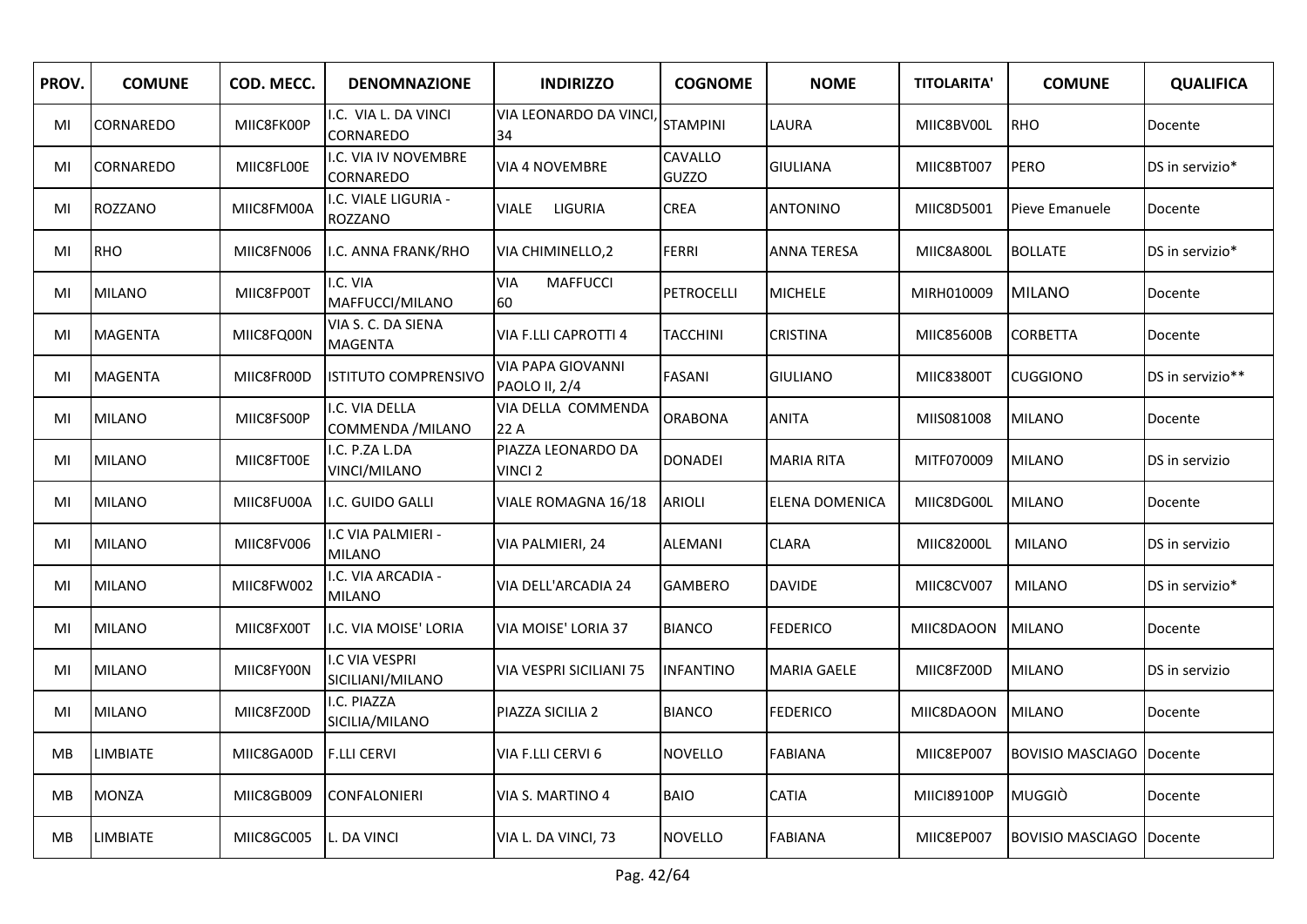| PROV. | COMUNE | COD. MECC. | DENOMNAZIONE | INDIRIZZO | COGNOME | NOME | TITOLARITA' | COMUNE | QUALIFICA |
|---|---|---|---|---|---|---|---|---|---|
| MI | CORNAREDO | MIIC8FK00P | I.C. VIA L. DA VINCI CORNAREDO | VIA LEONARDO DA VINCI, 34 | STAMPINI | LAURA | MIIC8BV00L | RHO | Docente |
| MI | CORNAREDO | MIIC8FL00E | I.C. VIA IV NOVEMBRE CORNAREDO | VIA 4 NOVEMBRE | CAVALLO GUZZO | GIULIANA | MIIC8BT007 | PERO | DS in servizio* |
| MI | ROZZANO | MIIC8FM00A | I.C. VIALE LIGURIA - ROZZANO | VIALE LIGURIA | CREA | ANTONINO | MIIC8D5001 | Pieve Emanuele | Docente |
| MI | RHO | MIIC8FN006 | I.C. ANNA FRANK/RHO | VIA CHIMINELLO,2 | FERRI | ANNA TERESA | MIIC8A800L | BOLLATE | DS in servizio* |
| MI | MILANO | MIIC8FP00T | I.C. VIA MAFFUCCI/MILANO | VIA MAFFUCCI 60 | PETROCELLI | MICHELE | MIRH010009 | MILANO | Docente |
| MI | MAGENTA | MIIC8FQ00N | VIA S. C. DA SIENA MAGENTA | VIA F.LLI CAPROTTI 4 | TACCHINI | CRISTINA | MIIC85600B | CORBETTA | Docente |
| MI | MAGENTA | MIIC8FR00D | ISTITUTO COMPRENSIVO | VIA PAPA GIOVANNI PAOLO II, 2/4 | FASANI | GIULIANO | MIIC83800T | CUGGIONO | DS in servizio** |
| MI | MILANO | MIIC8FS00P | I.C. VIA DELLA COMMENDA /MILANO | VIA DELLA COMMENDA 22 A | ORABONA | ANITA | MIIS081008 | MILANO | Docente |
| MI | MILANO | MIIC8FT00E | I.C. P.ZA L.DA VINCI/MILANO | PIAZZA LEONARDO DA VINCI 2 | DONADEI | MARIA RITA | MITF070009 | MILANO | DS in servizio |
| MI | MILANO | MIIC8FU00A | I.C. GUIDO GALLI | VIALE ROMAGNA 16/18 | ARIOLI | ELENA DOMENICA | MIIC8DG00L | MILANO | Docente |
| MI | MILANO | MIIC8FV006 | I.C VIA PALMIERI - MILANO | VIA PALMIERI, 24 | ALEMANI | CLARA | MIIC82000L | MILANO | DS in servizio |
| MI | MILANO | MIIC8FW002 | I.C. VIA ARCADIA - MILANO | VIA DELL'ARCADIA 24 | GAMBERO | DAVIDE | MIIC8CV007 | MILANO | DS in servizio* |
| MI | MILANO | MIIC8FX00T | I.C. VIA MOISE' LORIA | VIA MOISE' LORIA 37 | BIANCO | FEDERICO | MIIC8DAOON | MILANO | Docente |
| MI | MILANO | MIIC8FY00N | I.C VIA VESPRI SICILIANI/MILANO | VIA VESPRI SICILIANI 75 | INFANTINO | MARIA GAELE | MIIC8FZ00D | MILANO | DS in servizio |
| MI | MILANO | MIIC8FZ00D | I.C. PIAZZA SICILIA/MILANO | PIAZZA SICILIA 2 | BIANCO | FEDERICO | MIIC8DAOON | MILANO | Docente |
| MB | LIMBIATE | MIIC8GA00D | F.LLI CERVI | VIA F.LLI CERVI 6 | NOVELLO | FABIANA | MIIC8EP007 | BOVISIO MASCIAGO | Docente |
| MB | MONZA | MIIC8GB009 | CONFALONIERI | VIA S. MARTINO 4 | BAIO | CATIA | MIICI89100P | MUGGIÒ | Docente |
| MB | LIMBIATE | MIIC8GC005 | L. DA VINCI | VIA L. DA VINCI, 73 | NOVELLO | FABIANA | MIIC8EP007 | BOVISIO MASCIAGO | Docente |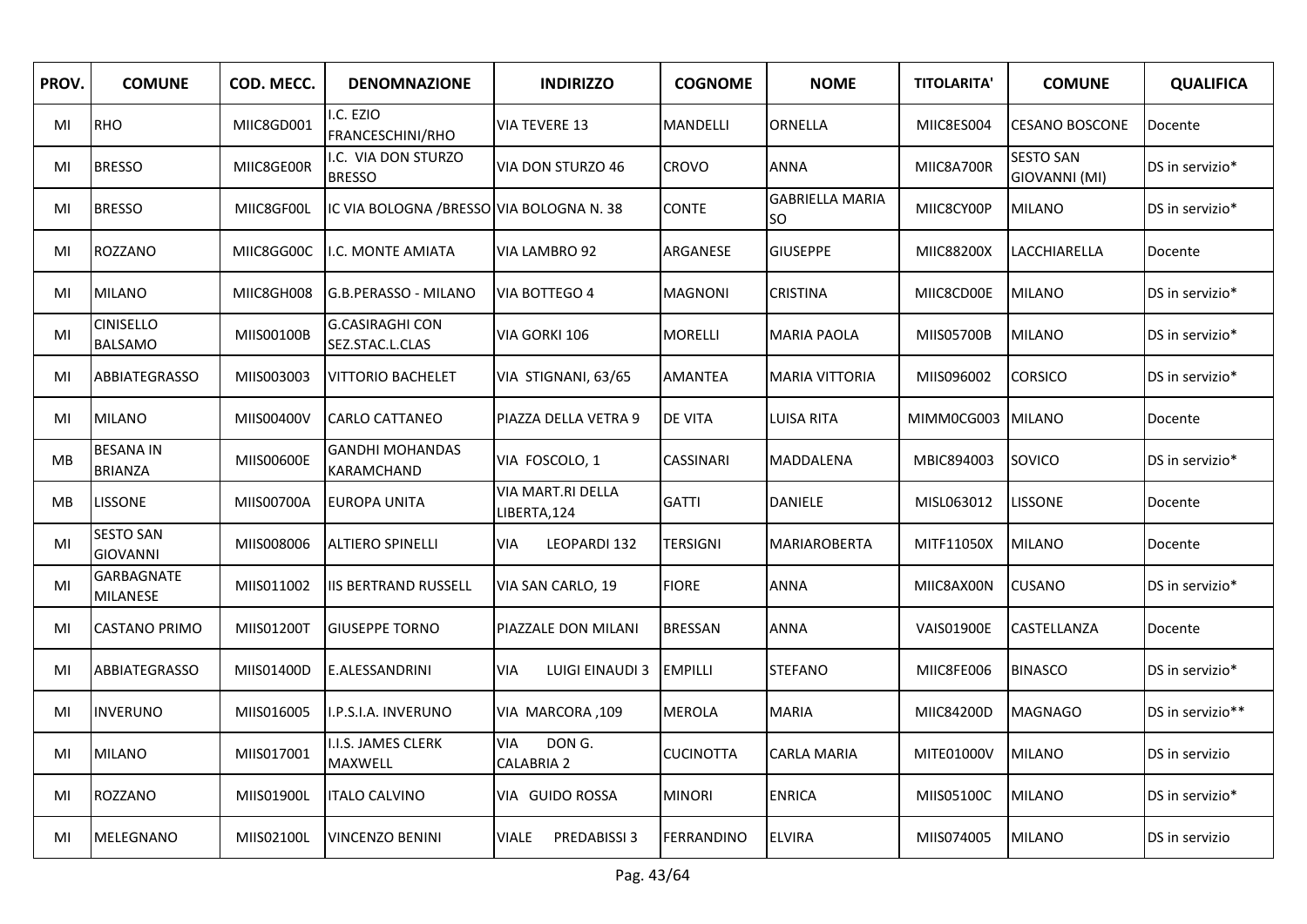| PROV. | COMUNE | COD. MECC. | DENOMNAZIONE | INDIRIZZO | COGNOME | NOME | TITOLARITA' | COMUNE | QUALIFICA |
|---|---|---|---|---|---|---|---|---|---|
| MI | RHO | MIIC8GD001 | I.C. EZIO FRANCESCHINI/RHO | VIA TEVERE 13 | MANDELLI | ORNELLA | MIIC8ES004 | CESANO BOSCONE | Docente |
| MI | BRESSO | MIIC8GE00R | I.C. VIA DON STURZO BRESSO | VIA DON STURZO 46 | CROVO | ANNA | MIIC8A700R | SESTO SAN GIOVANNI (MI) | DS in servizio* |
| MI | BRESSO | MIIC8GF00L | IC VIA BOLOGNA /BRESSO | VIA BOLOGNA N. 38 | CONTE | GABRIELLA MARIA SO | MIIC8CY00P | MILANO | DS in servizio* |
| MI | ROZZANO | MIIC8GG00C | I.C. MONTE AMIATA | VIA LAMBRO 92 | ARGANESE | GIUSEPPE | MIIC88200X | LACCHIARELLA | Docente |
| MI | MILANO | MIIC8GH008 | G.B.PERASSO - MILANO | VIA BOTTEGO 4 | MAGNONI | CRISTINA | MIIC8CD00E | MILANO | DS in servizio* |
| MI | CINISELLO BALSAMO | MIIS00100B | G.CASIRAGHI CON SEZ.STAC.L.CLAS | VIA GORKI 106 | MORELLI | MARIA PAOLA | MIIS05700B | MILANO | DS in servizio* |
| MI | ABBIATEGRASSO | MIIS003003 | VITTORIO BACHELET | VIA STIGNANI, 63/65 | AMANTEA | MARIA VITTORIA | MIIS096002 | CORSICO | DS in servizio* |
| MI | MILANO | MIIS00400V | CARLO CATTANEO | PIAZZA DELLA VETRA 9 | DE VITA | LUISA RITA | MIMM0CG003 | MILANO | Docente |
| MB | BESANA IN BRIANZA | MIIS00600E | GANDHI MOHANDAS KARAMCHAND | VIA FOSCOLO, 1 | CASSINARI | MADDALENA | MBIC894003 | SOVICO | DS in servizio* |
| MB | LISSONE | MIIS00700A | EUROPA UNITA | VIA MART.RI DELLA LIBERTA,124 | GATTI | DANIELE | MISL063012 | LISSONE | Docente |
| MI | SESTO SAN GIOVANNI | MIIS008006 | ALTIERO SPINELLI | VIA LEOPARDI 132 | TERSIGNI | MARIAROBERTA | MITF11050X | MILANO | Docente |
| MI | GARBAGNATE MILANESE | MIIS011002 | IIS BERTRAND RUSSELL | VIA SAN CARLO, 19 | FIORE | ANNA | MIIC8AX00N | CUSANO | DS in servizio* |
| MI | CASTANO PRIMO | MIIS01200T | GIUSEPPE TORNO | PIAZZALE DON MILANI | BRESSAN | ANNA | VAIS01900E | CASTELLANZA | Docente |
| MI | ABBIATEGRASSO | MIIS01400D | E.ALESSANDRINI | VIA LUIGI EINAUDI 3 | EMPILLI | STEFANO | MIIC8FE006 | BINASCO | DS in servizio* |
| MI | INVERUNO | MIIS016005 | I.P.S.I.A. INVERUNO | VIA MARCORA ,109 | MEROLA | MARIA | MIIC84200D | MAGNAGO | DS in servizio** |
| MI | MILANO | MIIS017001 | I.I.S. JAMES CLERK MAXWELL | VIA DON G. CALABRIA 2 | CUCINOTTA | CARLA MARIA | MITE01000V | MILANO | DS in servizio |
| MI | ROZZANO | MIIS01900L | ITALO CALVINO | VIA GUIDO ROSSA | MINORI | ENRICA | MIIS05100C | MILANO | DS in servizio* |
| MI | MELEGNANO | MIIS02100L | VINCENZO BENINI | VIALE PREDABISSI 3 | FERRANDINO | ELVIRA | MIIS074005 | MILANO | DS in servizio |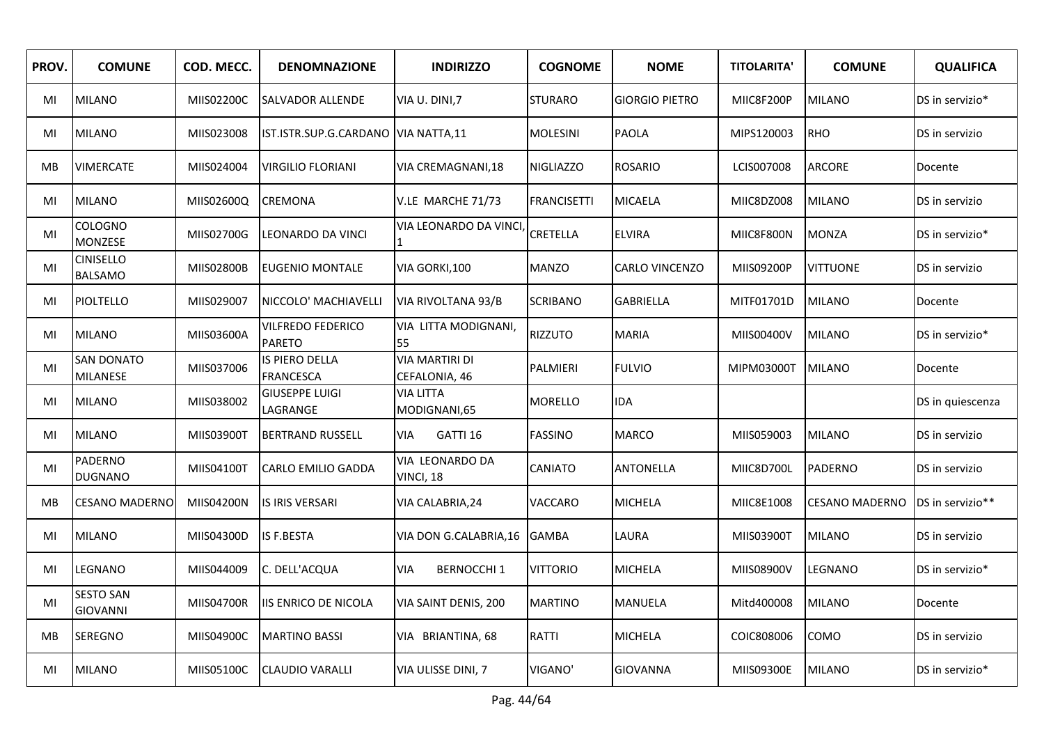| PROV. | COMUNE | COD. MECC. | DENOMNAZIONE | INDIRIZZO | COGNOME | NOME | TITOLARITA' | COMUNE | QUALIFICA |
|---|---|---|---|---|---|---|---|---|---|
| MI | MILANO | MIIS02200C | SALVADOR ALLENDE | VIA U. DINI,7 | STURARO | GIORGIO PIETRO | MIIC8F200P | MILANO | DS in servizio* |
| MI | MILANO | MIIS023008 | IST.ISTR.SUP.G.CARDANO | VIA NATTA,11 | MOLESINI | PAOLA | MIPS120003 | RHO | DS in servizio |
| MB | VIMERCATE | MIIS024004 | VIRGILIO FLORIANI | VIA CREMAGNANI,18 | NIGLIAZZO | ROSARIO | LCIS007008 | ARCORE | Docente |
| MI | MILANO | MIIS02600Q | CREMONA | V.LE MARCHE 71/73 | FRANCISETTI | MICAELA | MIIC8DZ008 | MILANO | DS in servizio |
| MI | COLOGNO MONZESE | MIIS02700G | LEONARDO DA VINCI | VIA LEONARDO DA VINCI, 1 | CRETELLA | ELVIRA | MIIC8F800N | MONZA | DS in servizio* |
| MI | CINISELLO BALSAMO | MIIS02800B | EUGENIO MONTALE | VIA GORKI,100 | MANZO | CARLO VINCENZO | MIIS09200P | VITTUONE | DS in servizio |
| MI | PIOLTELLO | MIIS029007 | NICCOLO' MACHIAVELLI | VIA RIVOLTANA 93/B | SCRIBANO | GABRIELLA | MITF01701D | MILANO | Docente |
| MI | MILANO | MIIS03600A | VILFREDO FEDERICO PARETO | VIA LITTA MODIGNANI, 55 | RIZZUTO | MARIA | MIIS00400V | MILANO | DS in servizio* |
| MI | SAN DONATO MILANESE | MIIS037006 | IS PIERO DELLA FRANCESCA | VIA MARTIRI DI CEFALONIA, 46 | PALMIERI | FULVIO | MIPM03000T | MILANO | Docente |
| MI | MILANO | MIIS038002 | GIUSEPPE LUIGI LAGRANGE | VIA LITTA MODIGNANI,65 | MORELLO | IDA | | | DS in quiescenza |
| MI | MILANO | MIIS03900T | BERTRAND RUSSELL | VIA GATTI 16 | FASSINO | MARCO | MIIS059003 | MILANO | DS in servizio |
| MI | PADERNO DUGNANO | MIIS04100T | CARLO EMILIO GADDA | VIA LEONARDO DA VINCI, 18 | CANIATO | ANTONELLA | MIIC8D700L | PADERNO | DS in servizio |
| MB | CESANO MADERNO | MIIS04200N | IS IRIS VERSARI | VIA CALABRIA,24 | VACCARO | MICHELA | MIIC8E1008 | CESANO MADERNO | DS in servizio** |
| MI | MILANO | MIIS04300D | IS F.BESTA | VIA DON G.CALABRIA,16 | GAMBA | LAURA | MIIS03900T | MILANO | DS in servizio |
| MI | LEGNANO | MIIS044009 | C. DELL'ACQUA | VIA BERNOCCHI 1 | VITTORIO | MICHELA | MIIS08900V | LEGNANO | DS in servizio* |
| MI | SESTO SAN GIOVANNI | MIIS04700R | IIS ENRICO DE NICOLA | VIA SAINT DENIS, 200 | MARTINO | MANUELA | Mitd400008 | MILANO | Docente |
| MB | SEREGNO | MIIS04900C | MARTINO BASSI | VIA BRIANTINA, 68 | RATTI | MICHELA | COIC808006 | COMO | DS in servizio |
| MI | MILANO | MIIS05100C | CLAUDIO VARALLI | VIA ULISSE DINI, 7 | VIGANO' | GIOVANNA | MIIS09300E | MILANO | DS in servizio* |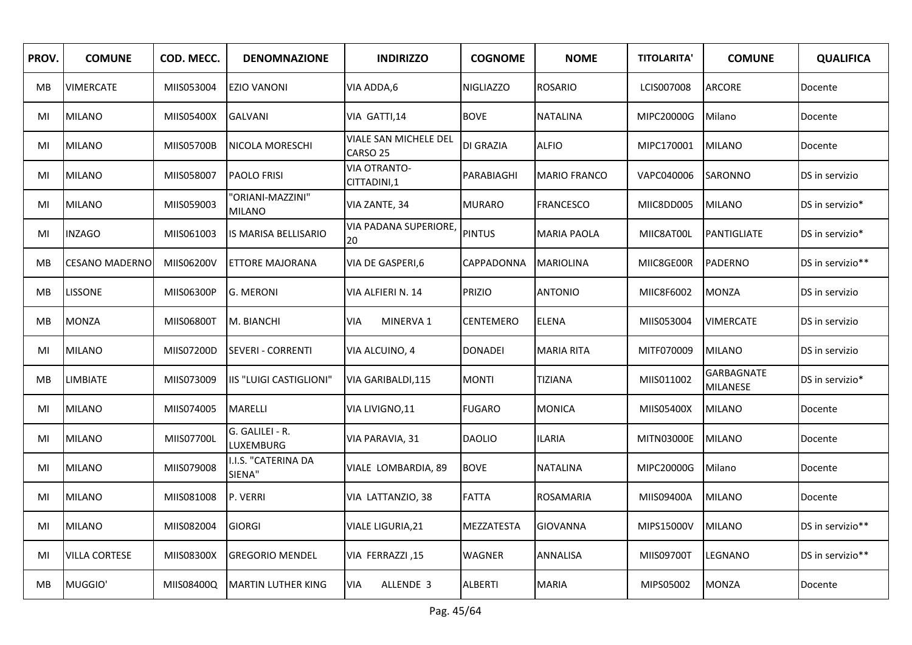| PROV. | COMUNE | COD. MECC. | DENOMNAZIONE | INDIRIZZO | COGNOME | NOME | TITOLARITA' | COMUNE | QUALIFICA |
|---|---|---|---|---|---|---|---|---|---|
| MB | VIMERCATE | MIIS053004 | EZIO VANONI | VIA ADDA,6 | NIGLIAZZO | ROSARIO | LCIS007008 | ARCORE | Docente |
| MI | MILANO | MIIS05400X | GALVANI | VIA GATTI,14 | BOVE | NATALINA | MIPC20000G | Milano | Docente |
| MI | MILANO | MIIS05700B | NICOLA MORESCHI | VIALE SAN MICHELE DEL CARSO 25 | DI GRAZIA | ALFIO | MIPC170001 | MILANO | Docente |
| MI | MILANO | MIIS058007 | PAOLO FRISI | VIA OTRANTO-CITTADINI,1 | PARABIAGHI | MARIO FRANCO | VAPC040006 | SARONNO | DS in servizio |
| MI | MILANO | MIIS059003 | "ORIANI-MAZZINI" MILANO | VIA ZANTE, 34 | MURARO | FRANCESCO | MIIC8DD005 | MILANO | DS in servizio* |
| MI | INZAGO | MIIS061003 | IS MARISA BELLISARIO | VIA PADANA SUPERIORE, 20 | PINTUS | MARIA PAOLA | MIIC8AT00L | PANTIGLIATE | DS in servizio* |
| MB | CESANO MADERNO | MIIS06200V | ETTORE MAJORANA | VIA DE GASPERI,6 | CAPPADONNA | MARIOLINA | MIIC8GE00R | PADERNO | DS in servizio** |
| MB | LISSONE | MIIS06300P | G. MERONI | VIA ALFIERI N. 14 | PRIZIO | ANTONIO | MIIC8F6002 | MONZA | DS in servizio |
| MB | MONZA | MIIS06800T | M. BIANCHI | VIA MINERVA 1 | CENTEMERO | ELENA | MIIS053004 | VIMERCATE | DS in servizio |
| MI | MILANO | MIIS07200D | SEVERI - CORRENTI | VIA ALCUINO, 4 | DONADEI | MARIA RITA | MITF070009 | MILANO | DS in servizio |
| MB | LIMBIATE | MIIS073009 | IIS "LUIGI CASTIGLIONI" | VIA GARIBALDI,115 | MONTI | TIZIANA | MIIS011002 | GARBAGNATE MILANESE | DS in servizio* |
| MI | MILANO | MIIS074005 | MARELLI | VIA LIVIGNO,11 | FUGARO | MONICA | MIIS05400X | MILANO | Docente |
| MI | MILANO | MIIS07700L | G. GALILEI - R. LUXEMBURG | VIA PARAVIA, 31 | DAOLIO | ILARIA | MITN03000E | MILANO | Docente |
| MI | MILANO | MIIS079008 | I.I.S. "CATERINA DA SIENA" | VIALE LOMBARDIA, 89 | BOVE | NATALINA | MIPC20000G | Milano | Docente |
| MI | MILANO | MIIS081008 | P. VERRI | VIA LATTANZIO, 38 | FATTA | ROSAMARIA | MIIS09400A | MILANO | Docente |
| MI | MILANO | MIIS082004 | GIORGI | VIALE LIGURIA,21 | MEZZATESTA | GIOVANNA | MIPS15000V | MILANO | DS in servizio** |
| MI | VILLA CORTESE | MIIS08300X | GREGORIO MENDEL | VIA FERRAZZI ,15 | WAGNER | ANNALISA | MIIS09700T | LEGNANO | DS in servizio** |
| MB | MUGGIO' | MIIS08400Q | MARTIN LUTHER KING | VIA ALLENDE 3 | ALBERTI | MARIA | MIPS05002 | MONZA | Docente |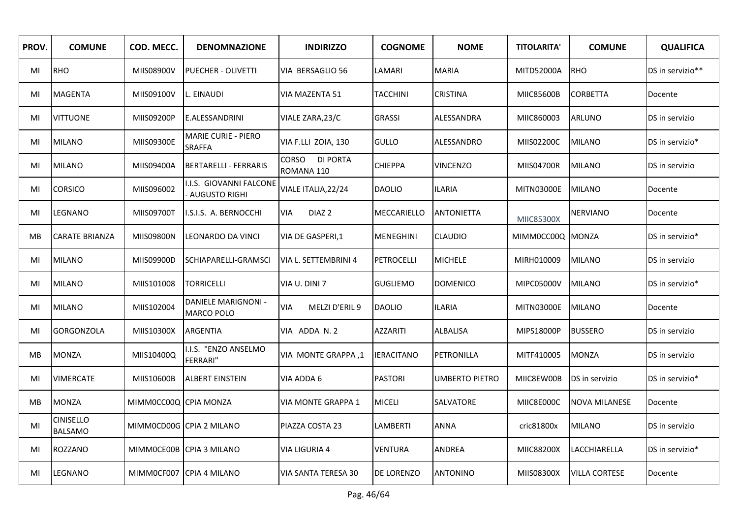| PROV. | COMUNE | COD. MECC. | DENOMNAZIONE | INDIRIZZO | COGNOME | NOME | TITOLARITA' | COMUNE | QUALIFICA |
|---|---|---|---|---|---|---|---|---|---|
| MI | RHO | MIIS08900V | PUECHER - OLIVETTI | VIA BERSAGLIO 56 | LAMARI | MARIA | MITD52000A | RHO | DS in servizio** |
| MI | MAGENTA | MIIS09100V | L. EINAUDI | VIA MAZENTA 51 | TACCHINI | CRISTINA | MIIC85600B | CORBETTA | Docente |
| MI | VITTUONE | MIIS09200P | E.ALESSANDRINI | VIALE ZARA,23/C | GRASSI | ALESSANDRA | MIIC860003 | ARLUNO | DS in servizio |
| MI | MILANO | MIIS09300E | MARIE CURIE - PIERO SRAFFA | VIA F.LLI ZOIA, 130 | GULLO | ALESSANDRO | MIIS02200C | MILANO | DS in servizio* |
| MI | MILANO | MIIS09400A | BERTARELLI - FERRARIS | CORSO DI PORTA ROMANA 110 | CHIEPPA | VINCENZO | MIIS04700R | MILANO | DS in servizio |
| MI | CORSICO | MIIS096002 | I.I.S. GIOVANNI FALCONE - AUGUSTO RIGHI | VIALE ITALIA,22/24 | DAOLIO | ILARIA | MITN03000E | MILANO | Docente |
| MI | LEGNANO | MIIS09700T | I.S.I.S. A. BERNOCCHI | VIA DIAZ 2 | MECCARIELLO | ANTONIETTA | MIIC85300X | NERVIANO | Docente |
| MB | CARATE BRIANZA | MIIS09800N | LEONARDO DA VINCI | VIA DE GASPERI,1 | MENEGHINI | CLAUDIO | MIMM0CC00Q | MONZA | DS in servizio* |
| MI | MILANO | MIIS09900D | SCHIAPARELLI-GRAMSCI | VIA L. SETTEMBRINI 4 | PETROCELLI | MICHELE | MIRH010009 | MILANO | DS in servizio |
| MI | MILANO | MIIS101008 | TORRICELLI | VIA U. DINI 7 | GUGLIEMO | DOMENICO | MIPC05000V | MILANO | DS in servizio* |
| MI | MILANO | MIIS102004 | DANIELE MARIGNONI - MARCO POLO | VIA MELZI D'ERIL 9 | DAOLIO | ILARIA | MITN03000E | MILANO | Docente |
| MI | GORGONZOLA | MIIS10300X | ARGENTIA | VIA ADDA N. 2 | AZZARITI | ALBALISA | MIPS18000P | BUSSERO | DS in servizio |
| MB | MONZA | MIIS10400Q | I.I.S. "ENZO ANSELMO FERRARI" | VIA MONTE GRAPPA ,1 | IERACITANO | PETRONILLA | MITF410005 | MONZA | DS in servizio |
| MI | VIMERCATE | MIIS10600B | ALBERT EINSTEIN | VIA ADDA 6 | PASTORI | UMBERTO PIETRO | MIIC8EW00B | DS in servizio | DS in servizio* |
| MB | MONZA | MIMM0CC00Q | CPIA MONZA | VIA MONTE GRAPPA 1 | MICELI | SALVATORE | MIIC8E000C | NOVA MILANESE | Docente |
| MI | CINISELLO BALSAMO | MIMM0CD00G | CPIA 2 MILANO | PIAZZA COSTA 23 | LAMBERTI | ANNA | cric81800x | MILANO | DS in servizio |
| MI | ROZZANO | MIMM0CE00B | CPIA 3 MILANO | VIA LIGURIA 4 | VENTURA | ANDREA | MIIC88200X | LACCHIARELLA | DS in servizio* |
| MI | LEGNANO | MIMM0CF007 | CPIA 4 MILANO | VIA SANTA TERESA 30 | DE LORENZO | ANTONINO | MIIS08300X | VILLA CORTESE | Docente |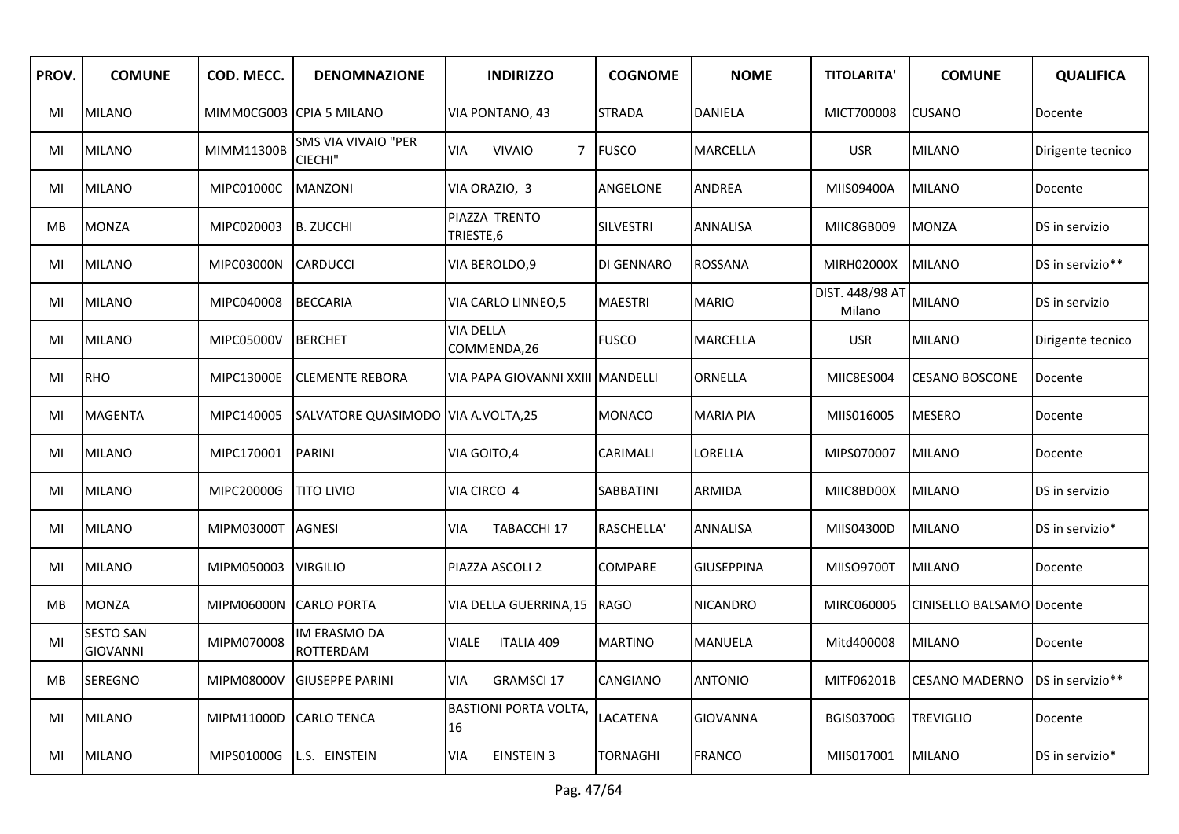| PROV. | COMUNE | COD. MECC. | DENOMNAZIONE | INDIRIZZO | COGNOME | NOME | TITOLARITA' | COMUNE | QUALIFICA |
|---|---|---|---|---|---|---|---|---|---|
| MI | MILANO | MIMM0CG003 | CPIA 5 MILANO | VIA PONTANO, 43 | STRADA | DANIELA | MICT700008 | CUSANO | Docente |
| MI | MILANO | MIMM11300B | SMS VIA VIVAIO "PER CIECHI" | VIA VIVAIO 7 | FUSCO | MARCELLA | USR | MILANO | Dirigente tecnico |
| MI | MILANO | MIPC01000C | MANZONI | VIA ORAZIO, 3 | ANGELONE | ANDREA | MIIS09400A | MILANO | Docente |
| MB | MONZA | MIPC020003 | B. ZUCCHI | PIAZZA TRENTO TRIESTE,6 | SILVESTRI | ANNALISA | MIIC8GB009 | MONZA | DS in servizio |
| MI | MILANO | MIPC03000N | CARDUCCI | VIA BEROLDO,9 | DI GENNARO | ROSSANA | MIRH02000X | MILANO | DS in servizio** |
| MI | MILANO | MIPC040008 | BECCARIA | VIA CARLO LINNEO,5 | MAESTRI | MARIO | DIST. 448/98 AT Milano | MILANO | DS in servizio |
| MI | MILANO | MIPC05000V | BERCHET | VIA DELLA COMMENDA,26 | FUSCO | MARCELLA | USR | MILANO | Dirigente tecnico |
| MI | RHO | MIPC13000E | CLEMENTE REBORA | VIA PAPA GIOVANNI XXIII | MANDELLI | ORNELLA | MIIC8ES004 | CESANO BOSCONE | Docente |
| MI | MAGENTA | MIPC140005 | SALVATORE QUASIMODO | VIA A.VOLTA,25 | MONACO | MARIA PIA | MIIS016005 | MESERO | Docente |
| MI | MILANO | MIPC170001 | PARINI | VIA GOITO,4 | CARIMALI | LORELLA | MIPS070007 | MILANO | Docente |
| MI | MILANO | MIPC20000G | TITO LIVIO | VIA CIRCO 4 | SABBATINI | ARMIDA | MIIC8BD00X | MILANO | DS in servizio |
| MI | MILANO | MIPM03000T | AGNESI | VIA TABACCHI 17 | RASCHELLA' | ANNALISA | MIIS04300D | MILANO | DS in servizio* |
| MI | MILANO | MIPM050003 | VIRGILIO | PIAZZA ASCOLI 2 | COMPARE | GIUSEPPINA | MIISO9700T | MILANO | Docente |
| MB | MONZA | MIPM06000N | CARLO PORTA | VIA DELLA GUERRINA,15 | RAGO | NICANDRO | MIRC060005 | CINISELLO BALSAMO | Docente |
| MI | SESTO SAN GIOVANNI | MIPM070008 | IM ERASMO DA ROTTERDAM | VIALE ITALIA 409 | MARTINO | MANUELA | Mitd400008 | MILANO | Docente |
| MB | SEREGNO | MIPM08000V | GIUSEPPE PARINI | VIA GRAMSCI 17 | CANGIANO | ANTONIO | MITF06201B | CESANO MADERNO | DS in servizio** |
| MI | MILANO | MIPM11000D | CARLO TENCA | BASTIONI PORTA VOLTA, 16 | LACATENA | GIOVANNA | BGIS03700G | TREVIGLIO | Docente |
| MI | MILANO | MIPS01000G | L.S. EINSTEIN | VIA EINSTEIN 3 | TORNAGHI | FRANCO | MIIS017001 | MILANO | DS in servizio* |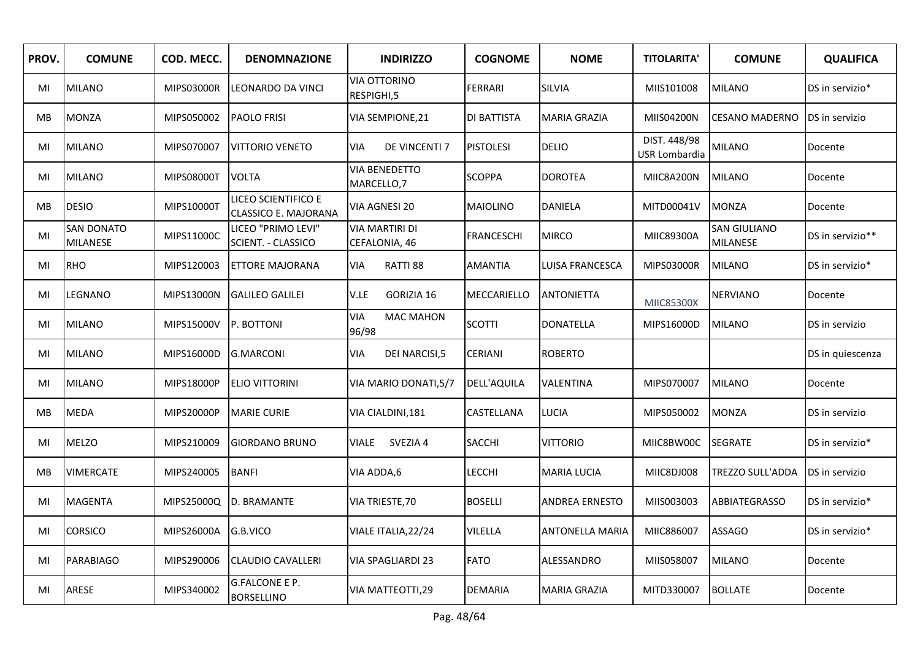| PROV. | COMUNE | COD. MECC. | DENOMNAZIONE | INDIRIZZO | COGNOME | NOME | TITOLARITA' | COMUNE | QUALIFICA |
|---|---|---|---|---|---|---|---|---|---|
| MI | MILANO | MIPS03000R | LEONARDO DA VINCI | VIA OTTORINO RESPIGHI,5 | FERRARI | SILVIA | MIIS101008 | MILANO | DS in servizio* |
| MB | MONZA | MIPS050002 | PAOLO FRISI | VIA SEMPIONE,21 | DI BATTISTA | MARIA GRAZIA | MIIS04200N | CESANO MADERNO | DS in servizio |
| MI | MILANO | MIPS070007 | VITTORIO VENETO | VIA DE VINCENTI 7 | PISTOLESI | DELIO | DIST. 448/98 USR Lombardia | MILANO | Docente |
| MI | MILANO | MIPS08000T | VOLTA | VIA BENEDETTO MARCELLO,7 | SCOPPA | DOROTEA | MIIC8A200N | MILANO | Docente |
| MB | DESIO | MIPS10000T | LICEO SCIENTIFICO E CLASSICO E. MAJORANA | VIA AGNESI 20 | MAIOLINO | DANIELA | MITD00041V | MONZA | Docente |
| MI | SAN DONATO MILANESE | MIPS11000C | LICEO "PRIMO LEVI" SCIENT. - CLASSICO | VIA MARTIRI DI CEFALONIA, 46 | FRANCESCHI | MIRCO | MIIC89300A | SAN GIULIANO MILANESE | DS in servizio** |
| MI | RHO | MIPS120003 | ETTORE MAJORANA | VIA RATTI 88 | AMANTIA | LUISA FRANCESCA | MIPS03000R | MILANO | DS in servizio* |
| MI | LEGNANO | MIPS13000N | GALILEO GALILEI | V.LE GORIZIA 16 | MECCARIELLO | ANTONIETTA | MIIC85300X | NERVIANO | Docente |
| MI | MILANO | MIPS15000V | P. BOTTONI | VIA MAC MAHON 96/98 | SCOTTI | DONATELLA | MIPS16000D | MILANO | DS in servizio |
| MI | MILANO | MIPS16000D | G.MARCONI | VIA DEI NARCISI,5 | CERIANI | ROBERTO | | | DS in quiescenza |
| MI | MILANO | MIPS18000P | ELIO VITTORINI | VIA MARIO DONATI,5/7 | DELL'AQUILA | VALENTINA | MIPS070007 | MILANO | Docente |
| MB | MEDA | MIPS20000P | MARIE CURIE | VIA CIALDINI,181 | CASTELLANA | LUCIA | MIPS050002 | MONZA | DS in servizio |
| MI | MELZO | MIPS210009 | GIORDANO BRUNO | VIALE SVEZIA 4 | SACCHI | VITTORIO | MIIC8BW00C | SEGRATE | DS in servizio* |
| MB | VIMERCATE | MIPS240005 | BANFI | VIA ADDA,6 | LECCHI | MARIA LUCIA | MIIC8DJ008 | TREZZO SULL'ADDA | DS in servizio |
| MI | MAGENTA | MIPS25000Q | D. BRAMANTE | VIA TRIESTE,70 | BOSELLI | ANDREA ERNESTO | MIIS003003 | ABBIATEGRASSO | DS in servizio* |
| MI | CORSICO | MIPS26000A | G.B.VICO | VIALE ITALIA,22/24 | VILELLA | ANTONELLA MARIA | MIIC886007 | ASSAGO | DS in servizio* |
| MI | PARABIAGO | MIPS290006 | CLAUDIO CAVALLERI | VIA SPAGLIARDI 23 | FATO | ALESSANDRO | MIIS058007 | MILANO | Docente |
| MI | ARESE | MIPS340002 | G.FALCONE E P. BORSELLINO | VIA MATTEOTTI,29 | DEMARIA | MARIA GRAZIA | MITD330007 | BOLLATE | Docente |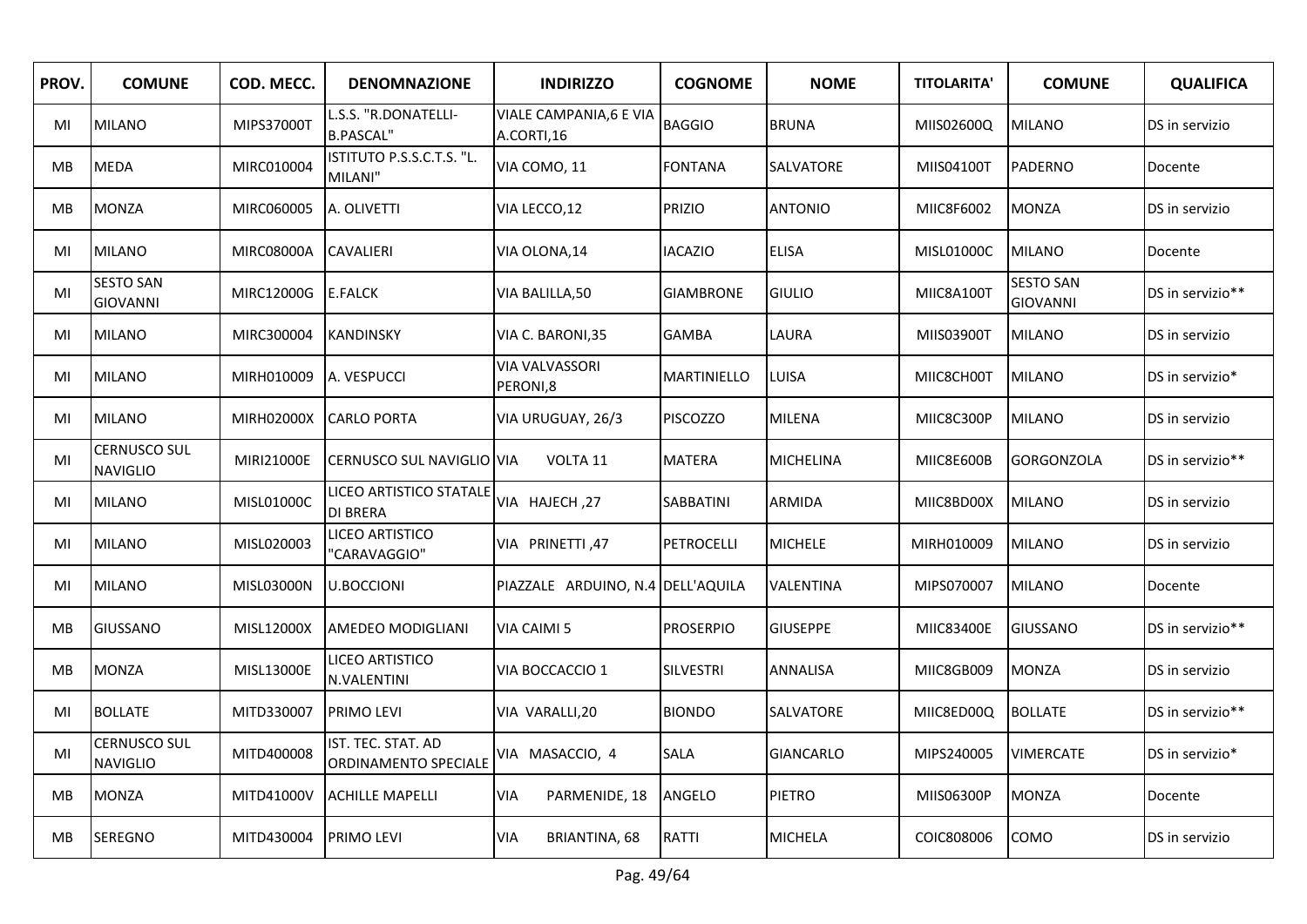| PROV. | COMUNE | COD. MECC. | DENOMNAZIONE | INDIRIZZO | COGNOME | NOME | TITOLARITA' | COMUNE | QUALIFICA |
|---|---|---|---|---|---|---|---|---|---|
| MI | MILANO | MIPS37000T | L.S.S. "R.DONATELLI-B.PASCAL" | VIALE CAMPANIA,6 E VIA A.CORTI,16 | BAGGIO | BRUNA | MIIS02600Q | MILANO | DS in servizio |
| MB | MEDA | MIRC010004 | ISTITUTO P.S.S.C.T.S. "L. MILANI" | VIA COMO, 11 | FONTANA | SALVATORE | MIIS04100T | PADERNO | Docente |
| MB | MONZA | MIRC060005 | A. OLIVETTI | VIA LECCO,12 | PRIZIO | ANTONIO | MIIC8F6002 | MONZA | DS in servizio |
| MI | MILANO | MIRC08000A | CAVALIERI | VIA OLONA,14 | IACAZIO | ELISA | MISL01000C | MILANO | Docente |
| MI | SESTO SAN GIOVANNI | MIRC12000G | E.FALCK | VIA BALILLA,50 | GIAMBRONE | GIULIO | MIIC8A100T | SESTO SAN GIOVANNI | DS in servizio** |
| MI | MILANO | MIRC300004 | KANDINSKY | VIA C. BARONI,35 | GAMBA | LAURA | MIIS03900T | MILANO | DS in servizio |
| MI | MILANO | MIRH010009 | A. VESPUCCI | VIA VALVASSORI PERONI,8 | MARTINIELLO | LUISA | MIIC8CH00T | MILANO | DS in servizio* |
| MI | MILANO | MIRH02000X | CARLO PORTA | VIA URUGUAY, 26/3 | PISCOZZO | MILENA | MIIC8C300P | MILANO | DS in servizio |
| MI | CERNUSCO SUL NAVIGLIO | MIRI21000E | CERNUSCO SUL NAVIGLIO | VIA VOLTA 11 | MATERA | MICHELINA | MIIC8E600B | GORGONZOLA | DS in servizio** |
| MI | MILANO | MISL01000C | LICEO ARTISTICO STATALE DI BRERA | VIA HAJECH ,27 | SABBATINI | ARMIDA | MIIC8BD00X | MILANO | DS in servizio |
| MI | MILANO | MISL020003 | LICEO ARTISTICO "CARAVAGGIO" | VIA PRINETTI ,47 | PETROCELLI | MICHELE | MIRH010009 | MILANO | DS in servizio |
| MI | MILANO | MISL03000N | U.BOCCIONI | PIAZZALE ARDUINO, N.4 | DELL'AQUILA | VALENTINA | MIPS070007 | MILANO | Docente |
| MB | GIUSSANO | MISL12000X | AMEDEO MODIGLIANI | VIA CAIMI 5 | PROSERPIO | GIUSEPPE | MIIC83400E | GIUSSANO | DS in servizio** |
| MB | MONZA | MISL13000E | LICEO ARTISTICO N.VALENTINI | VIA BOCCACCIO 1 | SILVESTRI | ANNALISA | MIIC8GB009 | MONZA | DS in servizio |
| MI | BOLLATE | MITD330007 | PRIMO LEVI | VIA VARALLI,20 | BIONDO | SALVATORE | MIIC8ED00Q | BOLLATE | DS in servizio** |
| MI | CERNUSCO SUL NAVIGLIO | MITD400008 | IST. TEC. STAT. AD ORDINAMENTO SPECIALE | VIA MASACCIO, 4 | SALA | GIANCARLO | MIPS240005 | VIMERCATE | DS in servizio* |
| MB | MONZA | MITD41000V | ACHILLE MAPELLI | VIA PARMENIDE, 18 | ANGELO | PIETRO | MIIS06300P | MONZA | Docente |
| MB | SEREGNO | MITD430004 | PRIMO LEVI | VIA BRIANTINA, 68 | RATTI | MICHELA | COIC808006 | COMO | DS in servizio |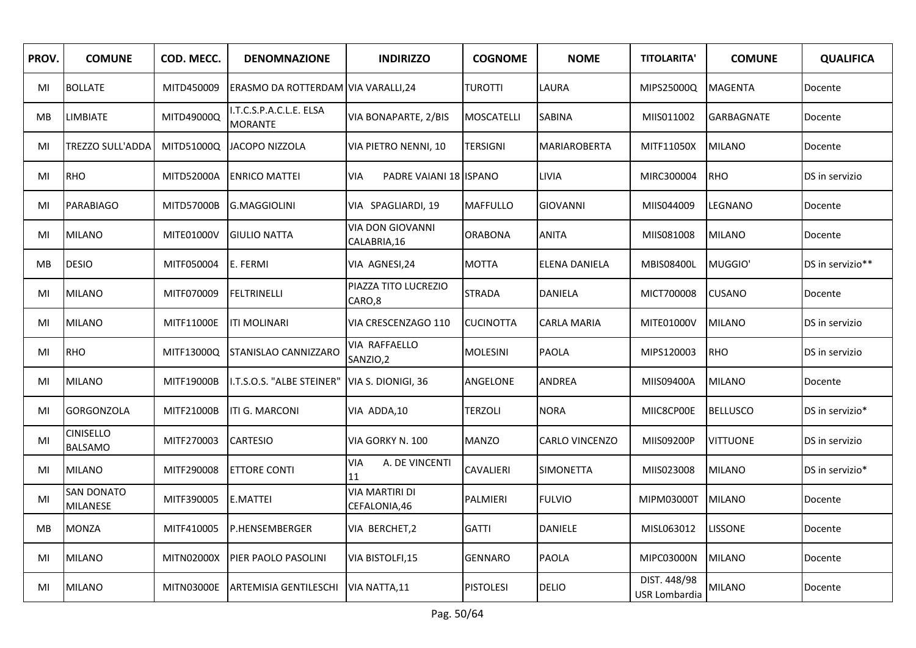| PROV. | COMUNE | COD. MECC. | DENOMNAZIONE | INDIRIZZO | COGNOME | NOME | TITOLARITA' | COMUNE | QUALIFICA |
|---|---|---|---|---|---|---|---|---|---|
| MI | BOLLATE | MITD450009 | ERASMO DA ROTTERDAM | VIA VARALLI,24 | TUROTTI | LAURA | MIPS25000Q | MAGENTA | Docente |
| MB | LIMBIATE | MITD49000Q | I.T.C.S.P.A.C.L.E. ELSA MORANTE | VIA BONAPARTE, 2/BIS | MOSCATELLI | SABINA | MIIS011002 | GARBAGNATE | Docente |
| MI | TREZZO SULL'ADDA | MITD51000Q | JACOPO NIZZOLA | VIA PIETRO NENNI, 10 | TERSIGNI | MARIAROBERTA | MITF11050X | MILANO | Docente |
| MI | RHO | MITD52000A | ENRICO MATTEI | VIA PADRE VAIANI 18 | ISPANO | LIVIA | MIRC300004 | RHO | DS in servizio |
| MI | PARABIAGO | MITD57000B | G.MAGGIOLINI | VIA SPAGLIARDI, 19 | MAFFULLO | GIOVANNI | MIIS044009 | LEGNANO | Docente |
| MI | MILANO | MITE01000V | GIULIO NATTA | VIA DON GIOVANNI CALABRIA,16 | ORABONA | ANITA | MIIS081008 | MILANO | Docente |
| MB | DESIO | MITF050004 | E. FERMI | VIA AGNESI,24 | MOTTA | ELENA DANIELA | MBIS08400L | MUGGIO' | DS in servizio** |
| MI | MILANO | MITF070009 | FELTRINELLI | PIAZZA TITO LUCREZIO CARO,8 | STRADA | DANIELA | MICT700008 | CUSANO | Docente |
| MI | MILANO | MITF11000E | ITI MOLINARI | VIA CRESCENZAGO 110 | CUCINOTTA | CARLA MARIA | MITE01000V | MILANO | DS in servizio |
| MI | RHO | MITF13000Q | STANISLAO CANNIZZARO | VIA RAFFAELLO SANZIO,2 | MOLESINI | PAOLA | MIPS120003 | RHO | DS in servizio |
| MI | MILANO | MITF19000B | I.T.S.O.S. "ALBE STEINER" | VIA S. DIONIGI, 36 | ANGELONE | ANDREA | MIIS09400A | MILANO | Docente |
| MI | GORGONZOLA | MITF21000B | ITI G. MARCONI | VIA ADDA,10 | TERZOLI | NORA | MIIC8CP00E | BELLUSCO | DS in servizio* |
| MI | CINISELLO BALSAMO | MITF270003 | CARTESIO | VIA GORKY N. 100 | MANZO | CARLO VINCENZO | MIIS09200P | VITTUONE | DS in servizio |
| MI | MILANO | MITF290008 | ETTORE CONTI | VIA A. DE VINCENTI 11 | CAVALIERI | SIMONETTA | MIIS023008 | MILANO | DS in servizio* |
| MI | SAN DONATO MILANESE | MITF390005 | E.MATTEI | VIA MARTIRI DI CEFALONIA,46 | PALMIERI | FULVIO | MIPM03000T | MILANO | Docente |
| MB | MONZA | MITF410005 | P.HENSEMBERGER | VIA BERCHET,2 | GATTI | DANIELE | MISL063012 | LISSONE | Docente |
| MI | MILANO | MITN02000X | PIER PAOLO PASOLINI | VIA BISTOLFI,15 | GENNARO | PAOLA | MIPC03000N | MILANO | Docente |
| MI | MILANO | MITN03000E | ARTEMISIA GENTILESCHI | VIA NATTA,11 | PISTOLESI | DELIO | DIST. 448/98 USR Lombardia | MILANO | Docente |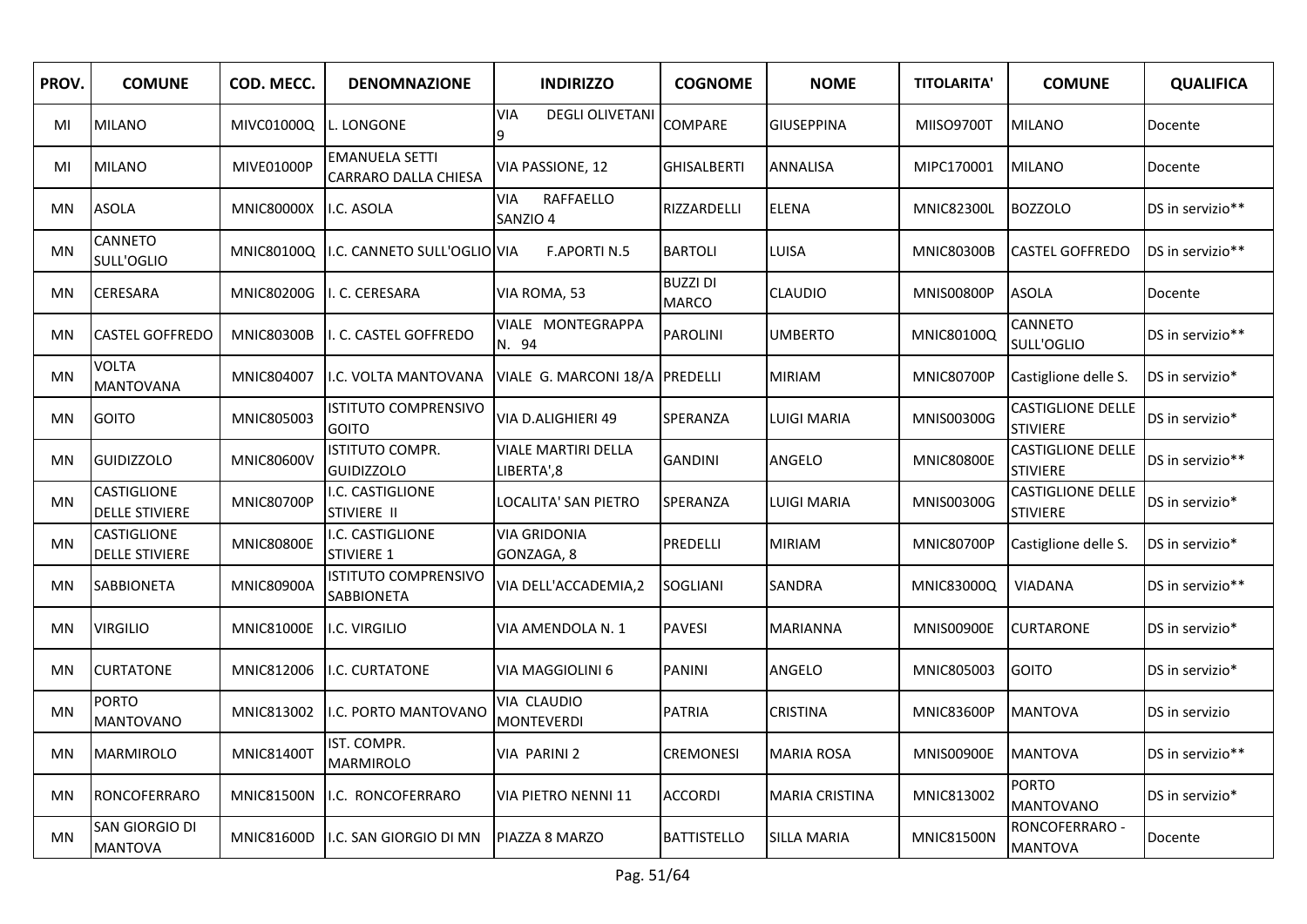| PROV. | COMUNE | COD. MECC. | DENOMNAZIONE | INDIRIZZO | COGNOME | NOME | TITOLARITA' | COMUNE | QUALIFICA |
|---|---|---|---|---|---|---|---|---|---|
| MI | MILANO | MIVC01000Q | L. LONGONE | VIA DEGLI OLIVETANI 9 | COMPARE | GIUSEPPINA | MIIS09700T | MILANO | Docente |
| MI | MILANO | MIVE01000P | EMANUELA SETTI CARRARO DALLA CHIESA | VIA PASSIONE, 12 | GHISALBERTI | ANNALISA | MIPC170001 | MILANO | Docente |
| MN | ASOLA | MNIC80000X | I.C. ASOLA | VIA RAFFAELLO SANZIO 4 | RIZZARDELLI | ELENA | MNIC82300L | BOZZOLO | DS in servizio** |
| MN | CANNETO SULL'OGLIO | MNIC80100Q | I.C. CANNETO SULL'OGLIO | VIA F.APORTI N.5 | BARTOLI | LUISA | MNIC80300B | CASTEL GOFFREDO | DS in servizio** |
| MN | CERESARA | MNIC80200G | I. C. CERESARA | VIA ROMA, 53 | BUZZI DI MARCO | CLAUDIO | MNIS00800P | ASOLA | Docente |
| MN | CASTEL GOFFREDO | MNIC80300B | I. C. CASTEL GOFFREDO | VIALE MONTEGRAPPA N. 94 | PAROLINI | UMBERTO | MNIC80100Q | CANNETO SULL'OGLIO | DS in servizio** |
| MN | VOLTA MANTOVANA | MNIC804007 | I.C. VOLTA MANTOVANA | VIALE G. MARCONI 18/A | PREDELLI | MIRIAM | MNIC80700P | Castiglione delle S. | DS in servizio* |
| MN | GOITO | MNIC805003 | ISTITUTO COMPRENSIVO GOITO | VIA D.ALIGHIERI 49 | SPERANZA | LUIGI MARIA | MNIS00300G | CASTIGLIONE DELLE STIVIERE | DS in servizio* |
| MN | GUIDIZZOLO | MNIC80600V | ISTITUTO COMPR. GUIDIZZOLO | VIALE MARTIRI DELLA LIBERTA',8 | GANDINI | ANGELO | MNIC80800E | CASTIGLIONE DELLE STIVIERE | DS in servizio** |
| MN | CASTIGLIONE DELLE STIVIERE | MNIC80700P | I.C. CASTIGLIONE STIVIERE II | LOCALITA' SAN PIETRO | SPERANZA | LUIGI MARIA | MNIS00300G | CASTIGLIONE DELLE STIVIERE | DS in servizio* |
| MN | CASTIGLIONE DELLE STIVIERE | MNIC80800E | I.C. CASTIGLIONE STIVIERE 1 | VIA GRIDONIA GONZAGA, 8 | PREDELLI | MIRIAM | MNIC80700P | Castiglione delle S. | DS in servizio* |
| MN | SABBIONETA | MNIC80900A | ISTITUTO COMPRENSIVO SABBIONETA | VIA DELL'ACCADEMIA,2 | SOGLIANI | SANDRA | MNIC83000Q | VIADANA | DS in servizio** |
| MN | VIRGILIO | MNIC81000E | I.C. VIRGILIO | VIA AMENDOLA N. 1 | PAVESI | MARIANNA | MNIS00900E | CURTARONE | DS in servizio* |
| MN | CURTATONE | MNIC812006 | I.C. CURTATONE | VIA MAGGIOLINI 6 | PANINI | ANGELO | MNIC805003 | GOITO | DS in servizio* |
| MN | PORTO MANTOVANO | MNIC813002 | I.C. PORTO MANTOVANO | VIA CLAUDIO MONTEVERDI | PATRIA | CRISTINA | MNIC83600P | MANTOVA | DS in servizio |
| MN | MARMIROLO | MNIC81400T | IST. COMPR. MARMIROLO | VIA PARINI 2 | CREMONESI | MARIA ROSA | MNIS00900E | MANTOVA | DS in servizio** |
| MN | RONCOFERRARO | MNIC81500N | I.C. RONCOFERRARO | VIA PIETRO NENNI 11 | ACCORDI | MARIA CRISTINA | MNIC813002 | PORTO MANTOVANO | DS in servizio* |
| MN | SAN GIORGIO DI MANTOVA | MNIC81600D | I.C. SAN GIORGIO DI MN | PIAZZA 8 MARZO | BATTISTELLO | SILLA MARIA | MNIC81500N | RONCOFERRARO - MANTOVA | Docente |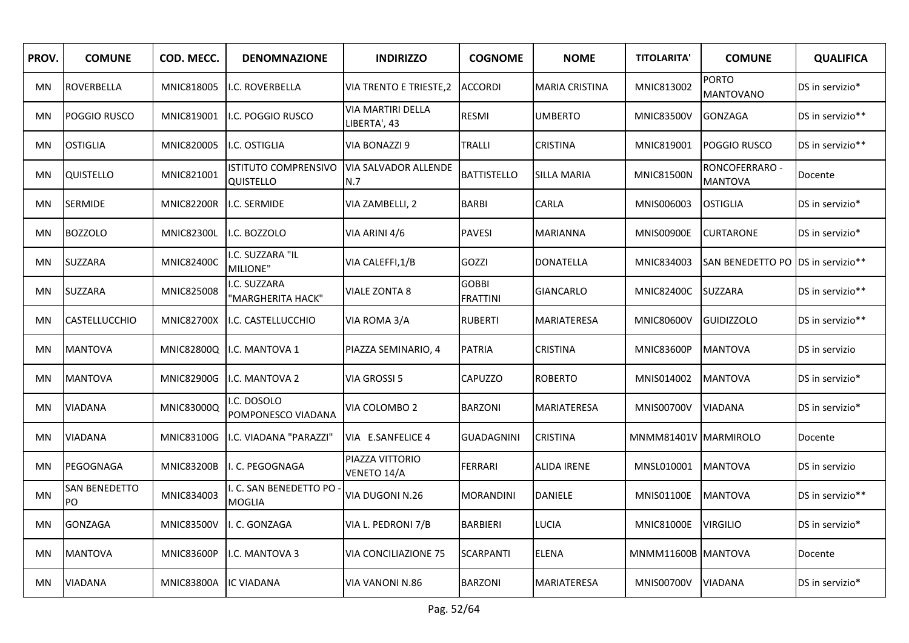| PROV. | COMUNE | COD. MECC. | DENOMNAZIONE | INDIRIZZO | COGNOME | NOME | TITOLARITA' | COMUNE | QUALIFICA |
|---|---|---|---|---|---|---|---|---|---|
| MN | ROVERBELLA | MNIC818005 | I.C. ROVERBELLA | VIA TRENTO E TRIESTE,2 | ACCORDI | MARIA CRISTINA | MNIC813002 | PORTO MANTOVANO | DS in servizio* |
| MN | POGGIO RUSCO | MNIC819001 | I.C. POGGIO RUSCO | VIA MARTIRI DELLA LIBERTA', 43 | RESMI | UMBERTO | MNIC83500V | GONZAGA | DS in servizio** |
| MN | OSTIGLIA | MNIC820005 | I.C. OSTIGLIA | VIA BONAZZI 9 | TRALLI | CRISTINA | MNIC819001 | POGGIO RUSCO | DS in servizio** |
| MN | QUISTELLO | MNIC821001 | ISTITUTO COMPRENSIVO QUISTELLO | VIA SALVADOR ALLENDE N.7 | BATTISTELLO | SILLA MARIA | MNIC81500N | RONCOFERRARO - MANTOVA | Docente |
| MN | SERMIDE | MNIC82200R | I.C. SERMIDE | VIA ZAMBELLI, 2 | BARBI | CARLA | MNIS006003 | OSTIGLIA | DS in servizio* |
| MN | BOZZOLO | MNIC82300L | I.C. BOZZOLO | VIA ARINI 4/6 | PAVESI | MARIANNA | MNIS00900E | CURTARONE | DS in servizio* |
| MN | SUZZARA | MNIC82400C | I.C. SUZZARA "IL MILIONE" | VIA CALEFFI,1/B | GOZZI | DONATELLA | MNIC834003 | SAN BENEDETTO PO | DS in servizio** |
| MN | SUZZARA | MNIC825008 | I.C. SUZZARA "MARGHERITA HACK" | VIALE ZONTA 8 | GOBBI FRATTINI | GIANCARLO | MNIC82400C | SUZZARA | DS in servizio** |
| MN | CASTELLUCCHIO | MNIC82700X | I.C. CASTELLUCCHIO | VIA ROMA 3/A | RUBERTI | MARIATERESA | MNIC80600V | GUIDIZZOLO | DS in servizio** |
| MN | MANTOVA | MNIC82800Q | I.C. MANTOVA 1 | PIAZZA SEMINARIO, 4 | PATRIA | CRISTINA | MNIC83600P | MANTOVA | DS in servizio |
| MN | MANTOVA | MNIC82900G | I.C. MANTOVA 2 | VIA GROSSI 5 | CAPUZZO | ROBERTO | MNIS014002 | MANTOVA | DS in servizio* |
| MN | VIADANA | MNIC83000Q | I.C. DOSOLO POMPONESCO VIADANA | VIA COLOMBO 2 | BARZONI | MARIATERESA | MNIS00700V | VIADANA | DS in servizio* |
| MN | VIADANA | MNIC83100G | I.C. VIADANA "PARAZZI" | VIA E.SANFELICE 4 | GUADAGNINI | CRISTINA | MNMM81401V | MARMIROLO | Docente |
| MN | PEGOGNAGA | MNIC83200B | I. C. PEGOGNAGA | PIAZZA VITTORIO VENETO 14/A | FERRARI | ALIDA IRENE | MNSL010001 | MANTOVA | DS in servizio |
| MN | SAN BENEDETTO PO | MNIC834003 | I. C. SAN BENEDETTO PO - MOGLIA | VIA DUGONI N.26 | MORANDINI | DANIELE | MNIS01100E | MANTOVA | DS in servizio** |
| MN | GONZAGA | MNIC83500V | I. C. GONZAGA | VIA L. PEDRONI 7/B | BARBIERI | LUCIA | MNIC81000E | VIRGILIO | DS in servizio* |
| MN | MANTOVA | MNIC83600P | I.C. MANTOVA 3 | VIA CONCILIAZIONE 75 | SCARPANTI | ELENA | MNMM11600B | MANTOVA | Docente |
| MN | VIADANA | MNIC83800A | IC VIADANA | VIA VANONI N.86 | BARZONI | MARIATERESA | MNIS00700V | VIADANA | DS in servizio* |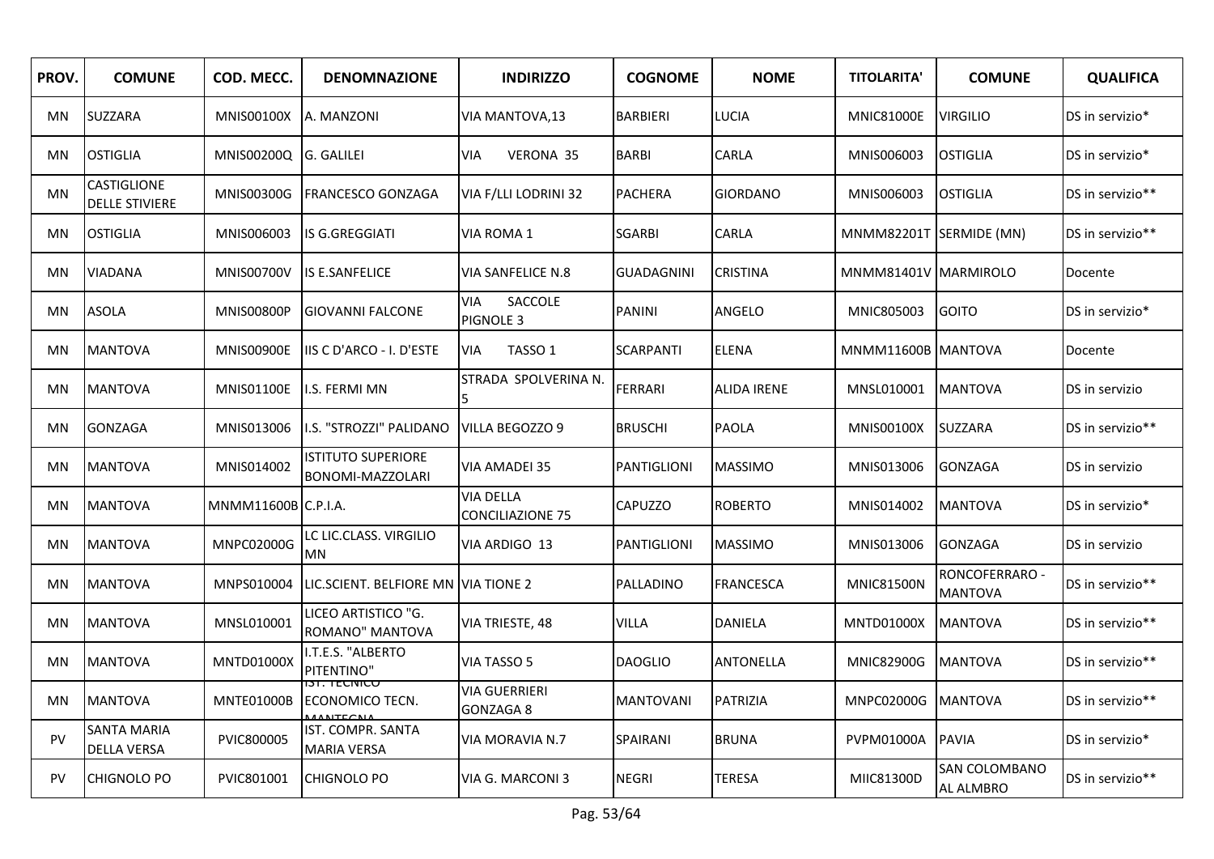| PROV. | COMUNE | COD. MECC. | DENOMNAZIONE | INDIRIZZO | COGNOME | NOME | TITOLARITA' | COMUNE | QUALIFICA |
|---|---|---|---|---|---|---|---|---|---|
| MN | SUZZARA | MNIS00100X | A. MANZONI | VIA MANTOVA,13 | BARBIERI | LUCIA | MNIC81000E | VIRGILIO | DS in servizio* |
| MN | OSTIGLIA | MNIS00200Q | G. GALILEI | VIA VERONA 35 | BARBI | CARLA | MNIS006003 | OSTIGLIA | DS in servizio* |
| MN | CASTIGLIONE DELLE STIVIERE | MNIS00300G | FRANCESCO GONZAGA | VIA F/LLI LODRINI 32 | PACHERA | GIORDANO | MNIS006003 | OSTIGLIA | DS in servizio** |
| MN | OSTIGLIA | MNIS006003 | IS G.GREGGIATI | VIA ROMA 1 | SGARBI | CARLA | MNMM82201T | SERMIDE (MN) | DS in servizio** |
| MN | VIADANA | MNIS00700V | IS E.SANFELICE | VIA SANFELICE N.8 | GUADAGNINI | CRISTINA | MNMM81401V | MARMIROLO | Docente |
| MN | ASOLA | MNIS00800P | GIOVANNI FALCONE | VIA SACCOLE PIGNOLE 3 | PANINI | ANGELO | MNIC805003 | GOITO | DS in servizio* |
| MN | MANTOVA | MNIS00900E | IIS C D'ARCO - I. D'ESTE | VIA TASSO 1 | SCARPANTI | ELENA | MNMM11600B | MANTOVA | Docente |
| MN | MANTOVA | MNIS01100E | I.S. FERMI MN | STRADA SPOLVERINA N. 5 | FERRARI | ALIDA IRENE | MNSL010001 | MANTOVA | DS in servizio |
| MN | GONZAGA | MNIS013006 | I.S. "STROZZI" PALIDANO | VILLA BEGOZZO 9 | BRUSCHI | PAOLA | MNIS00100X | SUZZARA | DS in servizio** |
| MN | MANTOVA | MNIS014002 | ISTITUTO SUPERIORE BONOMI-MAZZOLARI | VIA AMADEI 35 | PANTIGLIONI | MASSIMO | MNIS013006 | GONZAGA | DS in servizio |
| MN | MANTOVA | MNMM11600B | C.P.I.A. | VIA DELLA CONCILIAZIONE 75 | CAPUZZO | ROBERTO | MNIS014002 | MANTOVA | DS in servizio* |
| MN | MANTOVA | MNPC02000G | LC LIC.CLASS. VIRGILIO MN | VIA ARDIGO 13 | PANTIGLIONI | MASSIMO | MNIS013006 | GONZAGA | DS in servizio |
| MN | MANTOVA | MNPS010004 | LIC.SCIENT. BELFIORE MN | VIA TIONE 2 | PALLADINO | FRANCESCA | MNIC81500N | RONCOFERRARO - MANTOVA | DS in servizio** |
| MN | MANTOVA | MNSL010001 | LICEO ARTISTICO "G. ROMANO" MANTOVA | VIA TRIESTE, 48 | VILLA | DANIELA | MNTD01000X | MANTOVA | DS in servizio** |
| MN | MANTOVA | MNTD01000X | I.T.E.S. "ALBERTO PITENTINO" | VIA TASSO 5 | DAOGLIO | ANTONELLA | MNIC82900G | MANTOVA | DS in servizio** |
| MN | MANTOVA | MNTE01000B | IST. TECNICO ECONOMICO TECN. MANTEGNA | VIA GUERRIERI GONZAGA 8 | MANTOVANI | PATRIZIA | MNPC02000G | MANTOVA | DS in servizio** |
| PV | SANTA MARIA DELLA VERSA | PVIC800005 | IST. COMPR. SANTA MARIA VERSA | VIA MORAVIA N.7 | SPAIRANI | BRUNA | PVPM01000A | PAVIA | DS in servizio* |
| PV | CHIGNOLO PO | PVIC801001 | CHIGNOLO PO | VIA G. MARCONI 3 | NEGRI | TERESA | MIIC81300D | SAN COLOMBANO AL ALMBRO | DS in servizio** |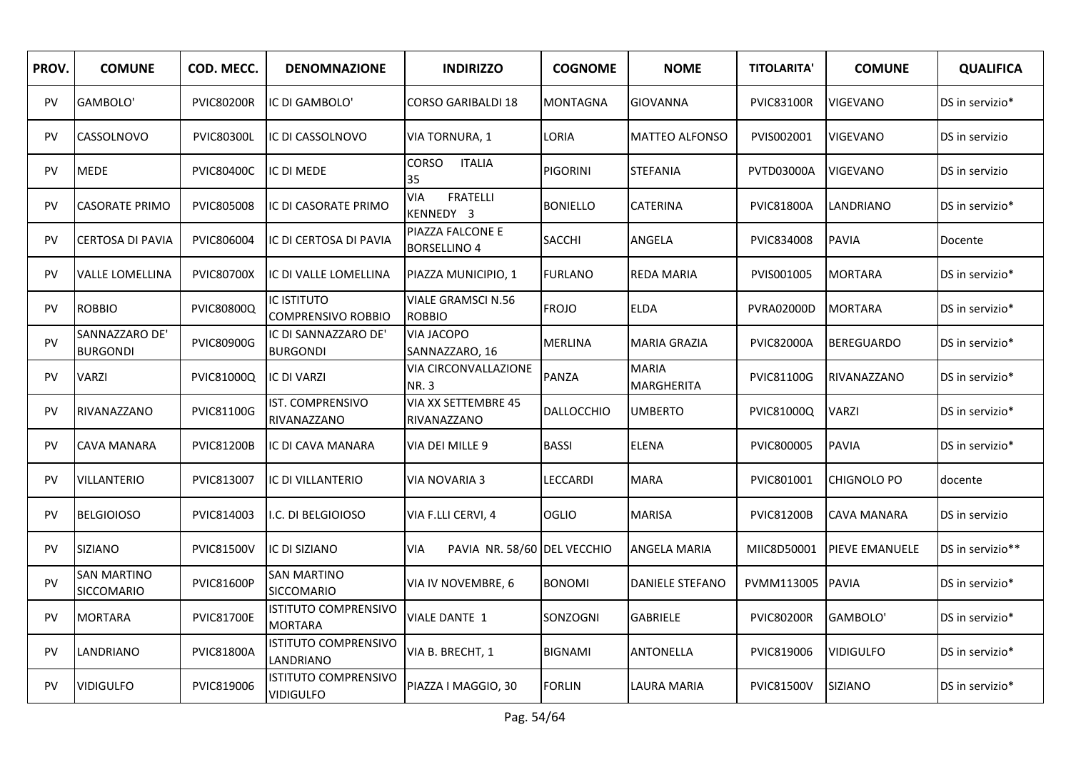| PROV. | COMUNE | COD. MECC. | DENOMNAZIONE | INDIRIZZO | COGNOME | NOME | TITOLARITA' | COMUNE | QUALIFICA |
|---|---|---|---|---|---|---|---|---|---|
| PV | GAMBOLO' | PVIC80200R | IC DI GAMBOLO' | CORSO GARIBALDI 18 | MONTAGNA | GIOVANNA | PVIC83100R | VIGEVANO | DS in servizio* |
| PV | CASSOLNOVO | PVIC80300L | IC DI CASSOLNOVO | VIA TORNURA, 1 | LORIA | MATTEO ALFONSO | PVIS002001 | VIGEVANO | DS in servizio |
| PV | MEDE | PVIC80400C | IC DI MEDE | CORSO ITALIA 35 | PIGORINI | STEFANIA | PVTD03000A | VIGEVANO | DS in servizio |
| PV | CASORATE PRIMO | PVIC805008 | IC DI CASORATE PRIMO | VIA FRATELLI KENNEDY 3 | BONIELLO | CATERINA | PVIC81800A | LANDRIANO | DS in servizio* |
| PV | CERTOSA DI PAVIA | PVIC806004 | IC DI CERTOSA DI PAVIA | PIAZZA FALCONE E BORSELLINO 4 | SACCHI | ANGELA | PVIC834008 | PAVIA | Docente |
| PV | VALLE LOMELLINA | PVIC80700X | IC DI VALLE LOMELLINA | PIAZZA MUNICIPIO, 1 | FURLANO | REDA MARIA | PVIS001005 | MORTARA | DS in servizio* |
| PV | ROBBIO | PVIC80800Q | IC ISTITUTO COMPRENSIVO ROBBIO | VIALE GRAMSCI N.56 ROBBIO | FROJO | ELDA | PVRA02000D | MORTARA | DS in servizio* |
| PV | SANNAZZARO DE' BURGONDI | PVIC80900G | IC DI SANNAZZARO DE' BURGONDI | VIA JACOPO SANNAZZARO, 16 | MERLINA | MARIA GRAZIA | PVIC82000A | BEREGUARDO | DS in servizio* |
| PV | VARZI | PVIC81000Q | IC DI VARZI | VIA CIRCONVALLAZIONE NR. 3 | PANZA | MARIA MARGHERITA | PVIC81100G | RIVANAZZANO | DS in servizio* |
| PV | RIVANAZZANO | PVIC81100G | IST. COMPRENSIVO RIVANAZZANO | VIA XX SETTEMBRE 45 RIVANAZZANO | DALLOCCHIO | UMBERTO | PVIC81000Q | VARZI | DS in servizio* |
| PV | CAVA MANARA | PVIC81200B | IC DI CAVA MANARA | VIA DEI MILLE 9 | BASSI | ELENA | PVIC800005 | PAVIA | DS in servizio* |
| PV | VILLANTERIO | PVIC813007 | IC DI VILLANTERIO | VIA NOVARIA 3 | LECCARDI | MARA | PVIC801001 | CHIGNOLO PO | docente |
| PV | BELGIOIOSO | PVIC814003 | I.C. DI BELGIOIOSO | VIA F.LLI CERVI, 4 | OGLIO | MARISA | PVIC81200B | CAVA MANARA | DS in servizio |
| PV | SIZIANO | PVIC81500V | IC DI SIZIANO | VIA PAVIA NR. 58/60 | DEL VECCHIO | ANGELA MARIA | MIIC8D50001 | PIEVE EMANUELE | DS in servizio** |
| PV | SAN MARTINO SICCOMARIO | PVIC81600P | SAN MARTINO SICCOMARIO | VIA IV NOVEMBRE, 6 | BONOMI | DANIELE STEFANO | PVMM113005 | PAVIA | DS in servizio* |
| PV | MORTARA | PVIC81700E | ISTITUTO COMPRENSIVO MORTARA | VIALE DANTE 1 | SONZOGNI | GABRIELE | PVIC80200R | GAMBOLO' | DS in servizio* |
| PV | LANDRIANO | PVIC81800A | ISTITUTO COMPRENSIVO LANDRIANO | VIA B. BRECHT, 1 | BIGNAMI | ANTONELLA | PVIC819006 | VIDIGULFO | DS in servizio* |
| PV | VIDIGULFO | PVIC819006 | ISTITUTO COMPRENSIVO VIDIGULFO | PIAZZA I MAGGIO, 30 | FORLIN | LAURA MARIA | PVIC81500V | SIZIANO | DS in servizio* |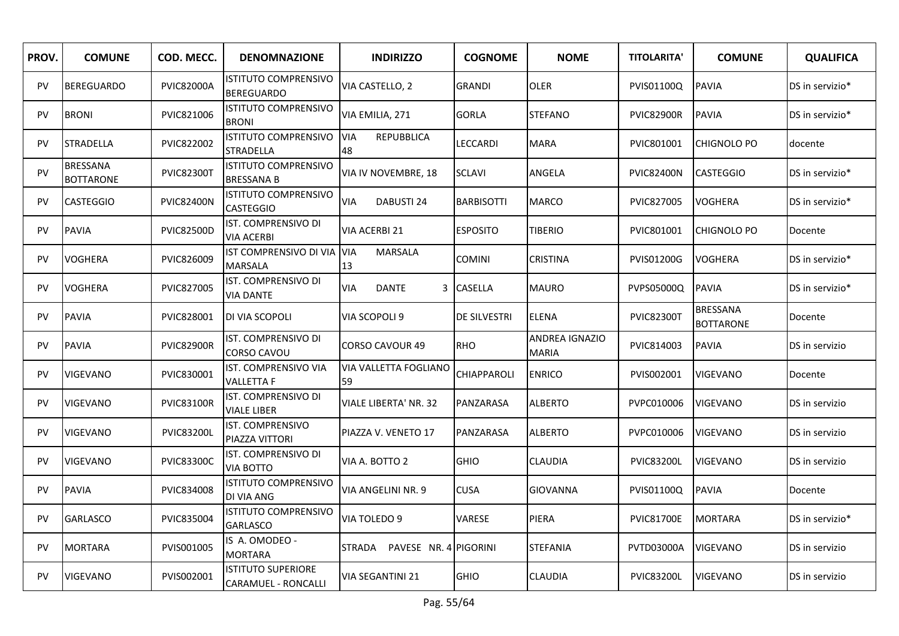| PROV. | COMUNE | COD. MECC. | DENOMNAZIONE | INDIRIZZO | COGNOME | NOME | TITOLARITA' | COMUNE | QUALIFICA |
|---|---|---|---|---|---|---|---|---|---|
| PV | BEREGUARDO | PVIC82000A | ISTITUTO COMPRENSIVO BEREGUARDO | VIA CASTELLO, 2 | GRANDI | OLER | PVIS01100Q | PAVIA | DS in servizio* |
| PV | BRONI | PVIC821006 | ISTITUTO COMPRENSIVO BRONI | VIA EMILIA, 271 | GORLA | STEFANO | PVIC82900R | PAVIA | DS in servizio* |
| PV | STRADELLA | PVIC822002 | ISTITUTO COMPRENSIVO STRADELLA | VIA REPUBBLICA 48 | LECCARDI | MARA | PVIC801001 | CHIGNOLO PO | docente |
| PV | BRESSANA BOTTARONE | PVIC82300T | ISTITUTO COMPRENSIVO BRESSANA B | VIA IV NOVEMBRE, 18 | SCLAVI | ANGELA | PVIC82400N | CASTEGGIO | DS in servizio* |
| PV | CASTEGGIO | PVIC82400N | ISTITUTO COMPRENSIVO CASTEGGIO | VIA DABUSTI 24 | BARBISOTTI | MARCO | PVIC827005 | VOGHERA | DS in servizio* |
| PV | PAVIA | PVIC82500D | IST. COMPRENSIVO DI VIA ACERBI | VIA ACERBI 21 | ESPOSITO | TIBERIO | PVIC801001 | CHIGNOLO PO | Docente |
| PV | VOGHERA | PVIC826009 | IST COMPRENSIVO DI VIA MARSALA | VIA MARSALA 13 | COMINI | CRISTINA | PVIS01200G | VOGHERA | DS in servizio* |
| PV | VOGHERA | PVIC827005 | IST. COMPRENSIVO DI VIA DANTE | VIA DANTE 3 | CASELLA | MAURO | PVPS05000Q | PAVIA | DS in servizio* |
| PV | PAVIA | PVIC828001 | DI VIA SCOPOLI | VIA SCOPOLI 9 | DE SILVESTRI | ELENA | PVIC82300T | BRESSANA BOTTARONE | Docente |
| PV | PAVIA | PVIC82900R | IST. COMPRENSIVO DI CORSO CAVOU | CORSO CAVOUR 49 | RHO | ANDREA IGNAZIO MARIA | PVIC814003 | PAVIA | DS in servizio |
| PV | VIGEVANO | PVIC830001 | IST. COMPRENSIVO VIA VALLETTA F | VIA VALLETTA FOGLIANO 59 | CHIAPPAROLI | ENRICO | PVIS002001 | VIGEVANO | Docente |
| PV | VIGEVANO | PVIC83100R | IST. COMPRENSIVO DI VIALE LIBER | VIALE LIBERTA' NR. 32 | PANZARASA | ALBERTO | PVPC010006 | VIGEVANO | DS in servizio |
| PV | VIGEVANO | PVIC83200L | IST. COMPRENSIVO PIAZZA VITTORI | PIAZZA V. VENETO 17 | PANZARASA | ALBERTO | PVPC010006 | VIGEVANO | DS in servizio |
| PV | VIGEVANO | PVIC83300C | IST. COMPRENSIVO DI VIA BOTTO | VIA A. BOTTO 2 | GHIO | CLAUDIA | PVIC83200L | VIGEVANO | DS in servizio |
| PV | PAVIA | PVIC834008 | ISTITUTO COMPRENSIVO DI VIA ANG | VIA ANGELINI NR. 9 | CUSA | GIOVANNA | PVIS01100Q | PAVIA | Docente |
| PV | GARLASCO | PVIC835004 | ISTITUTO COMPRENSIVO GARLASCO | VIA TOLEDO 9 | VARESE | PIERA | PVIC81700E | MORTARA | DS in servizio* |
| PV | MORTARA | PVIS001005 | IS A. OMODEO - MORTARA | STRADA PAVESE NR. 4 | PIGORINI | STEFANIA | PVTD03000A | VIGEVANO | DS in servizio |
| PV | VIGEVANO | PVIS002001 | ISTITUTO SUPERIORE CARAMUEL - RONCALLI | VIA SEGANTINI 21 | GHIO | CLAUDIA | PVIC83200L | VIGEVANO | DS in servizio |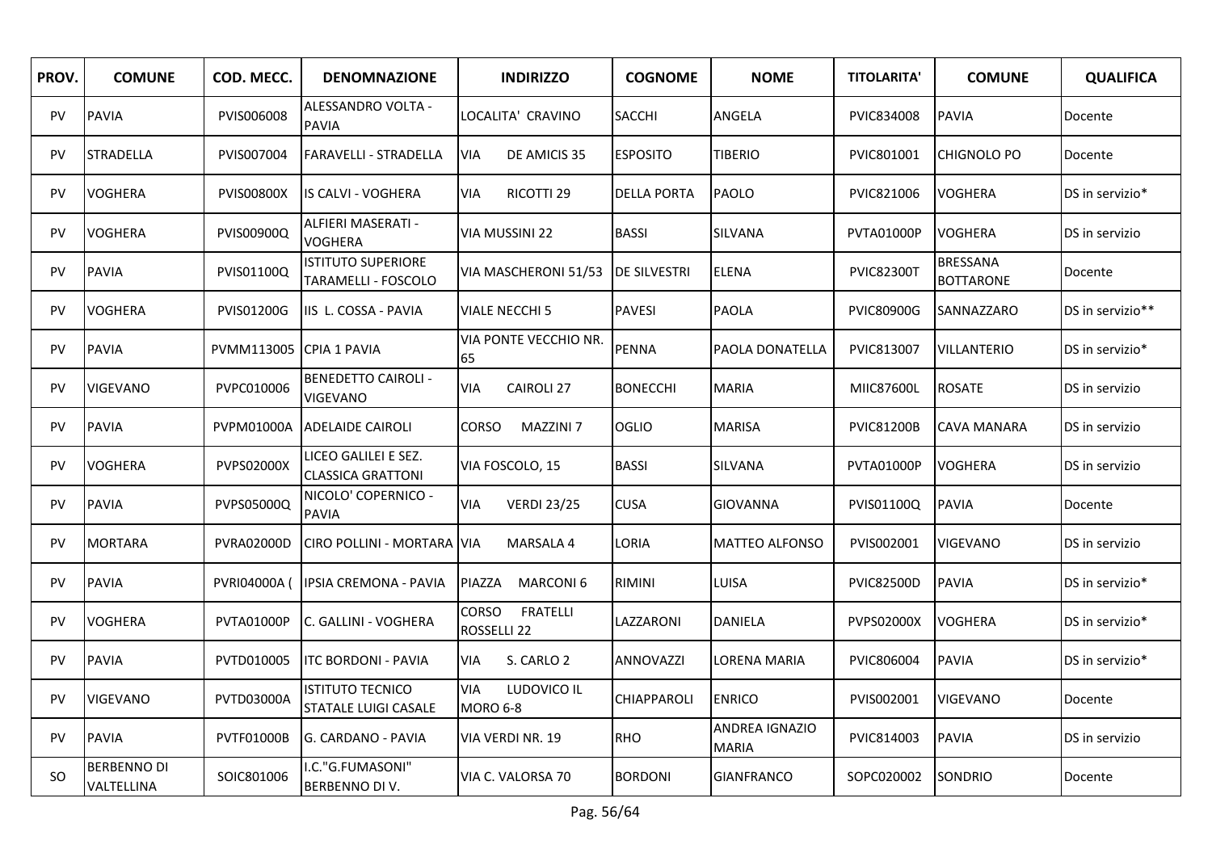| PROV. | COMUNE | COD. MECC. | DENOMNAZIONE | INDIRIZZO | COGNOME | NOME | TITOLARITA' | COMUNE | QUALIFICA |
|---|---|---|---|---|---|---|---|---|---|
| PV | PAVIA | PVIS006008 | ALESSANDRO VOLTA - PAVIA | LOCALITA' CRAVINO | SACCHI | ANGELA | PVIC834008 | PAVIA | Docente |
| PV | STRADELLA | PVIS007004 | FARAVELLI - STRADELLA | VIA DE AMICIS 35 | ESPOSITO | TIBERIO | PVIC801001 | CHIGNOLO PO | Docente |
| PV | VOGHERA | PVIS00800X | IS CALVI - VOGHERA | VIA RICOTTI 29 | DELLA PORTA | PAOLO | PVIC821006 | VOGHERA | DS in servizio* |
| PV | VOGHERA | PVIS00900Q | ALFIERI MASERATI - VOGHERA | VIA MUSSINI 22 | BASSI | SILVANA | PVTA01000P | VOGHERA | DS in servizio |
| PV | PAVIA | PVIS01100Q | ISTITUTO SUPERIORE TARAMELLI - FOSCOLO | VIA MASCHERONI 51/53 | DE SILVESTRI | ELENA | PVIC82300T | BRESSANA BOTTARONE | Docente |
| PV | VOGHERA | PVIS01200G | IIS L. COSSA - PAVIA | VIALE NECCHI 5 | PAVESI | PAOLA | PVIC80900G | SANNAZZARO | DS in servizio** |
| PV | PAVIA | PVMM113005 | CPIA 1 PAVIA | VIA PONTE VECCHIO NR. 65 | PENNA | PAOLA DONATELLA | PVIC813007 | VILLANTERIO | DS in servizio* |
| PV | VIGEVANO | PVPC010006 | BENEDETTO CAIROLI - VIGEVANO | VIA CAIROLI 27 | BONECCHI | MARIA | MIIC87600L | ROSATE | DS in servizio |
| PV | PAVIA | PVPM01000A | ADELAIDE CAIROLI | CORSO MAZZINI 7 | OGLIO | MARISA | PVIC81200B | CAVA MANARA | DS in servizio |
| PV | VOGHERA | PVPS02000X | LICEO GALILEI E SEZ. CLASSICA GRATTONI | VIA FOSCOLO, 15 | BASSI | SILVANA | PVTA01000P | VOGHERA | DS in servizio |
| PV | PAVIA | PVPS05000Q | NICOLO' COPERNICO - PAVIA | VIA VERDI 23/25 | CUSA | GIOVANNA | PVIS01100Q | PAVIA | Docente |
| PV | MORTARA | PVRA02000D | CIRO POLLINI - MORTARA | VIA MARSALA 4 | LORIA | MATTEO ALFONSO | PVIS002001 | VIGEVANO | DS in servizio |
| PV | PAVIA | PVRI04000A ( | IPSIA CREMONA - PAVIA | PIAZZA MARCONI 6 | RIMINI | LUISA | PVIC82500D | PAVIA | DS in servizio* |
| PV | VOGHERA | PVTA01000P | C. GALLINI - VOGHERA | CORSO FRATELLI ROSSELLI 22 | LAZZARONI | DANIELA | PVPS02000X | VOGHERA | DS in servizio* |
| PV | PAVIA | PVTD010005 | ITC BORDONI - PAVIA | VIA S. CARLO 2 | ANNOVAZZI | LORENA MARIA | PVIC806004 | PAVIA | DS in servizio* |
| PV | VIGEVANO | PVTD03000A | ISTITUTO TECNICO STATALE LUIGI CASALE | VIA LUDOVICO IL MORO 6-8 | CHIAPPAROLI | ENRICO | PVIS002001 | VIGEVANO | Docente |
| PV | PAVIA | PVTF01000B | G. CARDANO - PAVIA | VIA VERDI NR. 19 | RHO | ANDREA IGNAZIO MARIA | PVIC814003 | PAVIA | DS in servizio |
| SO | BERBENNO DI VALTELLINA | SOIC801006 | I.C."G.FUMASONI" BERBENNO DI V. | VIA C. VALORSA 70 | BORDONI | GIANFRANCO | SOPC020002 | SONDRIO | Docente |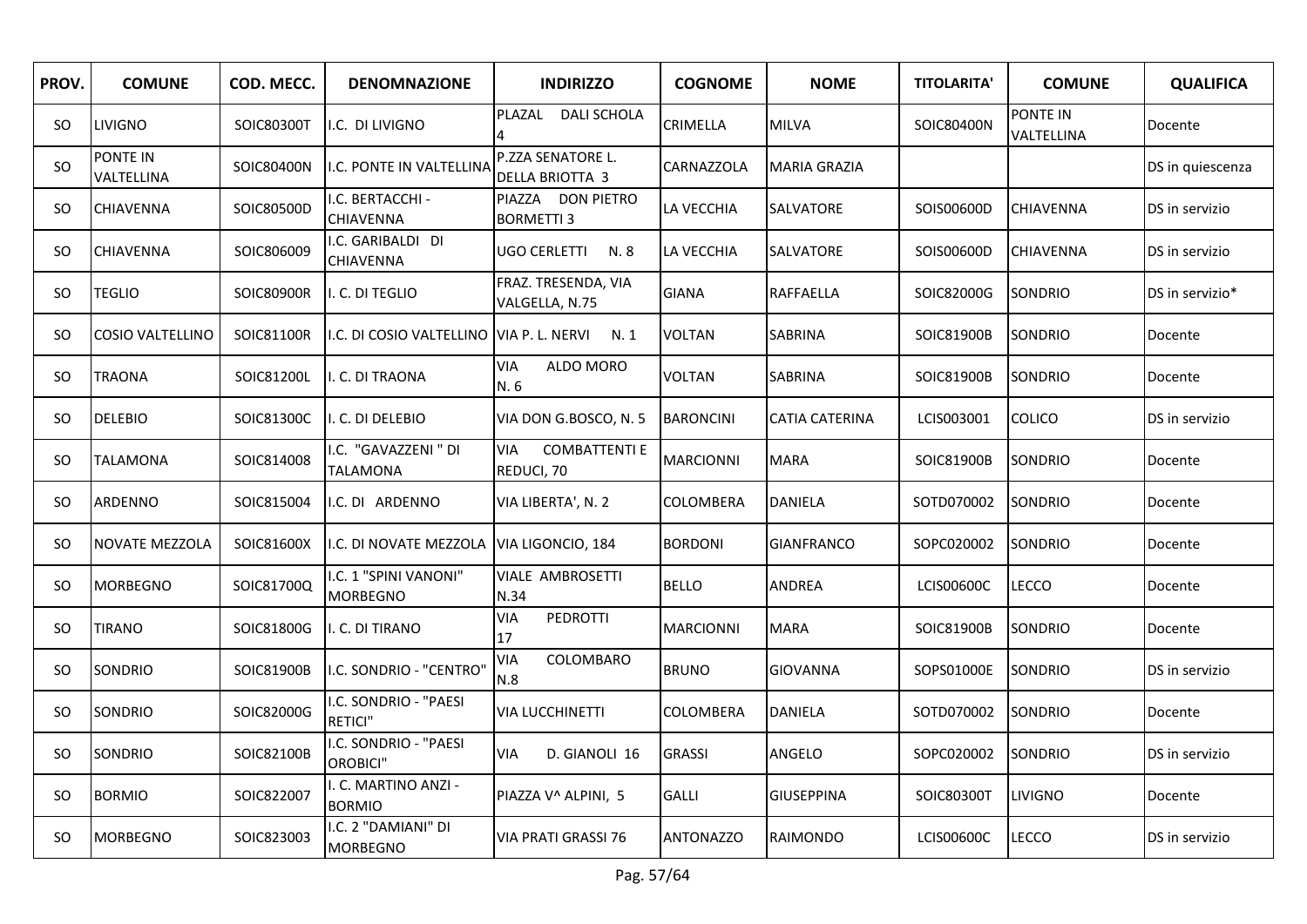| PROV. | COMUNE | COD. MECC. | DENOMNAZIONE | INDIRIZZO | COGNOME | NOME | TITOLARITA' | COMUNE | QUALIFICA |
|---|---|---|---|---|---|---|---|---|---|
| SO | LIVIGNO | SOIC80300T | I.C. DI LIVIGNO | PLAZAL DALI SCHOLA 4 | CRIMELLA | MILVA | SOIC80400N | PONTE IN VALTELLINA | Docente |
| SO | PONTE IN VALTELLINA | SOIC80400N | I.C. PONTE IN VALTELLINA | P.ZZA SENATORE L. DELLA BRIOTTA 3 | CARNAZZOLA | MARIA GRAZIA | | | DS in quiescenza |
| SO | CHIAVENNA | SOIC80500D | I.C. BERTACCHI - CHIAVENNA | PIAZZA DON PIETRO BORMETTI 3 | LA VECCHIA | SALVATORE | SOIS00600D | CHIAVENNA | DS in servizio |
| SO | CHIAVENNA | SOIC806009 | I.C. GARIBALDI DI CHIAVENNA | UGO CERLETTI N. 8 | LA VECCHIA | SALVATORE | SOIS00600D | CHIAVENNA | DS in servizio |
| SO | TEGLIO | SOIC80900R | I. C. DI TEGLIO | FRAZ. TRESENDA, VIA VALGELLA, N.75 | GIANA | RAFFAELLA | SOIC82000G | SONDRIO | DS in servizio* |
| SO | COSIO VALTELLINO | SOIC81100R | I.C. DI COSIO VALTELLINO | VIA P. L. NERVI N. 1 | VOLTAN | SABRINA | SOIC81900B | SONDRIO | Docente |
| SO | TRAONA | SOIC81200L | I. C. DI TRAONA | VIA ALDO MORO N. 6 | VOLTAN | SABRINA | SOIC81900B | SONDRIO | Docente |
| SO | DELEBIO | SOIC81300C | I. C. DI DELEBIO | VIA DON G.BOSCO, N. 5 | BARONCINI | CATIA CATERINA | LCIS003001 | COLICO | DS in servizio |
| SO | TALAMONA | SOIC814008 | I.C. "GAVAZZENI " DI TALAMONA | VIA COMBATTENTI E REDUCI, 70 | MARCIONNI | MARA | SOIC81900B | SONDRIO | Docente |
| SO | ARDENNO | SOIC815004 | I.C. DI ARDENNO | VIA LIBERTA', N. 2 | COLOMBERA | DANIELA | SOTD070002 | SONDRIO | Docente |
| SO | NOVATE MEZZOLA | SOIC81600X | I.C. DI NOVATE MEZZOLA | VIA LIGONCIO, 184 | BORDONI | GIANFRANCO | SOPC020002 | SONDRIO | Docente |
| SO | MORBEGNO | SOIC81700Q | I.C. 1 "SPINI VANONI" MORBEGNO | VIALE AMBROSETTI N.34 | BELLO | ANDREA | LCIS00600C | LECCO | Docente |
| SO | TIRANO | SOIC81800G | I. C. DI TIRANO | VIA PEDROTTI 17 | MARCIONNI | MARA | SOIC81900B | SONDRIO | Docente |
| SO | SONDRIO | SOIC81900B | I.C. SONDRIO - "CENTRO" | VIA COLOMBARO N.8 | BRUNO | GIOVANNA | SOPS01000E | SONDRIO | DS in servizio |
| SO | SONDRIO | SOIC82000G | I.C. SONDRIO - "PAESI RETICI" | VIA LUCCHINETTI | COLOMBERA | DANIELA | SOTD070002 | SONDRIO | Docente |
| SO | SONDRIO | SOIC82100B | I.C. SONDRIO - "PAESI OROBICI" | VIA D. GIANOLI 16 | GRASSI | ANGELO | SOPC020002 | SONDRIO | DS in servizio |
| SO | BORMIO | SOIC822007 | I. C. MARTINO ANZI - BORMIO | PIAZZA V^ ALPINI, 5 | GALLI | GIUSEPPINA | SOIC80300T | LIVIGNO | Docente |
| SO | MORBEGNO | SOIC823003 | I.C. 2 "DAMIANI" DI MORBEGNO | VIA PRATI GRASSI 76 | ANTONAZZO | RAIMONDO | LCIS00600C | LECCO | DS in servizio |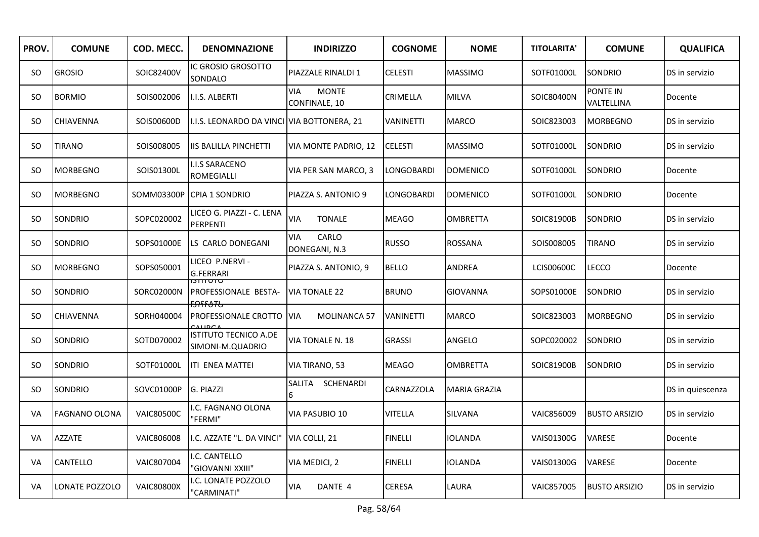| PROV. | COMUNE | COD. MECC. | DENOMNAZIONE | INDIRIZZO | COGNOME | NOME | TITOLARITA' | COMUNE | QUALIFICA |
|---|---|---|---|---|---|---|---|---|---|
| SO | GROSIO | SOIC82400V | IC GROSIO GROSOTTO SONDALO | PIAZZALE RINALDI 1 | CELESTI | MASSIMO | SOTF01000L | SONDRIO | DS in servizio |
| SO | BORMIO | SOIS002006 | I.I.S. ALBERTI | VIA MONTE CONFINALE, 10 | CRIMELLA | MILVA | SOIC80400N | PONTE IN VALTELLINA | Docente |
| SO | CHIAVENNA | SOIS00600D | I.I.S. LEONARDO DA VINCI | VIA BOTTONERA, 21 | VANINETTI | MARCO | SOIC823003 | MORBEGNO | DS in servizio |
| SO | TIRANO | SOIS008005 | IIS BALILLA PINCHETTI | VIA MONTE PADRIO, 12 | CELESTI | MASSIMO | SOTF01000L | SONDRIO | DS in servizio |
| SO | MORBEGNO | SOIS01300L | I.I.S SARACENO ROMEGIALLI | VIA PER SAN MARCO, 3 | LONGOBARDI | DOMENICO | SOTF01000L | SONDRIO | Docente |
| SO | MORBEGNO | SOMM03300P | CPIA 1 SONDRIO | PIAZZA S. ANTONIO 9 | LONGOBARDI | DOMENICO | SOTF01000L | SONDRIO | Docente |
| SO | SONDRIO | SOPC020002 | LICEO G. PIAZZI - C. LENA PERPENTI | VIA TONALE | MEAGO | OMBRETTA | SOIC81900B | SONDRIO | DS in servizio |
| SO | SONDRIO | SOPS01000E | LS CARLO DONEGANI | VIA CARLO DONEGANI, N.3 | RUSSO | ROSSANA | SOIS008005 | TIRANO | DS in servizio |
| SO | MORBEGNO | SOPS050001 | LICEO P.NERVI - G.FERRARI | PIAZZA S. ANTONIO, 9 | BELLO | ANDREA | LCIS00600C | LECCO | Docente |
| SO | SONDRIO | SORC02000N | ISTITUTO PROFESSIONALE BESTA-FOSSATI | VIA TONALE 22 | BRUNO | GIOVANNA | SOPS01000E | SONDRIO | DS in servizio |
| SO | CHIAVENNA | SORH040004 | ISTITUTO PROFESSIONALE CROTTO CALIGARI | VIA MOLINANCA 57 | VANINETTI | MARCO | SOIC823003 | MORBEGNO | DS in servizio |
| SO | SONDRIO | SOTD070002 | ISTITUTO TECNICO A.DE SIMONI-M.QUADRIO | VIA TONALE N. 18 | GRASSI | ANGELO | SOPC020002 | SONDRIO | DS in servizio |
| SO | SONDRIO | SOTF01000L | ITI ENEA MATTEI | VIA TIRANO, 53 | MEAGO | OMBRETTA | SOIC81900B | SONDRIO | DS in servizio |
| SO | SONDRIO | SOVC01000P | G. PIAZZI | SALITA SCHENARDI 6 | CARNAZZOLA | MARIA GRAZIA | | | DS in quiescenza |
| VA | FAGNANO OLONA | VAIC80500C | I.C. FAGNANO OLONA "FERMI" | VIA PASUBIO 10 | VITELLA | SILVANA | VAIC856009 | BUSTO ARSIZIO | DS in servizio |
| VA | AZZATE | VAIC806008 | I.C. AZZATE "L. DA VINCI" | VIA COLLI, 21 | FINELLI | IOLANDA | VAIS01300G | VARESE | Docente |
| VA | CANTELLO | VAIC807004 | I.C. CANTELLO "GIOVANNI XXIII" | VIA MEDICI, 2 | FINELLI | IOLANDA | VAIS01300G | VARESE | Docente |
| VA | LONATE POZZOLO | VAIC80800X | I.C. LONATE POZZOLO "CARMINATI" | VIA DANTE 4 | CERESA | LAURA | VAIC857005 | BUSTO ARSIZIO | DS in servizio |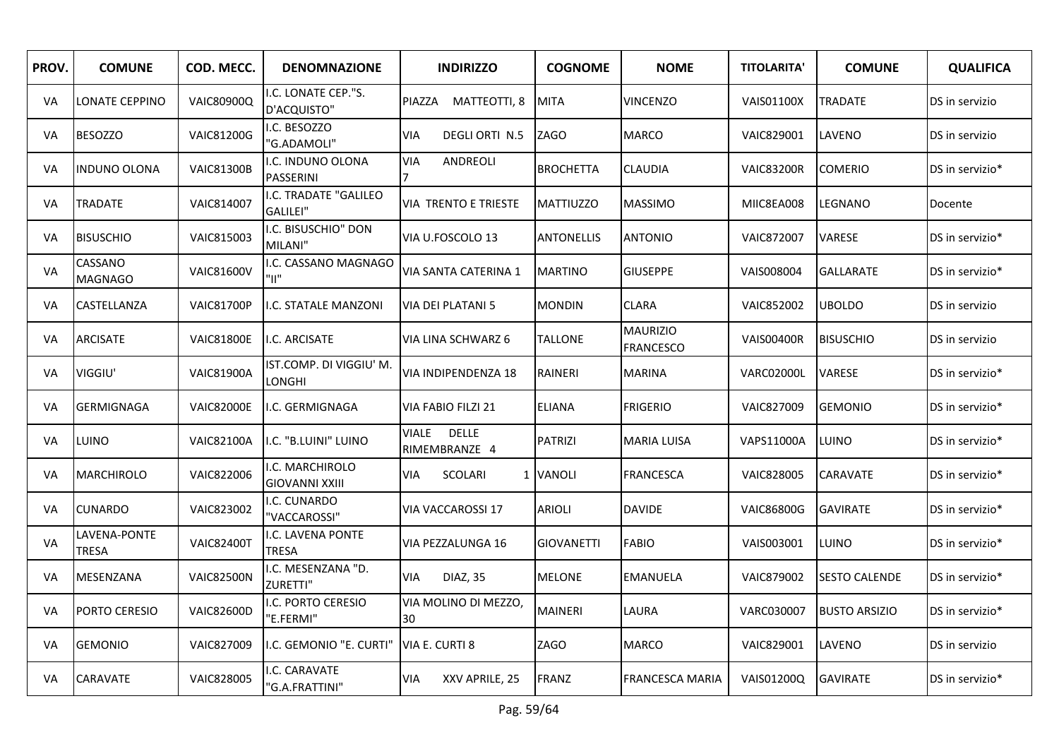| PROV. | COMUNE | COD. MECC. | DENOMNAZIONE | INDIRIZZO | COGNOME | NOME | TITOLARITA' | COMUNE | QUALIFICA |
|---|---|---|---|---|---|---|---|---|---|
| VA | LONATE CEPPINO | VAIC80900Q | I.C. LONATE CEP."S. D'ACQUISTO" | PIAZZA MATTEOTTI, 8 | MITA | VINCENZO | VAIS01100X | TRADATE | DS in servizio |
| VA | BESOZZO | VAIC81200G | I.C. BESOZZO "G.ADAMOLI" | VIA DEGLI ORTI N.5 | ZAGO | MARCO | VAIC829001 | LAVENO | DS in servizio |
| VA | INDUNO OLONA | VAIC81300B | I.C. INDUNO OLONA PASSERINI | VIA ANDREOLI 7 | BROCHETTA | CLAUDIA | VAIC83200R | COMERIO | DS in servizio* |
| VA | TRADATE | VAIC814007 | I.C. TRADATE "GALILEO GALILEI" | VIA TRENTO E TRIESTE | MATTIUZZO | MASSIMO | MIIC8EA008 | LEGNANO | Docente |
| VA | BISUSCHIO | VAIC815003 | I.C. BISUSCHIO" DON MILANI" | VIA U.FOSCOLO 13 | ANTONELLIS | ANTONIO | VAIC872007 | VARESE | DS in servizio* |
| VA | CASSANO MAGNAGO | VAIC81600V | I.C. CASSANO MAGNAGO "II" | VIA SANTA CATERINA 1 | MARTINO | GIUSEPPE | VAIS008004 | GALLARATE | DS in servizio* |
| VA | CASTELLANZA | VAIC81700P | I.C. STATALE MANZONI | VIA DEI PLATANI 5 | MONDIN | CLARA | VAIC852002 | UBOLDO | DS in servizio |
| VA | ARCISATE | VAIC81800E | I.C. ARCISATE | VIA LINA SCHWARZ 6 | TALLONE | MAURIZIO FRANCESCO | VAIS00400R | BISUSCHIO | DS in servizio |
| VA | VIGGIU' | VAIC81900A | IST.COMP. DI VIGGIU' M. LONGHI | VIA INDIPENDENZA 18 | RAINERI | MARINA | VARC02000L | VARESE | DS in servizio* |
| VA | GERMIGNAGA | VAIC82000E | I.C. GERMIGNAGA | VIA FABIO FILZI 21 | ELIANA | FRIGERIO | VAIC827009 | GEMONIO | DS in servizio* |
| VA | LUINO | VAIC82100A | I.C. "B.LUINI" LUINO | VIALE DELLE RIMEMBRANZE 4 | PATRIZI | MARIA LUISA | VAPS11000A | LUINO | DS in servizio* |
| VA | MARCHIROLO | VAIC822006 | I.C. MARCHIROLO GIOVANNI XXIII | VIA SCOLARI 1 | VANOLI | FRANCESCA | VAIC828005 | CARAVATE | DS in servizio* |
| VA | CUNARDO | VAIC823002 | I.C. CUNARDO "VACCAROSSI" | VIA VACCAROSSI 17 | ARIOLI | DAVIDE | VAIC86800G | GAVIRATE | DS in servizio* |
| VA | LAVENA-PONTE TRESA | VAIC82400T | I.C. LAVENA PONTE TRESA | VIA PEZZALUNGA 16 | GIOVANETTI | FABIO | VAIS003001 | LUINO | DS in servizio* |
| VA | MESENZANA | VAIC82500N | I.C. MESENZANA "D. ZURETTI" | VIA DIAZ, 35 | MELONE | EMANUELA | VAIC879002 | SESTO CALENDE | DS in servizio* |
| VA | PORTO CERESIO | VAIC82600D | I.C. PORTO CERESIO "E.FERMI" | VIA MOLINO DI MEZZO, 30 | MAINERI | LAURA | VARC030007 | BUSTO ARSIZIO | DS in servizio* |
| VA | GEMONIO | VAIC827009 | I.C. GEMONIO "E. CURTI" | VIA E. CURTI 8 | ZAGO | MARCO | VAIC829001 | LAVENO | DS in servizio |
| VA | CARAVATE | VAIC828005 | I.C. CARAVATE "G.A.FRATTINI" | VIA XXV APRILE, 25 | FRANZ | FRANCESCA MARIA | VAIS01200Q | GAVIRATE | DS in servizio* |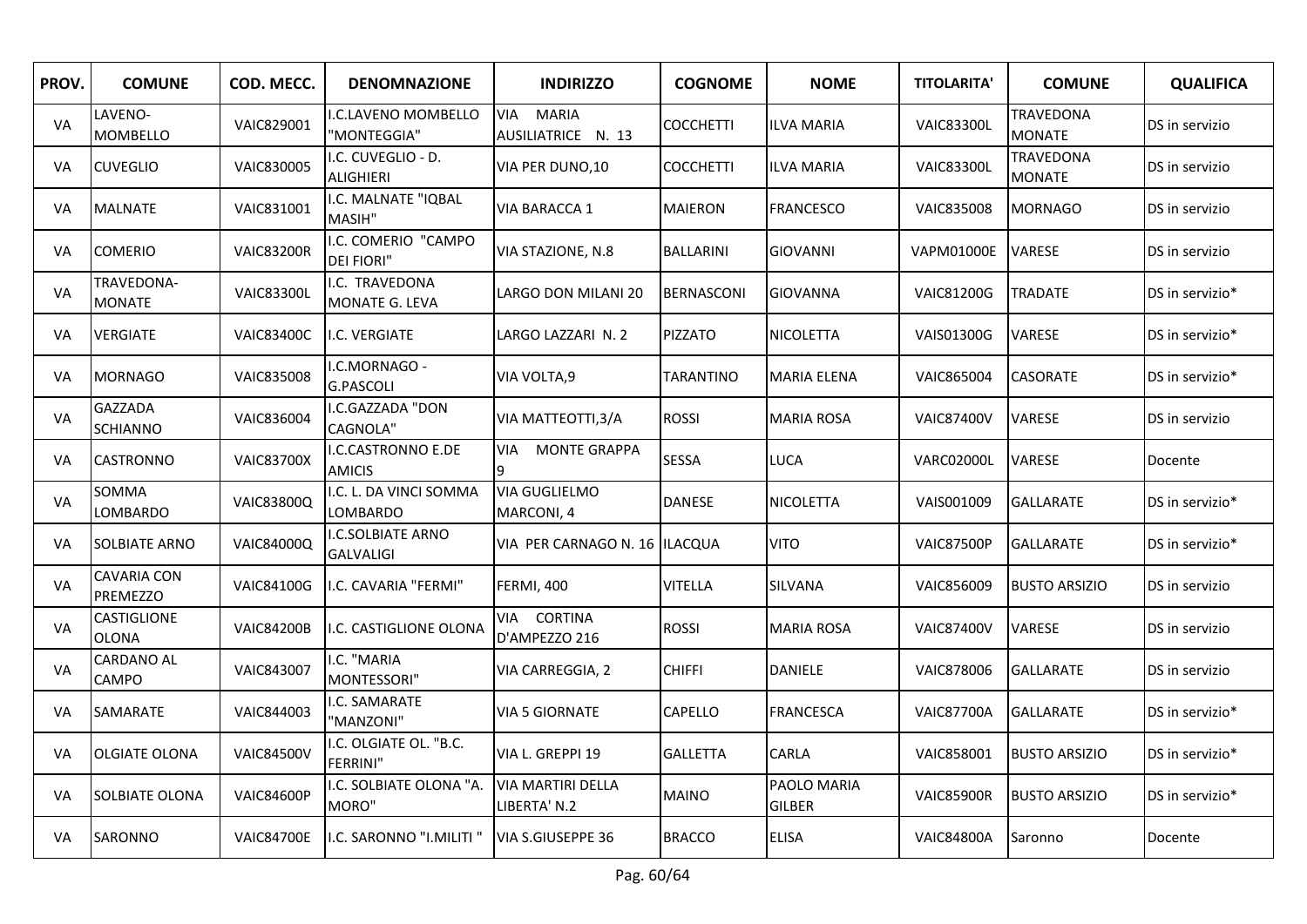| PROV. | COMUNE | COD. MECC. | DENOMNAZIONE | INDIRIZZO | COGNOME | NOME | TITOLARITA' | COMUNE | QUALIFICA |
|---|---|---|---|---|---|---|---|---|---|
| VA | LAVENO-MOMBELLO | VAIC829001 | I.C.LAVENO MOMBELLO "MONTEGGIA" | VIA MARIA AUSILIATRICE N. 13 | COCCHETTI | ILVA MARIA | VAIC83300L | TRAVEDONA MONATE | DS in servizio |
| VA | CUVEGLIO | VAIC830005 | I.C. CUVEGLIO - D. ALIGHIERI | VIA PER DUNO,10 | COCCHETTI | ILVA MARIA | VAIC83300L | TRAVEDONA MONATE | DS in servizio |
| VA | MALNATE | VAIC831001 | I.C. MALNATE "IQBAL MASIH" | VIA BARACCA 1 | MAIERON | FRANCESCO | VAIC835008 | MORNAGO | DS in servizio |
| VA | COMERIO | VAIC83200R | I.C. COMERIO "CAMPO DEI FIORI" | VIA STAZIONE, N.8 | BALLARINI | GIOVANNI | VAPM01000E | VARESE | DS in servizio |
| VA | TRAVEDONA-MONATE | VAIC83300L | I.C. TRAVEDONA MONATE G. LEVA | LARGO DON MILANI 20 | BERNASCONI | GIOVANNA | VAIC81200G | TRADATE | DS in servizio* |
| VA | VERGIATE | VAIC83400C | I.C. VERGIATE | LARGO LAZZARI N. 2 | PIZZATO | NICOLETTA | VAIS01300G | VARESE | DS in servizio* |
| VA | MORNAGO | VAIC835008 | I.C.MORNAGO - G.PASCOLI | VIA VOLTA,9 | TARANTINO | MARIA ELENA | VAIC865004 | CASORATE | DS in servizio* |
| VA | GAZZADA SCHIANNO | VAIC836004 | I.C.GAZZADA "DON CAGNOLA" | VIA MATTEOTTI,3/A | ROSSI | MARIA ROSA | VAIC87400V | VARESE | DS in servizio |
| VA | CASTRONNO | VAIC83700X | I.C.CASTRONNO E.DE AMICIS | VIA MONTE GRAPPA 9 | SESSA | LUCA | VARC02000L | VARESE | Docente |
| VA | SOMMA LOMBARDO | VAIC83800Q | I.C. L. DA VINCI SOMMA LOMBARDO | VIA GUGLIELMO MARCONI, 4 | DANESE | NICOLETTA | VAIS001009 | GALLARATE | DS in servizio* |
| VA | SOLBIATE ARNO | VAIC84000Q | I.C.SOLBIATE ARNO GALVALIGI | VIA PER CARNAGO N. 16 | ILACQUA | VITO | VAIC87500P | GALLARATE | DS in servizio* |
| VA | CAVARIA CON PREMEZZO | VAIC84100G | I.C. CAVARIA "FERMI" | FERMI, 400 | VITELLA | SILVANA | VAIC856009 | BUSTO ARSIZIO | DS in servizio |
| VA | CASTIGLIONE OLONA | VAIC84200B | I.C. CASTIGLIONE OLONA | VIA CORTINA D'AMPEZZO 216 | ROSSI | MARIA ROSA | VAIC87400V | VARESE | DS in servizio |
| VA | CARDANO AL CAMPO | VAIC843007 | I.C. "MARIA MONTESSORI" | VIA CARREGGIA, 2 | CHIFFI | DANIELE | VAIC878006 | GALLARATE | DS in servizio |
| VA | SAMARATE | VAIC844003 | I.C. SAMARATE "MANZONI" | VIA 5 GIORNATE | CAPELLO | FRANCESCA | VAIC87700A | GALLARATE | DS in servizio* |
| VA | OLGIATE OLONA | VAIC84500V | I.C. OLGIATE OL. "B.C. FERRINI" | VIA L. GREPPI 19 | GALLETTA | CARLA | VAIC858001 | BUSTO ARSIZIO | DS in servizio* |
| VA | SOLBIATE OLONA | VAIC84600P | I.C. SOLBIATE OLONA "A. MORO" | VIA MARTIRI DELLA LIBERTA' N.2 | MAINO | PAOLO MARIA GILBER | VAIC85900R | BUSTO ARSIZIO | DS in servizio* |
| VA | SARONNO | VAIC84700E | I.C. SARONNO "I.MILITI " | VIA S.GIUSEPPE 36 | BRACCO | ELISA | VAIC84800A | Saronno | Docente |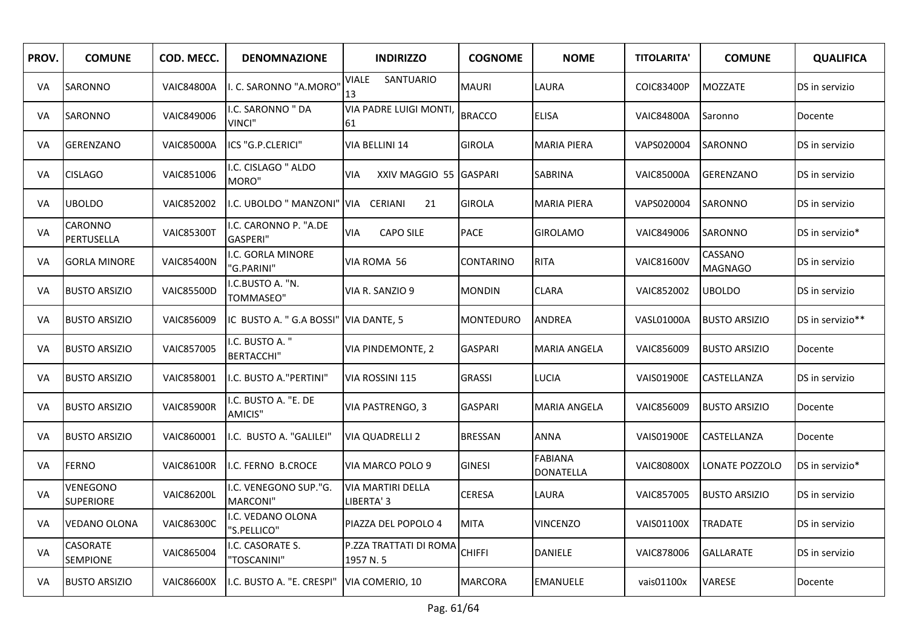| PROV. | COMUNE | COD. MECC. | DENOMNAZIONE | INDIRIZZO | COGNOME | NOME | TITOLARITA' | COMUNE | QUALIFICA |
|---|---|---|---|---|---|---|---|---|---|
| VA | SARONNO | VAIC84800A | I. C. SARONNO "A.MORO" | VIALE SANTUARIO 13 | MAURI | LAURA | COIC83400P | MOZZATE | DS in servizio |
| VA | SARONNO | VAIC849006 | I.C. SARONNO " DA VINCI" | VIA PADRE LUIGI MONTI, 61 | BRACCO | ELISA | VAIC84800A | Saronno | Docente |
| VA | GERENZANO | VAIC85000A | ICS "G.P.CLERICI" | VIA BELLINI 14 | GIROLA | MARIA PIERA | VAPS020004 | SARONNO | DS in servizio |
| VA | CISLAGO | VAIC851006 | I.C. CISLAGO " ALDO MORO" | VIA XXIV MAGGIO 55 | GASPARI | SABRINA | VAIC85000A | GERENZANO | DS in servizio |
| VA | UBOLDO | VAIC852002 | I.C. UBOLDO " MANZONI" | VIA CERIANI 21 | GIROLA | MARIA PIERA | VAPS020004 | SARONNO | DS in servizio |
| VA | CARONNO PERTUSELLA | VAIC85300T | I.C. CARONNO P. "A.DE GASPERI" | VIA CAPO SILE | PACE | GIROLAMO | VAIC849006 | SARONNO | DS in servizio* |
| VA | GORLA MINORE | VAIC85400N | I.C. GORLA MINORE "G.PARINI" | VIA ROMA 56 | CONTARINO | RITA | VAIC81600V | CASSANO MAGNAGO | DS in servizio |
| VA | BUSTO ARSIZIO | VAIC85500D | I.C.BUSTO A. "N. TOMMASEO" | VIA R. SANZIO 9 | MONDIN | CLARA | VAIC852002 | UBOLDO | DS in servizio |
| VA | BUSTO ARSIZIO | VAIC856009 | IC BUSTO A. " G.A BOSSI" | VIA DANTE, 5 | MONTEDURO | ANDREA | VASL01000A | BUSTO ARSIZIO | DS in servizio** |
| VA | BUSTO ARSIZIO | VAIC857005 | I.C. BUSTO A. " BERTACCHI" | VIA PINDEMONTE, 2 | GASPARI | MARIA ANGELA | VAIC856009 | BUSTO ARSIZIO | Docente |
| VA | BUSTO ARSIZIO | VAIC858001 | I.C. BUSTO A."PERTINI" | VIA ROSSINI 115 | GRASSI | LUCIA | VAIS01900E | CASTELLANZA | DS in servizio |
| VA | BUSTO ARSIZIO | VAIC85900R | I.C. BUSTO A. "E. DE AMICIS" | VIA PASTRENGO, 3 | GASPARI | MARIA ANGELA | VAIC856009 | BUSTO ARSIZIO | Docente |
| VA | BUSTO ARSIZIO | VAIC860001 | I.C. BUSTO A. "GALILEI" | VIA QUADRELLI 2 | BRESSAN | ANNA | VAIS01900E | CASTELLANZA | Docente |
| VA | FERNO | VAIC86100R | I.C. FERNO B.CROCE | VIA MARCO POLO 9 | GINESI | FABIANA DONATELLA | VAIC80800X | LONATE POZZOLO | DS in servizio* |
| VA | VENEGONO SUPERIORE | VAIC86200L | I.C. VENEGONO SUP."G. MARCONI" | VIA MARTIRI DELLA LIBERTA' 3 | CERESA | LAURA | VAIC857005 | BUSTO ARSIZIO | DS in servizio |
| VA | VEDANO OLONA | VAIC86300C | I.C. VEDANO OLONA "S.PELLICO" | PIAZZA DEL POPOLO 4 | MITA | VINCENZO | VAIS01100X | TRADATE | DS in servizio |
| VA | CASORATE SEMPIONE | VAIC865004 | I.C. CASORATE S. "TOSCANINI" | P.ZZA TRATTATI DI ROMA 1957 N. 5 | CHIFFI | DANIELE | VAIC878006 | GALLARATE | DS in servizio |
| VA | BUSTO ARSIZIO | VAIC86600X | I.C. BUSTO A. "E. CRESPI" | VIA COMERIO, 10 | MARCORA | EMANUELE | vais01100x | VARESE | Docente |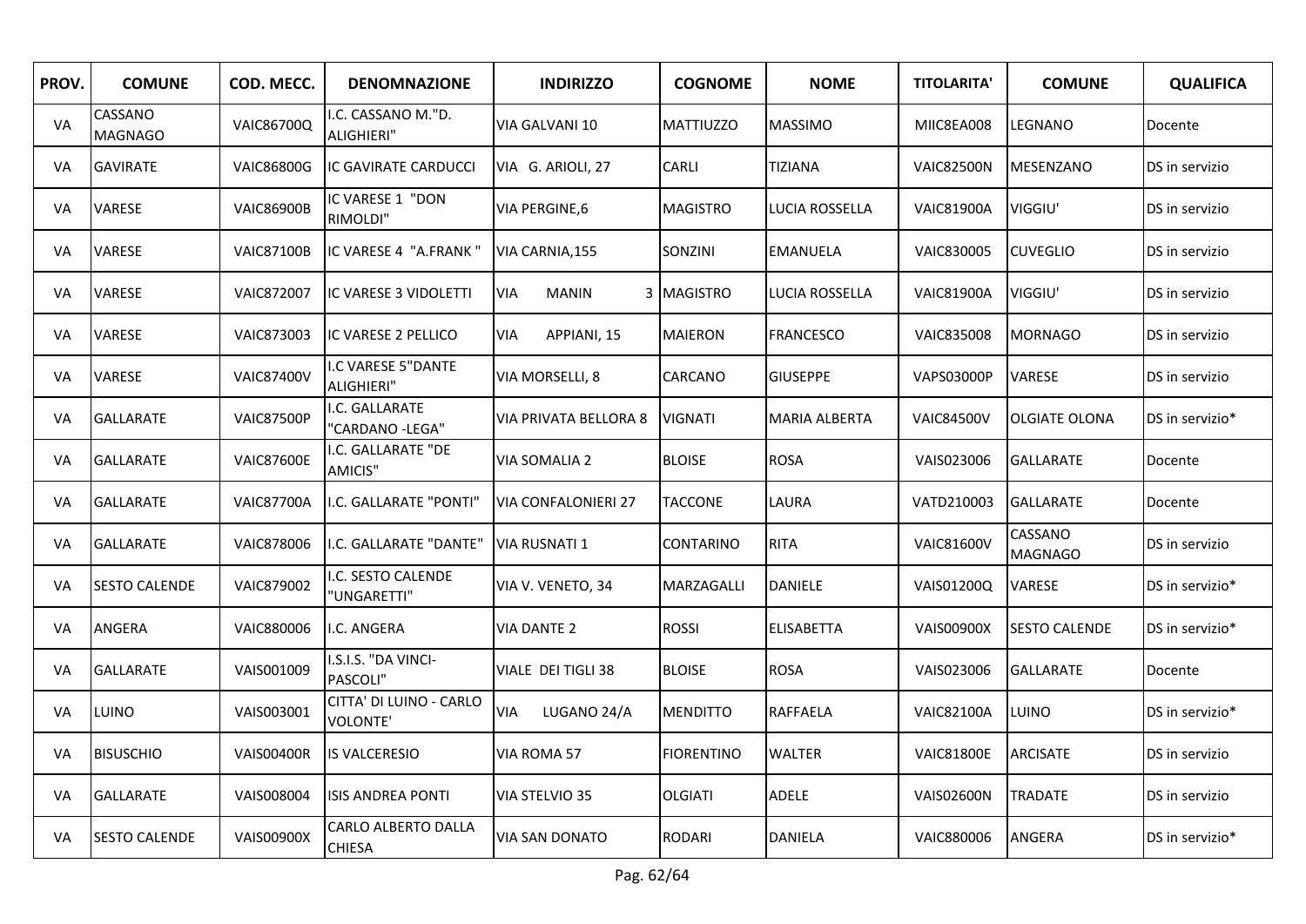| PROV. | COMUNE | COD. MECC. | DENOMNAZIONE | INDIRIZZO | COGNOME | NOME | TITOLARITA' | COMUNE | QUALIFICA |
|---|---|---|---|---|---|---|---|---|---|
| VA | CASSANO MAGNAGO | VAIC86700Q | I.C. CASSANO M."D. ALIGHIERI" | VIA GALVANI 10 | MATTIUZZO | MASSIMO | MIIC8EA008 | LEGNANO | Docente |
| VA | GAVIRATE | VAIC86800G | IC GAVIRATE CARDUCCI | VIA G. ARIOLI, 27 | CARLI | TIZIANA | VAIC82500N | MESENZANO | DS in servizio |
| VA | VARESE | VAIC86900B | IC VARESE 1 "DON RIMOLDI" | VIA PERGINE,6 | MAGISTRO | LUCIA ROSSELLA | VAIC81900A | VIGGIU' | DS in servizio |
| VA | VARESE | VAIC87100B | IC VARESE 4 "A.FRANK " | VIA CARNIA,155 | SONZINI | EMANUELA | VAIC830005 | CUVEGLIO | DS in servizio |
| VA | VARESE | VAIC872007 | IC VARESE 3 VIDOLETTI | VIA MANIN 3 | MAGISTRO | LUCIA ROSSELLA | VAIC81900A | VIGGIU' | DS in servizio |
| VA | VARESE | VAIC873003 | IC VARESE 2 PELLICO | VIA APPIANI, 15 | MAIERON | FRANCESCO | VAIC835008 | MORNAGO | DS in servizio |
| VA | VARESE | VAIC87400V | I.C VARESE 5"DANTE ALIGHIERI" | VIA MORSELLI, 8 | CARCANO | GIUSEPPE | VAPS03000P | VARESE | DS in servizio |
| VA | GALLARATE | VAIC87500P | I.C. GALLARATE "CARDANO -LEGA" | VIA PRIVATA BELLORA 8 | VIGNATI | MARIA ALBERTA | VAIC84500V | OLGIATE OLONA | DS in servizio* |
| VA | GALLARATE | VAIC87600E | I.C. GALLARATE "DE AMICIS" | VIA SOMALIA 2 | BLOISE | ROSA | VAIS023006 | GALLARATE | Docente |
| VA | GALLARATE | VAIC87700A | I.C. GALLARATE "PONTI" | VIA CONFALONIERI 27 | TACCONE | LAURA | VATD210003 | GALLARATE | Docente |
| VA | GALLARATE | VAIC878006 | I.C. GALLARATE "DANTE" | VIA RUSNATI 1 | CONTARINO | RITA | VAIC81600V | CASSANO MAGNAGO | DS in servizio |
| VA | SESTO CALENDE | VAIC879002 | I.C. SESTO CALENDE "UNGARETTI" | VIA V. VENETO, 34 | MARZAGALLI | DANIELE | VAIS01200Q | VARESE | DS in servizio* |
| VA | ANGERA | VAIC880006 | I.C. ANGERA | VIA DANTE 2 | ROSSI | ELISABETTA | VAIS00900X | SESTO CALENDE | DS in servizio* |
| VA | GALLARATE | VAIS001009 | I.S.I.S. "DA VINCI-PASCOLI" | VIALE DEI TIGLI 38 | BLOISE | ROSA | VAIS023006 | GALLARATE | Docente |
| VA | LUINO | VAIS003001 | CITTA' DI LUINO - CARLO VOLONTE' | VIA LUGANO 24/A | MENDITTO | RAFFAELA | VAIC82100A | LUINO | DS in servizio* |
| VA | BISUSCHIO | VAIS00400R | IS VALCERESIO | VIA ROMA 57 | FIORENTINO | WALTER | VAIC81800E | ARCISATE | DS in servizio |
| VA | GALLARATE | VAIS008004 | ISIS ANDREA PONTI | VIA STELVIO 35 | OLGIATI | ADELE | VAIS02600N | TRADATE | DS in servizio |
| VA | SESTO CALENDE | VAIS00900X | CARLO ALBERTO DALLA CHIESA | VIA SAN DONATO | RODARI | DANIELA | VAIC880006 | ANGERA | DS in servizio* |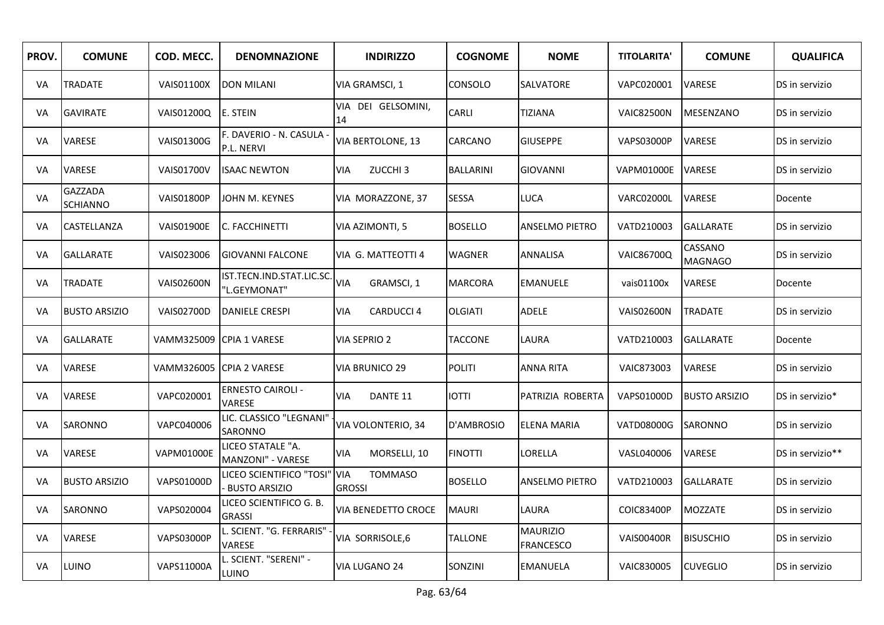| PROV. | COMUNE | COD. MECC. | DENOMNAZIONE | INDIRIZZO | COGNOME | NOME | TITOLARITA' | COMUNE | QUALIFICA |
|---|---|---|---|---|---|---|---|---|---|
| VA | TRADATE | VAIS01100X | DON MILANI | VIA GRAMSCI, 1 | CONSOLO | SALVATORE | VAPC020001 | VARESE | DS in servizio |
| VA | GAVIRATE | VAIS01200Q | E. STEIN | VIA DEI GELSOMINI, 14 | CARLI | TIZIANA | VAIC82500N | MESENZANO | DS in servizio |
| VA | VARESE | VAIS01300G | F. DAVERIO - N. CASULA - P.L. NERVI | VIA BERTOLONE, 13 | CARCANO | GIUSEPPE | VAPS03000P | VARESE | DS in servizio |
| VA | VARESE | VAIS01700V | ISAAC NEWTON | VIA ZUCCHI 3 | BALLARINI | GIOVANNI | VAPM01000E | VARESE | DS in servizio |
| VA | GAZZADA SCHIANNO | VAIS01800P | JOHN M. KEYNES | VIA MORAZZONE, 37 | SESSA | LUCA | VARC02000L | VARESE | Docente |
| VA | CASTELLANZA | VAIS01900E | C. FACCHINETTI | VIA AZIMONTI, 5 | BOSELLO | ANSELMO PIETRO | VATD210003 | GALLARATE | DS in servizio |
| VA | GALLARATE | VAIS023006 | GIOVANNI FALCONE | VIA G. MATTEOTTI 4 | WAGNER | ANNALISA | VAIC86700Q | CASSANO MAGNAGO | DS in servizio |
| VA | TRADATE | VAIS02600N | IST.TECN.IND.STAT.LIC.SC. "L.GEYMONAT" | VIA GRAMSCI, 1 | MARCORA | EMANUELE | vais01100x | VARESE | Docente |
| VA | BUSTO ARSIZIO | VAIS02700D | DANIELE CRESPI | VIA CARDUCCI 4 | OLGIATI | ADELE | VAIS02600N | TRADATE | DS in servizio |
| VA | GALLARATE | VAMM325009 | CPIA 1 VARESE | VIA SEPRIO 2 | TACCONE | LAURA | VATD210003 | GALLARATE | Docente |
| VA | VARESE | VAMM326005 | CPIA 2 VARESE | VIA BRUNICO 29 | POLITI | ANNA RITA | VAIC873003 | VARESE | DS in servizio |
| VA | VARESE | VAPC020001 | ERNESTO CAIROLI - VARESE | VIA DANTE 11 | IOTTI | PATRIZIA ROBERTA | VAPS01000D | BUSTO ARSIZIO | DS in servizio* |
| VA | SARONNO | VAPC040006 | LIC. CLASSICO "LEGNANI" - SARONNO | VIA VOLONTERIO, 34 | D'AMBROSIO | ELENA MARIA | VATD08000G | SARONNO | DS in servizio |
| VA | VARESE | VAPM01000E | LICEO STATALE "A. MANZONI" - VARESE | VIA MORSELLI, 10 | FINOTTI | LORELLA | VASL040006 | VARESE | DS in servizio** |
| VA | BUSTO ARSIZIO | VAPS01000D | LICEO SCIENTIFICO "TOSI" - BUSTO ARSIZIO | VIA TOMMASO GROSSI | BOSELLO | ANSELMO PIETRO | VATD210003 | GALLARATE | DS in servizio |
| VA | SARONNO | VAPS020004 | LICEO SCIENTIFICO G. B. GRASSI | VIA BENEDETTO CROCE | MAURI | LAURA | COIC83400P | MOZZATE | DS in servizio |
| VA | VARESE | VAPS03000P | L. SCIENT. "G. FERRARIS" - VARESE | VIA SORRISOLE,6 | TALLONE | MAURIZIO FRANCESCO | VAIS00400R | BISUSCHIO | DS in servizio |
| VA | LUINO | VAPS11000A | L. SCIENT. "SERENI" - LUINO | VIA LUGANO 24 | SONZINI | EMANUELA | VAIC830005 | CUVEGLIO | DS in servizio |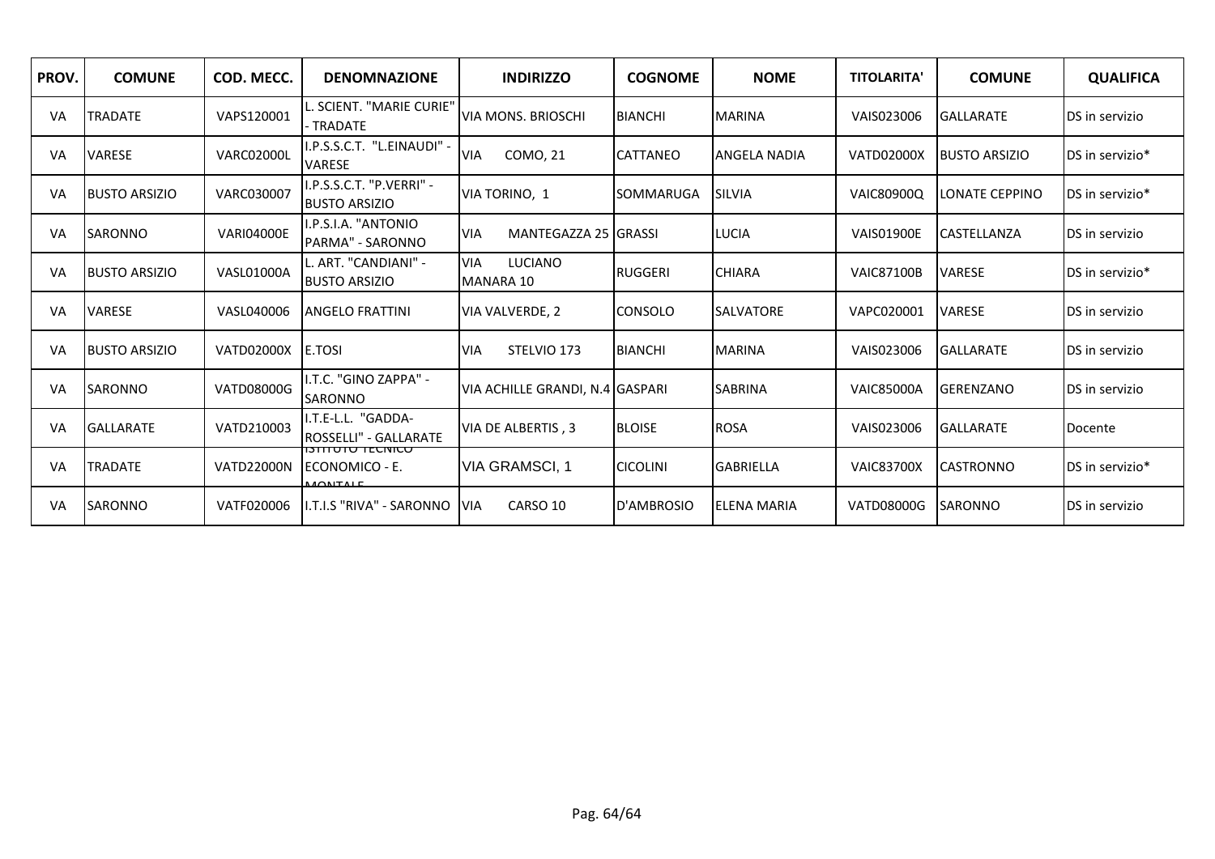| PROV. | COMUNE | COD. MECC. | DENOMNAZIONE | INDIRIZZO | COGNOME | NOME | TITOLARITA' | COMUNE | QUALIFICA |
|---|---|---|---|---|---|---|---|---|---|
| VA | TRADATE | VAPS120001 | L. SCIENT. "MARIE CURIE" - TRADATE | VIA MONS. BRIOSCHI | BIANCHI | MARINA | VAIS023006 | GALLARATE | DS in servizio |
| VA | VARESE | VARC02000L | I.P.S.S.C.T. "L.EINAUDI" - VARESE | VIA COMO, 21 | CATTANEO | ANGELA NADIA | VATD02000X | BUSTO ARSIZIO | DS in servizio* |
| VA | BUSTO ARSIZIO | VARC030007 | I.P.S.S.C.T. "P.VERRI" - BUSTO ARSIZIO | VIA TORINO, 1 | SOMMARUGA | SILVIA | VAIC80900Q | LONATE CEPPINO | DS in servizio* |
| VA | SARONNO | VARI04000E | I.P.S.I.A. "ANTONIO PARMA" - SARONNO | VIA MANTEGAZZA 25 | GRASSI | LUCIA | VAIS01900E | CASTELLANZA | DS in servizio |
| VA | BUSTO ARSIZIO | VASL01000A | L. ART. "CANDIANI" - BUSTO ARSIZIO | VIA LUCIANO MANARA 10 | RUGGERI | CHIARA | VAIC87100B | VARESE | DS in servizio* |
| VA | VARESE | VASL040006 | ANGELO FRATTINI | VIA VALVERDE, 2 | CONSOLO | SALVATORE | VAPC020001 | VARESE | DS in servizio |
| VA | BUSTO ARSIZIO | VATD02000X | E.TOSI | VIA STELVIO 173 | BIANCHI | MARINA | VAIS023006 | GALLARATE | DS in servizio |
| VA | SARONNO | VATD08000G | I.T.C. "GINO ZAPPA" - SARONNO | VIA ACHILLE GRANDI, N.4 | GASPARI | SABRINA | VAIC85000A | GERENZANO | DS in servizio |
| VA | GALLARATE | VATD210003 | I.T.E-L.L. "GADDA-ROSSELLI" - GALLARATE | VIA DE ALBERTIS , 3 | BLOISE | ROSA | VAIS023006 | GALLARATE | Docente |
| VA | TRADATE | VATD22000N | ISTITUTO TECNICO ECONOMICO - E. MONTALE | VIA GRAMSCI, 1 | CICOLINI | GABRIELLA | VAIC83700X | CASTRONNO | DS in servizio* |
| VA | SARONNO | VATF020006 | I.T.I.S "RIVA" - SARONNO | VIA CARSO 10 | D'AMBROSIO | ELENA MARIA | VATD08000G | SARONNO | DS in servizio |